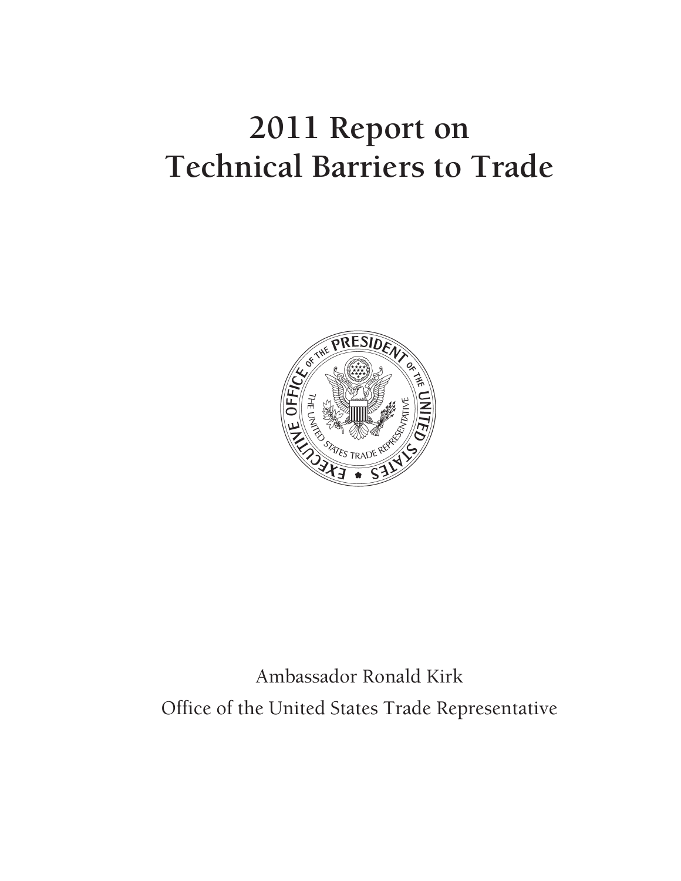# 2011 Report on Technical Barriers to Trade

Ambassador Ronald Kirk

Office of the United States Trade Representative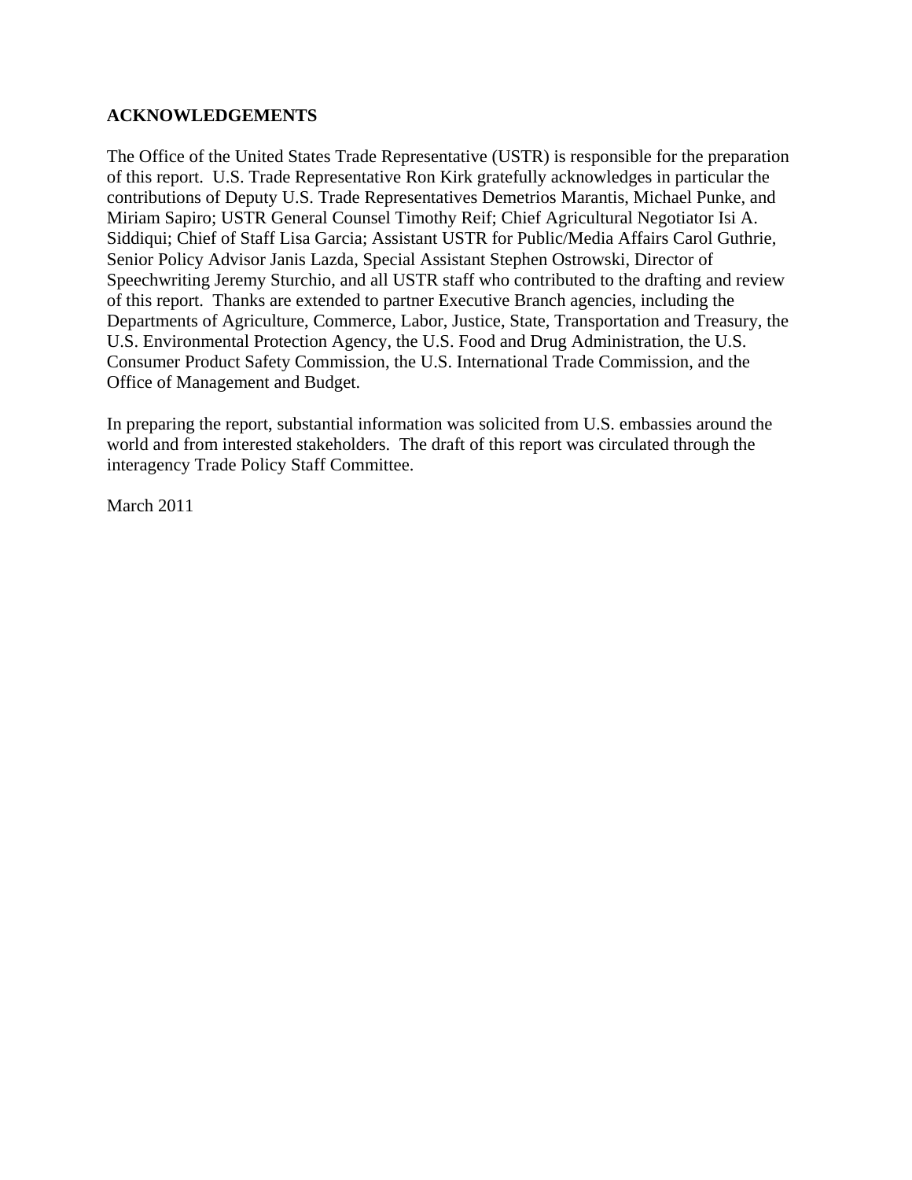## ACKNOWLEDGEMENTS

The Office of the United States Trade Representative (USTR) is responsible for the preparation of this report. U.S. Trade Representative Ron Kirk gratefully acknowledges in particular the contributions of Deputy U.S. Trade Representatives Demetrios Marantis, Michael Punke, and Miriam Sapiro; USTR General Counsel Timothy Reif; Chief Agricultural Negotiator Isi A. Siddiqui; Chief of Staff Lisa Garcia; Assistant USTR for Public/Media Affairs Carol Guthrie, Senior Policy Advisor Janis Lazda, Special Assistant Stephen Ostrowski, Director of Speechwriting Jeremy Sturchio, and all USTR staff who contributed to the drafting and review of this report. Thanks are extended to partner Executive Branch agencies, including the Departments of Agriculture, Commerce, Labor, Justice, State, Transportation and Treasury, the U.S. Environmental Protection Agency, the U.S. Food and Drug Administration, the U.S. Consumer Product Safety Commission, the U.S. International Trade Commission, and the Office of Management and Budget.

In preparing the report, substantial information was solicited from U.S. embassies around the world and from interested stakeholders. The draft of this report was circulated through the interagency Trade Policy Staff Committee.

March 2011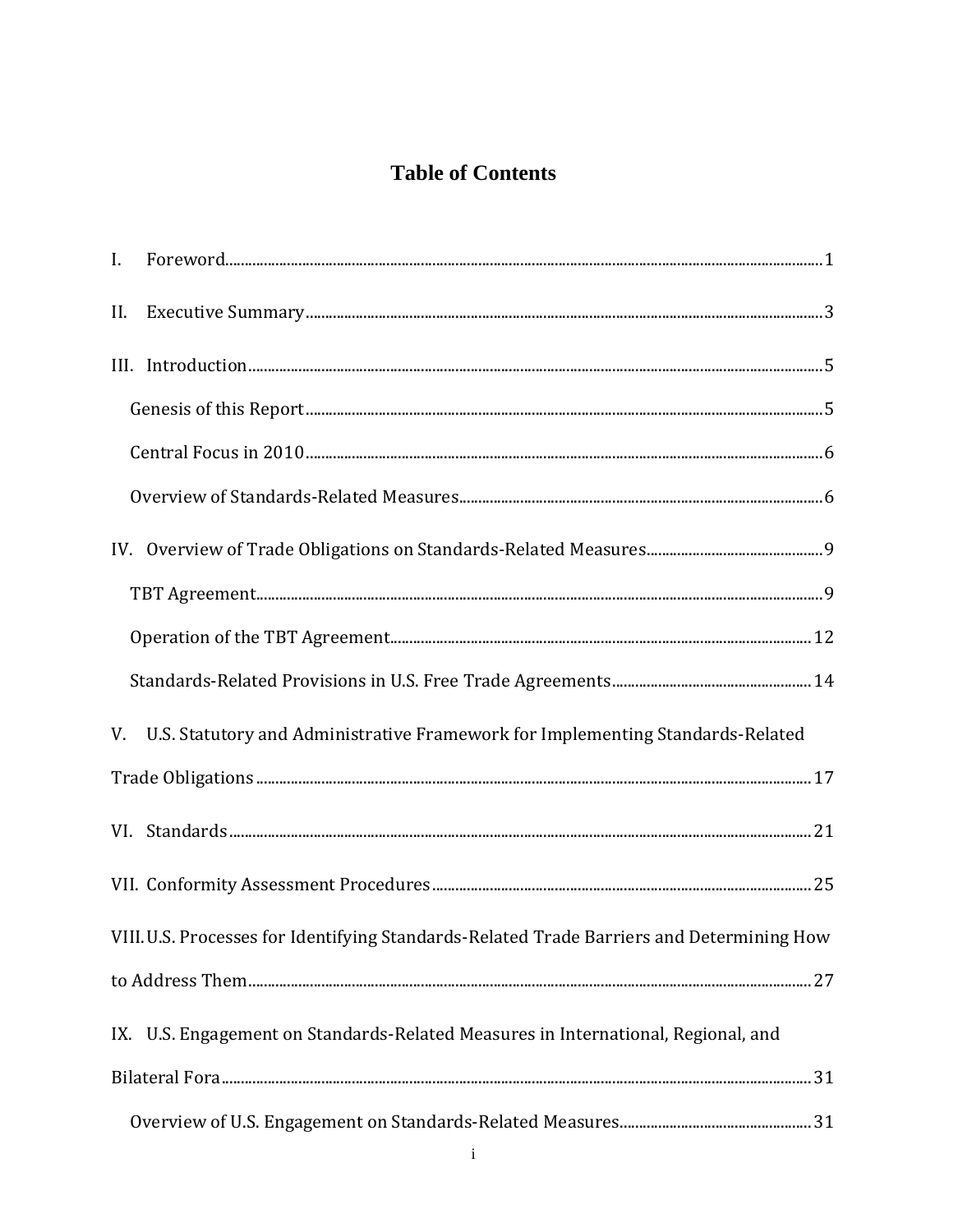# Table of Contents

I. Foreword.......................................................................................................................................1

II. Executive Summary.....................................................................................................................3

III. Introduction.................................................................................................................................5

Genesis of this Report.....................................................................................................................5

Central Focus in 2010......................................................................................................................6

Overview of Standards-Related Measures.......................................................................................6

IV. Overview of Trade Obligations on Standards-Related Measures.............................................9

TBT Agreement...............................................................................................................................9

Operation of the TBT Agreement..................................................................................................12

Standards-Related Provisions in U.S. Free Trade Agreements.....................................................14

V. U.S. Statutory and Administrative Framework for Implementing Standards-Related Trade Obligations...............................................................................................................................17

VI. Standards...................................................................................................................................21

VII. Conformity Assessment Procedures........................................................................................25

VIII. U.S. Processes for Identifying Standards-Related Trade Barriers and Determining How to Address Them...........................................................................................................................27

IX. U.S. Engagement on Standards-Related Measures in International, Regional, and Bilateral Fora.........................................................................................................................................31

Overview of U.S. Engagement on Standards-Related Measures..................................................31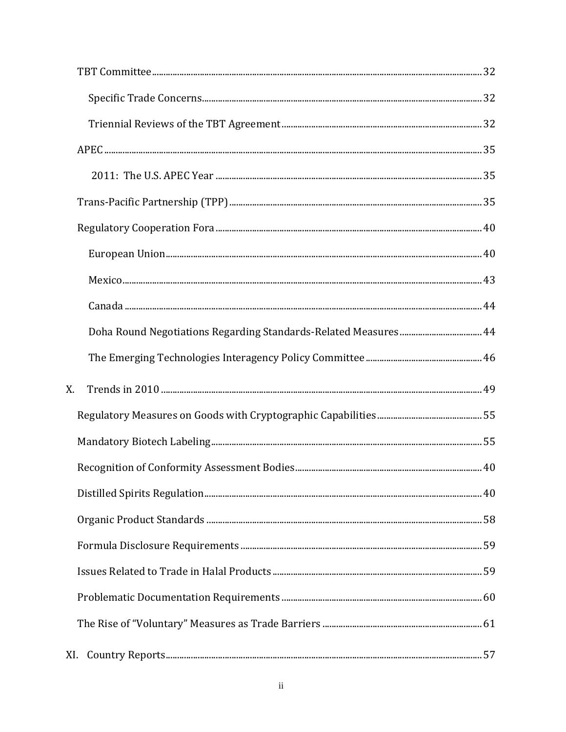TBT Committee .......... 32

Specific Trade Concerns .......... 32

Triennial Reviews of the TBT Agreement .......... 32

APEC .......... 35

2011: The U.S. APEC Year .......... 35

Trans-Pacific Partnership (TPP) .......... 35

Regulatory Cooperation Fora .......... 40

European Union .......... 40

Mexico .......... 43

Canada .......... 44

Doha Round Negotiations Regarding Standards-Related Measures .......... 44

The Emerging Technologies Interagency Policy Committee .......... 46

X. Trends in 2010 .......... 49

Regulatory Measures on Goods with Cryptographic Capabilities .......... 55

Mandatory Biotech Labeling .......... 55

Recognition of Conformity Assessment Bodies .......... 40

Distilled Spirits Regulation .......... 40

Organic Product Standards .......... 58

Formula Disclosure Requirements .......... 59

Issues Related to Trade in Halal Products .......... 59

Problematic Documentation Requirements .......... 60

The Rise of "Voluntary" Measures as Trade Barriers .......... 61

XI. Country Reports .......... 57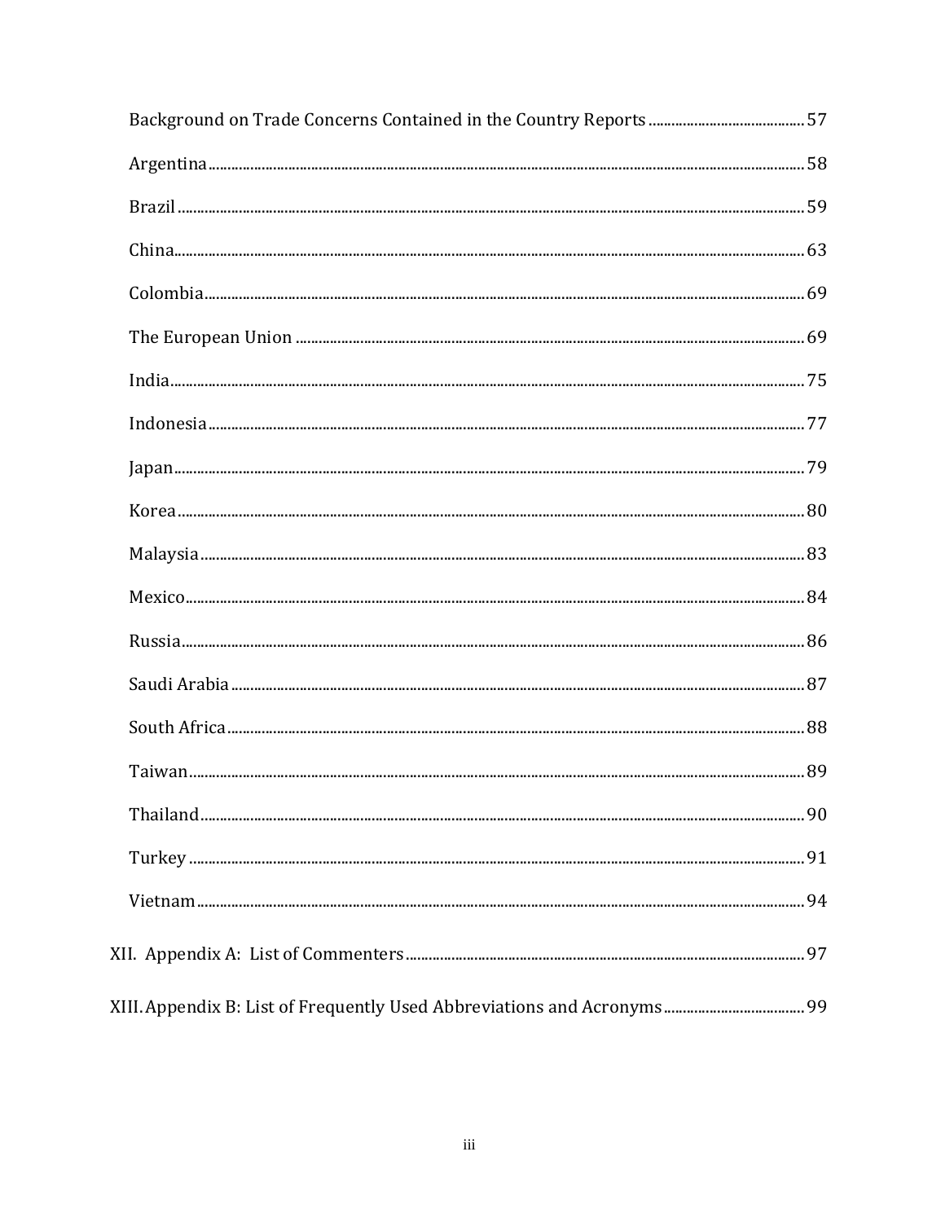Background on Trade Concerns Contained in the Country Reports ........................................ 57

Argentina ........................................................................................................................................ 58

Brazil ................................................................................................................................................ 59

China ................................................................................................................................................. 63

Colombia ......................................................................................................................................... 69

The European Union ................................................................................................................... 69

India .................................................................................................................................................. 75

Indonesia ........................................................................................................................................ 77

Japan ................................................................................................................................................. 79

Korea ................................................................................................................................................ 80

Malaysia .......................................................................................................................................... 83

Mexico .............................................................................................................................................. 84

Russia ............................................................................................................................................... 86

Saudi Arabia ................................................................................................................................... 87

South Africa ................................................................................................................................... 88

Taiwan .............................................................................................................................................. 89

Thailand ........................................................................................................................................... 90

Turkey .............................................................................................................................................. 91

Vietnam ............................................................................................................................................ 94

XII. Appendix A: List of Commenters ......................................................................................... 97

XIII. Appendix B: List of Frequently Used Abbreviations and Acronyms ...................................... 99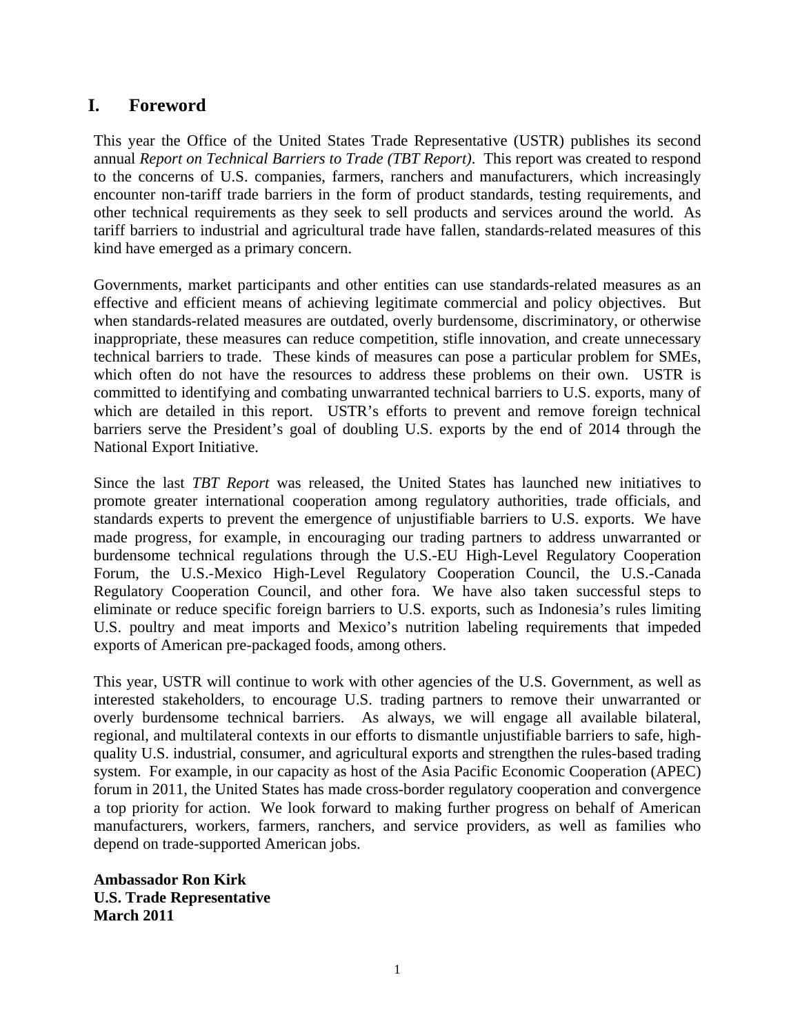# I. Foreword

This year the Office of the United States Trade Representative (USTR) publishes its second annual *Report on Technical Barriers to Trade (TBT Report)*. This report was created to respond to the concerns of U.S. companies, farmers, ranchers and manufacturers, which increasingly encounter non-tariff trade barriers in the form of product standards, testing requirements, and other technical requirements as they seek to sell products and services around the world. As tariff barriers to industrial and agricultural trade have fallen, standards-related measures of this kind have emerged as a primary concern.

Governments, market participants and other entities can use standards-related measures as an effective and efficient means of achieving legitimate commercial and policy objectives. But when standards-related measures are outdated, overly burdensome, discriminatory, or otherwise inappropriate, these measures can reduce competition, stifle innovation, and create unnecessary technical barriers to trade. These kinds of measures can pose a particular problem for SMEs, which often do not have the resources to address these problems on their own. USTR is committed to identifying and combating unwarranted technical barriers to U.S. exports, many of which are detailed in this report. USTR's efforts to prevent and remove foreign technical barriers serve the President's goal of doubling U.S. exports by the end of 2014 through the National Export Initiative.

Since the last *TBT Report* was released, the United States has launched new initiatives to promote greater international cooperation among regulatory authorities, trade officials, and standards experts to prevent the emergence of unjustifiable barriers to U.S. exports. We have made progress, for example, in encouraging our trading partners to address unwarranted or burdensome technical regulations through the U.S.-EU High-Level Regulatory Cooperation Forum, the U.S.-Mexico High-Level Regulatory Cooperation Council, the U.S.-Canada Regulatory Cooperation Council, and other fora. We have also taken successful steps to eliminate or reduce specific foreign barriers to U.S. exports, such as Indonesia's rules limiting U.S. poultry and meat imports and Mexico's nutrition labeling requirements that impeded exports of American pre-packaged foods, among others.

This year, USTR will continue to work with other agencies of the U.S. Government, as well as interested stakeholders, to encourage U.S. trading partners to remove their unwarranted or overly burdensome technical barriers. As always, we will engage all available bilateral, regional, and multilateral contexts in our efforts to dismantle unjustifiable barriers to safe, high-quality U.S. industrial, consumer, and agricultural exports and strengthen the rules-based trading system. For example, in our capacity as host of the Asia Pacific Economic Cooperation (APEC) forum in 2011, the United States has made cross-border regulatory cooperation and convergence a top priority for action. We look forward to making further progress on behalf of American manufacturers, workers, farmers, ranchers, and service providers, as well as families who depend on trade-supported American jobs.

**Ambassador Ron Kirk**
**U.S. Trade Representative**
**March 2011**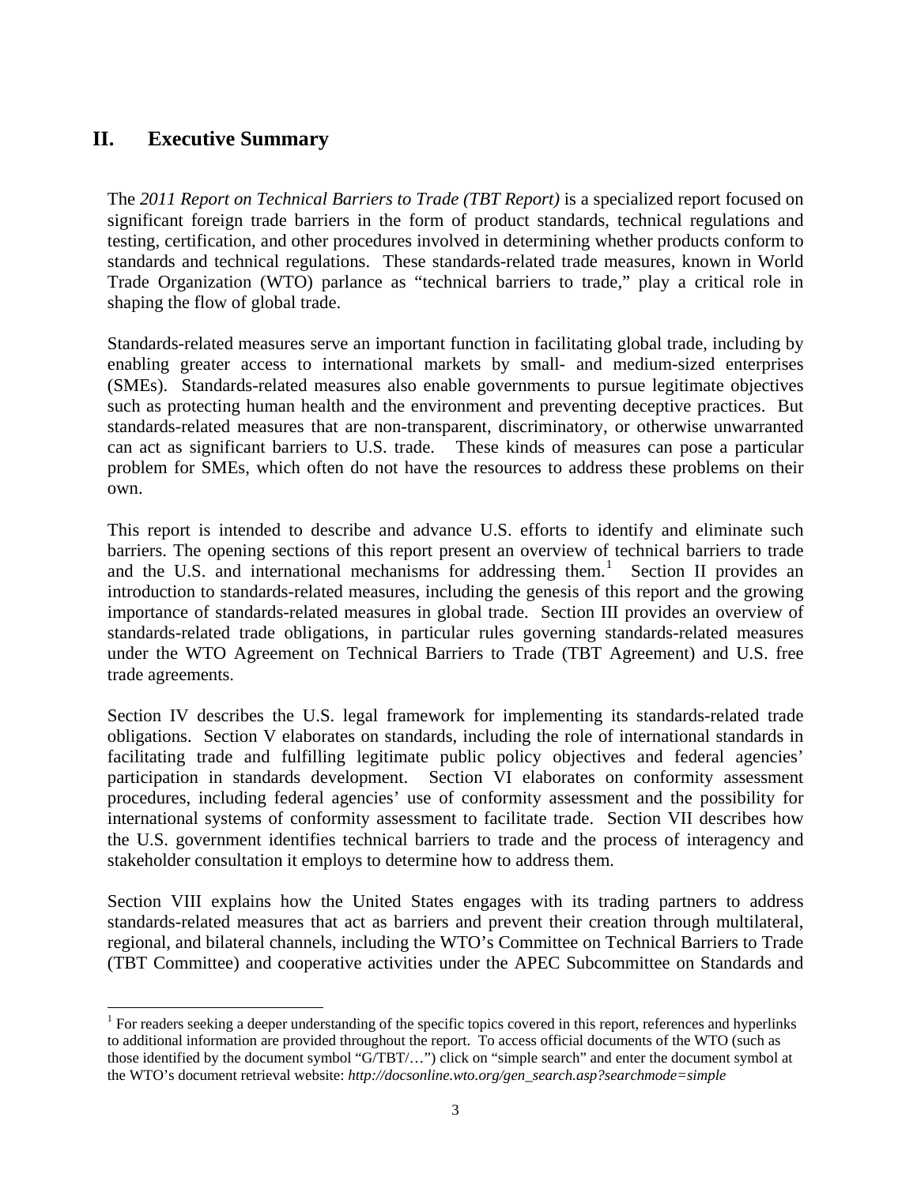## II. Executive Summary

The *2011 Report on Technical Barriers to Trade (TBT Report)* is a specialized report focused on significant foreign trade barriers in the form of product standards, technical regulations and testing, certification, and other procedures involved in determining whether products conform to standards and technical regulations. These standards-related trade measures, known in World Trade Organization (WTO) parlance as "technical barriers to trade," play a critical role in shaping the flow of global trade.

Standards-related measures serve an important function in facilitating global trade, including by enabling greater access to international markets by small- and medium-sized enterprises (SMEs). Standards-related measures also enable governments to pursue legitimate objectives such as protecting human health and the environment and preventing deceptive practices. But standards-related measures that are non-transparent, discriminatory, or otherwise unwarranted can act as significant barriers to U.S. trade. These kinds of measures can pose a particular problem for SMEs, which often do not have the resources to address these problems on their own.

This report is intended to describe and advance U.S. efforts to identify and eliminate such barriers. The opening sections of this report present an overview of technical barriers to trade and the U.S. and international mechanisms for addressing them.[1] Section II provides an introduction to standards-related measures, including the genesis of this report and the growing importance of standards-related measures in global trade. Section III provides an overview of standards-related trade obligations, in particular rules governing standards-related measures under the WTO Agreement on Technical Barriers to Trade (TBT Agreement) and U.S. free trade agreements.

Section IV describes the U.S. legal framework for implementing its standards-related trade obligations. Section V elaborates on standards, including the role of international standards in facilitating trade and fulfilling legitimate public policy objectives and federal agencies' participation in standards development. Section VI elaborates on conformity assessment procedures, including federal agencies' use of conformity assessment and the possibility for international systems of conformity assessment to facilitate trade. Section VII describes how the U.S. government identifies technical barriers to trade and the process of interagency and stakeholder consultation it employs to determine how to address them.

Section VIII explains how the United States engages with its trading partners to address standards-related measures that act as barriers and prevent their creation through multilateral, regional, and bilateral channels, including the WTO's Committee on Technical Barriers to Trade (TBT Committee) and cooperative activities under the APEC Subcommittee on Standards and

[1] For readers seeking a deeper understanding of the specific topics covered in this report, references and hyperlinks to additional information are provided throughout the report. To access official documents of the WTO (such as those identified by the document symbol "G/TBT/…") click on "simple search" and enter the document symbol at the WTO's document retrieval website: *http://docsonline.wto.org/gen_search.asp?searchmode=simple*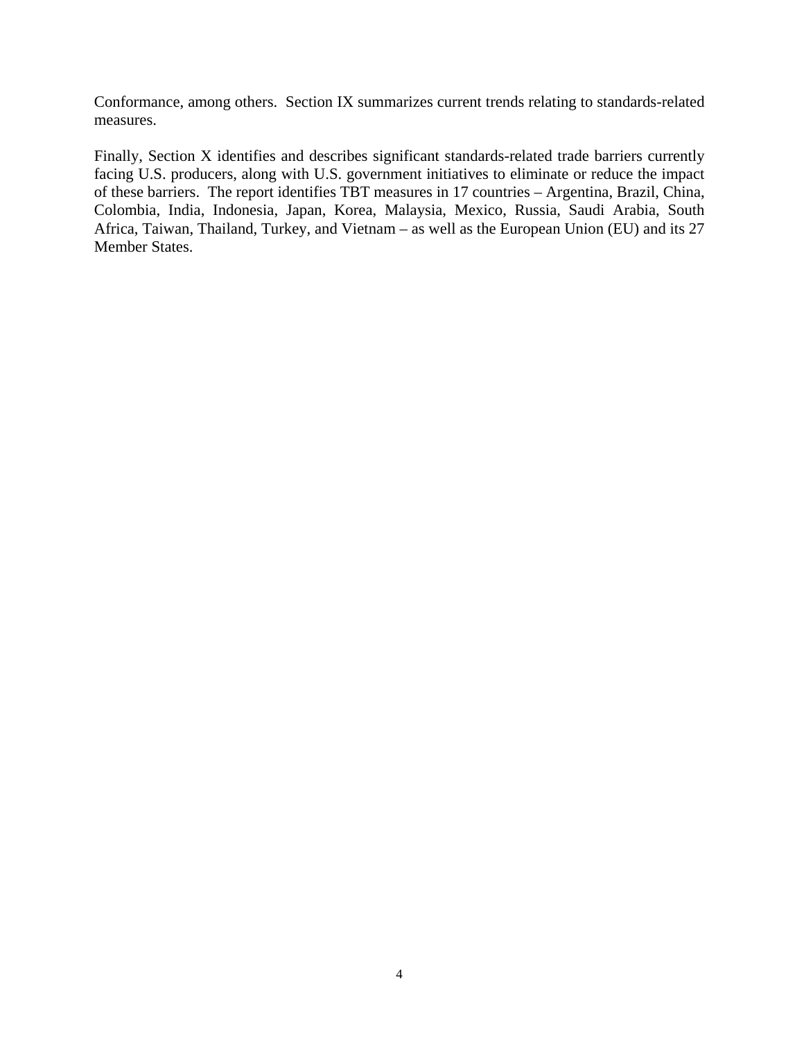Conformance, among others. Section IX summarizes current trends relating to standards-related measures.

Finally, Section X identifies and describes significant standards-related trade barriers currently facing U.S. producers, along with U.S. government initiatives to eliminate or reduce the impact of these barriers. The report identifies TBT measures in 17 countries – Argentina, Brazil, China, Colombia, India, Indonesia, Japan, Korea, Malaysia, Mexico, Russia, Saudi Arabia, South Africa, Taiwan, Thailand, Turkey, and Vietnam – as well as the European Union (EU) and its 27 Member States.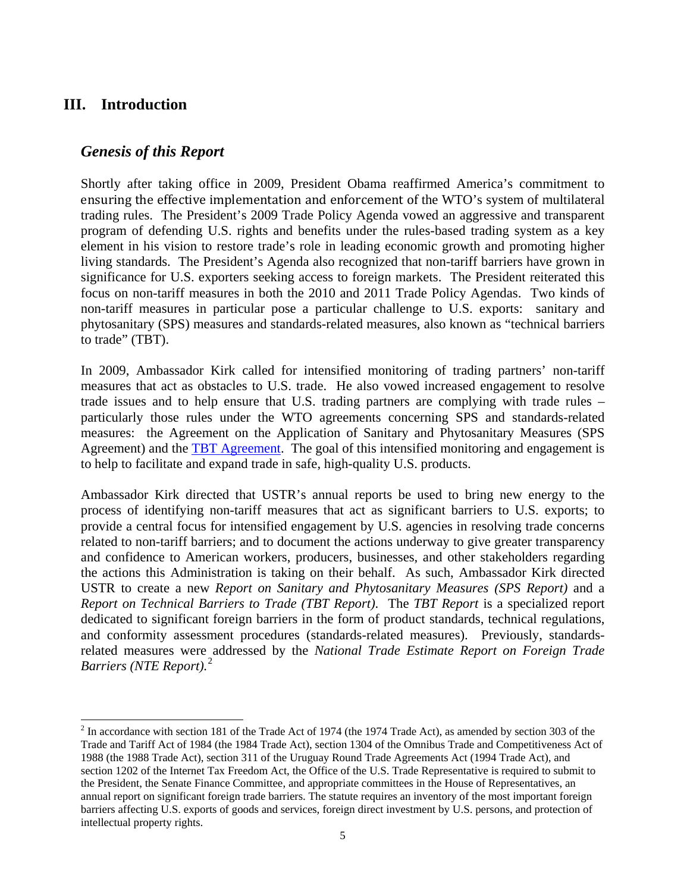## III. Introduction

### *Genesis of this Report*

Shortly after taking office in 2009, President Obama reaffirmed America's commitment to ensuring the effective implementation and enforcement of the WTO's system of multilateral trading rules. The President's 2009 Trade Policy Agenda vowed an aggressive and transparent program of defending U.S. rights and benefits under the rules-based trading system as a key element in his vision to restore trade's role in leading economic growth and promoting higher living standards. The President's Agenda also recognized that non-tariff barriers have grown in significance for U.S. exporters seeking access to foreign markets. The President reiterated this focus on non-tariff measures in both the 2010 and 2011 Trade Policy Agendas. Two kinds of non-tariff measures in particular pose a particular challenge to U.S. exports: sanitary and phytosanitary (SPS) measures and standards-related measures, also known as "technical barriers to trade" (TBT).

In 2009, Ambassador Kirk called for intensified monitoring of trading partners' non-tariff measures that act as obstacles to U.S. trade. He also vowed increased engagement to resolve trade issues and to help ensure that U.S. trading partners are complying with trade rules – particularly those rules under the WTO agreements concerning SPS and standards-related measures: the Agreement on the Application of Sanitary and Phytosanitary Measures (SPS Agreement) and the TBT Agreement. The goal of this intensified monitoring and engagement is to help to facilitate and expand trade in safe, high-quality U.S. products.

Ambassador Kirk directed that USTR's annual reports be used to bring new energy to the process of identifying non-tariff measures that act as significant barriers to U.S. exports; to provide a central focus for intensified engagement by U.S. agencies in resolving trade concerns related to non-tariff barriers; and to document the actions underway to give greater transparency and confidence to American workers, producers, businesses, and other stakeholders regarding the actions this Administration is taking on their behalf. As such, Ambassador Kirk directed USTR to create a new *Report on Sanitary and Phytosanitary Measures (SPS Report)* and a *Report on Technical Barriers to Trade (TBT Report)*. The *TBT Report* is a specialized report dedicated to significant foreign barriers in the form of product standards, technical regulations, and conformity assessment procedures (standards-related measures). Previously, standards-related measures were addressed by the *National Trade Estimate Report on Foreign Trade Barriers (NTE Report).*[2]

[2] In accordance with section 181 of the Trade Act of 1974 (the 1974 Trade Act), as amended by section 303 of the Trade and Tariff Act of 1984 (the 1984 Trade Act), section 1304 of the Omnibus Trade and Competitiveness Act of 1988 (the 1988 Trade Act), section 311 of the Uruguay Round Trade Agreements Act (1994 Trade Act), and section 1202 of the Internet Tax Freedom Act, the Office of the U.S. Trade Representative is required to submit to the President, the Senate Finance Committee, and appropriate committees in the House of Representatives, an annual report on significant foreign trade barriers. The statute requires an inventory of the most important foreign barriers affecting U.S. exports of goods and services, foreign direct investment by U.S. persons, and protection of intellectual property rights.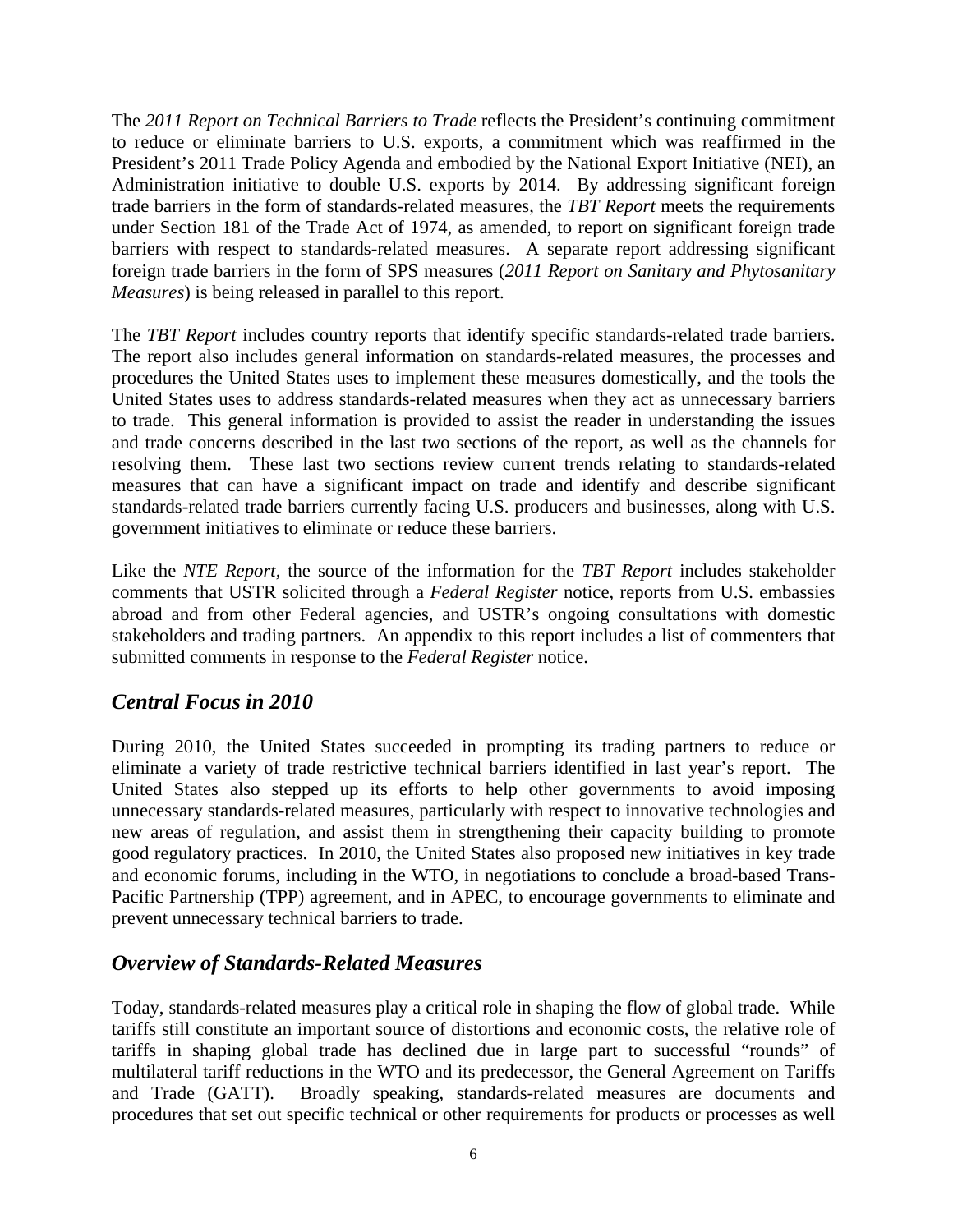The *2011 Report on Technical Barriers to Trade* reflects the President's continuing commitment to reduce or eliminate barriers to U.S. exports, a commitment which was reaffirmed in the President's 2011 Trade Policy Agenda and embodied by the National Export Initiative (NEI), an Administration initiative to double U.S. exports by 2014. By addressing significant foreign trade barriers in the form of standards-related measures, the *TBT Report* meets the requirements under Section 181 of the Trade Act of 1974, as amended, to report on significant foreign trade barriers with respect to standards-related measures. A separate report addressing significant foreign trade barriers in the form of SPS measures (*2011 Report on Sanitary and Phytosanitary Measures*) is being released in parallel to this report.

The *TBT Report* includes country reports that identify specific standards-related trade barriers. The report also includes general information on standards-related measures, the processes and procedures the United States uses to implement these measures domestically, and the tools the United States uses to address standards-related measures when they act as unnecessary barriers to trade. This general information is provided to assist the reader in understanding the issues and trade concerns described in the last two sections of the report, as well as the channels for resolving them. These last two sections review current trends relating to standards-related measures that can have a significant impact on trade and identify and describe significant standards-related trade barriers currently facing U.S. producers and businesses, along with U.S. government initiatives to eliminate or reduce these barriers.

Like the *NTE Report*, the source of the information for the *TBT Report* includes stakeholder comments that USTR solicited through a *Federal Register* notice, reports from U.S. embassies abroad and from other Federal agencies, and USTR's ongoing consultations with domestic stakeholders and trading partners. An appendix to this report includes a list of commenters that submitted comments in response to the *Federal Register* notice.

## *Central Focus in 2010*

During 2010, the United States succeeded in prompting its trading partners to reduce or eliminate a variety of trade restrictive technical barriers identified in last year's report. The United States also stepped up its efforts to help other governments to avoid imposing unnecessary standards-related measures, particularly with respect to innovative technologies and new areas of regulation, and assist them in strengthening their capacity building to promote good regulatory practices. In 2010, the United States also proposed new initiatives in key trade and economic forums, including in the WTO, in negotiations to conclude a broad-based Trans-Pacific Partnership (TPP) agreement, and in APEC, to encourage governments to eliminate and prevent unnecessary technical barriers to trade.

## *Overview of Standards-Related Measures*

Today, standards-related measures play a critical role in shaping the flow of global trade. While tariffs still constitute an important source of distortions and economic costs, the relative role of tariffs in shaping global trade has declined due in large part to successful "rounds" of multilateral tariff reductions in the WTO and its predecessor, the General Agreement on Tariffs and Trade (GATT). Broadly speaking, standards-related measures are documents and procedures that set out specific technical or other requirements for products or processes as well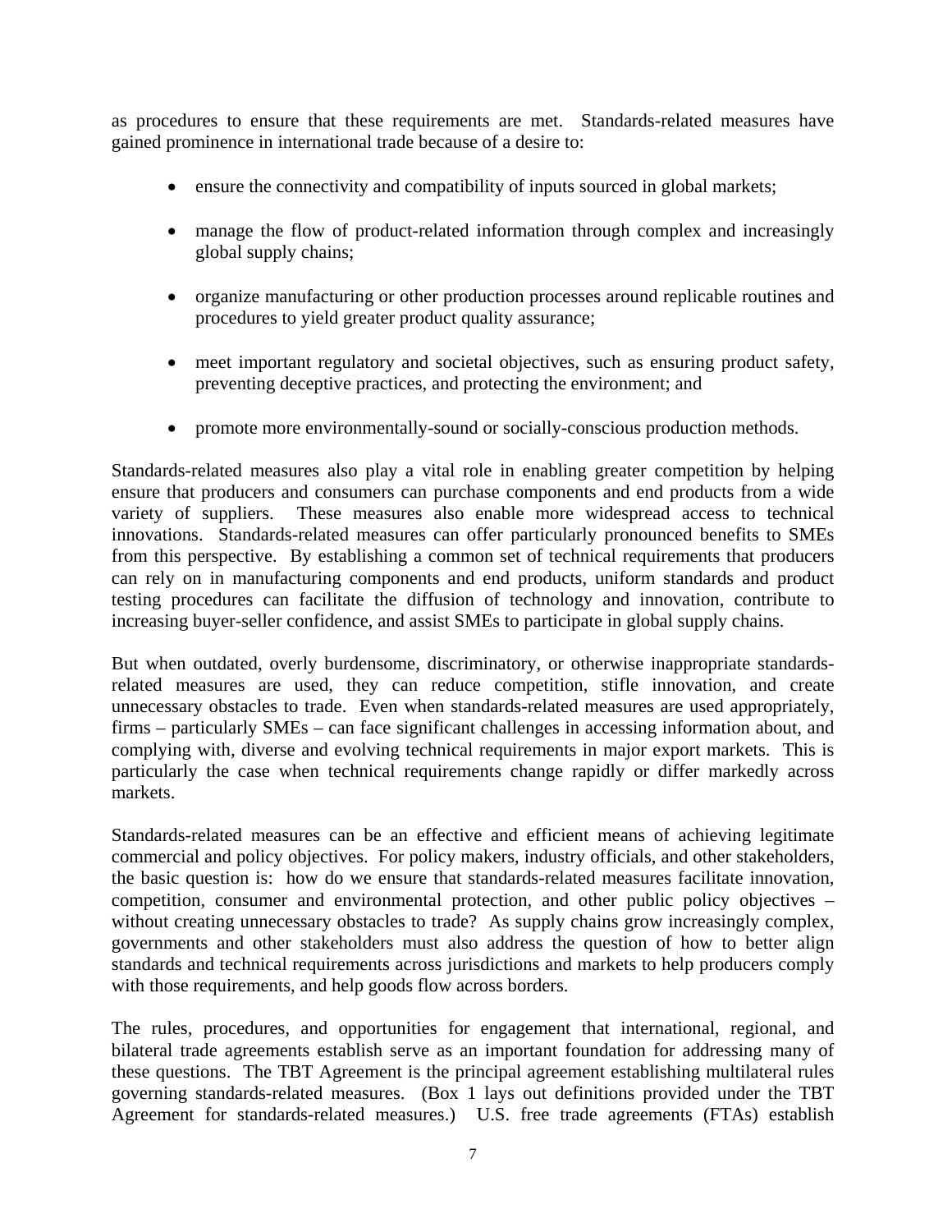as procedures to ensure that these requirements are met. Standards-related measures have gained prominence in international trade because of a desire to:

- ensure the connectivity and compatibility of inputs sourced in global markets;
- manage the flow of product-related information through complex and increasingly global supply chains;
- organize manufacturing or other production processes around replicable routines and procedures to yield greater product quality assurance;
- meet important regulatory and societal objectives, such as ensuring product safety, preventing deceptive practices, and protecting the environment; and
- promote more environmentally-sound or socially-conscious production methods.

Standards-related measures also play a vital role in enabling greater competition by helping ensure that producers and consumers can purchase components and end products from a wide variety of suppliers. These measures also enable more widespread access to technical innovations. Standards-related measures can offer particularly pronounced benefits to SMEs from this perspective. By establishing a common set of technical requirements that producers can rely on in manufacturing components and end products, uniform standards and product testing procedures can facilitate the diffusion of technology and innovation, contribute to increasing buyer-seller confidence, and assist SMEs to participate in global supply chains.

But when outdated, overly burdensome, discriminatory, or otherwise inappropriate standards-related measures are used, they can reduce competition, stifle innovation, and create unnecessary obstacles to trade. Even when standards-related measures are used appropriately, firms – particularly SMEs – can face significant challenges in accessing information about, and complying with, diverse and evolving technical requirements in major export markets. This is particularly the case when technical requirements change rapidly or differ markedly across markets.

Standards-related measures can be an effective and efficient means of achieving legitimate commercial and policy objectives. For policy makers, industry officials, and other stakeholders, the basic question is: how do we ensure that standards-related measures facilitate innovation, competition, consumer and environmental protection, and other public policy objectives – without creating unnecessary obstacles to trade? As supply chains grow increasingly complex, governments and other stakeholders must also address the question of how to better align standards and technical requirements across jurisdictions and markets to help producers comply with those requirements, and help goods flow across borders.

The rules, procedures, and opportunities for engagement that international, regional, and bilateral trade agreements establish serve as an important foundation for addressing many of these questions. The TBT Agreement is the principal agreement establishing multilateral rules governing standards-related measures. (Box 1 lays out definitions provided under the TBT Agreement for standards-related measures.) U.S. free trade agreements (FTAs) establish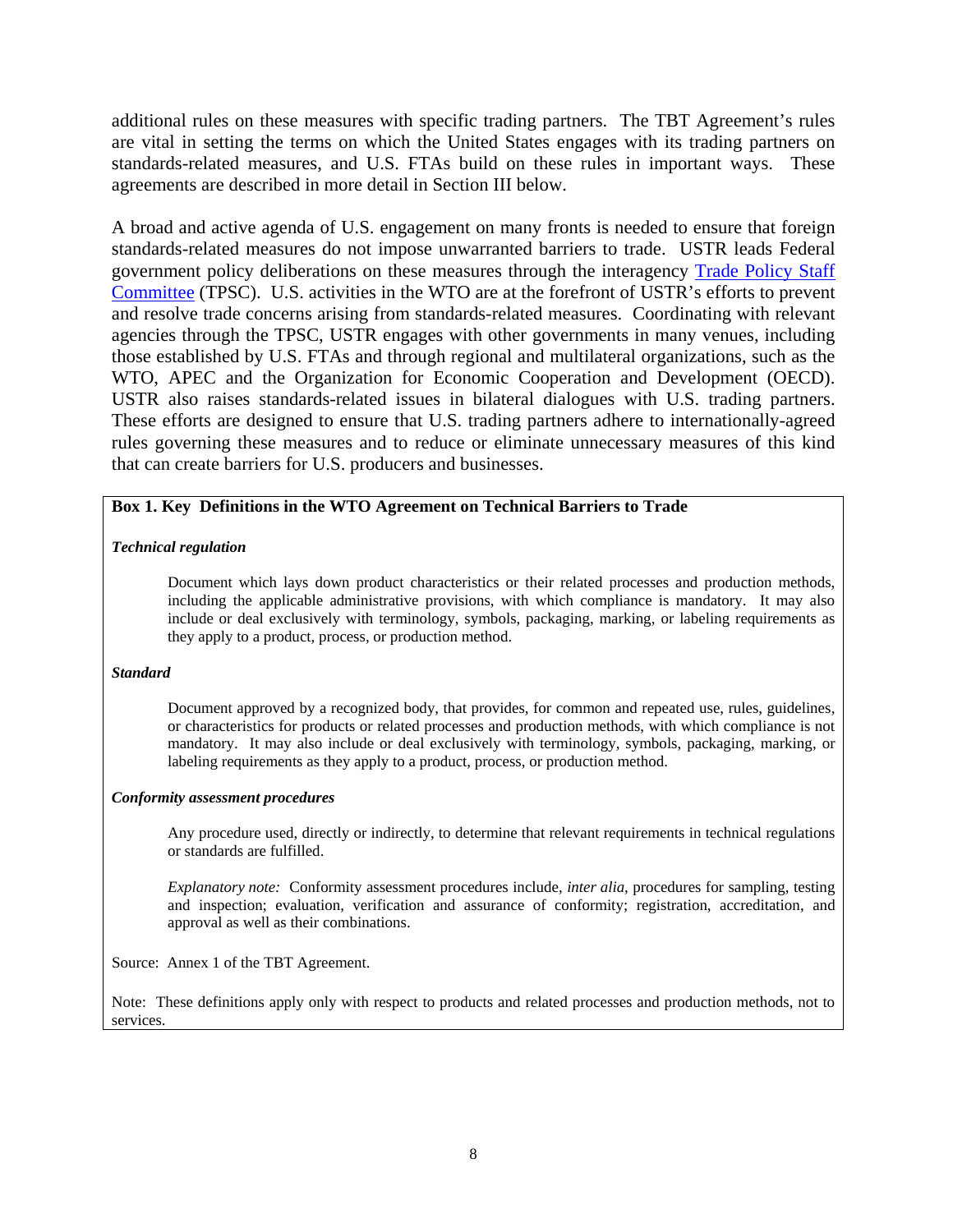additional rules on these measures with specific trading partners. The TBT Agreement's rules are vital in setting the terms on which the United States engages with its trading partners on standards-related measures, and U.S. FTAs build on these rules in important ways. These agreements are described in more detail in Section III below.

A broad and active agenda of U.S. engagement on many fronts is needed to ensure that foreign standards-related measures do not impose unwarranted barriers to trade. USTR leads Federal government policy deliberations on these measures through the interagency Trade Policy Staff Committee (TPSC). U.S. activities in the WTO are at the forefront of USTR's efforts to prevent and resolve trade concerns arising from standards-related measures. Coordinating with relevant agencies through the TPSC, USTR engages with other governments in many venues, including those established by U.S. FTAs and through regional and multilateral organizations, such as the WTO, APEC and the Organization for Economic Cooperation and Development (OECD). USTR also raises standards-related issues in bilateral dialogues with U.S. trading partners. These efforts are designed to ensure that U.S. trading partners adhere to internationally-agreed rules governing these measures and to reduce or eliminate unnecessary measures of this kind that can create barriers for U.S. producers and businesses.

**Box 1. Key Definitions in the WTO Agreement on Technical Barriers to Trade**

***Technical regulation***

> Document which lays down product characteristics or their related processes and production methods, including the applicable administrative provisions, with which compliance is mandatory. It may also include or deal exclusively with terminology, symbols, packaging, marking, or labeling requirements as they apply to a product, process, or production method.

***Standard***

> Document approved by a recognized body, that provides, for common and repeated use, rules, guidelines, or characteristics for products or related processes and production methods, with which compliance is not mandatory. It may also include or deal exclusively with terminology, symbols, packaging, marking, or labeling requirements as they apply to a product, process, or production method.

***Conformity assessment procedures***

> Any procedure used, directly or indirectly, to determine that relevant requirements in technical regulations or standards are fulfilled.
>
> *Explanatory note:* Conformity assessment procedures include, *inter alia*, procedures for sampling, testing and inspection; evaluation, verification and assurance of conformity; registration, accreditation, and approval as well as their combinations.

Source: Annex 1 of the TBT Agreement.

Note: These definitions apply only with respect to products and related processes and production methods, not to services.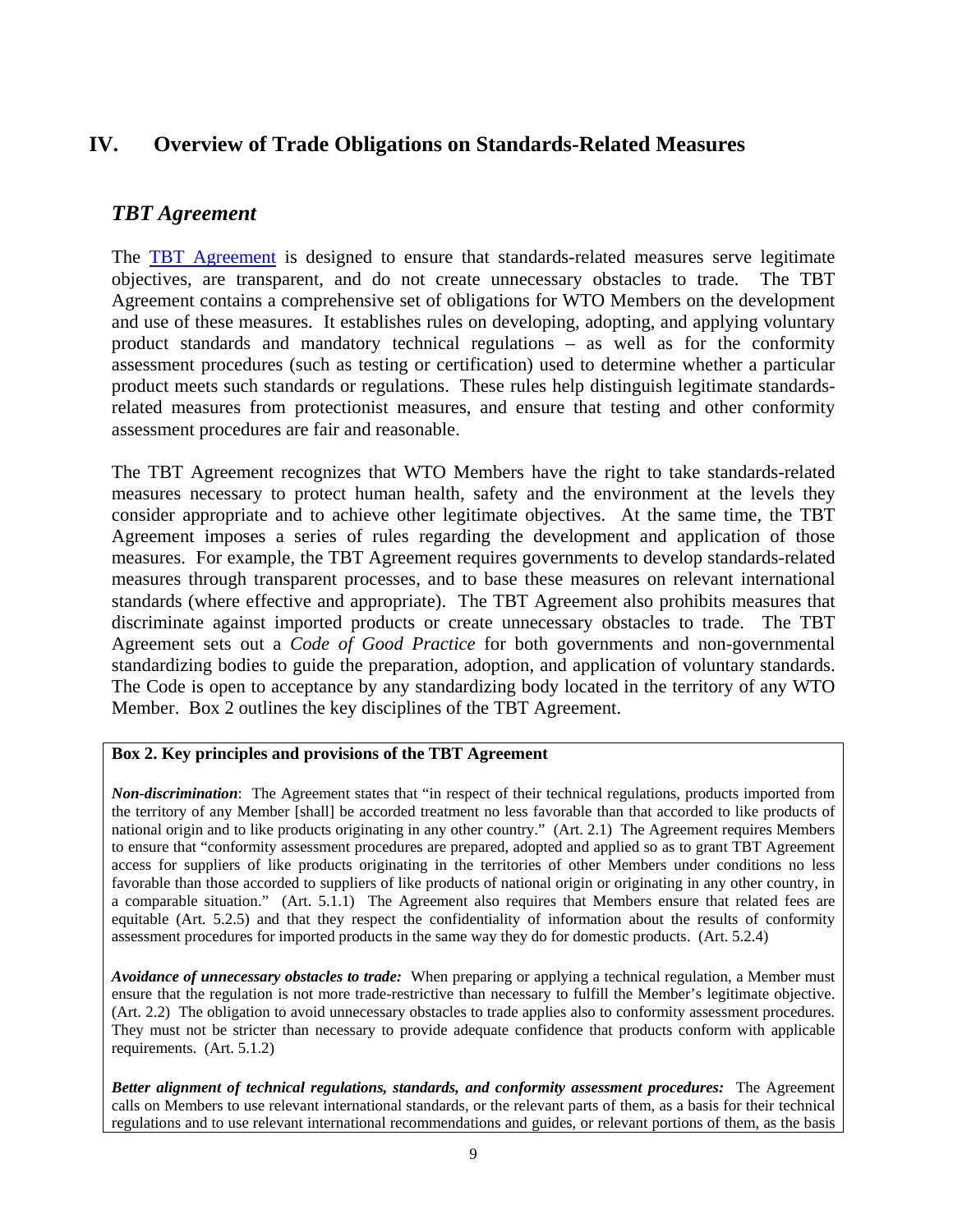## IV. Overview of Trade Obligations on Standards-Related Measures

### *TBT Agreement*

The TBT Agreement is designed to ensure that standards-related measures serve legitimate objectives, are transparent, and do not create unnecessary obstacles to trade. The TBT Agreement contains a comprehensive set of obligations for WTO Members on the development and use of these measures. It establishes rules on developing, adopting, and applying voluntary product standards and mandatory technical regulations – as well as for the conformity assessment procedures (such as testing or certification) used to determine whether a particular product meets such standards or regulations. These rules help distinguish legitimate standards-related measures from protectionist measures, and ensure that testing and other conformity assessment procedures are fair and reasonable.

The TBT Agreement recognizes that WTO Members have the right to take standards-related measures necessary to protect human health, safety and the environment at the levels they consider appropriate and to achieve other legitimate objectives. At the same time, the TBT Agreement imposes a series of rules regarding the development and application of those measures. For example, the TBT Agreement requires governments to develop standards-related measures through transparent processes, and to base these measures on relevant international standards (where effective and appropriate). The TBT Agreement also prohibits measures that discriminate against imported products or create unnecessary obstacles to trade. The TBT Agreement sets out a *Code of Good Practice* for both governments and non-governmental standardizing bodies to guide the preparation, adoption, and application of voluntary standards. The Code is open to acceptance by any standardizing body located in the territory of any WTO Member. Box 2 outlines the key disciplines of the TBT Agreement.

**Box 2. Key principles and provisions of the TBT Agreement**

***Non-discrimination***: The Agreement states that "in respect of their technical regulations, products imported from the territory of any Member [shall] be accorded treatment no less favorable than that accorded to like products of national origin and to like products originating in any other country." (Art. 2.1) The Agreement requires Members to ensure that "conformity assessment procedures are prepared, adopted and applied so as to grant TBT Agreement access for suppliers of like products originating in the territories of other Members under conditions no less favorable than those accorded to suppliers of like products of national origin or originating in any other country, in a comparable situation." (Art. 5.1.1) The Agreement also requires that Members ensure that related fees are equitable (Art. 5.2.5) and that they respect the confidentiality of information about the results of conformity assessment procedures for imported products in the same way they do for domestic products. (Art. 5.2.4)

***Avoidance of unnecessary obstacles to trade:*** When preparing or applying a technical regulation, a Member must ensure that the regulation is not more trade-restrictive than necessary to fulfill the Member's legitimate objective. (Art. 2.2) The obligation to avoid unnecessary obstacles to trade applies also to conformity assessment procedures. They must not be stricter than necessary to provide adequate confidence that products conform with applicable requirements. (Art. 5.1.2)

***Better alignment of technical regulations, standards, and conformity assessment procedures:*** The Agreement calls on Members to use relevant international standards, or the relevant parts of them, as a basis for their technical regulations and to use relevant international recommendations and guides, or relevant portions of them, as the basis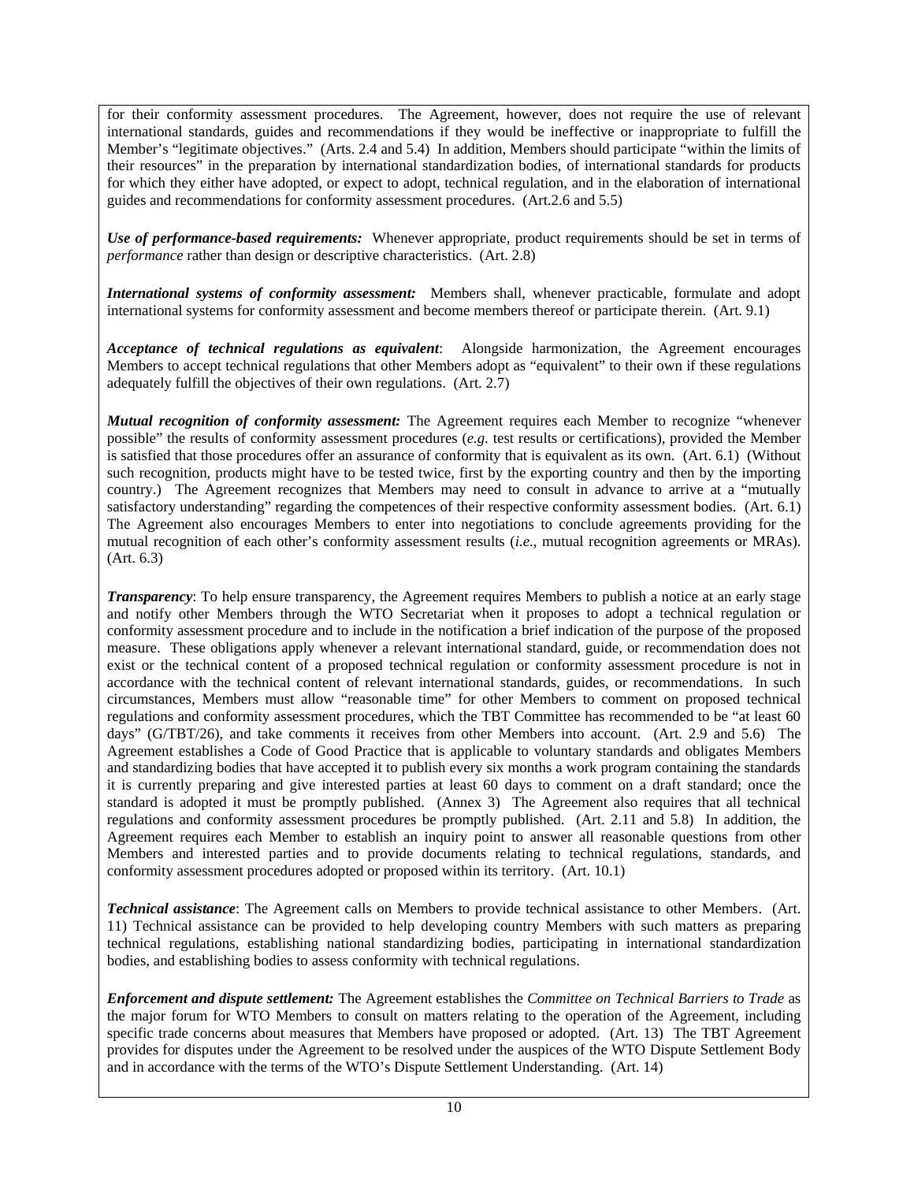for their conformity assessment procedures. The Agreement, however, does not require the use of relevant international standards, guides and recommendations if they would be ineffective or inappropriate to fulfill the Member's "legitimate objectives." (Arts. 2.4 and 5.4) In addition, Members should participate "within the limits of their resources" in the preparation by international standardization bodies, of international standards for products for which they either have adopted, or expect to adopt, technical regulation, and in the elaboration of international guides and recommendations for conformity assessment procedures. (Art.2.6 and 5.5)

***Use of performance-based requirements:*** Whenever appropriate, product requirements should be set in terms of *performance* rather than design or descriptive characteristics. (Art. 2.8)

***International systems of conformity assessment:*** Members shall, whenever practicable, formulate and adopt international systems for conformity assessment and become members thereof or participate therein. (Art. 9.1)

***Acceptance of technical regulations as equivalent***: Alongside harmonization, the Agreement encourages Members to accept technical regulations that other Members adopt as "equivalent" to their own if these regulations adequately fulfill the objectives of their own regulations. (Art. 2.7)

***Mutual recognition of conformity assessment:*** The Agreement requires each Member to recognize "whenever possible" the results of conformity assessment procedures (*e.g.* test results or certifications), provided the Member is satisfied that those procedures offer an assurance of conformity that is equivalent as its own. (Art. 6.1) (Without such recognition, products might have to be tested twice, first by the exporting country and then by the importing country.) The Agreement recognizes that Members may need to consult in advance to arrive at a "mutually satisfactory understanding" regarding the competences of their respective conformity assessment bodies. (Art. 6.1) The Agreement also encourages Members to enter into negotiations to conclude agreements providing for the mutual recognition of each other's conformity assessment results (*i.e*., mutual recognition agreements or MRAs). (Art. 6.3)

***Transparency***: To help ensure transparency, the Agreement requires Members to publish a notice at an early stage and notify other Members through the WTO Secretariat when it proposes to adopt a technical regulation or conformity assessment procedure and to include in the notification a brief indication of the purpose of the proposed measure. These obligations apply whenever a relevant international standard, guide, or recommendation does not exist or the technical content of a proposed technical regulation or conformity assessment procedure is not in accordance with the technical content of relevant international standards, guides, or recommendations. In such circumstances, Members must allow "reasonable time" for other Members to comment on proposed technical regulations and conformity assessment procedures, which the TBT Committee has recommended to be "at least 60 days" (G/TBT/26), and take comments it receives from other Members into account. (Art. 2.9 and 5.6) The Agreement establishes a Code of Good Practice that is applicable to voluntary standards and obligates Members and standardizing bodies that have accepted it to publish every six months a work program containing the standards it is currently preparing and give interested parties at least 60 days to comment on a draft standard; once the standard is adopted it must be promptly published. (Annex 3) The Agreement also requires that all technical regulations and conformity assessment procedures be promptly published. (Art. 2.11 and 5.8) In addition, the Agreement requires each Member to establish an inquiry point to answer all reasonable questions from other Members and interested parties and to provide documents relating to technical regulations, standards, and conformity assessment procedures adopted or proposed within its territory. (Art. 10.1)

***Technical assistance***: The Agreement calls on Members to provide technical assistance to other Members. (Art. 11) Technical assistance can be provided to help developing country Members with such matters as preparing technical regulations, establishing national standardizing bodies, participating in international standardization bodies, and establishing bodies to assess conformity with technical regulations.

***Enforcement and dispute settlement:*** The Agreement establishes the *Committee on Technical Barriers to Trade* as the major forum for WTO Members to consult on matters relating to the operation of the Agreement, including specific trade concerns about measures that Members have proposed or adopted. (Art. 13) The TBT Agreement provides for disputes under the Agreement to be resolved under the auspices of the WTO Dispute Settlement Body and in accordance with the terms of the WTO's Dispute Settlement Understanding. (Art. 14)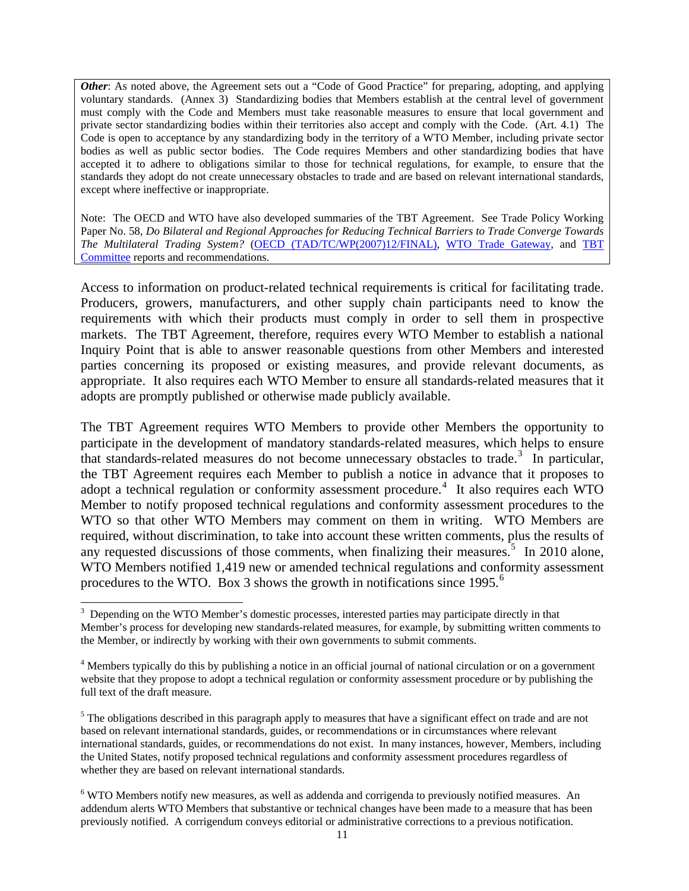***Other***: As noted above, the Agreement sets out a "Code of Good Practice" for preparing, adopting, and applying voluntary standards. (Annex 3) Standardizing bodies that Members establish at the central level of government must comply with the Code and Members must take reasonable measures to ensure that local government and private sector standardizing bodies within their territories also accept and comply with the Code. (Art. 4.1) The Code is open to acceptance by any standardizing body in the territory of a WTO Member, including private sector bodies as well as public sector bodies. The Code requires Members and other standardizing bodies that have accepted it to adhere to obligations similar to those for technical regulations, for example, to ensure that the standards they adopt do not create unnecessary obstacles to trade and are based on relevant international standards, except where ineffective or inappropriate.

Note: The OECD and WTO have also developed summaries of the TBT Agreement. See Trade Policy Working Paper No. 58, *Do Bilateral and Regional Approaches for Reducing Technical Barriers to Trade Converge Towards The Multilateral Trading System?* (OECD (TAD/TC/WP(2007)12/FINAL), WTO Trade Gateway, and TBT Committee reports and recommendations.

Access to information on product-related technical requirements is critical for facilitating trade. Producers, growers, manufacturers, and other supply chain participants need to know the requirements with which their products must comply in order to sell them in prospective markets. The TBT Agreement, therefore, requires every WTO Member to establish a national Inquiry Point that is able to answer reasonable questions from other Members and interested parties concerning its proposed or existing measures, and provide relevant documents, as appropriate. It also requires each WTO Member to ensure all standards-related measures that it adopts are promptly published or otherwise made publicly available.

The TBT Agreement requires WTO Members to provide other Members the opportunity to participate in the development of mandatory standards-related measures, which helps to ensure that standards-related measures do not become unnecessary obstacles to trade.[3] In particular, the TBT Agreement requires each Member to publish a notice in advance that it proposes to adopt a technical regulation or conformity assessment procedure.[4] It also requires each WTO Member to notify proposed technical regulations and conformity assessment procedures to the WTO so that other WTO Members may comment on them in writing. WTO Members are required, without discrimination, to take into account these written comments, plus the results of any requested discussions of those comments, when finalizing their measures.[5] In 2010 alone, WTO Members notified 1,419 new or amended technical regulations and conformity assessment procedures to the WTO. Box 3 shows the growth in notifications since 1995.[6]

---

[3] Depending on the WTO Member's domestic processes, interested parties may participate directly in that Member's process for developing new standards-related measures, for example, by submitting written comments to the Member, or indirectly by working with their own governments to submit comments.

[4] Members typically do this by publishing a notice in an official journal of national circulation or on a government website that they propose to adopt a technical regulation or conformity assessment procedure or by publishing the full text of the draft measure.

[5] The obligations described in this paragraph apply to measures that have a significant effect on trade and are not based on relevant international standards, guides, or recommendations or in circumstances where relevant international standards, guides, or recommendations do not exist. In many instances, however, Members, including the United States, notify proposed technical regulations and conformity assessment procedures regardless of whether they are based on relevant international standards.

[6] WTO Members notify new measures, as well as addenda and corrigenda to previously notified measures. An addendum alerts WTO Members that substantive or technical changes have been made to a measure that has been previously notified. A corrigendum conveys editorial or administrative corrections to a previous notification.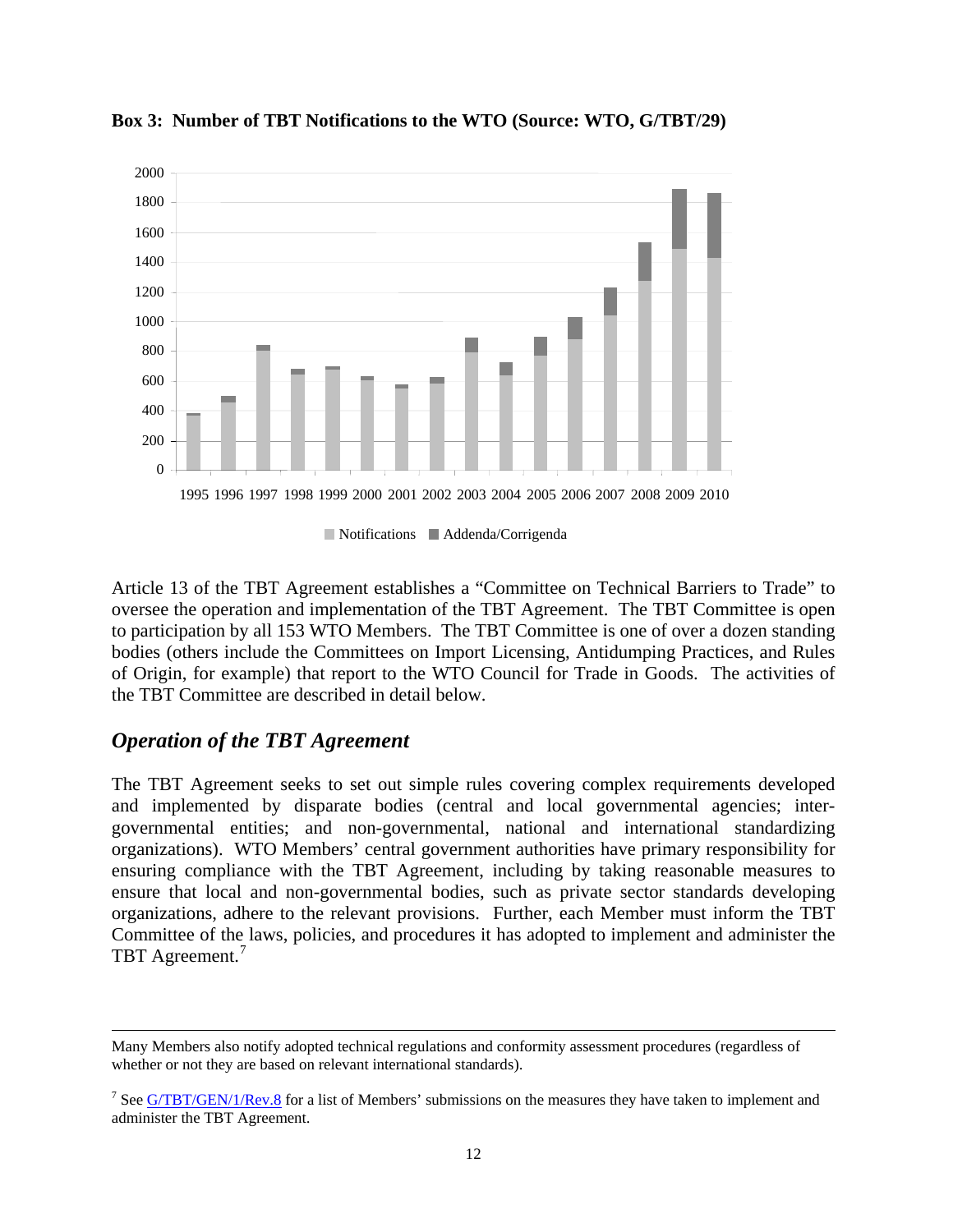**Box 3: Number of TBT Notifications to the WTO (Source: WTO, G/TBT/29)**

Article 13 of the TBT Agreement establishes a "Committee on Technical Barriers to Trade" to oversee the operation and implementation of the TBT Agreement. The TBT Committee is open to participation by all 153 WTO Members. The TBT Committee is one of over a dozen standing bodies (others include the Committees on Import Licensing, Antidumping Practices, and Rules of Origin, for example) that report to the WTO Council for Trade in Goods. The activities of the TBT Committee are described in detail below.

## *Operation of the TBT Agreement*

The TBT Agreement seeks to set out simple rules covering complex requirements developed and implemented by disparate bodies (central and local governmental agencies; inter-governmental entities; and non-governmental, national and international standardizing organizations). WTO Members' central government authorities have primary responsibility for ensuring compliance with the TBT Agreement, including by taking reasonable measures to ensure that local and non-governmental bodies, such as private sector standards developing organizations, adhere to the relevant provisions. Further, each Member must inform the TBT Committee of the laws, policies, and procedures it has adopted to implement and administer the TBT Agreement.[7]

---

Many Members also notify adopted technical regulations and conformity assessment procedures (regardless of whether or not they are based on relevant international standards).

[7] See G/TBT/GEN/1/Rev.8 for a list of Members' submissions on the measures they have taken to implement and administer the TBT Agreement.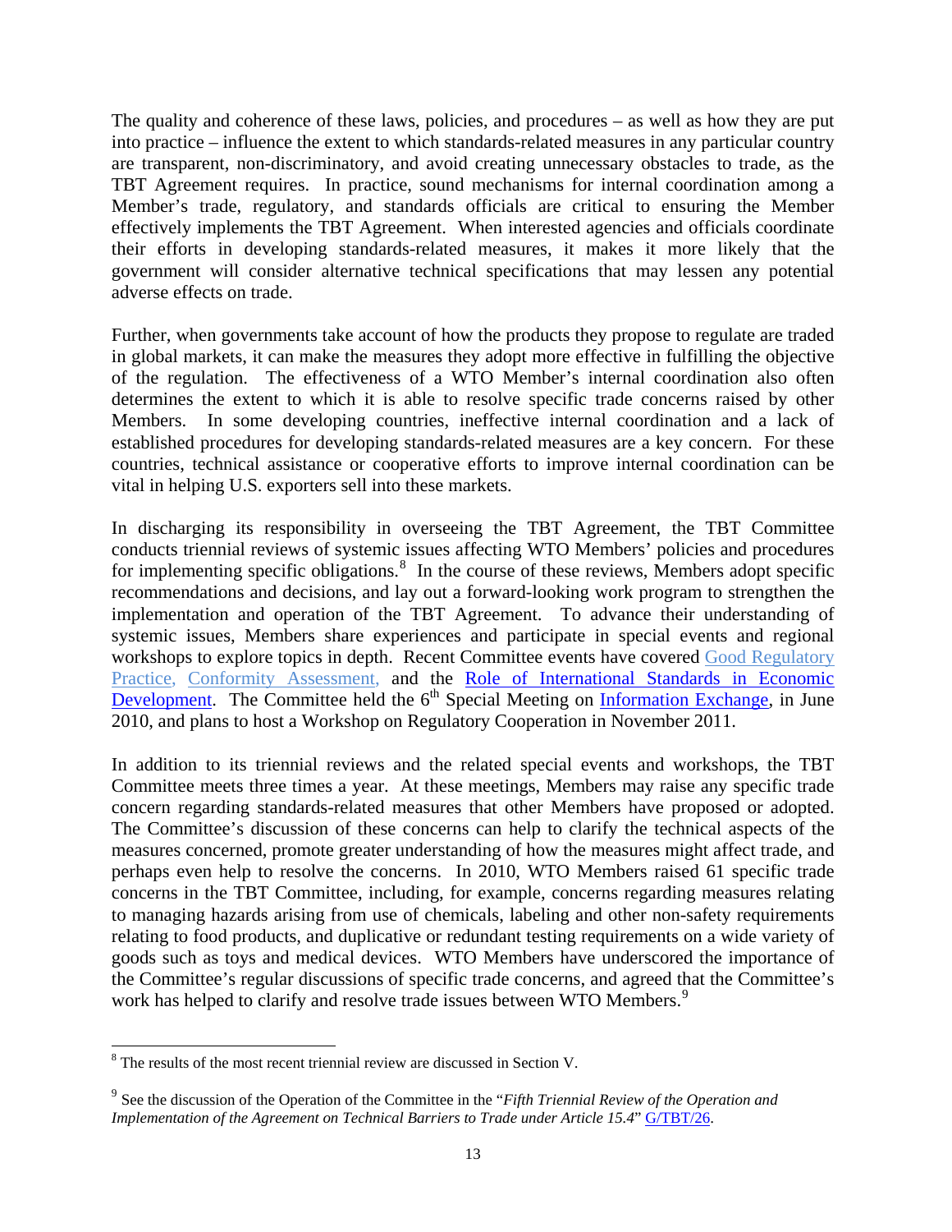The quality and coherence of these laws, policies, and procedures – as well as how they are put into practice – influence the extent to which standards-related measures in any particular country are transparent, non-discriminatory, and avoid creating unnecessary obstacles to trade, as the TBT Agreement requires. In practice, sound mechanisms for internal coordination among a Member's trade, regulatory, and standards officials are critical to ensuring the Member effectively implements the TBT Agreement. When interested agencies and officials coordinate their efforts in developing standards-related measures, it makes it more likely that the government will consider alternative technical specifications that may lessen any potential adverse effects on trade.

Further, when governments take account of how the products they propose to regulate are traded in global markets, it can make the measures they adopt more effective in fulfilling the objective of the regulation. The effectiveness of a WTO Member's internal coordination also often determines the extent to which it is able to resolve specific trade concerns raised by other Members. In some developing countries, ineffective internal coordination and a lack of established procedures for developing standards-related measures are a key concern. For these countries, technical assistance or cooperative efforts to improve internal coordination can be vital in helping U.S. exporters sell into these markets.

In discharging its responsibility in overseeing the TBT Agreement, the TBT Committee conducts triennial reviews of systemic issues affecting WTO Members' policies and procedures for implementing specific obligations.[8] In the course of these reviews, Members adopt specific recommendations and decisions, and lay out a forward-looking work program to strengthen the implementation and operation of the TBT Agreement. To advance their understanding of systemic issues, Members share experiences and participate in special events and regional workshops to explore topics in depth. Recent Committee events have covered Good Regulatory Practice, Conformity Assessment, and the Role of International Standards in Economic Development. The Committee held the 6th Special Meeting on Information Exchange, in June 2010, and plans to host a Workshop on Regulatory Cooperation in November 2011.

In addition to its triennial reviews and the related special events and workshops, the TBT Committee meets three times a year. At these meetings, Members may raise any specific trade concern regarding standards-related measures that other Members have proposed or adopted. The Committee's discussion of these concerns can help to clarify the technical aspects of the measures concerned, promote greater understanding of how the measures might affect trade, and perhaps even help to resolve the concerns. In 2010, WTO Members raised 61 specific trade concerns in the TBT Committee, including, for example, concerns regarding measures relating to managing hazards arising from use of chemicals, labeling and other non-safety requirements relating to food products, and duplicative or redundant testing requirements on a wide variety of goods such as toys and medical devices. WTO Members have underscored the importance of the Committee's regular discussions of specific trade concerns, and agreed that the Committee's work has helped to clarify and resolve trade issues between WTO Members.[9]

---

[8] The results of the most recent triennial review are discussed in Section V.

[9] See the discussion of the Operation of the Committee in the "*Fifth Triennial Review of the Operation and Implementation of the Agreement on Technical Barriers to Trade under Article 15.4*" G/TBT/26.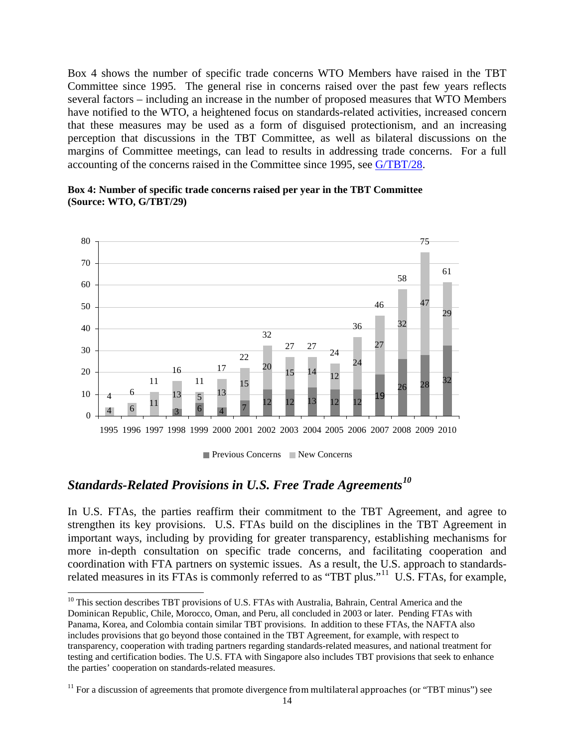Box 4 shows the number of specific trade concerns WTO Members have raised in the TBT Committee since 1995. The general rise in concerns raised over the past few years reflects several factors – including an increase in the number of proposed measures that WTO Members have notified to the WTO, a heightened focus on standards-related activities, increased concern that these measures may be used as a form of disguised protectionism, and an increasing perception that discussions in the TBT Committee, as well as bilateral discussions on the margins of Committee meetings, can lead to results in addressing trade concerns. For a full accounting of the concerns raised in the Committee since 1995, see G/TBT/28.

**Box 4: Number of specific trade concerns raised per year in the TBT Committee (Source: WTO, G/TBT/29)**

| Year | Previous Concerns | New Concerns | Total |
|---|---|---|---|
| 1995 | | 4 | 4 |
| 1996 | | 6 | 6 |
| 1997 | | 11 | 11 |
| 1998 | 3 | 13 | 16 |
| 1999 | 6 | 5 | 11 |
| 2000 | 4 | 13 | 17 |
| 2001 | 7 | 15 | 22 |
| 2002 | 12 | 20 | 32 |
| 2003 | 12 | 15 | 27 |
| 2004 | 13 | 14 | 27 |
| 2005 | 12 | 12 | 24 |
| 2006 | 12 | 24 | 36 |
| 2007 | 19 | 27 | 46 |
| 2008 | 26 | 32 | 58 |
| 2009 | 28 | 47 | 75 |
| 2010 | 32 | 29 | 61 |

## *Standards-Related Provisions in U.S. Free Trade Agreements*[10]

In U.S. FTAs, the parties reaffirm their commitment to the TBT Agreement, and agree to strengthen its key provisions. U.S. FTAs build on the disciplines in the TBT Agreement in important ways, including by providing for greater transparency, establishing mechanisms for more in-depth consultation on specific trade concerns, and facilitating cooperation and coordination with FTA partners on systemic issues. As a result, the U.S. approach to standards-related measures in its FTAs is commonly referred to as "TBT plus."[11] U.S. FTAs, for example,

---

[10] This section describes TBT provisions of U.S. FTAs with Australia, Bahrain, Central America and the Dominican Republic, Chile, Morocco, Oman, and Peru, all concluded in 2003 or later. Pending FTAs with Panama, Korea, and Colombia contain similar TBT provisions. In addition to these FTAs, the NAFTA also includes provisions that go beyond those contained in the TBT Agreement, for example, with respect to transparency, cooperation with trading partners regarding standards-related measures, and national treatment for testing and certification bodies. The U.S. FTA with Singapore also includes TBT provisions that seek to enhance the parties' cooperation on standards-related measures.

[11] For a discussion of agreements that promote divergence from multilateral approaches (or "TBT minus") see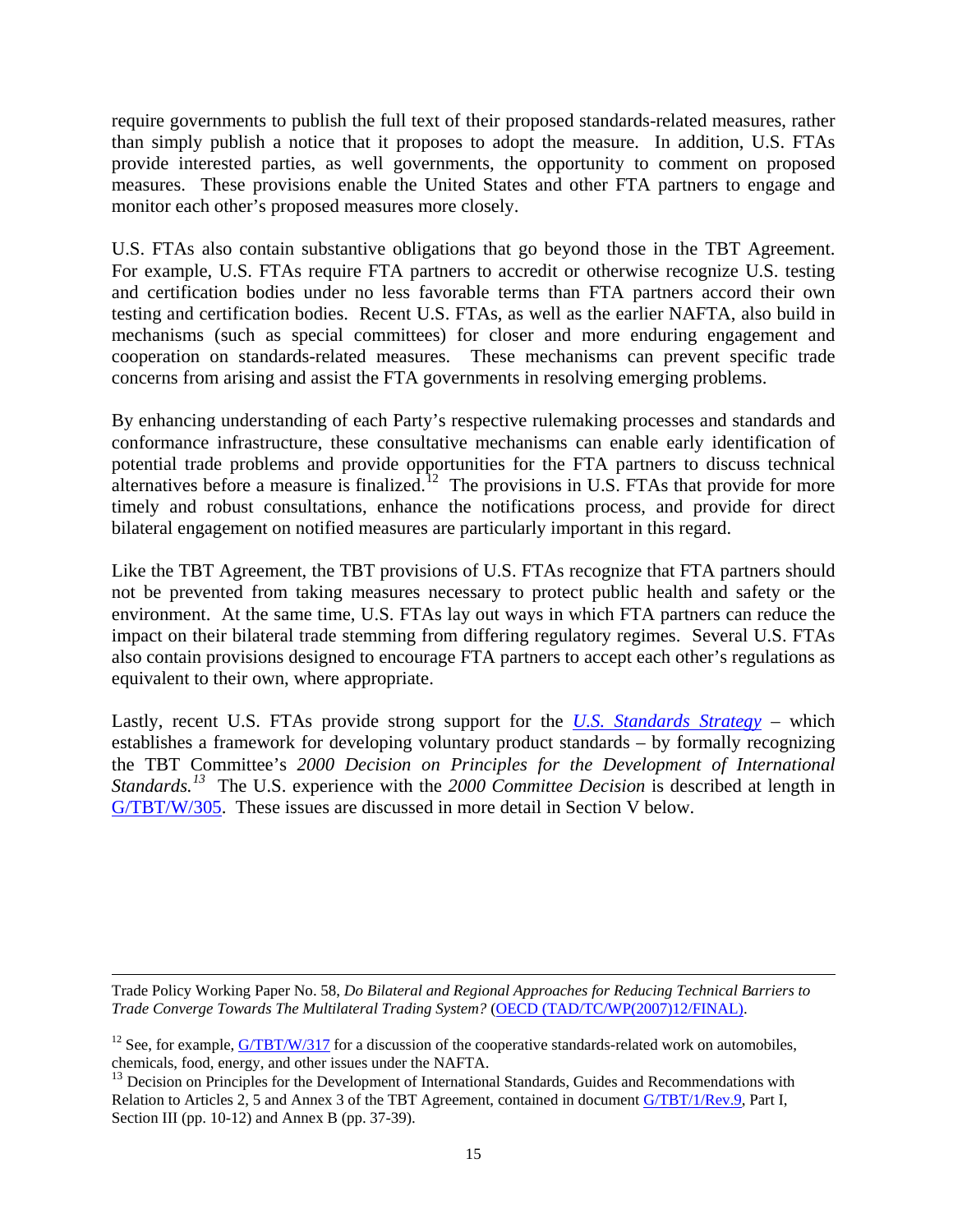require governments to publish the full text of their proposed standards-related measures, rather than simply publish a notice that it proposes to adopt the measure. In addition, U.S. FTAs provide interested parties, as well governments, the opportunity to comment on proposed measures. These provisions enable the United States and other FTA partners to engage and monitor each other's proposed measures more closely.

U.S. FTAs also contain substantive obligations that go beyond those in the TBT Agreement. For example, U.S. FTAs require FTA partners to accredit or otherwise recognize U.S. testing and certification bodies under no less favorable terms than FTA partners accord their own testing and certification bodies. Recent U.S. FTAs, as well as the earlier NAFTA, also build in mechanisms (such as special committees) for closer and more enduring engagement and cooperation on standards-related measures. These mechanisms can prevent specific trade concerns from arising and assist the FTA governments in resolving emerging problems.

By enhancing understanding of each Party's respective rulemaking processes and standards and conformance infrastructure, these consultative mechanisms can enable early identification of potential trade problems and provide opportunities for the FTA partners to discuss technical alternatives before a measure is finalized.[12] The provisions in U.S. FTAs that provide for more timely and robust consultations, enhance the notifications process, and provide for direct bilateral engagement on notified measures are particularly important in this regard.

Like the TBT Agreement, the TBT provisions of U.S. FTAs recognize that FTA partners should not be prevented from taking measures necessary to protect public health and safety or the environment. At the same time, U.S. FTAs lay out ways in which FTA partners can reduce the impact on their bilateral trade stemming from differing regulatory regimes. Several U.S. FTAs also contain provisions designed to encourage FTA partners to accept each other's regulations as equivalent to their own, where appropriate.

Lastly, recent U.S. FTAs provide strong support for the *U.S. Standards Strategy* – which establishes a framework for developing voluntary product standards – by formally recognizing the TBT Committee's *2000 Decision on Principles for the Development of International Standards.*[13] The U.S. experience with the *2000 Committee Decision* is described at length in G/TBT/W/305. These issues are discussed in more detail in Section V below.

---

Trade Policy Working Paper No. 58, *Do Bilateral and Regional Approaches for Reducing Technical Barriers to Trade Converge Towards The Multilateral Trading System?* (OECD (TAD/TC/WP(2007)12/FINAL).

[12] See, for example, G/TBT/W/317 for a discussion of the cooperative standards-related work on automobiles, chemicals, food, energy, and other issues under the NAFTA.

[13] Decision on Principles for the Development of International Standards, Guides and Recommendations with Relation to Articles 2, 5 and Annex 3 of the TBT Agreement, contained in document G/TBT/1/Rev.9, Part I, Section III (pp. 10-12) and Annex B (pp. 37-39).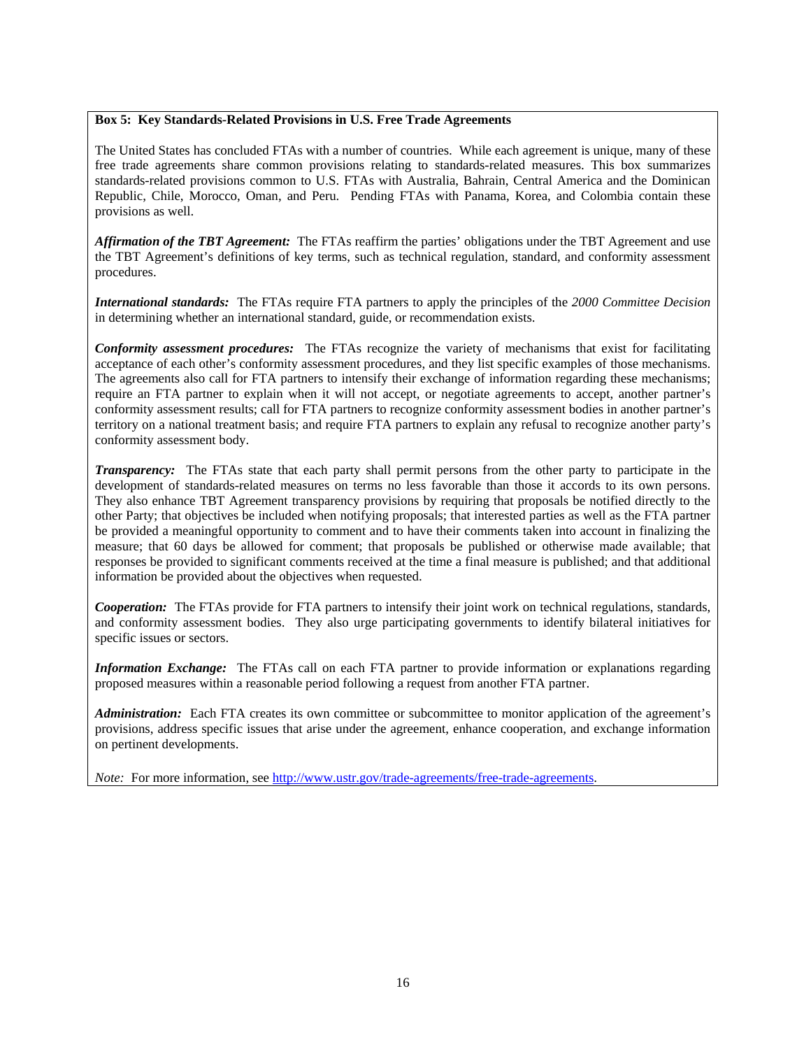**Box 5: Key Standards-Related Provisions in U.S. Free Trade Agreements**

The United States has concluded FTAs with a number of countries. While each agreement is unique, many of these free trade agreements share common provisions relating to standards-related measures. This box summarizes standards-related provisions common to U.S. FTAs with Australia, Bahrain, Central America and the Dominican Republic, Chile, Morocco, Oman, and Peru. Pending FTAs with Panama, Korea, and Colombia contain these provisions as well.

***Affirmation of the TBT Agreement:*** The FTAs reaffirm the parties' obligations under the TBT Agreement and use the TBT Agreement's definitions of key terms, such as technical regulation, standard, and conformity assessment procedures.

***International standards:*** The FTAs require FTA partners to apply the principles of the *2000 Committee Decision* in determining whether an international standard, guide, or recommendation exists.

***Conformity assessment procedures:*** The FTAs recognize the variety of mechanisms that exist for facilitating acceptance of each other's conformity assessment procedures, and they list specific examples of those mechanisms. The agreements also call for FTA partners to intensify their exchange of information regarding these mechanisms; require an FTA partner to explain when it will not accept, or negotiate agreements to accept, another partner's conformity assessment results; call for FTA partners to recognize conformity assessment bodies in another partner's territory on a national treatment basis; and require FTA partners to explain any refusal to recognize another party's conformity assessment body.

***Transparency:*** The FTAs state that each party shall permit persons from the other party to participate in the development of standards-related measures on terms no less favorable than those it accords to its own persons. They also enhance TBT Agreement transparency provisions by requiring that proposals be notified directly to the other Party; that objectives be included when notifying proposals; that interested parties as well as the FTA partner be provided a meaningful opportunity to comment and to have their comments taken into account in finalizing the measure; that 60 days be allowed for comment; that proposals be published or otherwise made available; that responses be provided to significant comments received at the time a final measure is published; and that additional information be provided about the objectives when requested.

***Cooperation:*** The FTAs provide for FTA partners to intensify their joint work on technical regulations, standards, and conformity assessment bodies. They also urge participating governments to identify bilateral initiatives for specific issues or sectors.

***Information Exchange:*** The FTAs call on each FTA partner to provide information or explanations regarding proposed measures within a reasonable period following a request from another FTA partner.

***Administration:*** Each FTA creates its own committee or subcommittee to monitor application of the agreement's provisions, address specific issues that arise under the agreement, enhance cooperation, and exchange information on pertinent developments.

*Note:* For more information, see http://www.ustr.gov/trade-agreements/free-trade-agreements.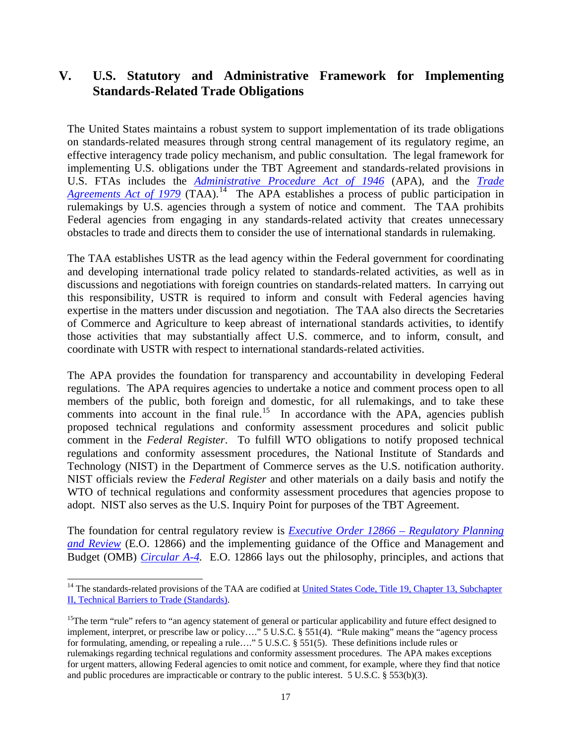## V. U.S. Statutory and Administrative Framework for Implementing Standards-Related Trade Obligations

The United States maintains a robust system to support implementation of its trade obligations on standards-related measures through strong central management of its regulatory regime, an effective interagency trade policy mechanism, and public consultation. The legal framework for implementing U.S. obligations under the TBT Agreement and standards-related provisions in U.S. FTAs includes the *Administrative Procedure Act of 1946* (APA), and the *Trade Agreements Act of 1979* (TAA).[14] The APA establishes a process of public participation in rulemakings by U.S. agencies through a system of notice and comment. The TAA prohibits Federal agencies from engaging in any standards-related activity that creates unnecessary obstacles to trade and directs them to consider the use of international standards in rulemaking.

The TAA establishes USTR as the lead agency within the Federal government for coordinating and developing international trade policy related to standards-related activities, as well as in discussions and negotiations with foreign countries on standards-related matters. In carrying out this responsibility, USTR is required to inform and consult with Federal agencies having expertise in the matters under discussion and negotiation. The TAA also directs the Secretaries of Commerce and Agriculture to keep abreast of international standards activities, to identify those activities that may substantially affect U.S. commerce, and to inform, consult, and coordinate with USTR with respect to international standards-related activities.

The APA provides the foundation for transparency and accountability in developing Federal regulations. The APA requires agencies to undertake a notice and comment process open to all members of the public, both foreign and domestic, for all rulemakings, and to take these comments into account in the final rule.[15] In accordance with the APA, agencies publish proposed technical regulations and conformity assessment procedures and solicit public comment in the *Federal Register*. To fulfill WTO obligations to notify proposed technical regulations and conformity assessment procedures, the National Institute of Standards and Technology (NIST) in the Department of Commerce serves as the U.S. notification authority. NIST officials review the *Federal Register* and other materials on a daily basis and notify the WTO of technical regulations and conformity assessment procedures that agencies propose to adopt. NIST also serves as the U.S. Inquiry Point for purposes of the TBT Agreement.

The foundation for central regulatory review is *Executive Order 12866 – Regulatory Planning and Review* (E.O. 12866) and the implementing guidance of the Office and Management and Budget (OMB) *Circular A-4.* E.O. 12866 lays out the philosophy, principles, and actions that

---

[14] The standards-related provisions of the TAA are codified at United States Code, Title 19, Chapter 13, Subchapter II, Technical Barriers to Trade (Standards).

[15] The term "rule" refers to "an agency statement of general or particular applicability and future effect designed to implement, interpret, or prescribe law or policy…." 5 U.S.C. § 551(4). "Rule making" means the "agency process for formulating, amending, or repealing a rule…." 5 U.S.C. § 551(5). These definitions include rules or rulemakings regarding technical regulations and conformity assessment procedures. The APA makes exceptions for urgent matters, allowing Federal agencies to omit notice and comment, for example, where they find that notice and public procedures are impracticable or contrary to the public interest. 5 U.S.C. § 553(b)(3).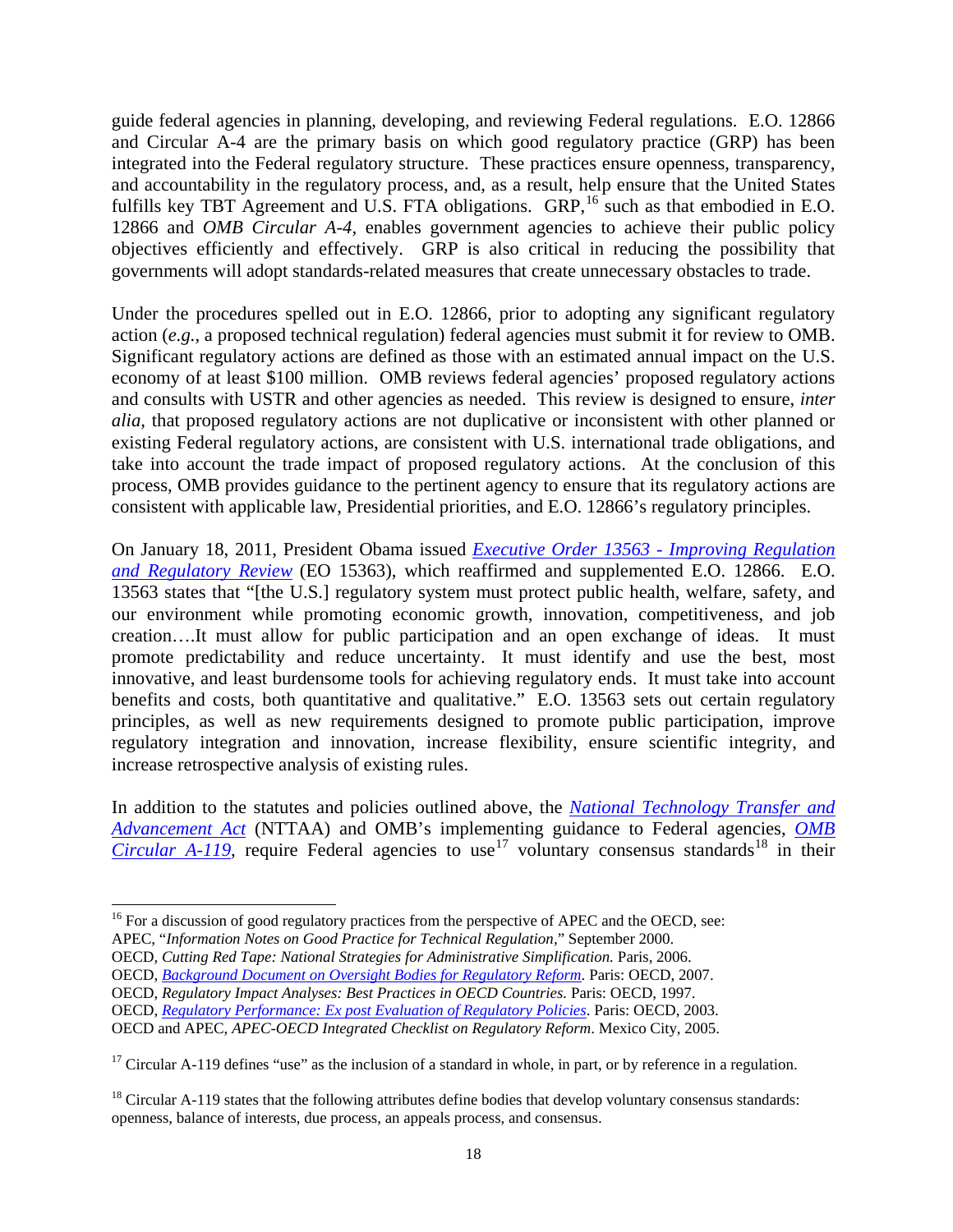guide federal agencies in planning, developing, and reviewing Federal regulations. E.O. 12866 and Circular A-4 are the primary basis on which good regulatory practice (GRP) has been integrated into the Federal regulatory structure. These practices ensure openness, transparency, and accountability in the regulatory process, and, as a result, help ensure that the United States fulfills key TBT Agreement and U.S. FTA obligations. GRP,[16] such as that embodied in E.O. 12866 and *OMB Circular A-4,* enables government agencies to achieve their public policy objectives efficiently and effectively. GRP is also critical in reducing the possibility that governments will adopt standards-related measures that create unnecessary obstacles to trade.

Under the procedures spelled out in E.O. 12866, prior to adopting any significant regulatory action (*e.g.*, a proposed technical regulation) federal agencies must submit it for review to OMB. Significant regulatory actions are defined as those with an estimated annual impact on the U.S. economy of at least $100 million. OMB reviews federal agencies' proposed regulatory actions and consults with USTR and other agencies as needed. This review is designed to ensure, *inter alia*, that proposed regulatory actions are not duplicative or inconsistent with other planned or existing Federal regulatory actions, are consistent with U.S. international trade obligations, and take into account the trade impact of proposed regulatory actions. At the conclusion of this process, OMB provides guidance to the pertinent agency to ensure that its regulatory actions are consistent with applicable law, Presidential priorities, and E.O. 12866's regulatory principles.

On January 18, 2011, President Obama issued *Executive Order 13563 - Improving Regulation and Regulatory Review* (EO 15363), which reaffirmed and supplemented E.O. 12866. E.O. 13563 states that "[the U.S.] regulatory system must protect public health, welfare, safety, and our environment while promoting economic growth, innovation, competitiveness, and job creation….It must allow for public participation and an open exchange of ideas. It must promote predictability and reduce uncertainty. It must identify and use the best, most innovative, and least burdensome tools for achieving regulatory ends. It must take into account benefits and costs, both quantitative and qualitative." E.O. 13563 sets out certain regulatory principles, as well as new requirements designed to promote public participation, improve regulatory integration and innovation, increase flexibility, ensure scientific integrity, and increase retrospective analysis of existing rules.

In addition to the statutes and policies outlined above, the *National Technology Transfer and Advancement Act* (NTTAA) and OMB's implementing guidance to Federal agencies, *OMB Circular A-119*, require Federal agencies to use[17] voluntary consensus standards[18] in their

---

[16] For a discussion of good regulatory practices from the perspective of APEC and the OECD, see:
APEC, "*Information Notes on Good Practice for Technical Regulation*," September 2000.
OECD, *Cutting Red Tape: National Strategies for Administrative Simplification.* Paris, 2006.
OECD, *Background Document on Oversight Bodies for Regulatory Reform*. Paris: OECD, 2007.
OECD, *Regulatory Impact Analyses: Best Practices in OECD Countries.* Paris: OECD, 1997.
OECD, *Regulatory Performance: Ex post Evaluation of Regulatory Policies*. Paris: OECD, 2003.
OECD and APEC, *APEC-OECD Integrated Checklist on Regulatory Reform*. Mexico City, 2005.

[17] Circular A-119 defines "use" as the inclusion of a standard in whole, in part, or by reference in a regulation.

[18] Circular A-119 states that the following attributes define bodies that develop voluntary consensus standards: openness, balance of interests, due process, an appeals process, and consensus.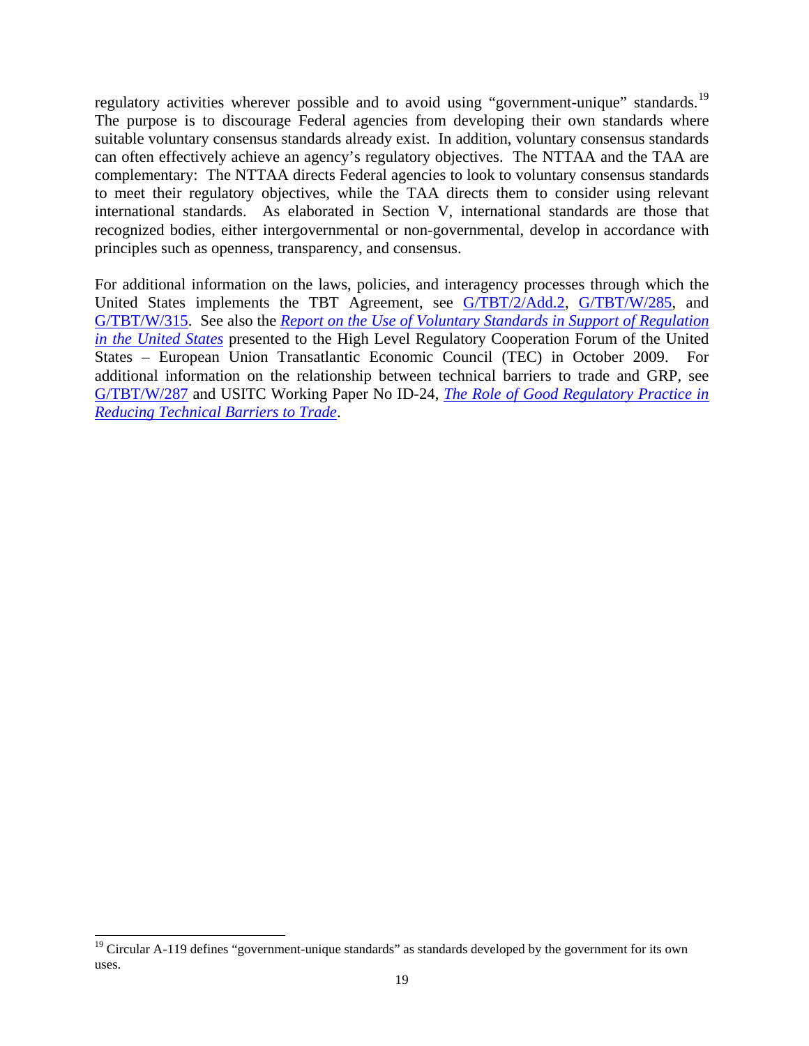regulatory activities wherever possible and to avoid using "government-unique" standards.[19] The purpose is to discourage Federal agencies from developing their own standards where suitable voluntary consensus standards already exist. In addition, voluntary consensus standards can often effectively achieve an agency's regulatory objectives. The NTTAA and the TAA are complementary: The NTTAA directs Federal agencies to look to voluntary consensus standards to meet their regulatory objectives, while the TAA directs them to consider using relevant international standards. As elaborated in Section V, international standards are those that recognized bodies, either intergovernmental or non-governmental, develop in accordance with principles such as openness, transparency, and consensus.

For additional information on the laws, policies, and interagency processes through which the United States implements the TBT Agreement, see G/TBT/2/Add.2, G/TBT/W/285, and G/TBT/W/315. See also the ***Report on the Use of Voluntary Standards in Support of Regulation in the United States*** presented to the High Level Regulatory Cooperation Forum of the United States – European Union Transatlantic Economic Council (TEC) in October 2009. For additional information on the relationship between technical barriers to trade and GRP, see G/TBT/W/287 and USITC Working Paper No ID-24, *The Role of Good Regulatory Practice in Reducing Technical Barriers to Trade*.

[19] Circular A-119 defines "government-unique standards" as standards developed by the government for its own uses.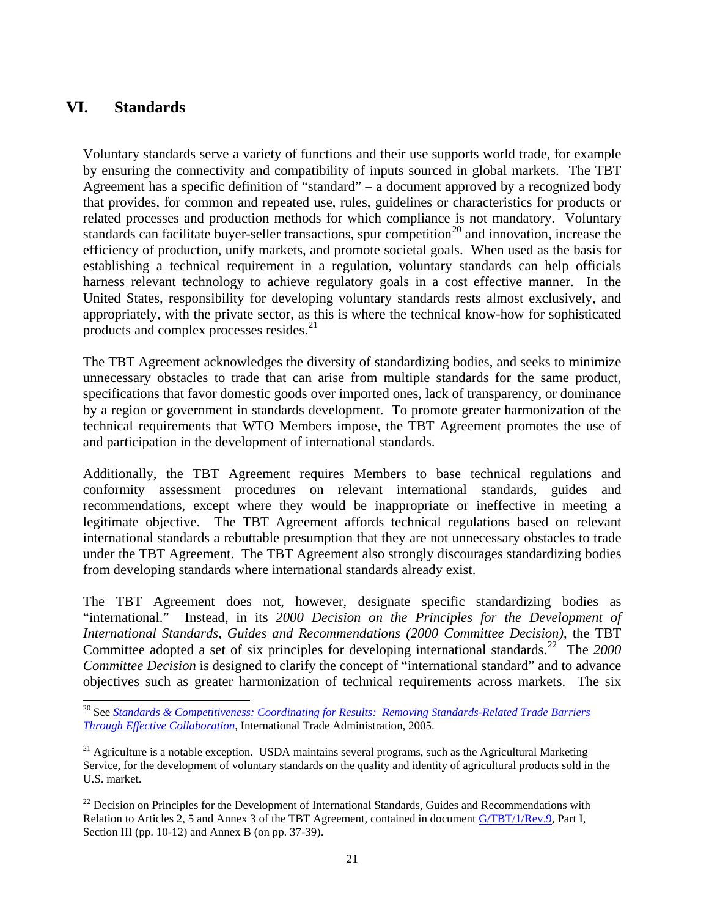## VI. Standards

Voluntary standards serve a variety of functions and their use supports world trade, for example by ensuring the connectivity and compatibility of inputs sourced in global markets. The TBT Agreement has a specific definition of "standard" – a document approved by a recognized body that provides, for common and repeated use, rules, guidelines or characteristics for products or related processes and production methods for which compliance is not mandatory. Voluntary standards can facilitate buyer-seller transactions, spur competition[20] and innovation, increase the efficiency of production, unify markets, and promote societal goals. When used as the basis for establishing a technical requirement in a regulation, voluntary standards can help officials harness relevant technology to achieve regulatory goals in a cost effective manner. In the United States, responsibility for developing voluntary standards rests almost exclusively, and appropriately, with the private sector, as this is where the technical know-how for sophisticated products and complex processes resides.[21]

The TBT Agreement acknowledges the diversity of standardizing bodies, and seeks to minimize unnecessary obstacles to trade that can arise from multiple standards for the same product, specifications that favor domestic goods over imported ones, lack of transparency, or dominance by a region or government in standards development. To promote greater harmonization of the technical requirements that WTO Members impose, the TBT Agreement promotes the use of and participation in the development of international standards.

Additionally, the TBT Agreement requires Members to base technical regulations and conformity assessment procedures on relevant international standards, guides and recommendations, except where they would be inappropriate or ineffective in meeting a legitimate objective. The TBT Agreement affords technical regulations based on relevant international standards a rebuttable presumption that they are not unnecessary obstacles to trade under the TBT Agreement. The TBT Agreement also strongly discourages standardizing bodies from developing standards where international standards already exist.

The TBT Agreement does not, however, designate specific standardizing bodies as "international." Instead, in its *2000 Decision on the Principles for the Development of International Standards, Guides and Recommendations (2000 Committee Decision)*, the TBT Committee adopted a set of six principles for developing international standards.[22] The *2000 Committee Decision* is designed to clarify the concept of "international standard" and to advance objectives such as greater harmonization of technical requirements across markets. The six

---

[20] See *Standards & Competitiveness: Coordinating for Results: Removing Standards-Related Trade Barriers Through Effective Collaboration*, International Trade Administration, 2005.

[21] Agriculture is a notable exception. USDA maintains several programs, such as the Agricultural Marketing Service, for the development of voluntary standards on the quality and identity of agricultural products sold in the U.S. market.

[22] Decision on Principles for the Development of International Standards, Guides and Recommendations with Relation to Articles 2, 5 and Annex 3 of the TBT Agreement, contained in document G/TBT/1/Rev.9, Part I, Section III (pp. 10-12) and Annex B (on pp. 37-39).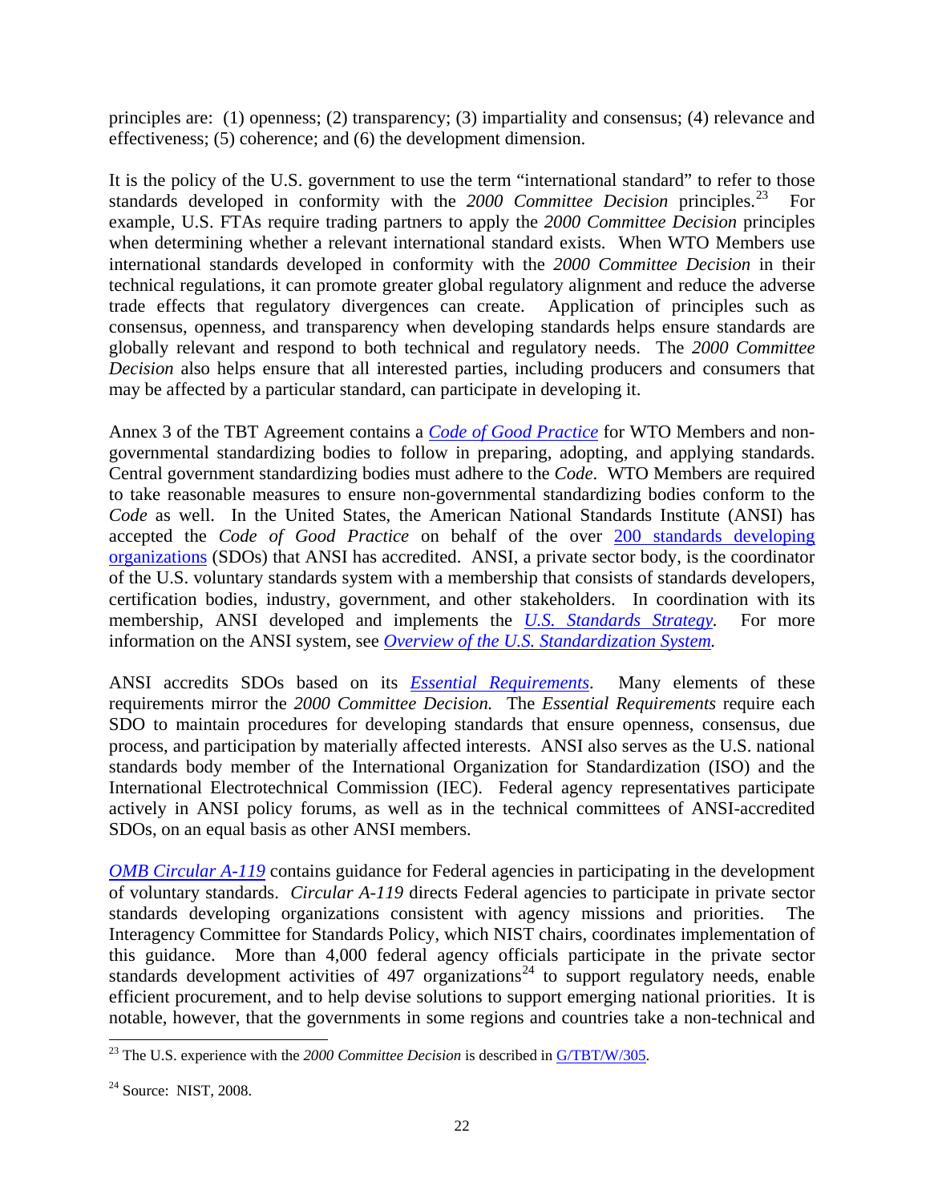principles are: (1) openness; (2) transparency; (3) impartiality and consensus; (4) relevance and effectiveness; (5) coherence; and (6) the development dimension.

It is the policy of the U.S. government to use the term "international standard" to refer to those standards developed in conformity with the *2000 Committee Decision* principles.[23] For example, U.S. FTAs require trading partners to apply the *2000 Committee Decision* principles when determining whether a relevant international standard exists. When WTO Members use international standards developed in conformity with the *2000 Committee Decision* in their technical regulations, it can promote greater global regulatory alignment and reduce the adverse trade effects that regulatory divergences can create. Application of principles such as consensus, openness, and transparency when developing standards helps ensure standards are globally relevant and respond to both technical and regulatory needs. The *2000 Committee Decision* also helps ensure that all interested parties, including producers and consumers that may be affected by a particular standard, can participate in developing it.

Annex 3 of the TBT Agreement contains a *Code of Good Practice* for WTO Members and non-governmental standardizing bodies to follow in preparing, adopting, and applying standards. Central government standardizing bodies must adhere to the *Code*. WTO Members are required to take reasonable measures to ensure non-governmental standardizing bodies conform to the *Code* as well. In the United States, the American National Standards Institute (ANSI) has accepted the *Code of Good Practice* on behalf of the over 200 standards developing organizations (SDOs) that ANSI has accredited. ANSI, a private sector body, is the coordinator of the U.S. voluntary standards system with a membership that consists of standards developers, certification bodies, industry, government, and other stakeholders. In coordination with its membership, ANSI developed and implements the *U.S. Standards Strategy*. For more information on the ANSI system, see *Overview of the U.S. Standardization System.*

ANSI accredits SDOs based on its *Essential Requirements*. Many elements of these requirements mirror the *2000 Committee Decision.* The *Essential Requirements* require each SDO to maintain procedures for developing standards that ensure openness, consensus, due process, and participation by materially affected interests. ANSI also serves as the U.S. national standards body member of the International Organization for Standardization (ISO) and the International Electrotechnical Commission (IEC). Federal agency representatives participate actively in ANSI policy forums, as well as in the technical committees of ANSI-accredited SDOs, on an equal basis as other ANSI members.

*OMB Circular A-119* contains guidance for Federal agencies in participating in the development of voluntary standards. *Circular A-119* directs Federal agencies to participate in private sector standards developing organizations consistent with agency missions and priorities. The Interagency Committee for Standards Policy, which NIST chairs, coordinates implementation of this guidance. More than 4,000 federal agency officials participate in the private sector standards development activities of 497 organizations[24] to support regulatory needs, enable efficient procurement, and to help devise solutions to support emerging national priorities. It is notable, however, that the governments in some regions and countries take a non-technical and

[23] The U.S. experience with the *2000 Committee Decision* is described in G/TBT/W/305.

[24] Source: NIST, 2008.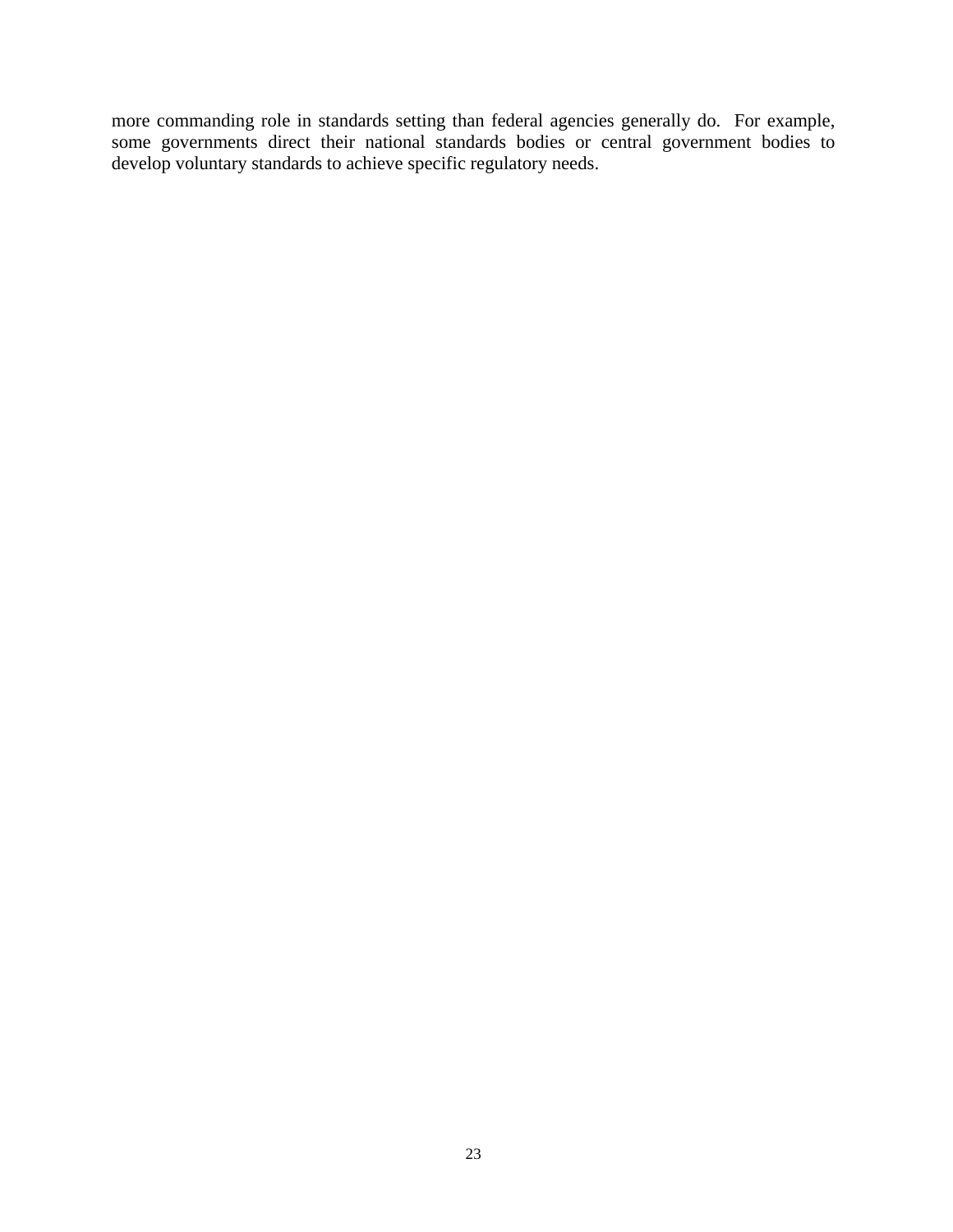more commanding role in standards setting than federal agencies generally do. For example, some governments direct their national standards bodies or central government bodies to develop voluntary standards to achieve specific regulatory needs.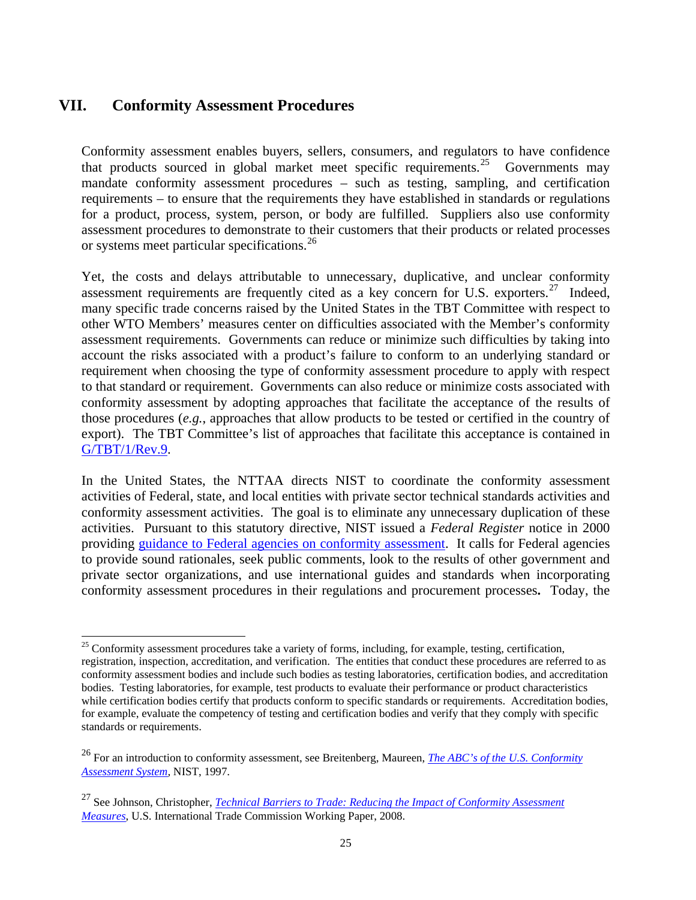## VII. Conformity Assessment Procedures

Conformity assessment enables buyers, sellers, consumers, and regulators to have confidence that products sourced in global market meet specific requirements.[25] Governments may mandate conformity assessment procedures – such as testing, sampling, and certification requirements – to ensure that the requirements they have established in standards or regulations for a product, process, system, person, or body are fulfilled. Suppliers also use conformity assessment procedures to demonstrate to their customers that their products or related processes or systems meet particular specifications.[26]

Yet, the costs and delays attributable to unnecessary, duplicative, and unclear conformity assessment requirements are frequently cited as a key concern for U.S. exporters.[27] Indeed, many specific trade concerns raised by the United States in the TBT Committee with respect to other WTO Members' measures center on difficulties associated with the Member's conformity assessment requirements. Governments can reduce or minimize such difficulties by taking into account the risks associated with a product's failure to conform to an underlying standard or requirement when choosing the type of conformity assessment procedure to apply with respect to that standard or requirement. Governments can also reduce or minimize costs associated with conformity assessment by adopting approaches that facilitate the acceptance of the results of those procedures (*e.g.*, approaches that allow products to be tested or certified in the country of export). The TBT Committee's list of approaches that facilitate this acceptance is contained in G/TBT/1/Rev.9.

In the United States, the NTTAA directs NIST to coordinate the conformity assessment activities of Federal, state, and local entities with private sector technical standards activities and conformity assessment activities. The goal is to eliminate any unnecessary duplication of these activities. Pursuant to this statutory directive, NIST issued a *Federal Register* notice in 2000 providing guidance to Federal agencies on conformity assessment. It calls for Federal agencies to provide sound rationales, seek public comments, look to the results of other government and private sector organizations, and use international guides and standards when incorporating conformity assessment procedures in their regulations and procurement processes**.** Today, the

---

[25] Conformity assessment procedures take a variety of forms, including, for example, testing, certification, registration, inspection, accreditation, and verification. The entities that conduct these procedures are referred to as conformity assessment bodies and include such bodies as testing laboratories, certification bodies, and accreditation bodies. Testing laboratories, for example, test products to evaluate their performance or product characteristics while certification bodies certify that products conform to specific standards or requirements. Accreditation bodies, for example, evaluate the competency of testing and certification bodies and verify that they comply with specific standards or requirements.

[26] For an introduction to conformity assessment, see Breitenberg, Maureen, *The ABC's of the U.S. Conformity Assessment System*, NIST, 1997.

[27] See Johnson, Christopher, *Technical Barriers to Trade: Reducing the Impact of Conformity Assessment Measures*, U.S. International Trade Commission Working Paper, 2008.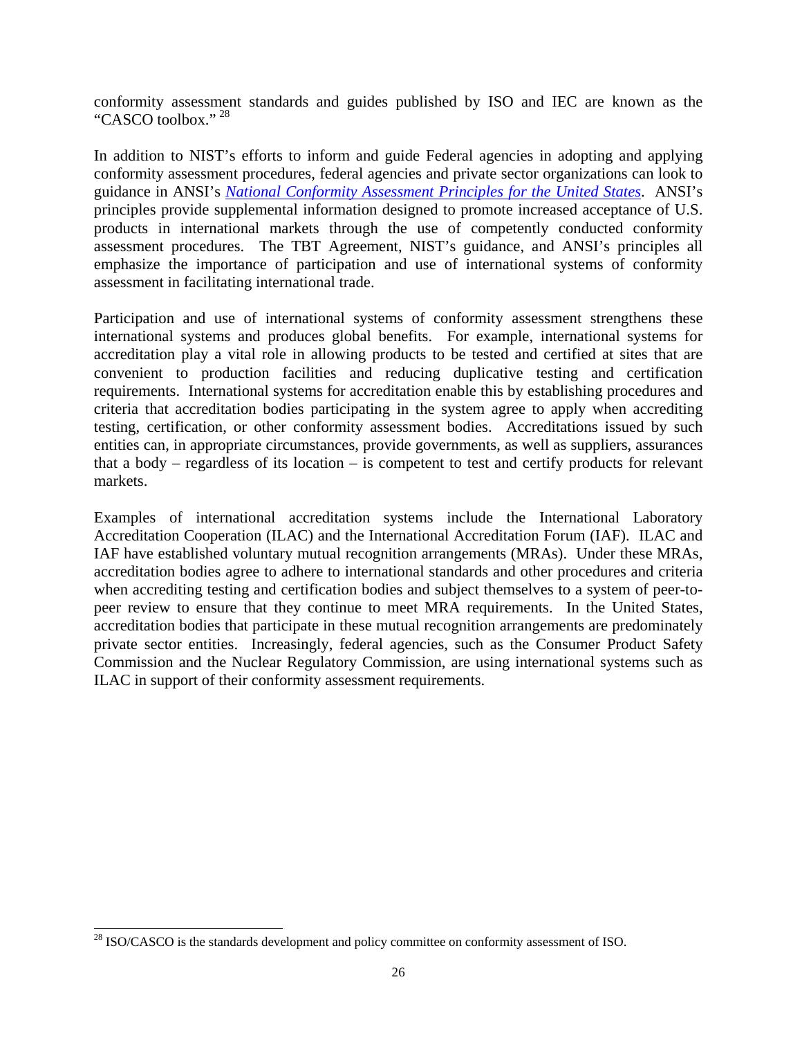conformity assessment standards and guides published by ISO and IEC are known as the "CASCO toolbox." [28]

In addition to NIST's efforts to inform and guide Federal agencies in adopting and applying conformity assessment procedures, federal agencies and private sector organizations can look to guidance in ANSI's *National Conformity Assessment Principles for the United States*. ANSI's principles provide supplemental information designed to promote increased acceptance of U.S. products in international markets through the use of competently conducted conformity assessment procedures. The TBT Agreement, NIST's guidance, and ANSI's principles all emphasize the importance of participation and use of international systems of conformity assessment in facilitating international trade.

Participation and use of international systems of conformity assessment strengthens these international systems and produces global benefits. For example, international systems for accreditation play a vital role in allowing products to be tested and certified at sites that are convenient to production facilities and reducing duplicative testing and certification requirements. International systems for accreditation enable this by establishing procedures and criteria that accreditation bodies participating in the system agree to apply when accrediting testing, certification, or other conformity assessment bodies. Accreditations issued by such entities can, in appropriate circumstances, provide governments, as well as suppliers, assurances that a body – regardless of its location – is competent to test and certify products for relevant markets.

Examples of international accreditation systems include the International Laboratory Accreditation Cooperation (ILAC) and the International Accreditation Forum (IAF). ILAC and IAF have established voluntary mutual recognition arrangements (MRAs). Under these MRAs, accreditation bodies agree to adhere to international standards and other procedures and criteria when accrediting testing and certification bodies and subject themselves to a system of peer-to-peer review to ensure that they continue to meet MRA requirements. In the United States, accreditation bodies that participate in these mutual recognition arrangements are predominately private sector entities. Increasingly, federal agencies, such as the Consumer Product Safety Commission and the Nuclear Regulatory Commission, are using international systems such as ILAC in support of their conformity assessment requirements.

---

[28] ISO/CASCO is the standards development and policy committee on conformity assessment of ISO.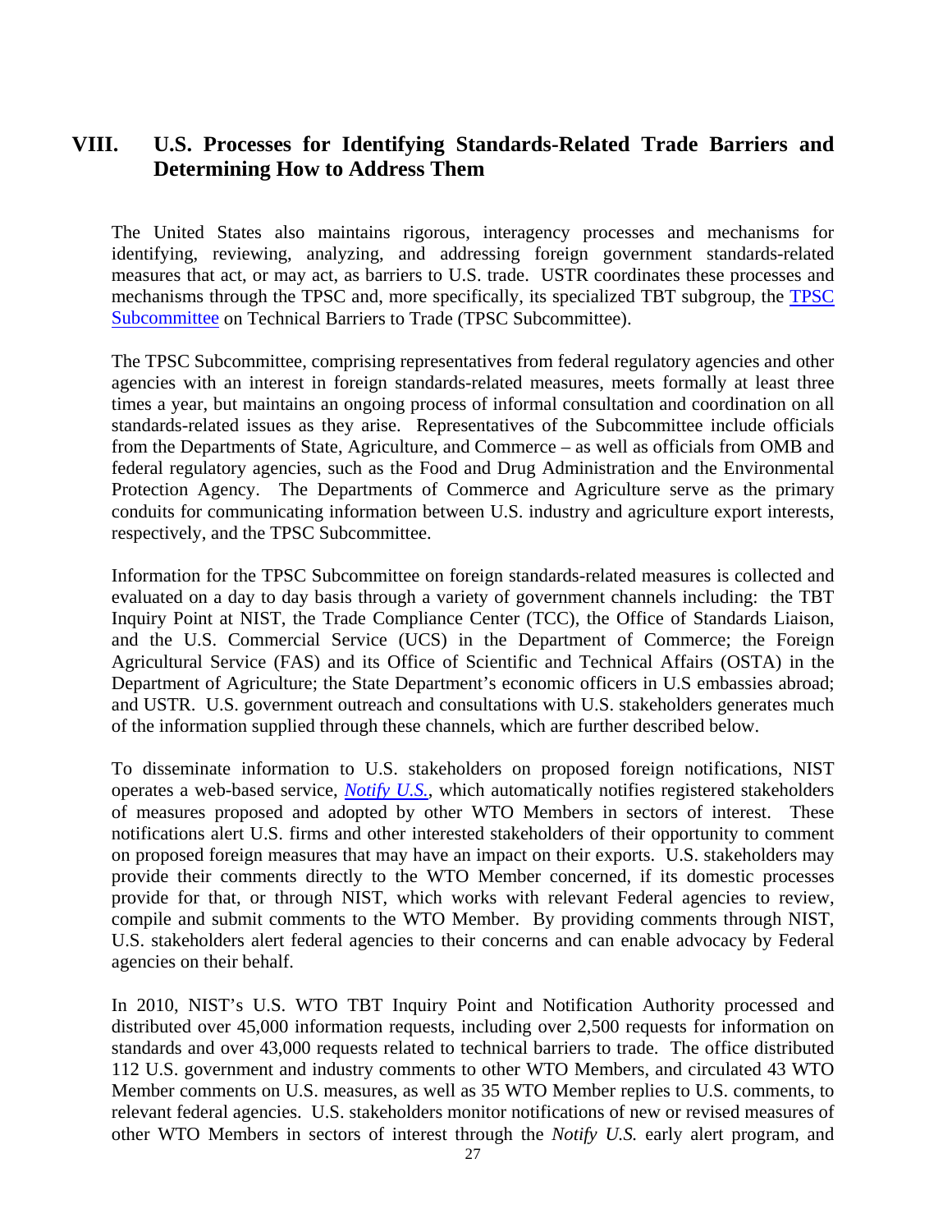## VIII. U.S. Processes for Identifying Standards-Related Trade Barriers and Determining How to Address Them

The United States also maintains rigorous, interagency processes and mechanisms for identifying, reviewing, analyzing, and addressing foreign government standards-related measures that act, or may act, as barriers to U.S. trade. USTR coordinates these processes and mechanisms through the TPSC and, more specifically, its specialized TBT subgroup, the TPSC Subcommittee on Technical Barriers to Trade (TPSC Subcommittee).

The TPSC Subcommittee, comprising representatives from federal regulatory agencies and other agencies with an interest in foreign standards-related measures, meets formally at least three times a year, but maintains an ongoing process of informal consultation and coordination on all standards-related issues as they arise. Representatives of the Subcommittee include officials from the Departments of State, Agriculture, and Commerce – as well as officials from OMB and federal regulatory agencies, such as the Food and Drug Administration and the Environmental Protection Agency. The Departments of Commerce and Agriculture serve as the primary conduits for communicating information between U.S. industry and agriculture export interests, respectively, and the TPSC Subcommittee.

Information for the TPSC Subcommittee on foreign standards-related measures is collected and evaluated on a day to day basis through a variety of government channels including: the TBT Inquiry Point at NIST, the Trade Compliance Center (TCC), the Office of Standards Liaison, and the U.S. Commercial Service (UCS) in the Department of Commerce; the Foreign Agricultural Service (FAS) and its Office of Scientific and Technical Affairs (OSTA) in the Department of Agriculture; the State Department's economic officers in U.S embassies abroad; and USTR. U.S. government outreach and consultations with U.S. stakeholders generates much of the information supplied through these channels, which are further described below.

To disseminate information to U.S. stakeholders on proposed foreign notifications, NIST operates a web-based service, *Notify U.S.*, which automatically notifies registered stakeholders of measures proposed and adopted by other WTO Members in sectors of interest. These notifications alert U.S. firms and other interested stakeholders of their opportunity to comment on proposed foreign measures that may have an impact on their exports. U.S. stakeholders may provide their comments directly to the WTO Member concerned, if its domestic processes provide for that, or through NIST, which works with relevant Federal agencies to review, compile and submit comments to the WTO Member. By providing comments through NIST, U.S. stakeholders alert federal agencies to their concerns and can enable advocacy by Federal agencies on their behalf.

In 2010, NIST's U.S. WTO TBT Inquiry Point and Notification Authority processed and distributed over 45,000 information requests, including over 2,500 requests for information on standards and over 43,000 requests related to technical barriers to trade. The office distributed 112 U.S. government and industry comments to other WTO Members, and circulated 43 WTO Member comments on U.S. measures, as well as 35 WTO Member replies to U.S. comments, to relevant federal agencies. U.S. stakeholders monitor notifications of new or revised measures of other WTO Members in sectors of interest through the *Notify U.S.* early alert program, and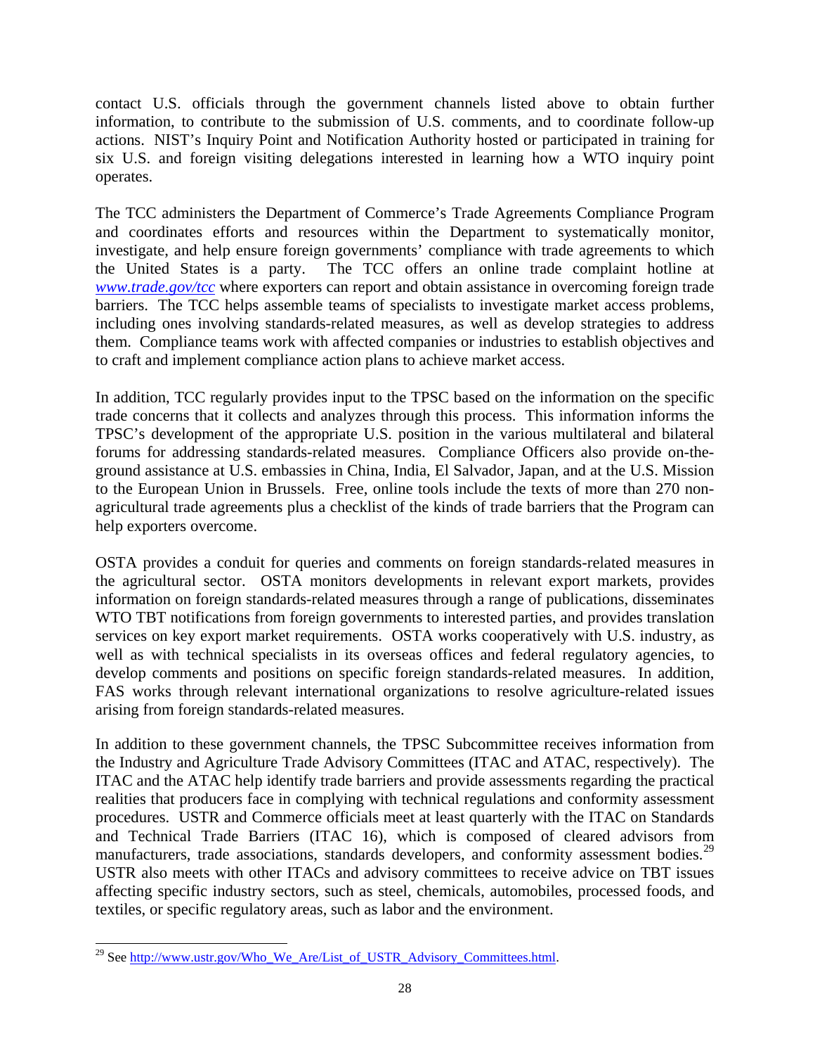contact U.S. officials through the government channels listed above to obtain further information, to contribute to the submission of U.S. comments, and to coordinate follow-up actions. NIST's Inquiry Point and Notification Authority hosted or participated in training for six U.S. and foreign visiting delegations interested in learning how a WTO inquiry point operates.

The TCC administers the Department of Commerce's Trade Agreements Compliance Program and coordinates efforts and resources within the Department to systematically monitor, investigate, and help ensure foreign governments' compliance with trade agreements to which the United States is a party. The TCC offers an online trade complaint hotline at *www.trade.gov/tcc* where exporters can report and obtain assistance in overcoming foreign trade barriers. The TCC helps assemble teams of specialists to investigate market access problems, including ones involving standards-related measures, as well as develop strategies to address them. Compliance teams work with affected companies or industries to establish objectives and to craft and implement compliance action plans to achieve market access.

In addition, TCC regularly provides input to the TPSC based on the information on the specific trade concerns that it collects and analyzes through this process. This information informs the TPSC's development of the appropriate U.S. position in the various multilateral and bilateral forums for addressing standards-related measures. Compliance Officers also provide on-the-ground assistance at U.S. embassies in China, India, El Salvador, Japan, and at the U.S. Mission to the European Union in Brussels. Free, online tools include the texts of more than 270 non-agricultural trade agreements plus a checklist of the kinds of trade barriers that the Program can help exporters overcome.

OSTA provides a conduit for queries and comments on foreign standards-related measures in the agricultural sector. OSTA monitors developments in relevant export markets, provides information on foreign standards-related measures through a range of publications, disseminates WTO TBT notifications from foreign governments to interested parties, and provides translation services on key export market requirements. OSTA works cooperatively with U.S. industry, as well as with technical specialists in its overseas offices and federal regulatory agencies, to develop comments and positions on specific foreign standards-related measures. In addition, FAS works through relevant international organizations to resolve agriculture-related issues arising from foreign standards-related measures.

In addition to these government channels, the TPSC Subcommittee receives information from the Industry and Agriculture Trade Advisory Committees (ITAC and ATAC, respectively). The ITAC and the ATAC help identify trade barriers and provide assessments regarding the practical realities that producers face in complying with technical regulations and conformity assessment procedures. USTR and Commerce officials meet at least quarterly with the ITAC on Standards and Technical Trade Barriers (ITAC 16), which is composed of cleared advisors from manufacturers, trade associations, standards developers, and conformity assessment bodies.[29] USTR also meets with other ITACs and advisory committees to receive advice on TBT issues affecting specific industry sectors, such as steel, chemicals, automobiles, processed foods, and textiles, or specific regulatory areas, such as labor and the environment.

---

[29] See http://www.ustr.gov/Who_We_Are/List_of_USTR_Advisory_Committees.html.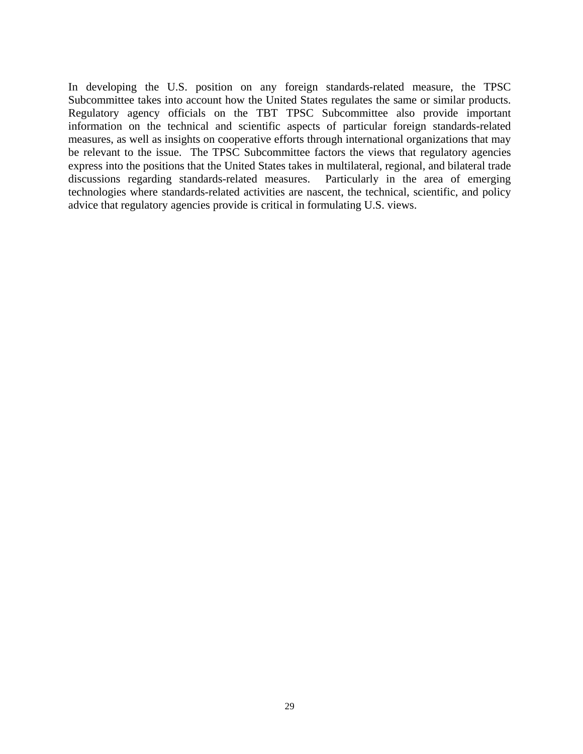In developing the U.S. position on any foreign standards-related measure, the TPSC Subcommittee takes into account how the United States regulates the same or similar products. Regulatory agency officials on the TBT TPSC Subcommittee also provide important information on the technical and scientific aspects of particular foreign standards-related measures, as well as insights on cooperative efforts through international organizations that may be relevant to the issue. The TPSC Subcommittee factors the views that regulatory agencies express into the positions that the United States takes in multilateral, regional, and bilateral trade discussions regarding standards-related measures. Particularly in the area of emerging technologies where standards-related activities are nascent, the technical, scientific, and policy advice that regulatory agencies provide is critical in formulating U.S. views.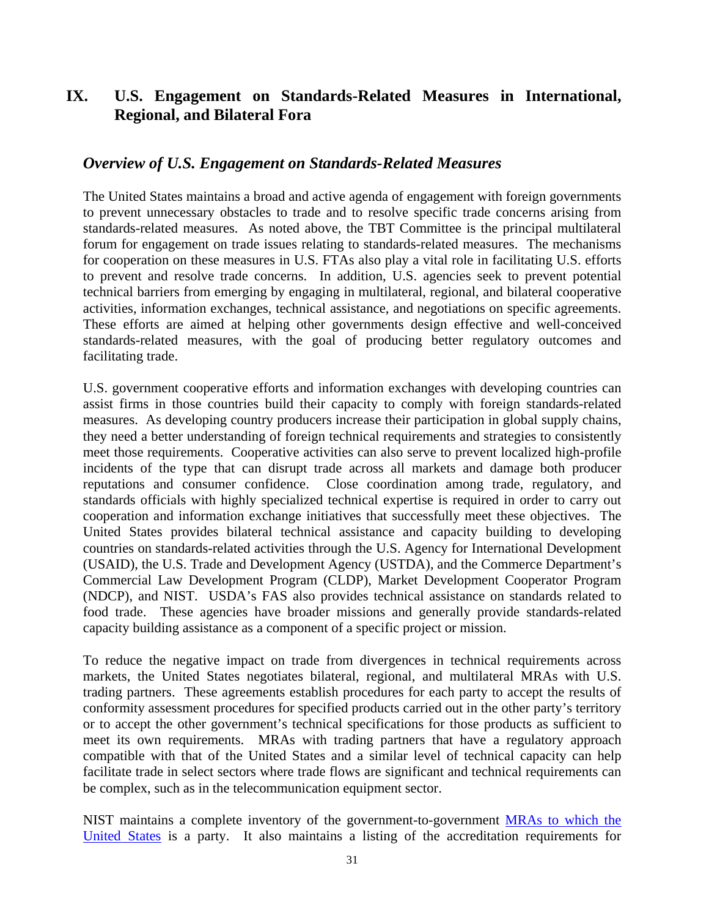# IX. U.S. Engagement on Standards-Related Measures in International, Regional, and Bilateral Fora

## *Overview of U.S. Engagement on Standards-Related Measures*

The United States maintains a broad and active agenda of engagement with foreign governments to prevent unnecessary obstacles to trade and to resolve specific trade concerns arising from standards-related measures. As noted above, the TBT Committee is the principal multilateral forum for engagement on trade issues relating to standards-related measures. The mechanisms for cooperation on these measures in U.S. FTAs also play a vital role in facilitating U.S. efforts to prevent and resolve trade concerns. In addition, U.S. agencies seek to prevent potential technical barriers from emerging by engaging in multilateral, regional, and bilateral cooperative activities, information exchanges, technical assistance, and negotiations on specific agreements. These efforts are aimed at helping other governments design effective and well-conceived standards-related measures, with the goal of producing better regulatory outcomes and facilitating trade.

U.S. government cooperative efforts and information exchanges with developing countries can assist firms in those countries build their capacity to comply with foreign standards-related measures. As developing country producers increase their participation in global supply chains, they need a better understanding of foreign technical requirements and strategies to consistently meet those requirements. Cooperative activities can also serve to prevent localized high-profile incidents of the type that can disrupt trade across all markets and damage both producer reputations and consumer confidence. Close coordination among trade, regulatory, and standards officials with highly specialized technical expertise is required in order to carry out cooperation and information exchange initiatives that successfully meet these objectives. The United States provides bilateral technical assistance and capacity building to developing countries on standards-related activities through the U.S. Agency for International Development (USAID), the U.S. Trade and Development Agency (USTDA), and the Commerce Department's Commercial Law Development Program (CLDP), Market Development Cooperator Program (NDCP), and NIST. USDA's FAS also provides technical assistance on standards related to food trade. These agencies have broader missions and generally provide standards-related capacity building assistance as a component of a specific project or mission.

To reduce the negative impact on trade from divergences in technical requirements across markets, the United States negotiates bilateral, regional, and multilateral MRAs with U.S. trading partners. These agreements establish procedures for each party to accept the results of conformity assessment procedures for specified products carried out in the other party's territory or to accept the other government's technical specifications for those products as sufficient to meet its own requirements. MRAs with trading partners that have a regulatory approach compatible with that of the United States and a similar level of technical capacity can help facilitate trade in select sectors where trade flows are significant and technical requirements can be complex, such as in the telecommunication equipment sector.

NIST maintains a complete inventory of the government-to-government MRAs to which the United States is a party. It also maintains a listing of the accreditation requirements for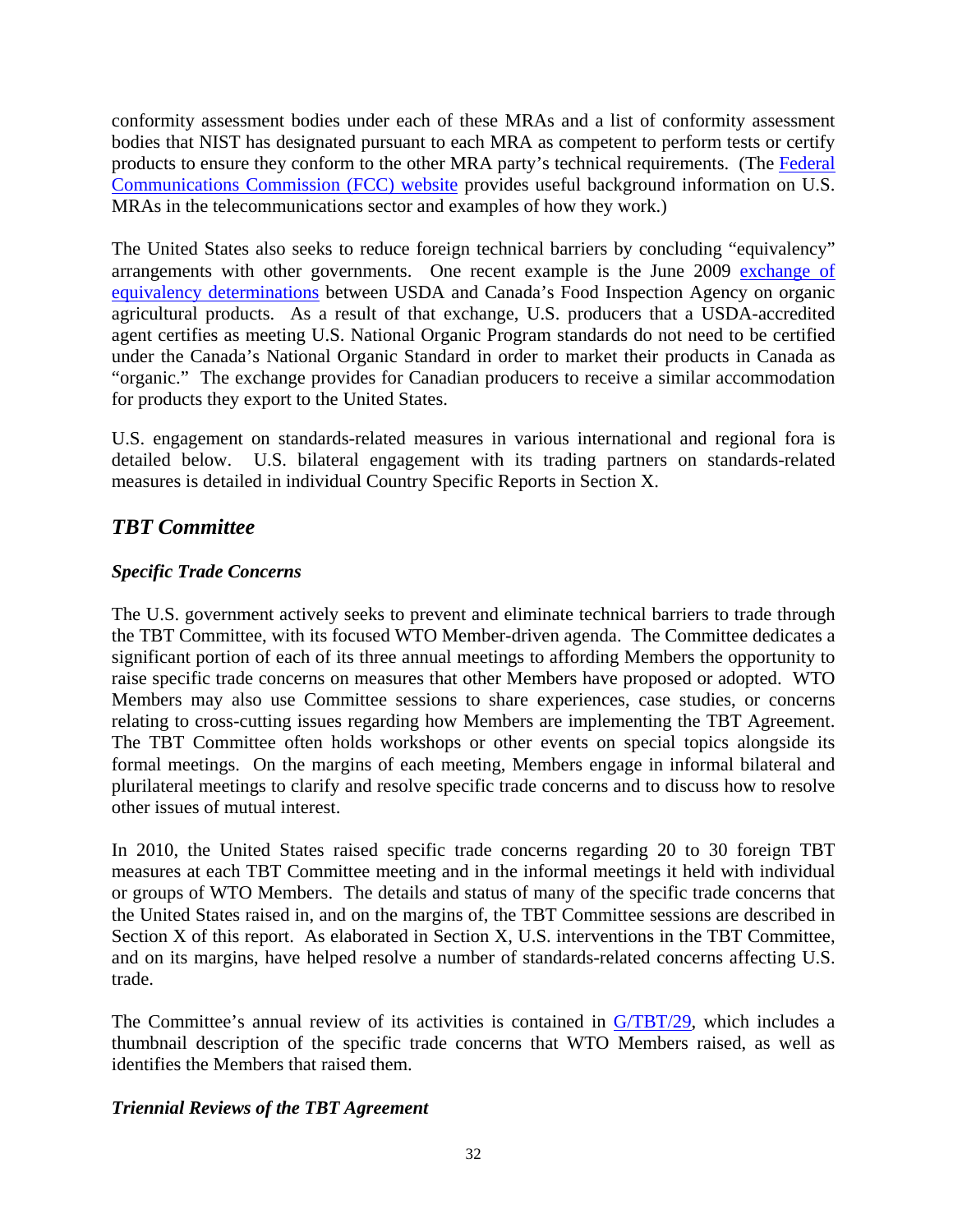conformity assessment bodies under each of these MRAs and a list of conformity assessment bodies that NIST has designated pursuant to each MRA as competent to perform tests or certify products to ensure they conform to the other MRA party's technical requirements. (The Federal Communications Commission (FCC) website provides useful background information on U.S. MRAs in the telecommunications sector and examples of how they work.)

The United States also seeks to reduce foreign technical barriers by concluding "equivalency" arrangements with other governments. One recent example is the June 2009 exchange of equivalency determinations between USDA and Canada's Food Inspection Agency on organic agricultural products. As a result of that exchange, U.S. producers that a USDA-accredited agent certifies as meeting U.S. National Organic Program standards do not need to be certified under the Canada's National Organic Standard in order to market their products in Canada as "organic." The exchange provides for Canadian producers to receive a similar accommodation for products they export to the United States.

U.S. engagement on standards-related measures in various international and regional fora is detailed below. U.S. bilateral engagement with its trading partners on standards-related measures is detailed in individual Country Specific Reports in Section X.

## *TBT Committee*

### *Specific Trade Concerns*

The U.S. government actively seeks to prevent and eliminate technical barriers to trade through the TBT Committee, with its focused WTO Member-driven agenda. The Committee dedicates a significant portion of each of its three annual meetings to affording Members the opportunity to raise specific trade concerns on measures that other Members have proposed or adopted. WTO Members may also use Committee sessions to share experiences, case studies, or concerns relating to cross-cutting issues regarding how Members are implementing the TBT Agreement. The TBT Committee often holds workshops or other events on special topics alongside its formal meetings. On the margins of each meeting, Members engage in informal bilateral and plurilateral meetings to clarify and resolve specific trade concerns and to discuss how to resolve other issues of mutual interest.

In 2010, the United States raised specific trade concerns regarding 20 to 30 foreign TBT measures at each TBT Committee meeting and in the informal meetings it held with individual or groups of WTO Members. The details and status of many of the specific trade concerns that the United States raised in, and on the margins of, the TBT Committee sessions are described in Section X of this report. As elaborated in Section X, U.S. interventions in the TBT Committee, and on its margins, have helped resolve a number of standards-related concerns affecting U.S. trade.

The Committee's annual review of its activities is contained in G/TBT/29, which includes a thumbnail description of the specific trade concerns that WTO Members raised, as well as identifies the Members that raised them.

### *Triennial Reviews of the TBT Agreement*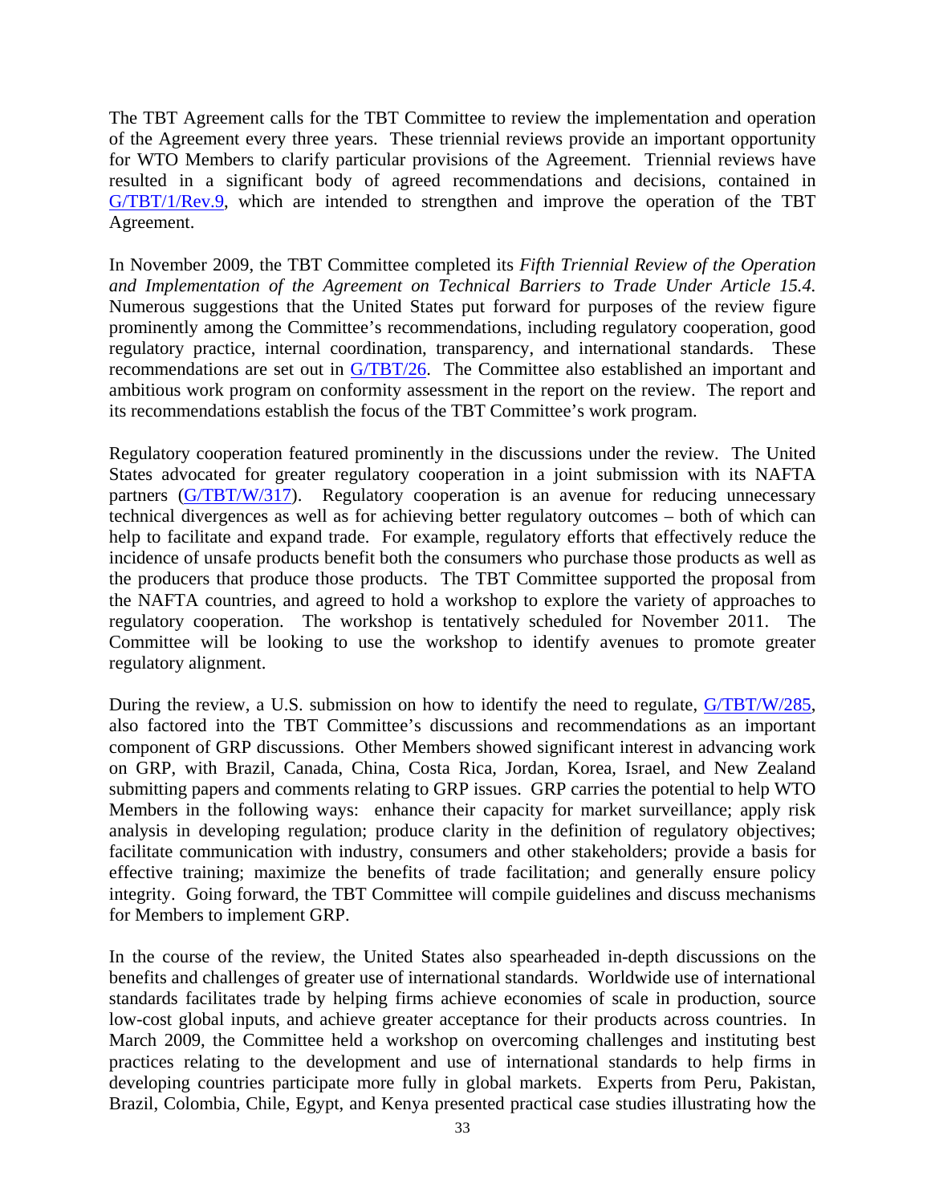The TBT Agreement calls for the TBT Committee to review the implementation and operation of the Agreement every three years. These triennial reviews provide an important opportunity for WTO Members to clarify particular provisions of the Agreement. Triennial reviews have resulted in a significant body of agreed recommendations and decisions, contained in G/TBT/1/Rev.9, which are intended to strengthen and improve the operation of the TBT Agreement.

In November 2009, the TBT Committee completed its *Fifth Triennial Review of the Operation and Implementation of the Agreement on Technical Barriers to Trade Under Article 15.4.* Numerous suggestions that the United States put forward for purposes of the review figure prominently among the Committee's recommendations, including regulatory cooperation, good regulatory practice, internal coordination, transparency, and international standards. These recommendations are set out in G/TBT/26. The Committee also established an important and ambitious work program on conformity assessment in the report on the review. The report and its recommendations establish the focus of the TBT Committee's work program.

Regulatory cooperation featured prominently in the discussions under the review. The United States advocated for greater regulatory cooperation in a joint submission with its NAFTA partners (G/TBT/W/317). Regulatory cooperation is an avenue for reducing unnecessary technical divergences as well as for achieving better regulatory outcomes – both of which can help to facilitate and expand trade. For example, regulatory efforts that effectively reduce the incidence of unsafe products benefit both the consumers who purchase those products as well as the producers that produce those products. The TBT Committee supported the proposal from the NAFTA countries, and agreed to hold a workshop to explore the variety of approaches to regulatory cooperation. The workshop is tentatively scheduled for November 2011. The Committee will be looking to use the workshop to identify avenues to promote greater regulatory alignment.

During the review, a U.S. submission on how to identify the need to regulate, G/TBT/W/285, also factored into the TBT Committee's discussions and recommendations as an important component of GRP discussions. Other Members showed significant interest in advancing work on GRP, with Brazil, Canada, China, Costa Rica, Jordan, Korea, Israel, and New Zealand submitting papers and comments relating to GRP issues. GRP carries the potential to help WTO Members in the following ways: enhance their capacity for market surveillance; apply risk analysis in developing regulation; produce clarity in the definition of regulatory objectives; facilitate communication with industry, consumers and other stakeholders; provide a basis for effective training; maximize the benefits of trade facilitation; and generally ensure policy integrity. Going forward, the TBT Committee will compile guidelines and discuss mechanisms for Members to implement GRP.

In the course of the review, the United States also spearheaded in-depth discussions on the benefits and challenges of greater use of international standards. Worldwide use of international standards facilitates trade by helping firms achieve economies of scale in production, source low-cost global inputs, and achieve greater acceptance for their products across countries. In March 2009, the Committee held a workshop on overcoming challenges and instituting best practices relating to the development and use of international standards to help firms in developing countries participate more fully in global markets. Experts from Peru, Pakistan, Brazil, Colombia, Chile, Egypt, and Kenya presented practical case studies illustrating how the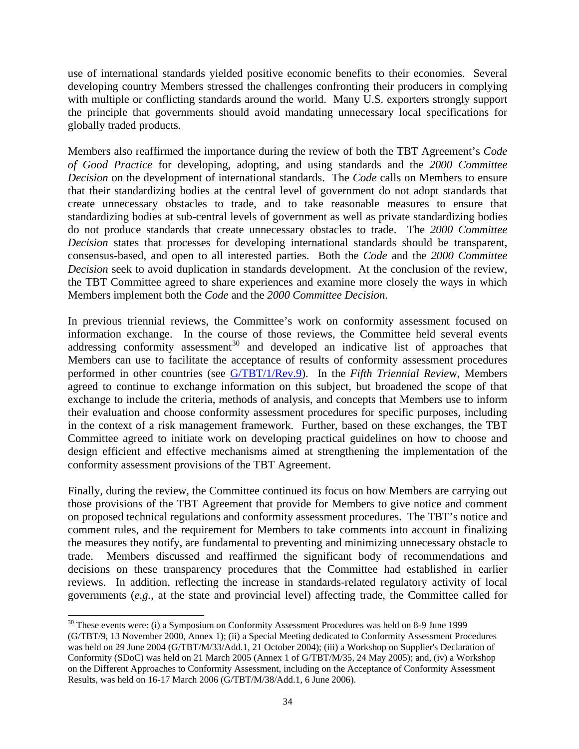use of international standards yielded positive economic benefits to their economies. Several developing country Members stressed the challenges confronting their producers in complying with multiple or conflicting standards around the world. Many U.S. exporters strongly support the principle that governments should avoid mandating unnecessary local specifications for globally traded products.

Members also reaffirmed the importance during the review of both the TBT Agreement's *Code of Good Practice* for developing, adopting, and using standards and the *2000 Committee Decision* on the development of international standards. The *Code* calls on Members to ensure that their standardizing bodies at the central level of government do not adopt standards that create unnecessary obstacles to trade, and to take reasonable measures to ensure that standardizing bodies at sub-central levels of government as well as private standardizing bodies do not produce standards that create unnecessary obstacles to trade. The *2000 Committee Decision* states that processes for developing international standards should be transparent, consensus-based, and open to all interested parties. Both the *Code* and the *2000 Committee Decision* seek to avoid duplication in standards development. At the conclusion of the review, the TBT Committee agreed to share experiences and examine more closely the ways in which Members implement both the *Code* and the *2000 Committee Decision*.

In previous triennial reviews, the Committee's work on conformity assessment focused on information exchange. In the course of those reviews, the Committee held several events addressing conformity assessment[30] and developed an indicative list of approaches that Members can use to facilitate the acceptance of results of conformity assessment procedures performed in other countries (see G/TBT/1/Rev.9). In the *Fifth Triennial Review*, Members agreed to continue to exchange information on this subject, but broadened the scope of that exchange to include the criteria, methods of analysis, and concepts that Members use to inform their evaluation and choose conformity assessment procedures for specific purposes, including in the context of a risk management framework. Further, based on these exchanges, the TBT Committee agreed to initiate work on developing practical guidelines on how to choose and design efficient and effective mechanisms aimed at strengthening the implementation of the conformity assessment provisions of the TBT Agreement.

Finally, during the review, the Committee continued its focus on how Members are carrying out those provisions of the TBT Agreement that provide for Members to give notice and comment on proposed technical regulations and conformity assessment procedures. The TBT's notice and comment rules, and the requirement for Members to take comments into account in finalizing the measures they notify, are fundamental to preventing and minimizing unnecessary obstacle to trade. Members discussed and reaffirmed the significant body of recommendations and decisions on these transparency procedures that the Committee had established in earlier reviews. In addition, reflecting the increase in standards-related regulatory activity of local governments (*e.g.*, at the state and provincial level) affecting trade, the Committee called for

[30] These events were: (i) a Symposium on Conformity Assessment Procedures was held on 8-9 June 1999 (G/TBT/9, 13 November 2000, Annex 1); (ii) a Special Meeting dedicated to Conformity Assessment Procedures was held on 29 June 2004 (G/TBT/M/33/Add.1, 21 October 2004); (iii) a Workshop on Supplier's Declaration of Conformity (SDoC) was held on 21 March 2005 (Annex 1 of G/TBT/M/35, 24 May 2005); and, (iv) a Workshop on the Different Approaches to Conformity Assessment, including on the Acceptance of Conformity Assessment Results, was held on 16-17 March 2006 (G/TBT/M/38/Add.1, 6 June 2006).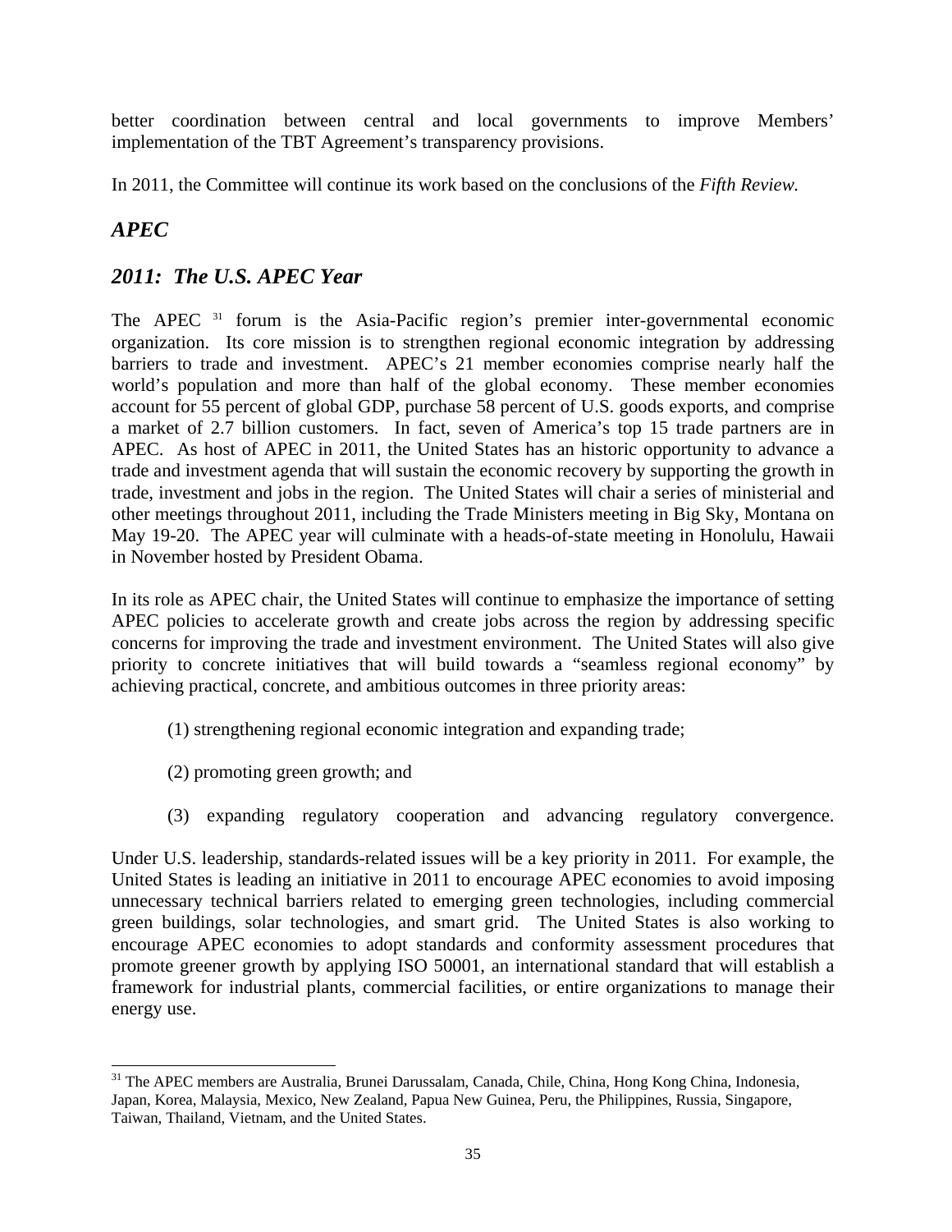better coordination between central and local governments to improve Members' implementation of the TBT Agreement's transparency provisions.

In 2011, the Committee will continue its work based on the conclusions of the *Fifth Review.*

## *APEC*

## *2011: The U.S. APEC Year*

The APEC [31] forum is the Asia-Pacific region's premier inter-governmental economic organization. Its core mission is to strengthen regional economic integration by addressing barriers to trade and investment. APEC's 21 member economies comprise nearly half the world's population and more than half of the global economy. These member economies account for 55 percent of global GDP, purchase 58 percent of U.S. goods exports, and comprise a market of 2.7 billion customers. In fact, seven of America's top 15 trade partners are in APEC. As host of APEC in 2011, the United States has an historic opportunity to advance a trade and investment agenda that will sustain the economic recovery by supporting the growth in trade, investment and jobs in the region. The United States will chair a series of ministerial and other meetings throughout 2011, including the Trade Ministers meeting in Big Sky, Montana on May 19-20. The APEC year will culminate with a heads-of-state meeting in Honolulu, Hawaii in November hosted by President Obama.

In its role as APEC chair, the United States will continue to emphasize the importance of setting APEC policies to accelerate growth and create jobs across the region by addressing specific concerns for improving the trade and investment environment. The United States will also give priority to concrete initiatives that will build towards a "seamless regional economy" by achieving practical, concrete, and ambitious outcomes in three priority areas:

(1) strengthening regional economic integration and expanding trade;

(2) promoting green growth; and

(3) expanding regulatory cooperation and advancing regulatory convergence.

Under U.S. leadership, standards-related issues will be a key priority in 2011. For example, the United States is leading an initiative in 2011 to encourage APEC economies to avoid imposing unnecessary technical barriers related to emerging green technologies, including commercial green buildings, solar technologies, and smart grid. The United States is also working to encourage APEC economies to adopt standards and conformity assessment procedures that promote greener growth by applying ISO 50001, an international standard that will establish a framework for industrial plants, commercial facilities, or entire organizations to manage their energy use.

---

[31] The APEC members are Australia, Brunei Darussalam, Canada, Chile, China, Hong Kong China, Indonesia, Japan, Korea, Malaysia, Mexico, New Zealand, Papua New Guinea, Peru, the Philippines, Russia, Singapore, Taiwan, Thailand, Vietnam, and the United States.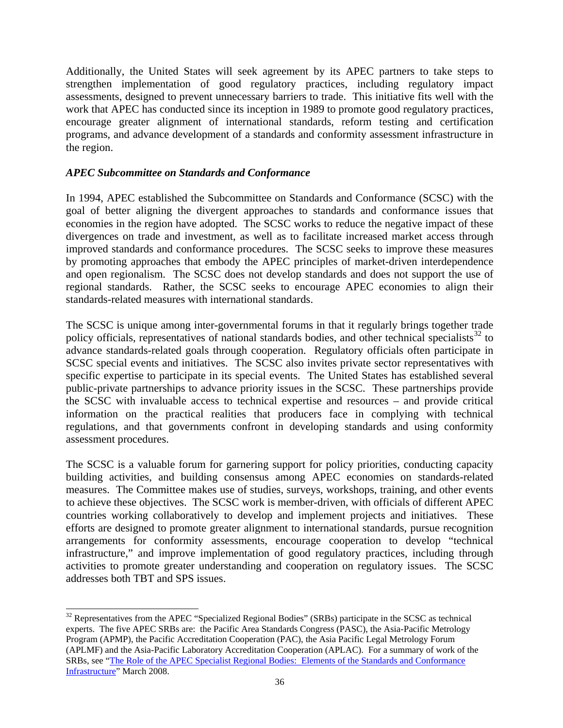Additionally, the United States will seek agreement by its APEC partners to take steps to strengthen implementation of good regulatory practices, including regulatory impact assessments, designed to prevent unnecessary barriers to trade. This initiative fits well with the work that APEC has conducted since its inception in 1989 to promote good regulatory practices, encourage greater alignment of international standards, reform testing and certification programs, and advance development of a standards and conformity assessment infrastructure in the region.

***APEC Subcommittee on Standards and Conformance***

In 1994, APEC established the Subcommittee on Standards and Conformance (SCSC) with the goal of better aligning the divergent approaches to standards and conformance issues that economies in the region have adopted. The SCSC works to reduce the negative impact of these divergences on trade and investment, as well as to facilitate increased market access through improved standards and conformance procedures. The SCSC seeks to improve these measures by promoting approaches that embody the APEC principles of market-driven interdependence and open regionalism. The SCSC does not develop standards and does not support the use of regional standards. Rather, the SCSC seeks to encourage APEC economies to align their standards-related measures with international standards.

The SCSC is unique among inter-governmental forums in that it regularly brings together trade policy officials, representatives of national standards bodies, and other technical specialists[32] to advance standards-related goals through cooperation. Regulatory officials often participate in SCSC special events and initiatives. The SCSC also invites private sector representatives with specific expertise to participate in its special events. The United States has established several public-private partnerships to advance priority issues in the SCSC. These partnerships provide the SCSC with invaluable access to technical expertise and resources – and provide critical information on the practical realities that producers face in complying with technical regulations, and that governments confront in developing standards and using conformity assessment procedures.

The SCSC is a valuable forum for garnering support for policy priorities, conducting capacity building activities, and building consensus among APEC economies on standards-related measures. The Committee makes use of studies, surveys, workshops, training, and other events to achieve these objectives. The SCSC work is member-driven, with officials of different APEC countries working collaboratively to develop and implement projects and initiatives. These efforts are designed to promote greater alignment to international standards, pursue recognition arrangements for conformity assessments, encourage cooperation to develop "technical infrastructure," and improve implementation of good regulatory practices, including through activities to promote greater understanding and cooperation on regulatory issues. The SCSC addresses both TBT and SPS issues.

---

[32] Representatives from the APEC "Specialized Regional Bodies" (SRBs) participate in the SCSC as technical experts. The five APEC SRBs are: the Pacific Area Standards Congress (PASC), the Asia-Pacific Metrology Program (APMP), the Pacific Accreditation Cooperation (PAC), the Asia Pacific Legal Metrology Forum (APLMF) and the Asia-Pacific Laboratory Accreditation Cooperation (APLAC). For a summary of work of the SRBs, see "The Role of the APEC Specialist Regional Bodies: Elements of the Standards and Conformance Infrastructure" March 2008.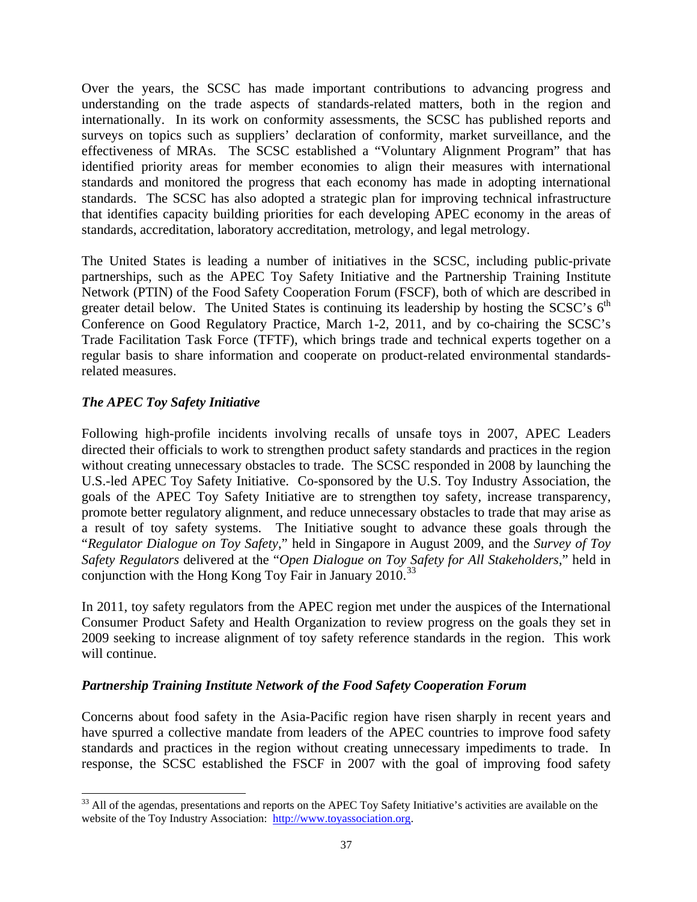Over the years, the SCSC has made important contributions to advancing progress and understanding on the trade aspects of standards-related matters, both in the region and internationally. In its work on conformity assessments, the SCSC has published reports and surveys on topics such as suppliers' declaration of conformity, market surveillance, and the effectiveness of MRAs. The SCSC established a "Voluntary Alignment Program" that has identified priority areas for member economies to align their measures with international standards and monitored the progress that each economy has made in adopting international standards. The SCSC has also adopted a strategic plan for improving technical infrastructure that identifies capacity building priorities for each developing APEC economy in the areas of standards, accreditation, laboratory accreditation, metrology, and legal metrology.

The United States is leading a number of initiatives in the SCSC, including public-private partnerships, such as the APEC Toy Safety Initiative and the Partnership Training Institute Network (PTIN) of the Food Safety Cooperation Forum (FSCF), both of which are described in greater detail below. The United States is continuing its leadership by hosting the SCSC's 6th Conference on Good Regulatory Practice, March 1-2, 2011, and by co-chairing the SCSC's Trade Facilitation Task Force (TFTF), which brings trade and technical experts together on a regular basis to share information and cooperate on product-related environmental standards-related measures.

### *The APEC Toy Safety Initiative*

Following high-profile incidents involving recalls of unsafe toys in 2007, APEC Leaders directed their officials to work to strengthen product safety standards and practices in the region without creating unnecessary obstacles to trade. The SCSC responded in 2008 by launching the U.S.-led APEC Toy Safety Initiative. Co-sponsored by the U.S. Toy Industry Association, the goals of the APEC Toy Safety Initiative are to strengthen toy safety, increase transparency, promote better regulatory alignment, and reduce unnecessary obstacles to trade that may arise as a result of toy safety systems. The Initiative sought to advance these goals through the "*Regulator Dialogue on Toy Safety*," held in Singapore in August 2009, and the *Survey of Toy Safety Regulators* delivered at the "*Open Dialogue on Toy Safety for All Stakeholders*," held in conjunction with the Hong Kong Toy Fair in January 2010.[33]

In 2011, toy safety regulators from the APEC region met under the auspices of the International Consumer Product Safety and Health Organization to review progress on the goals they set in 2009 seeking to increase alignment of toy safety reference standards in the region. This work will continue.

### *Partnership Training Institute Network of the Food Safety Cooperation Forum*

Concerns about food safety in the Asia-Pacific region have risen sharply in recent years and have spurred a collective mandate from leaders of the APEC countries to improve food safety standards and practices in the region without creating unnecessary impediments to trade. In response, the SCSC established the FSCF in 2007 with the goal of improving food safety

---

[33] All of the agendas, presentations and reports on the APEC Toy Safety Initiative's activities are available on the website of the Toy Industry Association: http://www.toyassociation.org.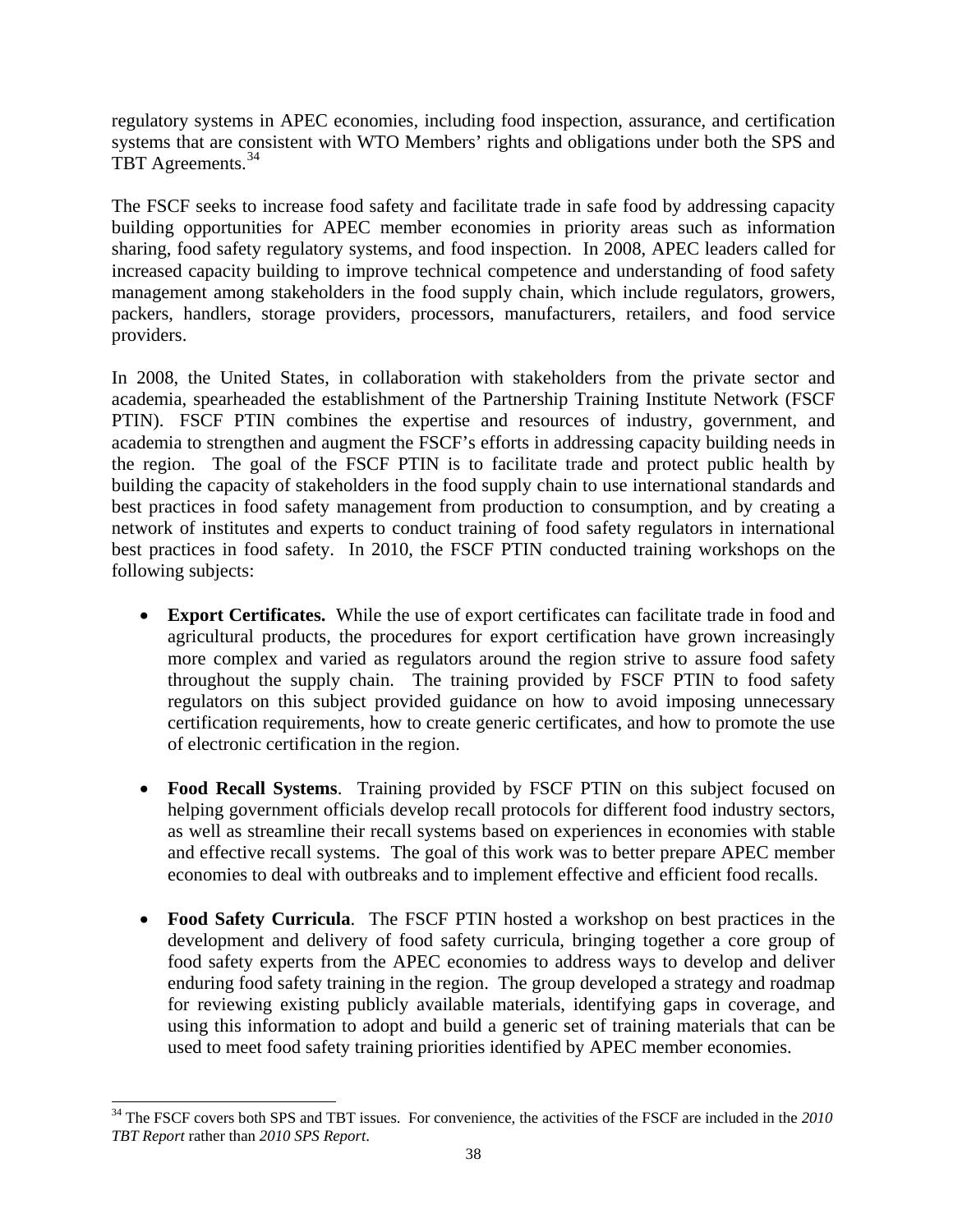regulatory systems in APEC economies, including food inspection, assurance, and certification systems that are consistent with WTO Members' rights and obligations under both the SPS and TBT Agreements.[34]

The FSCF seeks to increase food safety and facilitate trade in safe food by addressing capacity building opportunities for APEC member economies in priority areas such as information sharing, food safety regulatory systems, and food inspection. In 2008, APEC leaders called for increased capacity building to improve technical competence and understanding of food safety management among stakeholders in the food supply chain, which include regulators, growers, packers, handlers, storage providers, processors, manufacturers, retailers, and food service providers.

In 2008, the United States, in collaboration with stakeholders from the private sector and academia, spearheaded the establishment of the Partnership Training Institute Network (FSCF PTIN). FSCF PTIN combines the expertise and resources of industry, government, and academia to strengthen and augment the FSCF's efforts in addressing capacity building needs in the region. The goal of the FSCF PTIN is to facilitate trade and protect public health by building the capacity of stakeholders in the food supply chain to use international standards and best practices in food safety management from production to consumption, and by creating a network of institutes and experts to conduct training of food safety regulators in international best practices in food safety. In 2010, the FSCF PTIN conducted training workshops on the following subjects:

- **Export Certificates.** While the use of export certificates can facilitate trade in food and agricultural products, the procedures for export certification have grown increasingly more complex and varied as regulators around the region strive to assure food safety throughout the supply chain. The training provided by FSCF PTIN to food safety regulators on this subject provided guidance on how to avoid imposing unnecessary certification requirements, how to create generic certificates, and how to promote the use of electronic certification in the region.

- **Food Recall Systems**. Training provided by FSCF PTIN on this subject focused on helping government officials develop recall protocols for different food industry sectors, as well as streamline their recall systems based on experiences in economies with stable and effective recall systems. The goal of this work was to better prepare APEC member economies to deal with outbreaks and to implement effective and efficient food recalls.

- **Food Safety Curricula**. The FSCF PTIN hosted a workshop on best practices in the development and delivery of food safety curricula, bringing together a core group of food safety experts from the APEC economies to address ways to develop and deliver enduring food safety training in the region. The group developed a strategy and roadmap for reviewing existing publicly available materials, identifying gaps in coverage, and using this information to adopt and build a generic set of training materials that can be used to meet food safety training priorities identified by APEC member economies.

[34] The FSCF covers both SPS and TBT issues. For convenience, the activities of the FSCF are included in the *2010 TBT Report* rather than *2010 SPS Report*.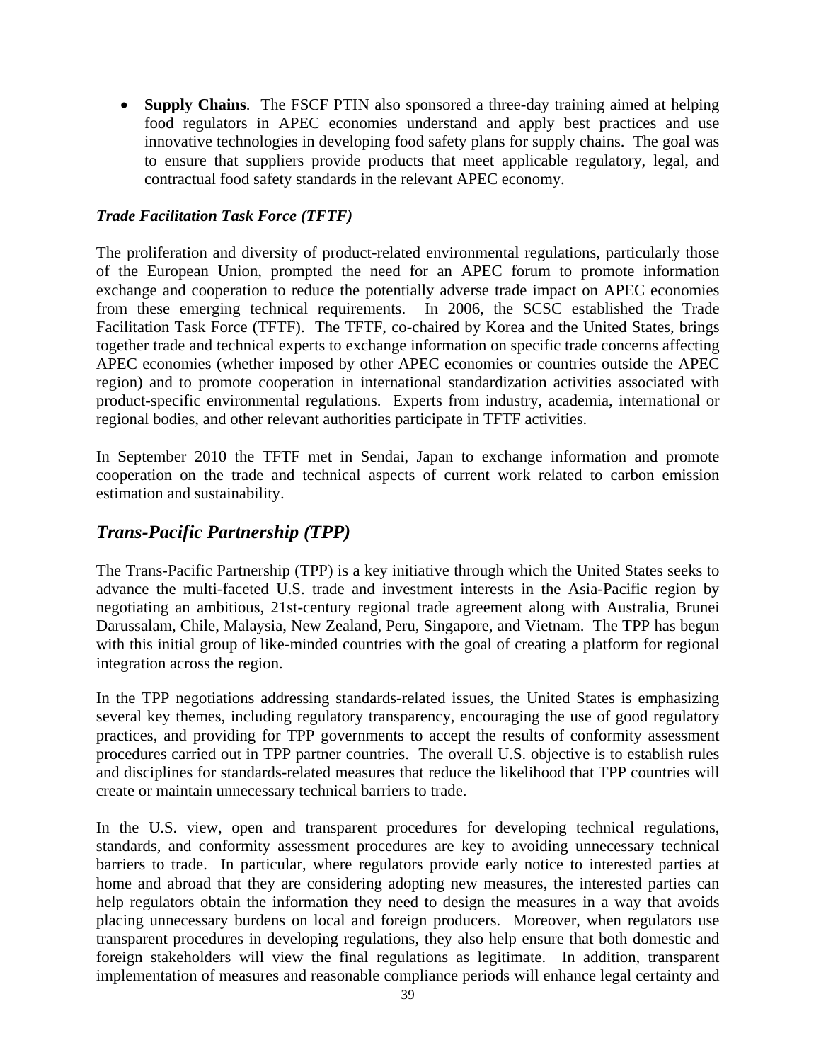- **Supply Chains**. The FSCF PTIN also sponsored a three-day training aimed at helping food regulators in APEC economies understand and apply best practices and use innovative technologies in developing food safety plans for supply chains. The goal was to ensure that suppliers provide products that meet applicable regulatory, legal, and contractual food safety standards in the relevant APEC economy.

***Trade Facilitation Task Force (TFTF)***

The proliferation and diversity of product-related environmental regulations, particularly those of the European Union, prompted the need for an APEC forum to promote information exchange and cooperation to reduce the potentially adverse trade impact on APEC economies from these emerging technical requirements. In 2006, the SCSC established the Trade Facilitation Task Force (TFTF). The TFTF, co-chaired by Korea and the United States, brings together trade and technical experts to exchange information on specific trade concerns affecting APEC economies (whether imposed by other APEC economies or countries outside the APEC region) and to promote cooperation in international standardization activities associated with product-specific environmental regulations. Experts from industry, academia, international or regional bodies, and other relevant authorities participate in TFTF activities.

In September 2010 the TFTF met in Sendai, Japan to exchange information and promote cooperation on the trade and technical aspects of current work related to carbon emission estimation and sustainability.

## *Trans-Pacific Partnership (TPP)*

The Trans-Pacific Partnership (TPP) is a key initiative through which the United States seeks to advance the multi-faceted U.S. trade and investment interests in the Asia-Pacific region by negotiating an ambitious, 21st-century regional trade agreement along with Australia, Brunei Darussalam, Chile, Malaysia, New Zealand, Peru, Singapore, and Vietnam. The TPP has begun with this initial group of like-minded countries with the goal of creating a platform for regional integration across the region.

In the TPP negotiations addressing standards-related issues, the United States is emphasizing several key themes, including regulatory transparency, encouraging the use of good regulatory practices, and providing for TPP governments to accept the results of conformity assessment procedures carried out in TPP partner countries. The overall U.S. objective is to establish rules and disciplines for standards-related measures that reduce the likelihood that TPP countries will create or maintain unnecessary technical barriers to trade.

In the U.S. view, open and transparent procedures for developing technical regulations, standards, and conformity assessment procedures are key to avoiding unnecessary technical barriers to trade. In particular, where regulators provide early notice to interested parties at home and abroad that they are considering adopting new measures, the interested parties can help regulators obtain the information they need to design the measures in a way that avoids placing unnecessary burdens on local and foreign producers. Moreover, when regulators use transparent procedures in developing regulations, they also help ensure that both domestic and foreign stakeholders will view the final regulations as legitimate. In addition, transparent implementation of measures and reasonable compliance periods will enhance legal certainty and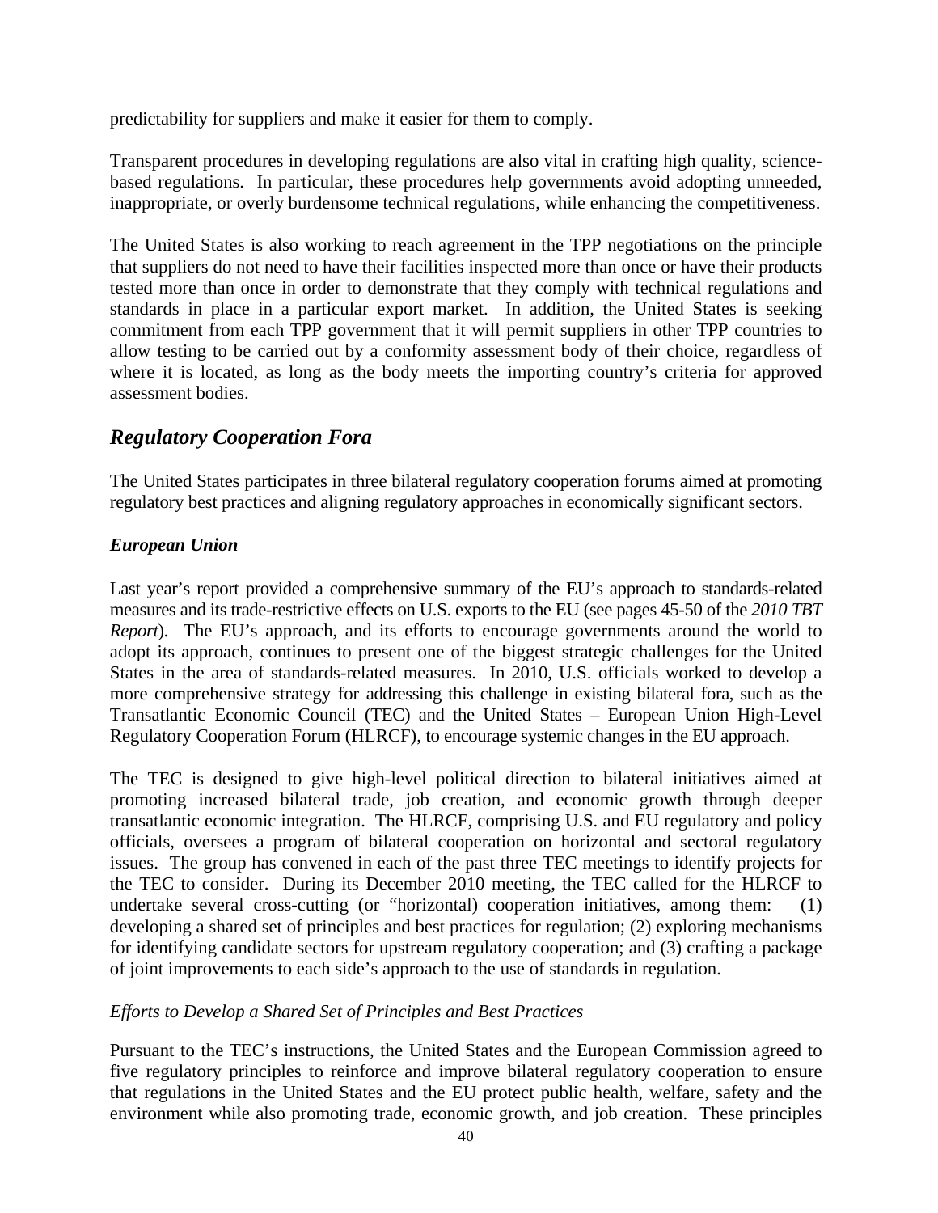predictability for suppliers and make it easier for them to comply.

Transparent procedures in developing regulations are also vital in crafting high quality, science-based regulations. In particular, these procedures help governments avoid adopting unneeded, inappropriate, or overly burdensome technical regulations, while enhancing the competitiveness.

The United States is also working to reach agreement in the TPP negotiations on the principle that suppliers do not need to have their facilities inspected more than once or have their products tested more than once in order to demonstrate that they comply with technical regulations and standards in place in a particular export market. In addition, the United States is seeking commitment from each TPP government that it will permit suppliers in other TPP countries to allow testing to be carried out by a conformity assessment body of their choice, regardless of where it is located, as long as the body meets the importing country's criteria for approved assessment bodies.

## *Regulatory Cooperation Fora*

The United States participates in three bilateral regulatory cooperation forums aimed at promoting regulatory best practices and aligning regulatory approaches in economically significant sectors.

### *European Union*

Last year's report provided a comprehensive summary of the EU's approach to standards-related measures and its trade-restrictive effects on U.S. exports to the EU (see pages 45-50 of the *2010 TBT Report*). The EU's approach, and its efforts to encourage governments around the world to adopt its approach, continues to present one of the biggest strategic challenges for the United States in the area of standards-related measures. In 2010, U.S. officials worked to develop a more comprehensive strategy for addressing this challenge in existing bilateral fora, such as the Transatlantic Economic Council (TEC) and the United States – European Union High-Level Regulatory Cooperation Forum (HLRCF), to encourage systemic changes in the EU approach.

The TEC is designed to give high-level political direction to bilateral initiatives aimed at promoting increased bilateral trade, job creation, and economic growth through deeper transatlantic economic integration. The HLRCF, comprising U.S. and EU regulatory and policy officials, oversees a program of bilateral cooperation on horizontal and sectoral regulatory issues. The group has convened in each of the past three TEC meetings to identify projects for the TEC to consider. During its December 2010 meeting, the TEC called for the HLRCF to undertake several cross-cutting (or "horizontal) cooperation initiatives, among them: (1) developing a shared set of principles and best practices for regulation; (2) exploring mechanisms for identifying candidate sectors for upstream regulatory cooperation; and (3) crafting a package of joint improvements to each side's approach to the use of standards in regulation.

#### *Efforts to Develop a Shared Set of Principles and Best Practices*

Pursuant to the TEC's instructions, the United States and the European Commission agreed to five regulatory principles to reinforce and improve bilateral regulatory cooperation to ensure that regulations in the United States and the EU protect public health, welfare, safety and the environment while also promoting trade, economic growth, and job creation. These principles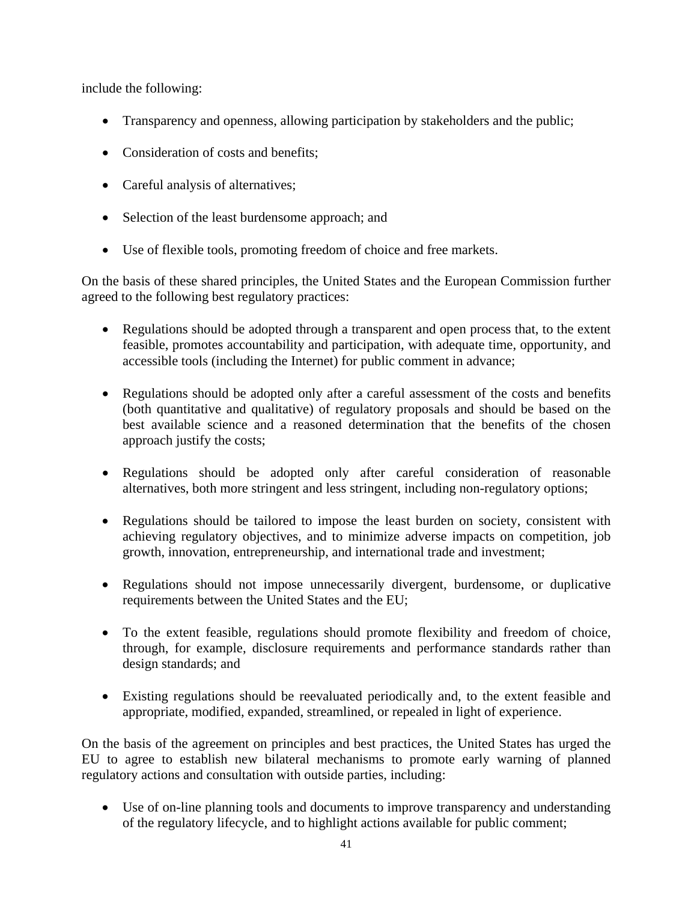include the following:

- Transparency and openness, allowing participation by stakeholders and the public;
- Consideration of costs and benefits;
- Careful analysis of alternatives;
- Selection of the least burdensome approach; and
- Use of flexible tools, promoting freedom of choice and free markets.

On the basis of these shared principles, the United States and the European Commission further agreed to the following best regulatory practices:

- Regulations should be adopted through a transparent and open process that, to the extent feasible, promotes accountability and participation, with adequate time, opportunity, and accessible tools (including the Internet) for public comment in advance;
- Regulations should be adopted only after a careful assessment of the costs and benefits (both quantitative and qualitative) of regulatory proposals and should be based on the best available science and a reasoned determination that the benefits of the chosen approach justify the costs;
- Regulations should be adopted only after careful consideration of reasonable alternatives, both more stringent and less stringent, including non-regulatory options;
- Regulations should be tailored to impose the least burden on society, consistent with achieving regulatory objectives, and to minimize adverse impacts on competition, job growth, innovation, entrepreneurship, and international trade and investment;
- Regulations should not impose unnecessarily divergent, burdensome, or duplicative requirements between the United States and the EU;
- To the extent feasible, regulations should promote flexibility and freedom of choice, through, for example, disclosure requirements and performance standards rather than design standards; and
- Existing regulations should be reevaluated periodically and, to the extent feasible and appropriate, modified, expanded, streamlined, or repealed in light of experience.

On the basis of the agreement on principles and best practices, the United States has urged the EU to agree to establish new bilateral mechanisms to promote early warning of planned regulatory actions and consultation with outside parties, including:

- Use of on-line planning tools and documents to improve transparency and understanding of the regulatory lifecycle, and to highlight actions available for public comment;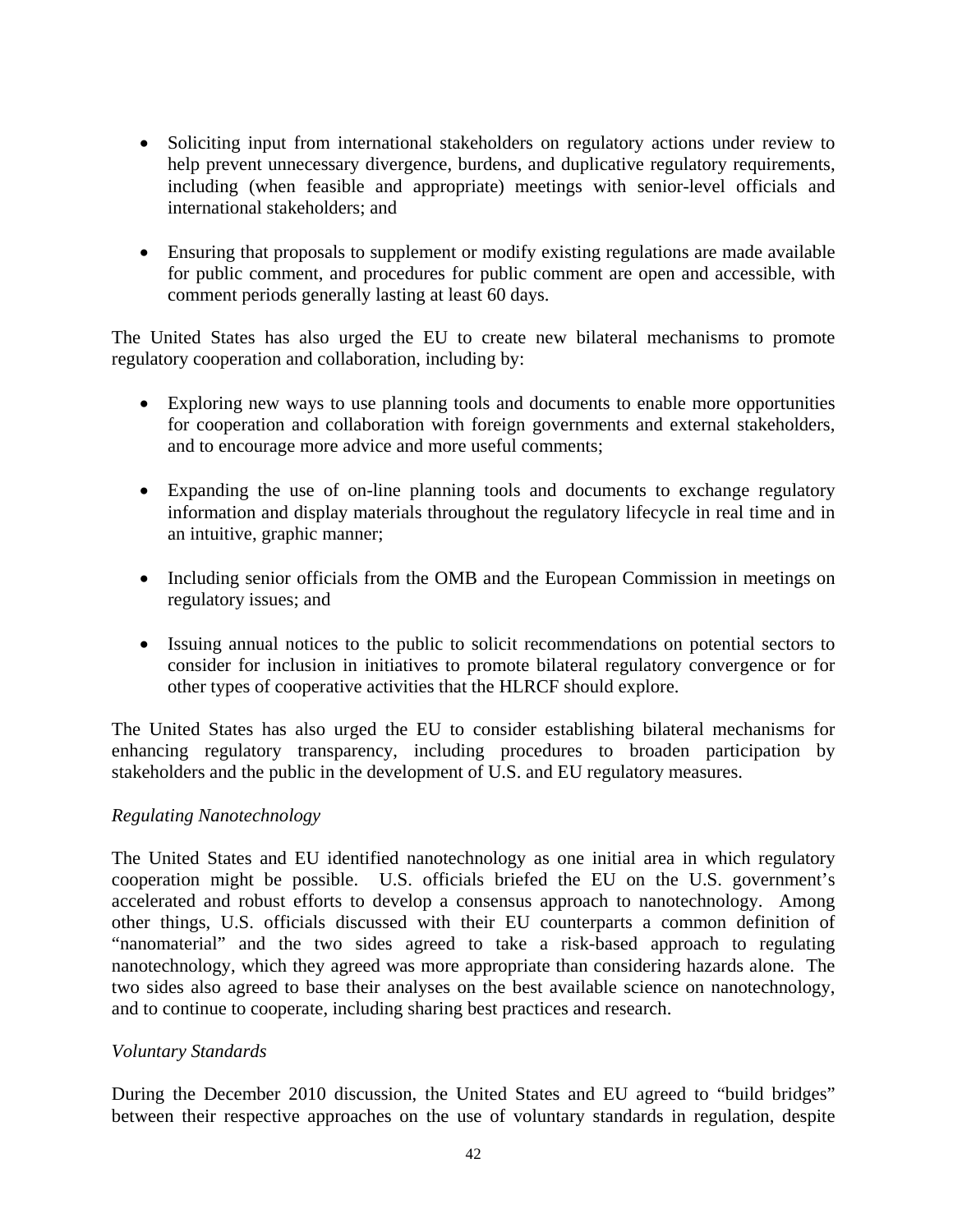- Soliciting input from international stakeholders on regulatory actions under review to help prevent unnecessary divergence, burdens, and duplicative regulatory requirements, including (when feasible and appropriate) meetings with senior-level officials and international stakeholders; and

- Ensuring that proposals to supplement or modify existing regulations are made available for public comment, and procedures for public comment are open and accessible, with comment periods generally lasting at least 60 days.

The United States has also urged the EU to create new bilateral mechanisms to promote regulatory cooperation and collaboration, including by:

- Exploring new ways to use planning tools and documents to enable more opportunities for cooperation and collaboration with foreign governments and external stakeholders, and to encourage more advice and more useful comments;

- Expanding the use of on-line planning tools and documents to exchange regulatory information and display materials throughout the regulatory lifecycle in real time and in an intuitive, graphic manner;

- Including senior officials from the OMB and the European Commission in meetings on regulatory issues; and

- Issuing annual notices to the public to solicit recommendations on potential sectors to consider for inclusion in initiatives to promote bilateral regulatory convergence or for other types of cooperative activities that the HLRCF should explore.

The United States has also urged the EU to consider establishing bilateral mechanisms for enhancing regulatory transparency, including procedures to broaden participation by stakeholders and the public in the development of U.S. and EU regulatory measures.

*Regulating Nanotechnology*

The United States and EU identified nanotechnology as one initial area in which regulatory cooperation might be possible. U.S. officials briefed the EU on the U.S. government's accelerated and robust efforts to develop a consensus approach to nanotechnology. Among other things, U.S. officials discussed with their EU counterparts a common definition of "nanomaterial" and the two sides agreed to take a risk-based approach to regulating nanotechnology, which they agreed was more appropriate than considering hazards alone. The two sides also agreed to base their analyses on the best available science on nanotechnology, and to continue to cooperate, including sharing best practices and research.

*Voluntary Standards*

During the December 2010 discussion, the United States and EU agreed to "build bridges" between their respective approaches on the use of voluntary standards in regulation, despite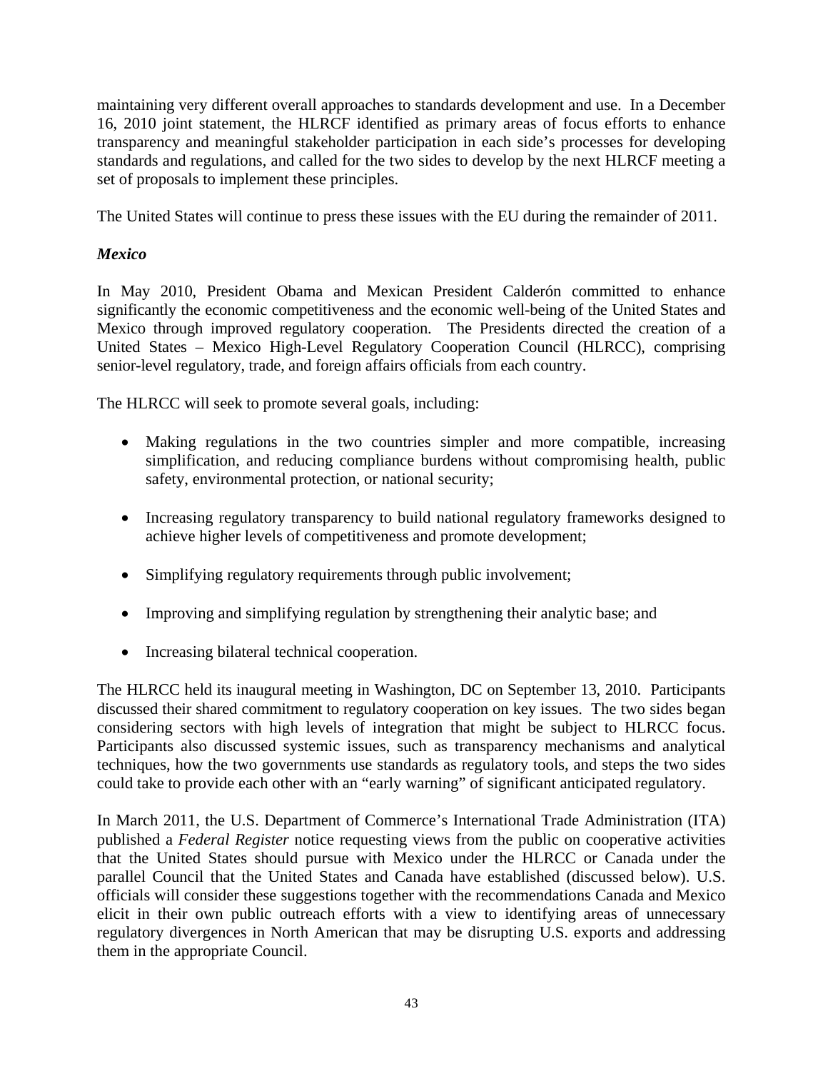maintaining very different overall approaches to standards development and use. In a December 16, 2010 joint statement, the HLRCF identified as primary areas of focus efforts to enhance transparency and meaningful stakeholder participation in each side's processes for developing standards and regulations, and called for the two sides to develop by the next HLRCF meeting a set of proposals to implement these principles.

The United States will continue to press these issues with the EU during the remainder of 2011.

***Mexico***

In May 2010, President Obama and Mexican President Calderón committed to enhance significantly the economic competitiveness and the economic well-being of the United States and Mexico through improved regulatory cooperation. The Presidents directed the creation of a United States – Mexico High-Level Regulatory Cooperation Council (HLRCC), comprising senior-level regulatory, trade, and foreign affairs officials from each country.

The HLRCC will seek to promote several goals, including:

- Making regulations in the two countries simpler and more compatible, increasing simplification, and reducing compliance burdens without compromising health, public safety, environmental protection, or national security;
- Increasing regulatory transparency to build national regulatory frameworks designed to achieve higher levels of competitiveness and promote development;
- Simplifying regulatory requirements through public involvement;
- Improving and simplifying regulation by strengthening their analytic base; and
- Increasing bilateral technical cooperation.

The HLRCC held its inaugural meeting in Washington, DC on September 13, 2010. Participants discussed their shared commitment to regulatory cooperation on key issues. The two sides began considering sectors with high levels of integration that might be subject to HLRCC focus. Participants also discussed systemic issues, such as transparency mechanisms and analytical techniques, how the two governments use standards as regulatory tools, and steps the two sides could take to provide each other with an "early warning" of significant anticipated regulatory.

In March 2011, the U.S. Department of Commerce's International Trade Administration (ITA) published a *Federal Register* notice requesting views from the public on cooperative activities that the United States should pursue with Mexico under the HLRCC or Canada under the parallel Council that the United States and Canada have established (discussed below). U.S. officials will consider these suggestions together with the recommendations Canada and Mexico elicit in their own public outreach efforts with a view to identifying areas of unnecessary regulatory divergences in North American that may be disrupting U.S. exports and addressing them in the appropriate Council.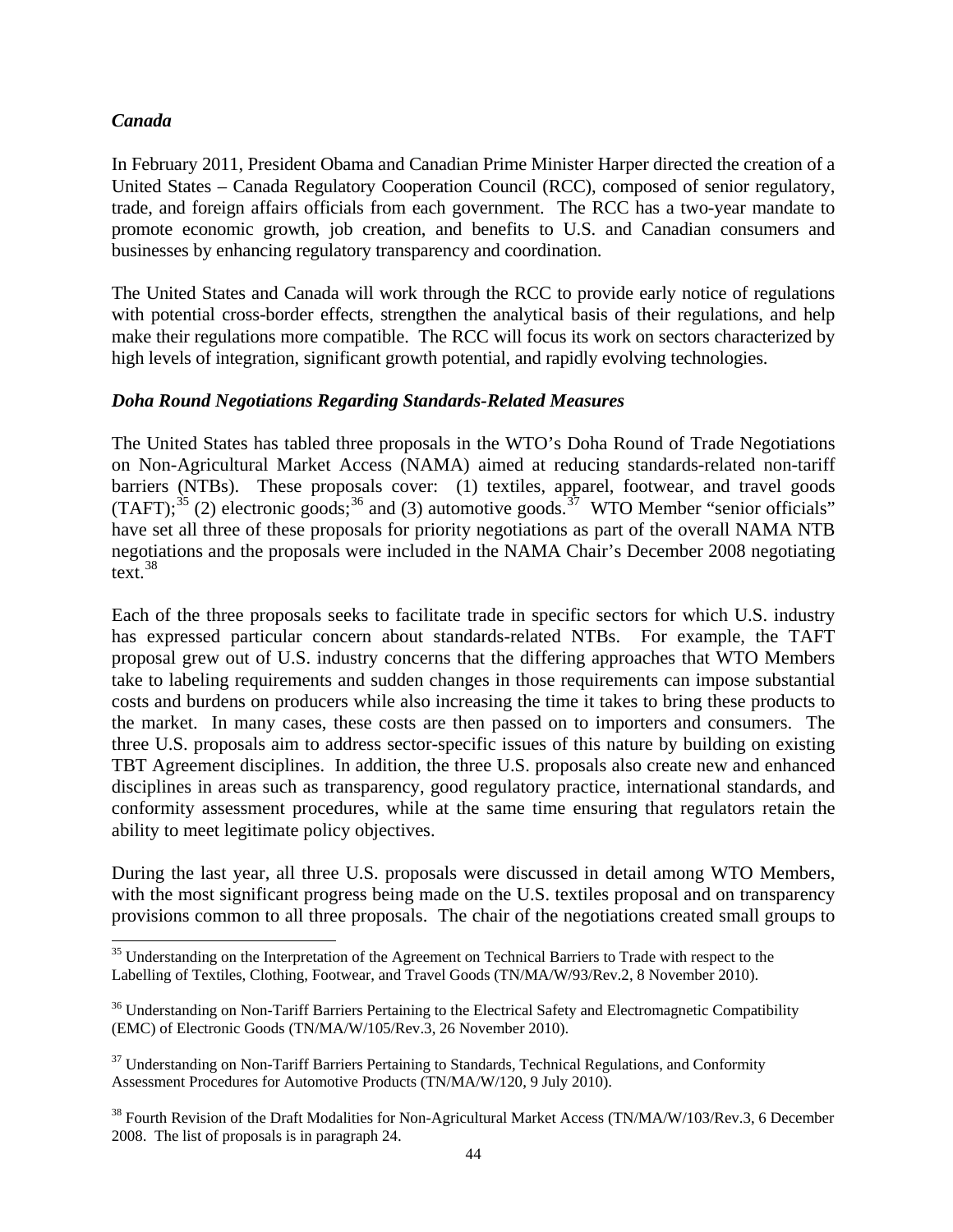### *Canada*

In February 2011, President Obama and Canadian Prime Minister Harper directed the creation of a United States – Canada Regulatory Cooperation Council (RCC), composed of senior regulatory, trade, and foreign affairs officials from each government. The RCC has a two-year mandate to promote economic growth, job creation, and benefits to U.S. and Canadian consumers and businesses by enhancing regulatory transparency and coordination.

The United States and Canada will work through the RCC to provide early notice of regulations with potential cross-border effects, strengthen the analytical basis of their regulations, and help make their regulations more compatible. The RCC will focus its work on sectors characterized by high levels of integration, significant growth potential, and rapidly evolving technologies.

### *Doha Round Negotiations Regarding Standards-Related Measures*

The United States has tabled three proposals in the WTO's Doha Round of Trade Negotiations on Non-Agricultural Market Access (NAMA) aimed at reducing standards-related non-tariff barriers (NTBs). These proposals cover: (1) textiles, apparel, footwear, and travel goods (TAFT);[35] (2) electronic goods;[36] and (3) automotive goods.[37] WTO Member "senior officials" have set all three of these proposals for priority negotiations as part of the overall NAMA NTB negotiations and the proposals were included in the NAMA Chair's December 2008 negotiating text.[38]

Each of the three proposals seeks to facilitate trade in specific sectors for which U.S. industry has expressed particular concern about standards-related NTBs. For example, the TAFT proposal grew out of U.S. industry concerns that the differing approaches that WTO Members take to labeling requirements and sudden changes in those requirements can impose substantial costs and burdens on producers while also increasing the time it takes to bring these products to the market. In many cases, these costs are then passed on to importers and consumers. The three U.S. proposals aim to address sector-specific issues of this nature by building on existing TBT Agreement disciplines. In addition, the three U.S. proposals also create new and enhanced disciplines in areas such as transparency, good regulatory practice, international standards, and conformity assessment procedures, while at the same time ensuring that regulators retain the ability to meet legitimate policy objectives.

During the last year, all three U.S. proposals were discussed in detail among WTO Members, with the most significant progress being made on the U.S. textiles proposal and on transparency provisions common to all three proposals. The chair of the negotiations created small groups to

---

[35] Understanding on the Interpretation of the Agreement on Technical Barriers to Trade with respect to the Labelling of Textiles, Clothing, Footwear, and Travel Goods (TN/MA/W/93/Rev.2, 8 November 2010).

[36] Understanding on Non-Tariff Barriers Pertaining to the Electrical Safety and Electromagnetic Compatibility (EMC) of Electronic Goods (TN/MA/W/105/Rev.3, 26 November 2010).

[37] Understanding on Non-Tariff Barriers Pertaining to Standards, Technical Regulations, and Conformity Assessment Procedures for Automotive Products (TN/MA/W/120, 9 July 2010).

[38] Fourth Revision of the Draft Modalities for Non-Agricultural Market Access (TN/MA/W/103/Rev.3, 6 December 2008. The list of proposals is in paragraph 24.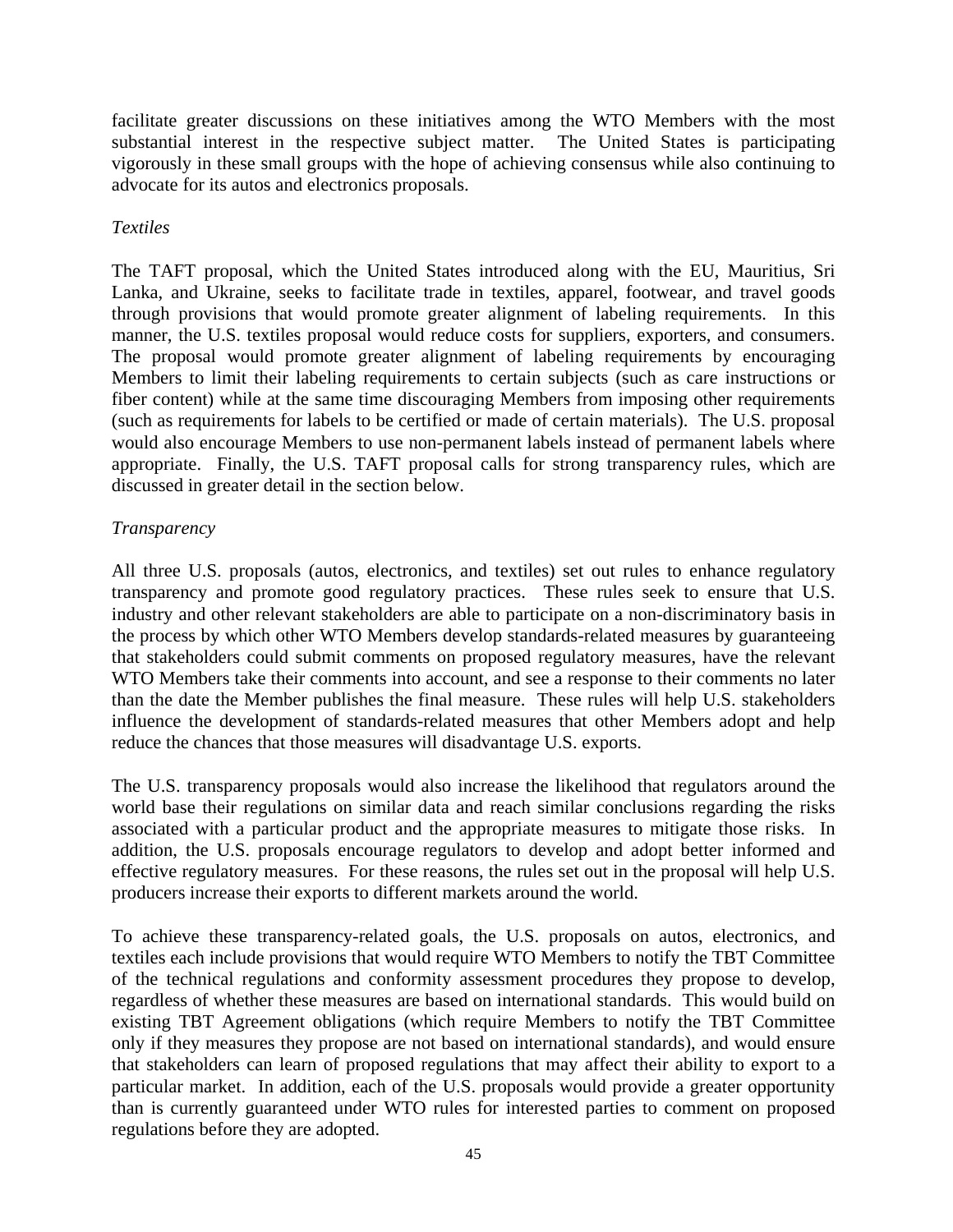facilitate greater discussions on these initiatives among the WTO Members with the most substantial interest in the respective subject matter. The United States is participating vigorously in these small groups with the hope of achieving consensus while also continuing to advocate for its autos and electronics proposals.

*Textiles*

The TAFT proposal, which the United States introduced along with the EU, Mauritius, Sri Lanka, and Ukraine, seeks to facilitate trade in textiles, apparel, footwear, and travel goods through provisions that would promote greater alignment of labeling requirements. In this manner, the U.S. textiles proposal would reduce costs for suppliers, exporters, and consumers. The proposal would promote greater alignment of labeling requirements by encouraging Members to limit their labeling requirements to certain subjects (such as care instructions or fiber content) while at the same time discouraging Members from imposing other requirements (such as requirements for labels to be certified or made of certain materials). The U.S. proposal would also encourage Members to use non-permanent labels instead of permanent labels where appropriate. Finally, the U.S. TAFT proposal calls for strong transparency rules, which are discussed in greater detail in the section below.

*Transparency*

All three U.S. proposals (autos, electronics, and textiles) set out rules to enhance regulatory transparency and promote good regulatory practices. These rules seek to ensure that U.S. industry and other relevant stakeholders are able to participate on a non-discriminatory basis in the process by which other WTO Members develop standards-related measures by guaranteeing that stakeholders could submit comments on proposed regulatory measures, have the relevant WTO Members take their comments into account, and see a response to their comments no later than the date the Member publishes the final measure. These rules will help U.S. stakeholders influence the development of standards-related measures that other Members adopt and help reduce the chances that those measures will disadvantage U.S. exports.

The U.S. transparency proposals would also increase the likelihood that regulators around the world base their regulations on similar data and reach similar conclusions regarding the risks associated with a particular product and the appropriate measures to mitigate those risks. In addition, the U.S. proposals encourage regulators to develop and adopt better informed and effective regulatory measures. For these reasons, the rules set out in the proposal will help U.S. producers increase their exports to different markets around the world.

To achieve these transparency-related goals, the U.S. proposals on autos, electronics, and textiles each include provisions that would require WTO Members to notify the TBT Committee of the technical regulations and conformity assessment procedures they propose to develop, regardless of whether these measures are based on international standards. This would build on existing TBT Agreement obligations (which require Members to notify the TBT Committee only if they measures they propose are not based on international standards), and would ensure that stakeholders can learn of proposed regulations that may affect their ability to export to a particular market. In addition, each of the U.S. proposals would provide a greater opportunity than is currently guaranteed under WTO rules for interested parties to comment on proposed regulations before they are adopted.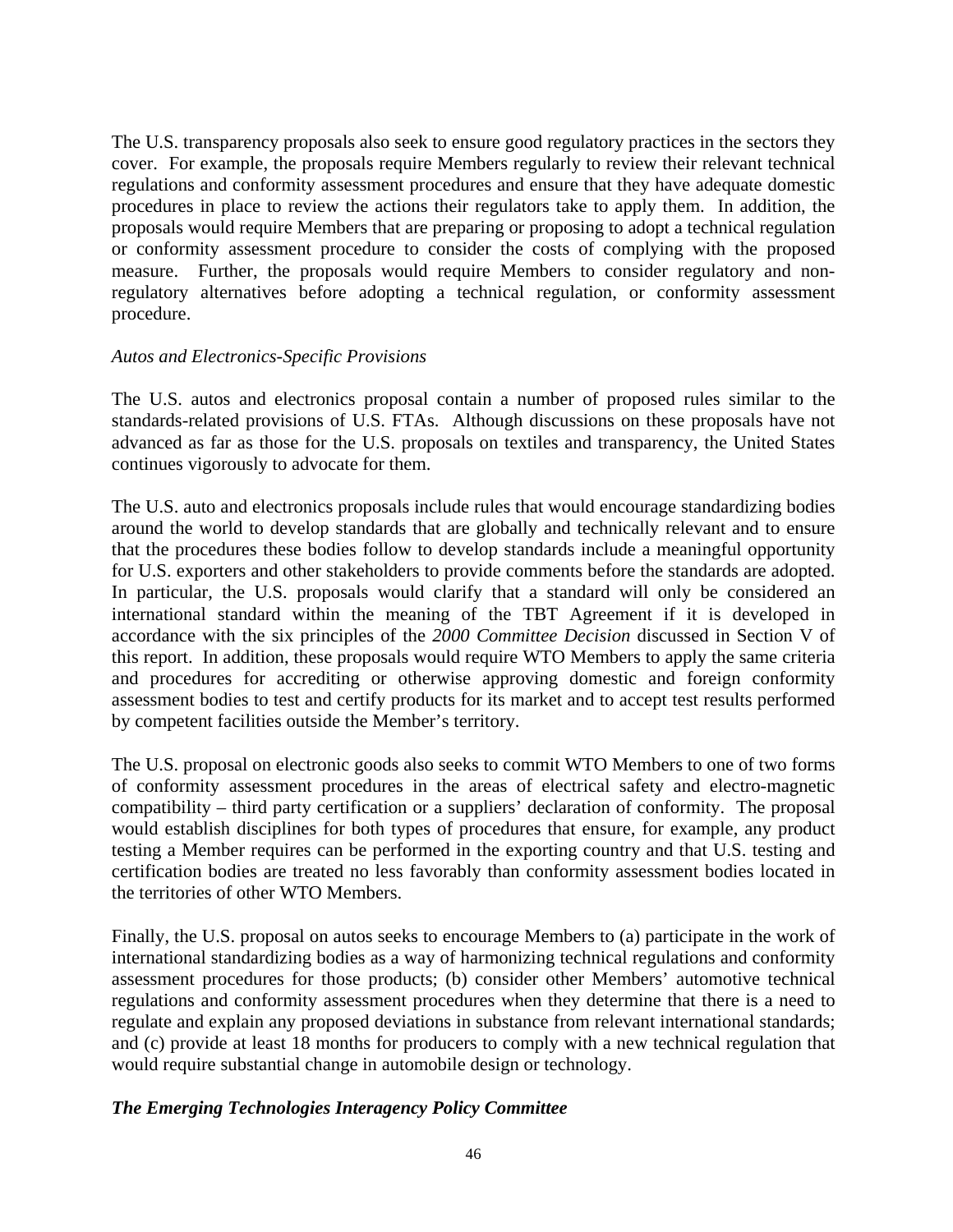The U.S. transparency proposals also seek to ensure good regulatory practices in the sectors they cover. For example, the proposals require Members regularly to review their relevant technical regulations and conformity assessment procedures and ensure that they have adequate domestic procedures in place to review the actions their regulators take to apply them. In addition, the proposals would require Members that are preparing or proposing to adopt a technical regulation or conformity assessment procedure to consider the costs of complying with the proposed measure. Further, the proposals would require Members to consider regulatory and non-regulatory alternatives before adopting a technical regulation, or conformity assessment procedure.

*Autos and Electronics-Specific Provisions*

The U.S. autos and electronics proposal contain a number of proposed rules similar to the standards-related provisions of U.S. FTAs. Although discussions on these proposals have not advanced as far as those for the U.S. proposals on textiles and transparency, the United States continues vigorously to advocate for them.

The U.S. auto and electronics proposals include rules that would encourage standardizing bodies around the world to develop standards that are globally and technically relevant and to ensure that the procedures these bodies follow to develop standards include a meaningful opportunity for U.S. exporters and other stakeholders to provide comments before the standards are adopted. In particular, the U.S. proposals would clarify that a standard will only be considered an international standard within the meaning of the TBT Agreement if it is developed in accordance with the six principles of the *2000 Committee Decision* discussed in Section V of this report. In addition, these proposals would require WTO Members to apply the same criteria and procedures for accrediting or otherwise approving domestic and foreign conformity assessment bodies to test and certify products for its market and to accept test results performed by competent facilities outside the Member's territory.

The U.S. proposal on electronic goods also seeks to commit WTO Members to one of two forms of conformity assessment procedures in the areas of electrical safety and electro-magnetic compatibility – third party certification or a suppliers' declaration of conformity. The proposal would establish disciplines for both types of procedures that ensure, for example, any product testing a Member requires can be performed in the exporting country and that U.S. testing and certification bodies are treated no less favorably than conformity assessment bodies located in the territories of other WTO Members.

Finally, the U.S. proposal on autos seeks to encourage Members to (a) participate in the work of international standardizing bodies as a way of harmonizing technical regulations and conformity assessment procedures for those products; (b) consider other Members' automotive technical regulations and conformity assessment procedures when they determine that there is a need to regulate and explain any proposed deviations in substance from relevant international standards; and (c) provide at least 18 months for producers to comply with a new technical regulation that would require substantial change in automobile design or technology.

***The Emerging Technologies Interagency Policy Committee***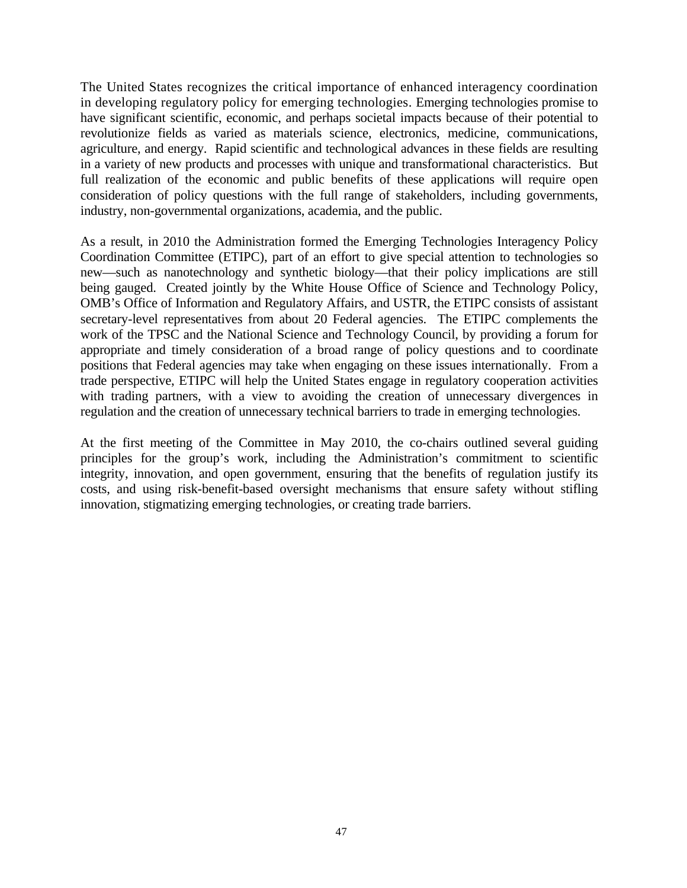The United States recognizes the critical importance of enhanced interagency coordination in developing regulatory policy for emerging technologies. Emerging technologies promise to have significant scientific, economic, and perhaps societal impacts because of their potential to revolutionize fields as varied as materials science, electronics, medicine, communications, agriculture, and energy. Rapid scientific and technological advances in these fields are resulting in a variety of new products and processes with unique and transformational characteristics. But full realization of the economic and public benefits of these applications will require open consideration of policy questions with the full range of stakeholders, including governments, industry, non-governmental organizations, academia, and the public.

As a result, in 2010 the Administration formed the Emerging Technologies Interagency Policy Coordination Committee (ETIPC), part of an effort to give special attention to technologies so new—such as nanotechnology and synthetic biology—that their policy implications are still being gauged. Created jointly by the White House Office of Science and Technology Policy, OMB's Office of Information and Regulatory Affairs, and USTR, the ETIPC consists of assistant secretary-level representatives from about 20 Federal agencies. The ETIPC complements the work of the TPSC and the National Science and Technology Council, by providing a forum for appropriate and timely consideration of a broad range of policy questions and to coordinate positions that Federal agencies may take when engaging on these issues internationally. From a trade perspective, ETIPC will help the United States engage in regulatory cooperation activities with trading partners, with a view to avoiding the creation of unnecessary divergences in regulation and the creation of unnecessary technical barriers to trade in emerging technologies.

At the first meeting of the Committee in May 2010, the co-chairs outlined several guiding principles for the group's work, including the Administration's commitment to scientific integrity, innovation, and open government, ensuring that the benefits of regulation justify its costs, and using risk-benefit-based oversight mechanisms that ensure safety without stifling innovation, stigmatizing emerging technologies, or creating trade barriers.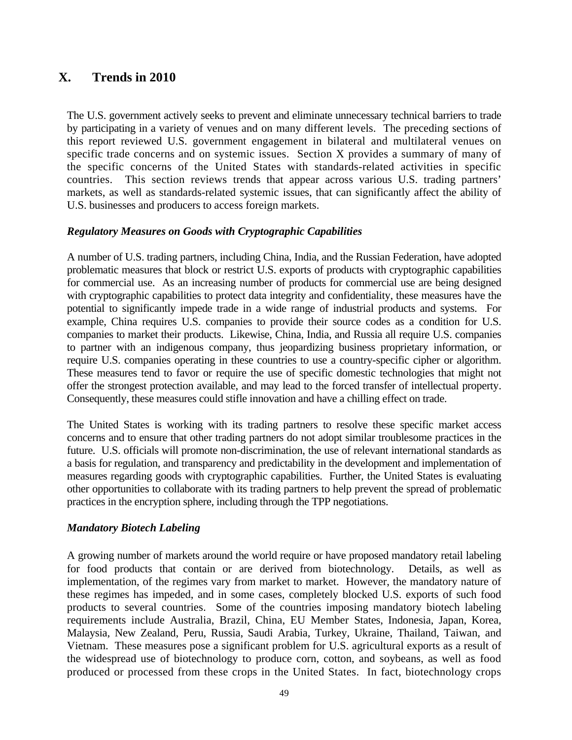# X. Trends in 2010

The U.S. government actively seeks to prevent and eliminate unnecessary technical barriers to trade by participating in a variety of venues and on many different levels. The preceding sections of this report reviewed U.S. government engagement in bilateral and multilateral venues on specific trade concerns and on systemic issues. Section X provides a summary of many of the specific concerns of the United States with standards-related activities in specific countries. This section reviews trends that appear across various U.S. trading partners' markets, as well as standards-related systemic issues, that can significantly affect the ability of U.S. businesses and producers to access foreign markets.

***Regulatory Measures on Goods with Cryptographic Capabilities***

A number of U.S. trading partners, including China, India, and the Russian Federation, have adopted problematic measures that block or restrict U.S. exports of products with cryptographic capabilities for commercial use. As an increasing number of products for commercial use are being designed with cryptographic capabilities to protect data integrity and confidentiality, these measures have the potential to significantly impede trade in a wide range of industrial products and systems. For example, China requires U.S. companies to provide their source codes as a condition for U.S. companies to market their products. Likewise, China, India, and Russia all require U.S. companies to partner with an indigenous company, thus jeopardizing business proprietary information, or require U.S. companies operating in these countries to use a country-specific cipher or algorithm. These measures tend to favor or require the use of specific domestic technologies that might not offer the strongest protection available, and may lead to the forced transfer of intellectual property. Consequently, these measures could stifle innovation and have a chilling effect on trade.

The United States is working with its trading partners to resolve these specific market access concerns and to ensure that other trading partners do not adopt similar troublesome practices in the future. U.S. officials will promote non-discrimination, the use of relevant international standards as a basis for regulation, and transparency and predictability in the development and implementation of measures regarding goods with cryptographic capabilities. Further, the United States is evaluating other opportunities to collaborate with its trading partners to help prevent the spread of problematic practices in the encryption sphere, including through the TPP negotiations.

***Mandatory Biotech Labeling***

A growing number of markets around the world require or have proposed mandatory retail labeling for food products that contain or are derived from biotechnology. Details, as well as implementation, of the regimes vary from market to market. However, the mandatory nature of these regimes has impeded, and in some cases, completely blocked U.S. exports of such food products to several countries. Some of the countries imposing mandatory biotech labeling requirements include Australia, Brazil, China, EU Member States, Indonesia, Japan, Korea, Malaysia, New Zealand, Peru, Russia, Saudi Arabia, Turkey, Ukraine, Thailand, Taiwan, and Vietnam. These measures pose a significant problem for U.S. agricultural exports as a result of the widespread use of biotechnology to produce corn, cotton, and soybeans, as well as food produced or processed from these crops in the United States. In fact, biotechnology crops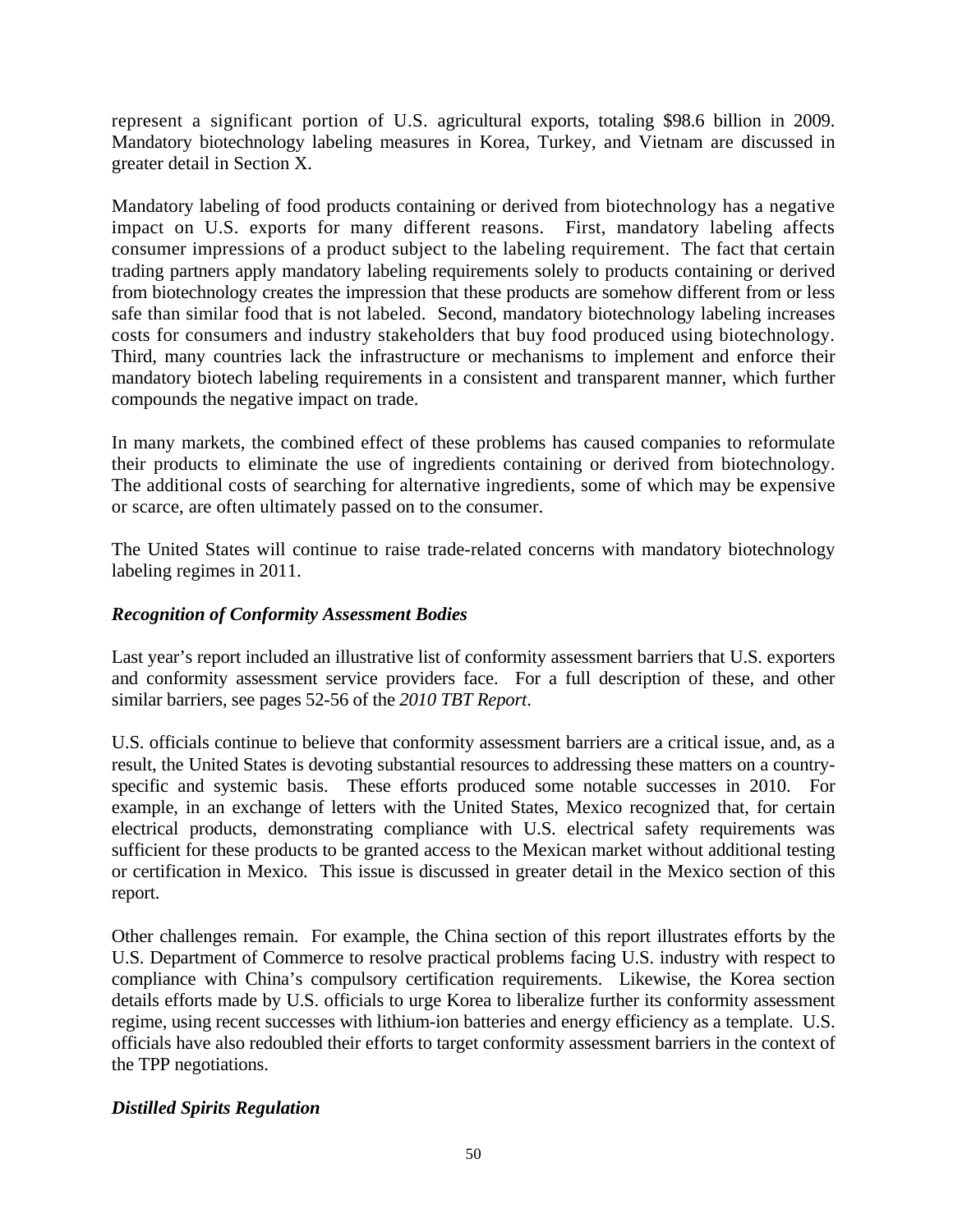represent a significant portion of U.S. agricultural exports, totaling $98.6 billion in 2009. Mandatory biotechnology labeling measures in Korea, Turkey, and Vietnam are discussed in greater detail in Section X.

Mandatory labeling of food products containing or derived from biotechnology has a negative impact on U.S. exports for many different reasons. First, mandatory labeling affects consumer impressions of a product subject to the labeling requirement. The fact that certain trading partners apply mandatory labeling requirements solely to products containing or derived from biotechnology creates the impression that these products are somehow different from or less safe than similar food that is not labeled. Second, mandatory biotechnology labeling increases costs for consumers and industry stakeholders that buy food produced using biotechnology. Third, many countries lack the infrastructure or mechanisms to implement and enforce their mandatory biotech labeling requirements in a consistent and transparent manner, which further compounds the negative impact on trade.

In many markets, the combined effect of these problems has caused companies to reformulate their products to eliminate the use of ingredients containing or derived from biotechnology. The additional costs of searching for alternative ingredients, some of which may be expensive or scarce, are often ultimately passed on to the consumer.

The United States will continue to raise trade-related concerns with mandatory biotechnology labeling regimes in 2011.

### *Recognition of Conformity Assessment Bodies*

Last year's report included an illustrative list of conformity assessment barriers that U.S. exporters and conformity assessment service providers face. For a full description of these, and other similar barriers, see pages 52-56 of the *2010 TBT Report*.

U.S. officials continue to believe that conformity assessment barriers are a critical issue, and, as a result, the United States is devoting substantial resources to addressing these matters on a country-specific and systemic basis. These efforts produced some notable successes in 2010. For example, in an exchange of letters with the United States, Mexico recognized that, for certain electrical products, demonstrating compliance with U.S. electrical safety requirements was sufficient for these products to be granted access to the Mexican market without additional testing or certification in Mexico. This issue is discussed in greater detail in the Mexico section of this report.

Other challenges remain. For example, the China section of this report illustrates efforts by the U.S. Department of Commerce to resolve practical problems facing U.S. industry with respect to compliance with China's compulsory certification requirements. Likewise, the Korea section details efforts made by U.S. officials to urge Korea to liberalize further its conformity assessment regime, using recent successes with lithium-ion batteries and energy efficiency as a template. U.S. officials have also redoubled their efforts to target conformity assessment barriers in the context of the TPP negotiations.

### *Distilled Spirits Regulation*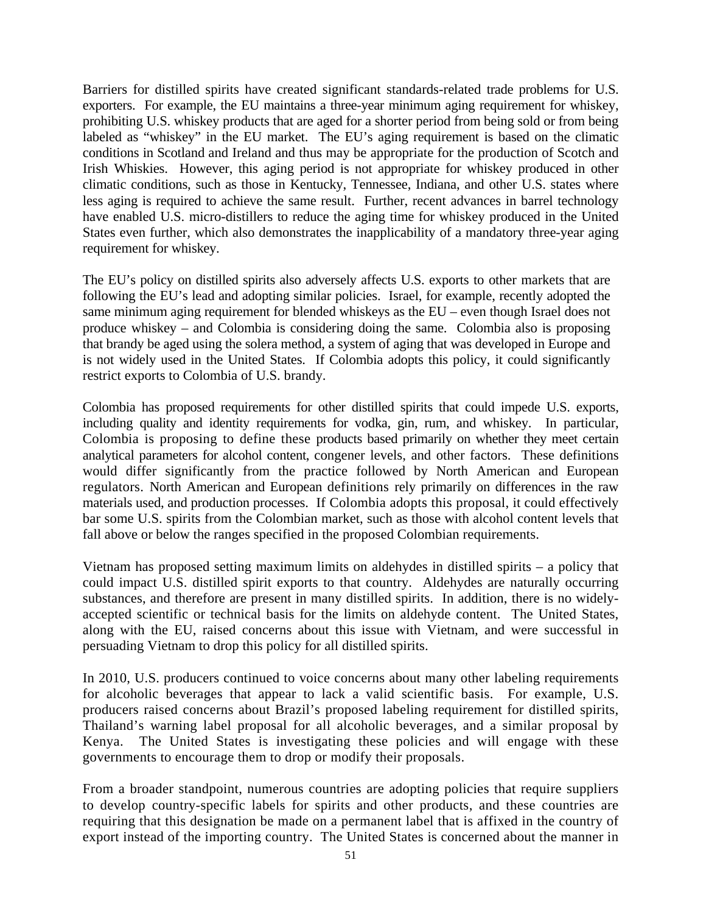Barriers for distilled spirits have created significant standards-related trade problems for U.S. exporters. For example, the EU maintains a three-year minimum aging requirement for whiskey, prohibiting U.S. whiskey products that are aged for a shorter period from being sold or from being labeled as "whiskey" in the EU market. The EU's aging requirement is based on the climatic conditions in Scotland and Ireland and thus may be appropriate for the production of Scotch and Irish Whiskies. However, this aging period is not appropriate for whiskey produced in other climatic conditions, such as those in Kentucky, Tennessee, Indiana, and other U.S. states where less aging is required to achieve the same result. Further, recent advances in barrel technology have enabled U.S. micro-distillers to reduce the aging time for whiskey produced in the United States even further, which also demonstrates the inapplicability of a mandatory three-year aging requirement for whiskey.

The EU's policy on distilled spirits also adversely affects U.S. exports to other markets that are following the EU's lead and adopting similar policies. Israel, for example, recently adopted the same minimum aging requirement for blended whiskeys as the EU – even though Israel does not produce whiskey – and Colombia is considering doing the same. Colombia also is proposing that brandy be aged using the solera method, a system of aging that was developed in Europe and is not widely used in the United States. If Colombia adopts this policy, it could significantly restrict exports to Colombia of U.S. brandy.

Colombia has proposed requirements for other distilled spirits that could impede U.S. exports, including quality and identity requirements for vodka, gin, rum, and whiskey. In particular, Colombia is proposing to define these products based primarily on whether they meet certain analytical parameters for alcohol content, congener levels, and other factors. These definitions would differ significantly from the practice followed by North American and European regulators. North American and European definitions rely primarily on differences in the raw materials used, and production processes. If Colombia adopts this proposal, it could effectively bar some U.S. spirits from the Colombian market, such as those with alcohol content levels that fall above or below the ranges specified in the proposed Colombian requirements.

Vietnam has proposed setting maximum limits on aldehydes in distilled spirits – a policy that could impact U.S. distilled spirit exports to that country. Aldehydes are naturally occurring substances, and therefore are present in many distilled spirits. In addition, there is no widely-accepted scientific or technical basis for the limits on aldehyde content. The United States, along with the EU, raised concerns about this issue with Vietnam, and were successful in persuading Vietnam to drop this policy for all distilled spirits.

In 2010, U.S. producers continued to voice concerns about many other labeling requirements for alcoholic beverages that appear to lack a valid scientific basis. For example, U.S. producers raised concerns about Brazil's proposed labeling requirement for distilled spirits, Thailand's warning label proposal for all alcoholic beverages, and a similar proposal by Kenya. The United States is investigating these policies and will engage with these governments to encourage them to drop or modify their proposals.

From a broader standpoint, numerous countries are adopting policies that require suppliers to develop country-specific labels for spirits and other products, and these countries are requiring that this designation be made on a permanent label that is affixed in the country of export instead of the importing country. The United States is concerned about the manner in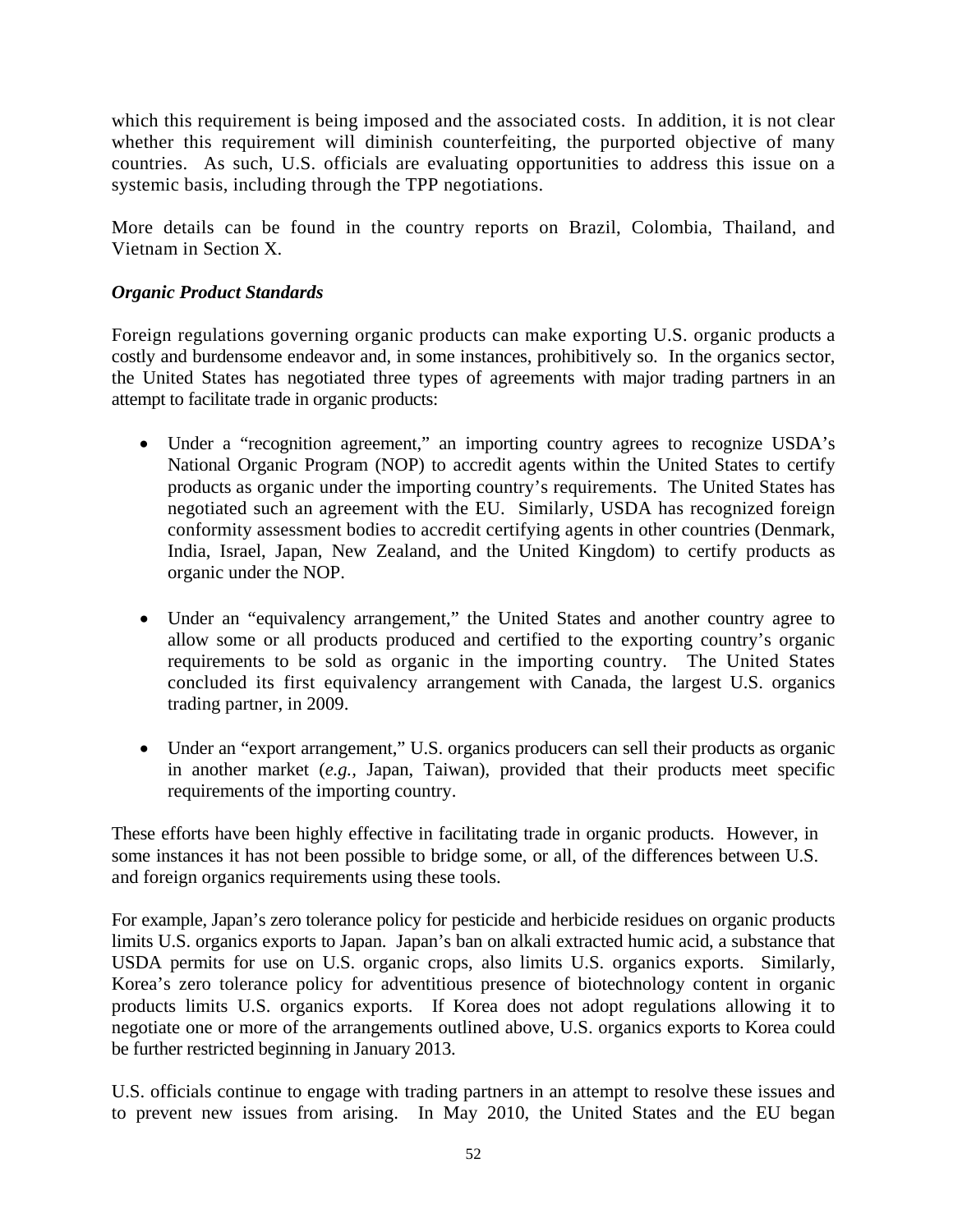which this requirement is being imposed and the associated costs. In addition, it is not clear whether this requirement will diminish counterfeiting, the purported objective of many countries. As such, U.S. officials are evaluating opportunities to address this issue on a systemic basis, including through the TPP negotiations.

More details can be found in the country reports on Brazil, Colombia, Thailand, and Vietnam in Section X.

***Organic Product Standards***

Foreign regulations governing organic products can make exporting U.S. organic products a costly and burdensome endeavor and, in some instances, prohibitively so. In the organics sector, the United States has negotiated three types of agreements with major trading partners in an attempt to facilitate trade in organic products:

- Under a "recognition agreement," an importing country agrees to recognize USDA's National Organic Program (NOP) to accredit agents within the United States to certify products as organic under the importing country's requirements. The United States has negotiated such an agreement with the EU. Similarly, USDA has recognized foreign conformity assessment bodies to accredit certifying agents in other countries (Denmark, India, Israel, Japan, New Zealand, and the United Kingdom) to certify products as organic under the NOP.

- Under an "equivalency arrangement," the United States and another country agree to allow some or all products produced and certified to the exporting country's organic requirements to be sold as organic in the importing country. The United States concluded its first equivalency arrangement with Canada, the largest U.S. organics trading partner, in 2009.

- Under an "export arrangement," U.S. organics producers can sell their products as organic in another market (*e.g.,* Japan, Taiwan), provided that their products meet specific requirements of the importing country.

These efforts have been highly effective in facilitating trade in organic products. However, in some instances it has not been possible to bridge some, or all, of the differences between U.S. and foreign organics requirements using these tools.

For example, Japan's zero tolerance policy for pesticide and herbicide residues on organic products limits U.S. organics exports to Japan. Japan's ban on alkali extracted humic acid, a substance that USDA permits for use on U.S. organic crops, also limits U.S. organics exports. Similarly, Korea's zero tolerance policy for adventitious presence of biotechnology content in organic products limits U.S. organics exports. If Korea does not adopt regulations allowing it to negotiate one or more of the arrangements outlined above, U.S. organics exports to Korea could be further restricted beginning in January 2013.

U.S. officials continue to engage with trading partners in an attempt to resolve these issues and to prevent new issues from arising. In May 2010, the United States and the EU began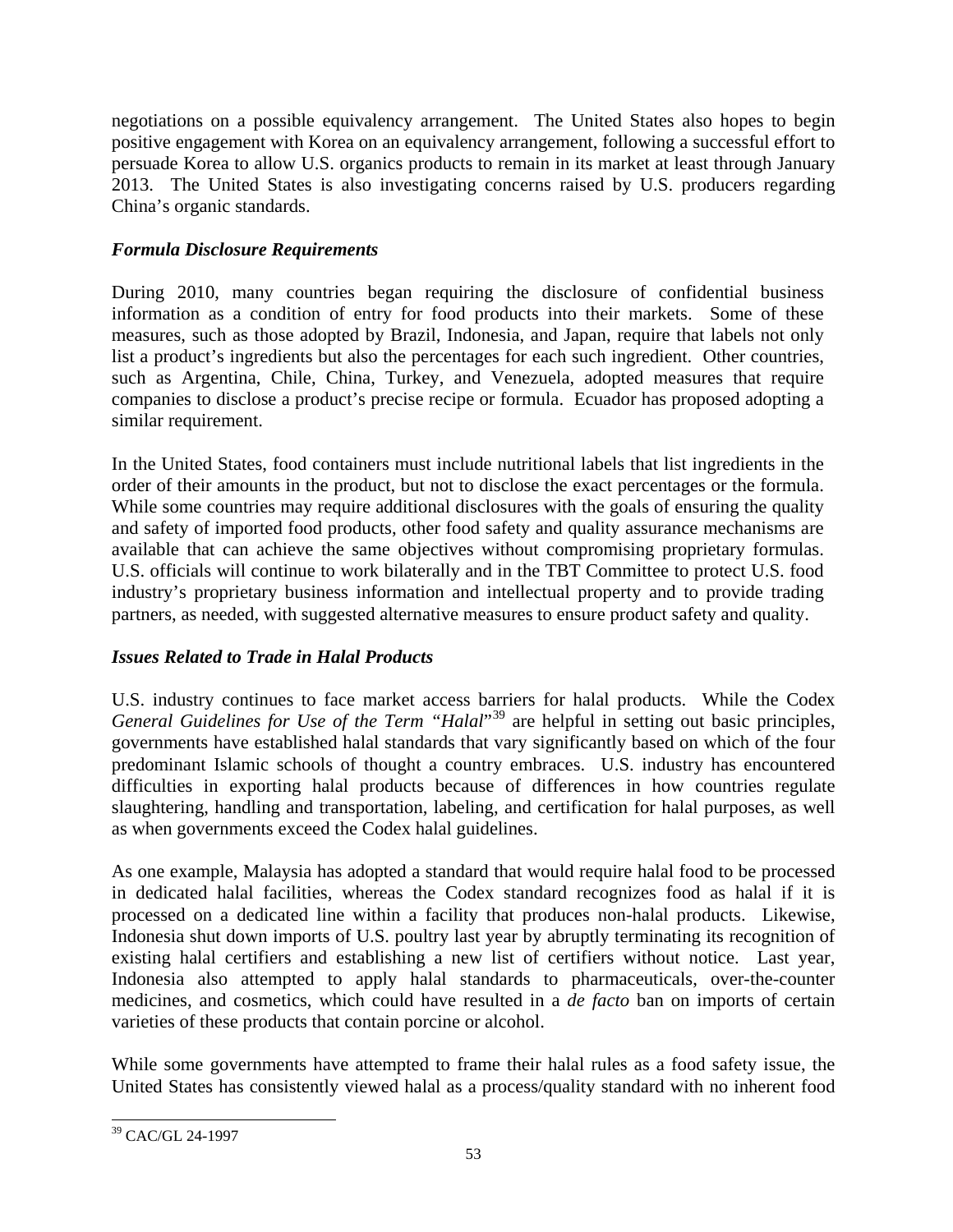negotiations on a possible equivalency arrangement. The United States also hopes to begin positive engagement with Korea on an equivalency arrangement, following a successful effort to persuade Korea to allow U.S. organics products to remain in its market at least through January 2013. The United States is also investigating concerns raised by U.S. producers regarding China's organic standards.

### *Formula Disclosure Requirements*

During 2010, many countries began requiring the disclosure of confidential business information as a condition of entry for food products into their markets. Some of these measures, such as those adopted by Brazil, Indonesia, and Japan, require that labels not only list a product's ingredients but also the percentages for each such ingredient. Other countries, such as Argentina, Chile, China, Turkey, and Venezuela, adopted measures that require companies to disclose a product's precise recipe or formula. Ecuador has proposed adopting a similar requirement.

In the United States, food containers must include nutritional labels that list ingredients in the order of their amounts in the product, but not to disclose the exact percentages or the formula. While some countries may require additional disclosures with the goals of ensuring the quality and safety of imported food products, other food safety and quality assurance mechanisms are available that can achieve the same objectives without compromising proprietary formulas. U.S. officials will continue to work bilaterally and in the TBT Committee to protect U.S. food industry's proprietary business information and intellectual property and to provide trading partners, as needed, with suggested alternative measures to ensure product safety and quality.

### *Issues Related to Trade in Halal Products*

U.S. industry continues to face market access barriers for halal products. While the Codex *General Guidelines for Use of the Term "Halal"*[39] are helpful in setting out basic principles, governments have established halal standards that vary significantly based on which of the four predominant Islamic schools of thought a country embraces. U.S. industry has encountered difficulties in exporting halal products because of differences in how countries regulate slaughtering, handling and transportation, labeling, and certification for halal purposes, as well as when governments exceed the Codex halal guidelines.

As one example, Malaysia has adopted a standard that would require halal food to be processed in dedicated halal facilities, whereas the Codex standard recognizes food as halal if it is processed on a dedicated line within a facility that produces non-halal products. Likewise, Indonesia shut down imports of U.S. poultry last year by abruptly terminating its recognition of existing halal certifiers and establishing a new list of certifiers without notice. Last year, Indonesia also attempted to apply halal standards to pharmaceuticals, over-the-counter medicines, and cosmetics, which could have resulted in a *de facto* ban on imports of certain varieties of these products that contain porcine or alcohol.

While some governments have attempted to frame their halal rules as a food safety issue, the United States has consistently viewed halal as a process/quality standard with no inherent food

[39] CAC/GL 24-1997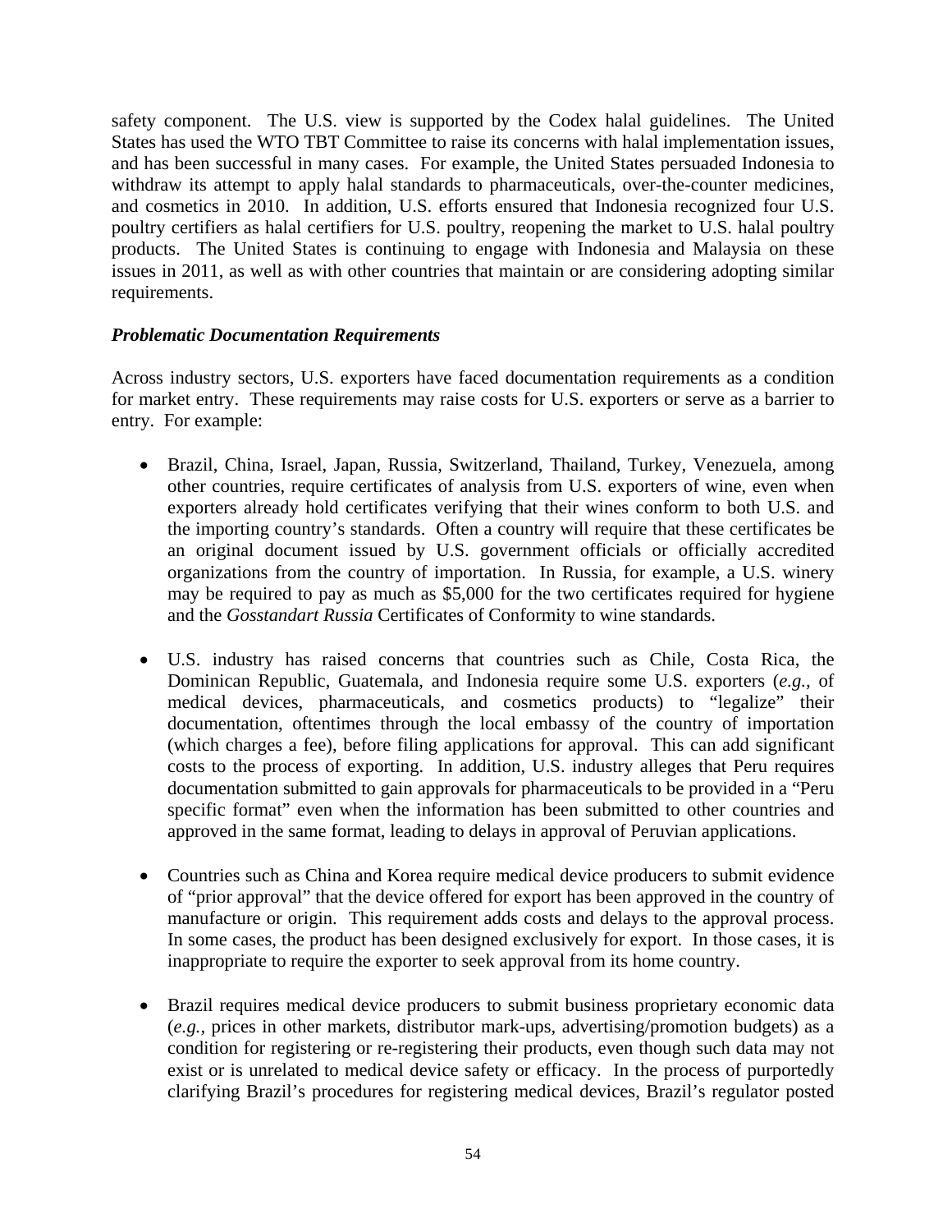safety component. The U.S. view is supported by the Codex halal guidelines. The United States has used the WTO TBT Committee to raise its concerns with halal implementation issues, and has been successful in many cases. For example, the United States persuaded Indonesia to withdraw its attempt to apply halal standards to pharmaceuticals, over-the-counter medicines, and cosmetics in 2010. In addition, U.S. efforts ensured that Indonesia recognized four U.S. poultry certifiers as halal certifiers for U.S. poultry, reopening the market to U.S. halal poultry products. The United States is continuing to engage with Indonesia and Malaysia on these issues in 2011, as well as with other countries that maintain or are considering adopting similar requirements.

***Problematic Documentation Requirements***

Across industry sectors, U.S. exporters have faced documentation requirements as a condition for market entry. These requirements may raise costs for U.S. exporters or serve as a barrier to entry. For example:

- Brazil, China, Israel, Japan, Russia, Switzerland, Thailand, Turkey, Venezuela, among other countries, require certificates of analysis from U.S. exporters of wine, even when exporters already hold certificates verifying that their wines conform to both U.S. and the importing country's standards. Often a country will require that these certificates be an original document issued by U.S. government officials or officially accredited organizations from the country of importation. In Russia, for example, a U.S. winery may be required to pay as much as $5,000 for the two certificates required for hygiene and the *Gosstandart Russia* Certificates of Conformity to wine standards.

- U.S. industry has raised concerns that countries such as Chile, Costa Rica, the Dominican Republic, Guatemala, and Indonesia require some U.S. exporters (*e.g.,* of medical devices, pharmaceuticals, and cosmetics products) to "legalize" their documentation, oftentimes through the local embassy of the country of importation (which charges a fee), before filing applications for approval. This can add significant costs to the process of exporting. In addition, U.S. industry alleges that Peru requires documentation submitted to gain approvals for pharmaceuticals to be provided in a "Peru specific format" even when the information has been submitted to other countries and approved in the same format, leading to delays in approval of Peruvian applications.

- Countries such as China and Korea require medical device producers to submit evidence of "prior approval" that the device offered for export has been approved in the country of manufacture or origin. This requirement adds costs and delays to the approval process. In some cases, the product has been designed exclusively for export. In those cases, it is inappropriate to require the exporter to seek approval from its home country.

- Brazil requires medical device producers to submit business proprietary economic data (*e.g.,* prices in other markets, distributor mark-ups, advertising/promotion budgets) as a condition for registering or re-registering their products, even though such data may not exist or is unrelated to medical device safety or efficacy. In the process of purportedly clarifying Brazil's procedures for registering medical devices, Brazil's regulator posted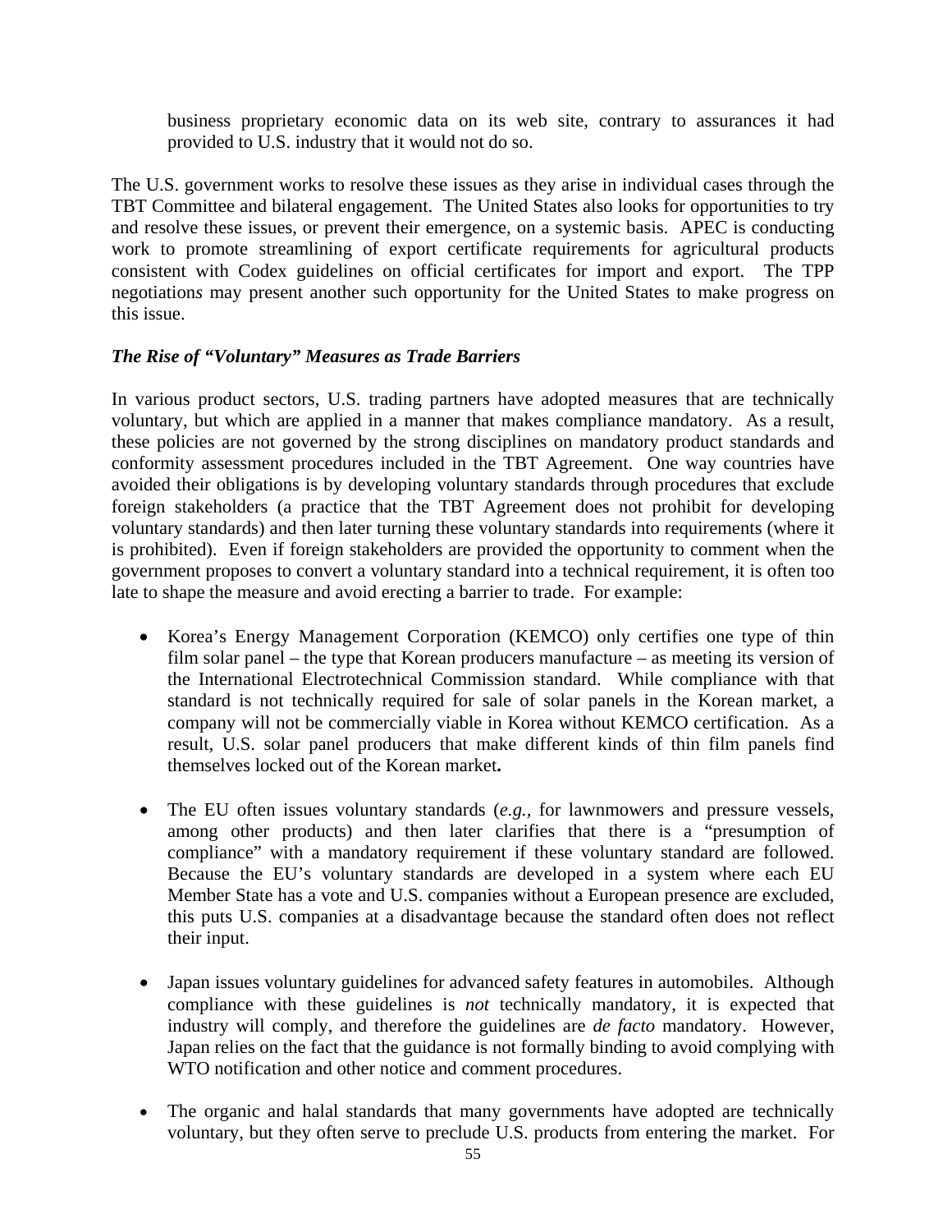business proprietary economic data on its web site, contrary to assurances it had provided to U.S. industry that it would not do so.

The U.S. government works to resolve these issues as they arise in individual cases through the TBT Committee and bilateral engagement. The United States also looks for opportunities to try and resolve these issues, or prevent their emergence, on a systemic basis. APEC is conducting work to promote streamlining of export certificate requirements for agricultural products consistent with Codex guidelines on official certificates for import and export. The TPP negotiations may present another such opportunity for the United States to make progress on this issue.

### *The Rise of "Voluntary" Measures as Trade Barriers*

In various product sectors, U.S. trading partners have adopted measures that are technically voluntary, but which are applied in a manner that makes compliance mandatory. As a result, these policies are not governed by the strong disciplines on mandatory product standards and conformity assessment procedures included in the TBT Agreement. One way countries have avoided their obligations is by developing voluntary standards through procedures that exclude foreign stakeholders (a practice that the TBT Agreement does not prohibit for developing voluntary standards) and then later turning these voluntary standards into requirements (where it is prohibited). Even if foreign stakeholders are provided the opportunity to comment when the government proposes to convert a voluntary standard into a technical requirement, it is often too late to shape the measure and avoid erecting a barrier to trade. For example:

- Korea's Energy Management Corporation (KEMCO) only certifies one type of thin film solar panel – the type that Korean producers manufacture – as meeting its version of the International Electrotechnical Commission standard. While compliance with that standard is not technically required for sale of solar panels in the Korean market, a company will not be commercially viable in Korea without KEMCO certification. As a result, U.S. solar panel producers that make different kinds of thin film panels find themselves locked out of the Korean market**.**

- The EU often issues voluntary standards (*e.g.,* for lawnmowers and pressure vessels, among other products) and then later clarifies that there is a "presumption of compliance" with a mandatory requirement if these voluntary standard are followed. Because the EU's voluntary standards are developed in a system where each EU Member State has a vote and U.S. companies without a European presence are excluded, this puts U.S. companies at a disadvantage because the standard often does not reflect their input.

- Japan issues voluntary guidelines for advanced safety features in automobiles. Although compliance with these guidelines is *not* technically mandatory, it is expected that industry will comply, and therefore the guidelines are *de facto* mandatory. However, Japan relies on the fact that the guidance is not formally binding to avoid complying with WTO notification and other notice and comment procedures.

- The organic and halal standards that many governments have adopted are technically voluntary, but they often serve to preclude U.S. products from entering the market. For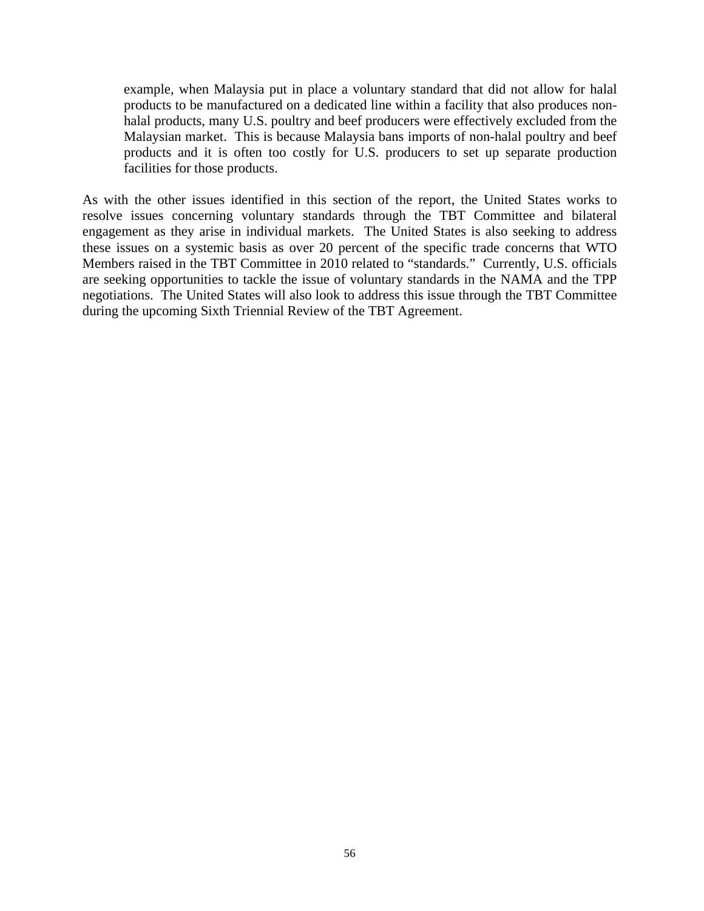> example, when Malaysia put in place a voluntary standard that did not allow for halal products to be manufactured on a dedicated line within a facility that also produces non-halal products, many U.S. poultry and beef producers were effectively excluded from the Malaysian market. This is because Malaysia bans imports of non-halal poultry and beef products and it is often too costly for U.S. producers to set up separate production facilities for those products.

As with the other issues identified in this section of the report, the United States works to resolve issues concerning voluntary standards through the TBT Committee and bilateral engagement as they arise in individual markets. The United States is also seeking to address these issues on a systemic basis as over 20 percent of the specific trade concerns that WTO Members raised in the TBT Committee in 2010 related to "standards." Currently, U.S. officials are seeking opportunities to tackle the issue of voluntary standards in the NAMA and the TPP negotiations. The United States will also look to address this issue through the TBT Committee during the upcoming Sixth Triennial Review of the TBT Agreement.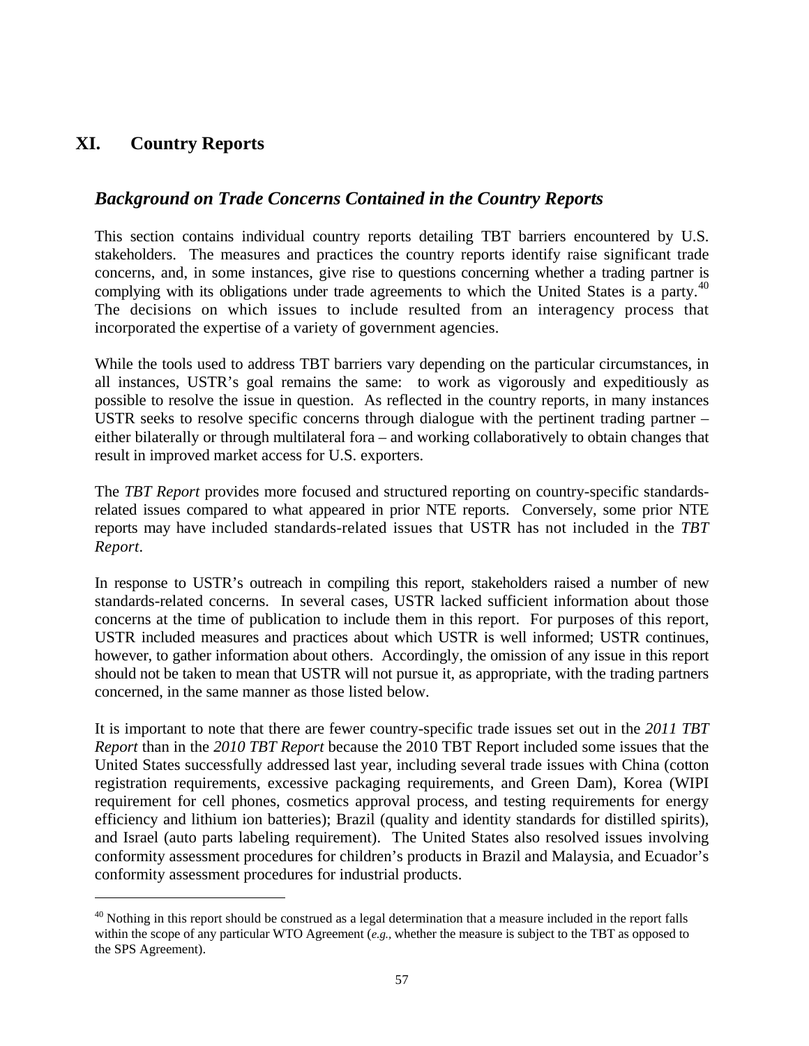# XI. Country Reports

## *Background on Trade Concerns Contained in the Country Reports*

This section contains individual country reports detailing TBT barriers encountered by U.S. stakeholders. The measures and practices the country reports identify raise significant trade concerns, and, in some instances, give rise to questions concerning whether a trading partner is complying with its obligations under trade agreements to which the United States is a party.[40] The decisions on which issues to include resulted from an interagency process that incorporated the expertise of a variety of government agencies.

While the tools used to address TBT barriers vary depending on the particular circumstances, in all instances, USTR's goal remains the same: to work as vigorously and expeditiously as possible to resolve the issue in question. As reflected in the country reports, in many instances USTR seeks to resolve specific concerns through dialogue with the pertinent trading partner – either bilaterally or through multilateral fora – and working collaboratively to obtain changes that result in improved market access for U.S. exporters.

The *TBT Report* provides more focused and structured reporting on country-specific standards-related issues compared to what appeared in prior NTE reports. Conversely, some prior NTE reports may have included standards-related issues that USTR has not included in the *TBT Report*.

In response to USTR's outreach in compiling this report, stakeholders raised a number of new standards-related concerns. In several cases, USTR lacked sufficient information about those concerns at the time of publication to include them in this report. For purposes of this report, USTR included measures and practices about which USTR is well informed; USTR continues, however, to gather information about others. Accordingly, the omission of any issue in this report should not be taken to mean that USTR will not pursue it, as appropriate, with the trading partners concerned, in the same manner as those listed below.

It is important to note that there are fewer country-specific trade issues set out in the *2011 TBT Report* than in the *2010 TBT Report* because the 2010 TBT Report included some issues that the United States successfully addressed last year, including several trade issues with China (cotton registration requirements, excessive packaging requirements, and Green Dam), Korea (WIPI requirement for cell phones, cosmetics approval process, and testing requirements for energy efficiency and lithium ion batteries); Brazil (quality and identity standards for distilled spirits), and Israel (auto parts labeling requirement). The United States also resolved issues involving conformity assessment procedures for children's products in Brazil and Malaysia, and Ecuador's conformity assessment procedures for industrial products.

---

[40] Nothing in this report should be construed as a legal determination that a measure included in the report falls within the scope of any particular WTO Agreement (*e.g.,* whether the measure is subject to the TBT as opposed to the SPS Agreement).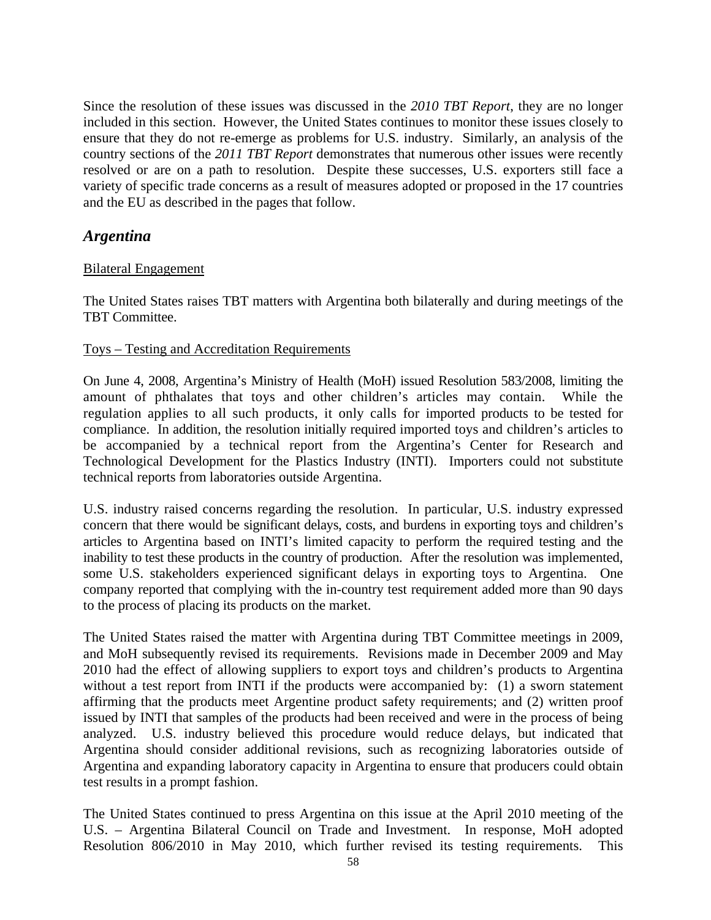Since the resolution of these issues was discussed in the *2010 TBT Report*, they are no longer included in this section. However, the United States continues to monitor these issues closely to ensure that they do not re-emerge as problems for U.S. industry. Similarly, an analysis of the country sections of the *2011 TBT Report* demonstrates that numerous other issues were recently resolved or are on a path to resolution. Despite these successes, U.S. exporters still face a variety of specific trade concerns as a result of measures adopted or proposed in the 17 countries and the EU as described in the pages that follow.

## *Argentina*

Bilateral Engagement

The United States raises TBT matters with Argentina both bilaterally and during meetings of the TBT Committee.

Toys – Testing and Accreditation Requirements

On June 4, 2008, Argentina's Ministry of Health (MoH) issued Resolution 583/2008, limiting the amount of phthalates that toys and other children's articles may contain. While the regulation applies to all such products, it only calls for imported products to be tested for compliance. In addition, the resolution initially required imported toys and children's articles to be accompanied by a technical report from the Argentina's Center for Research and Technological Development for the Plastics Industry (INTI). Importers could not substitute technical reports from laboratories outside Argentina.

U.S. industry raised concerns regarding the resolution. In particular, U.S. industry expressed concern that there would be significant delays, costs, and burdens in exporting toys and children's articles to Argentina based on INTI's limited capacity to perform the required testing and the inability to test these products in the country of production. After the resolution was implemented, some U.S. stakeholders experienced significant delays in exporting toys to Argentina. One company reported that complying with the in-country test requirement added more than 90 days to the process of placing its products on the market.

The United States raised the matter with Argentina during TBT Committee meetings in 2009, and MoH subsequently revised its requirements. Revisions made in December 2009 and May 2010 had the effect of allowing suppliers to export toys and children's products to Argentina without a test report from INTI if the products were accompanied by: (1) a sworn statement affirming that the products meet Argentine product safety requirements; and (2) written proof issued by INTI that samples of the products had been received and were in the process of being analyzed. U.S. industry believed this procedure would reduce delays, but indicated that Argentina should consider additional revisions, such as recognizing laboratories outside of Argentina and expanding laboratory capacity in Argentina to ensure that producers could obtain test results in a prompt fashion.

The United States continued to press Argentina on this issue at the April 2010 meeting of the U.S. – Argentina Bilateral Council on Trade and Investment. In response, MoH adopted Resolution 806/2010 in May 2010, which further revised its testing requirements. This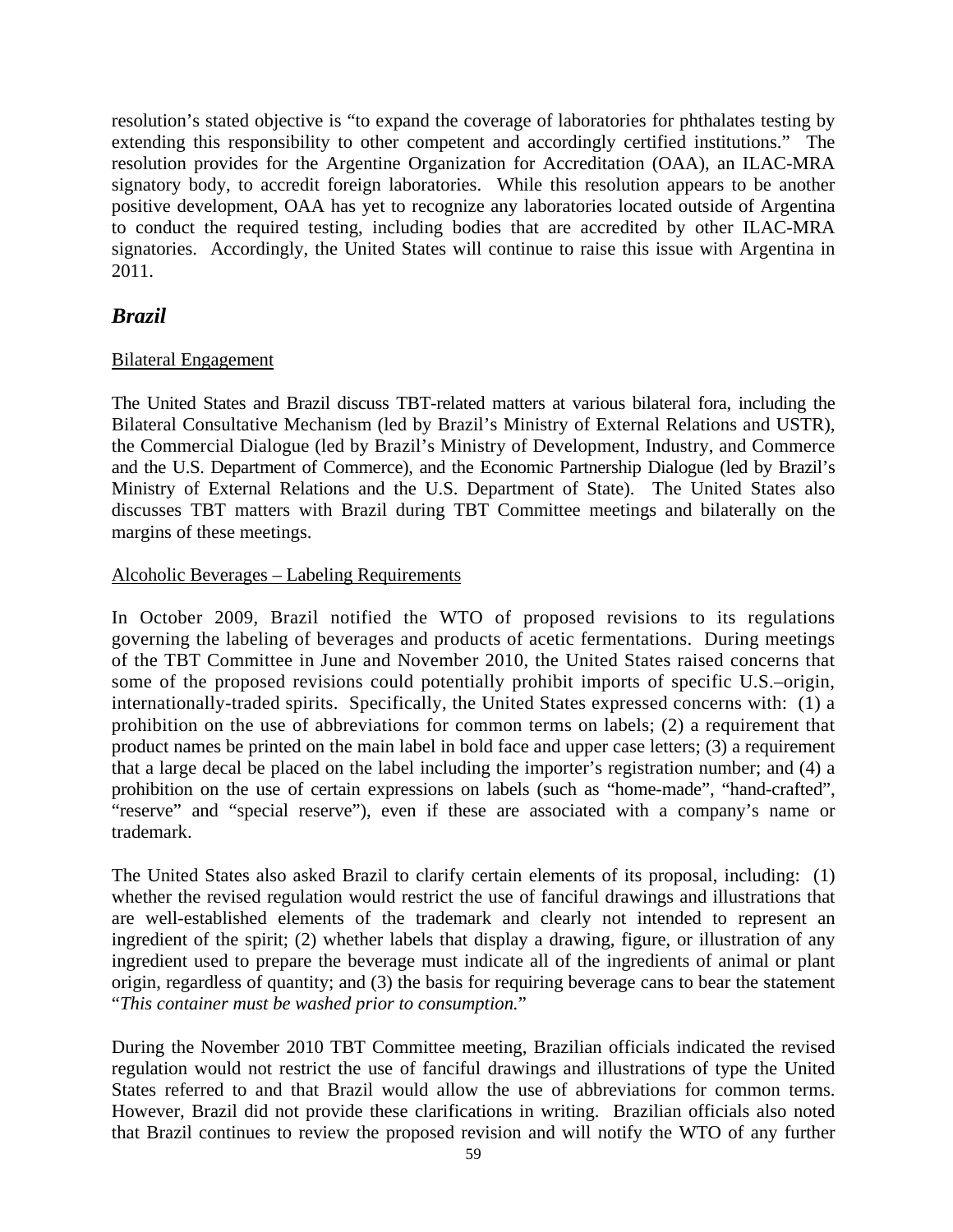resolution's stated objective is "to expand the coverage of laboratories for phthalates testing by extending this responsibility to other competent and accordingly certified institutions." The resolution provides for the Argentine Organization for Accreditation (OAA), an ILAC-MRA signatory body, to accredit foreign laboratories. While this resolution appears to be another positive development, OAA has yet to recognize any laboratories located outside of Argentina to conduct the required testing, including bodies that are accredited by other ILAC-MRA signatories. Accordingly, the United States will continue to raise this issue with Argentina in 2011.

## *Brazil*

Bilateral Engagement

The United States and Brazil discuss TBT-related matters at various bilateral fora, including the Bilateral Consultative Mechanism (led by Brazil's Ministry of External Relations and USTR), the Commercial Dialogue (led by Brazil's Ministry of Development, Industry, and Commerce and the U.S. Department of Commerce), and the Economic Partnership Dialogue (led by Brazil's Ministry of External Relations and the U.S. Department of State). The United States also discusses TBT matters with Brazil during TBT Committee meetings and bilaterally on the margins of these meetings.

Alcoholic Beverages – Labeling Requirements

In October 2009, Brazil notified the WTO of proposed revisions to its regulations governing the labeling of beverages and products of acetic fermentations. During meetings of the TBT Committee in June and November 2010, the United States raised concerns that some of the proposed revisions could potentially prohibit imports of specific U.S.–origin, internationally-traded spirits. Specifically, the United States expressed concerns with: (1) a prohibition on the use of abbreviations for common terms on labels; (2) a requirement that product names be printed on the main label in bold face and upper case letters; (3) a requirement that a large decal be placed on the label including the importer's registration number; and (4) a prohibition on the use of certain expressions on labels (such as "home-made", "hand-crafted", "reserve" and "special reserve"), even if these are associated with a company's name or trademark.

The United States also asked Brazil to clarify certain elements of its proposal, including: (1) whether the revised regulation would restrict the use of fanciful drawings and illustrations that are well-established elements of the trademark and clearly not intended to represent an ingredient of the spirit; (2) whether labels that display a drawing, figure, or illustration of any ingredient used to prepare the beverage must indicate all of the ingredients of animal or plant origin, regardless of quantity; and (3) the basis for requiring beverage cans to bear the statement "*This container must be washed prior to consumption.*"

During the November 2010 TBT Committee meeting, Brazilian officials indicated the revised regulation would not restrict the use of fanciful drawings and illustrations of type the United States referred to and that Brazil would allow the use of abbreviations for common terms. However, Brazil did not provide these clarifications in writing. Brazilian officials also noted that Brazil continues to review the proposed revision and will notify the WTO of any further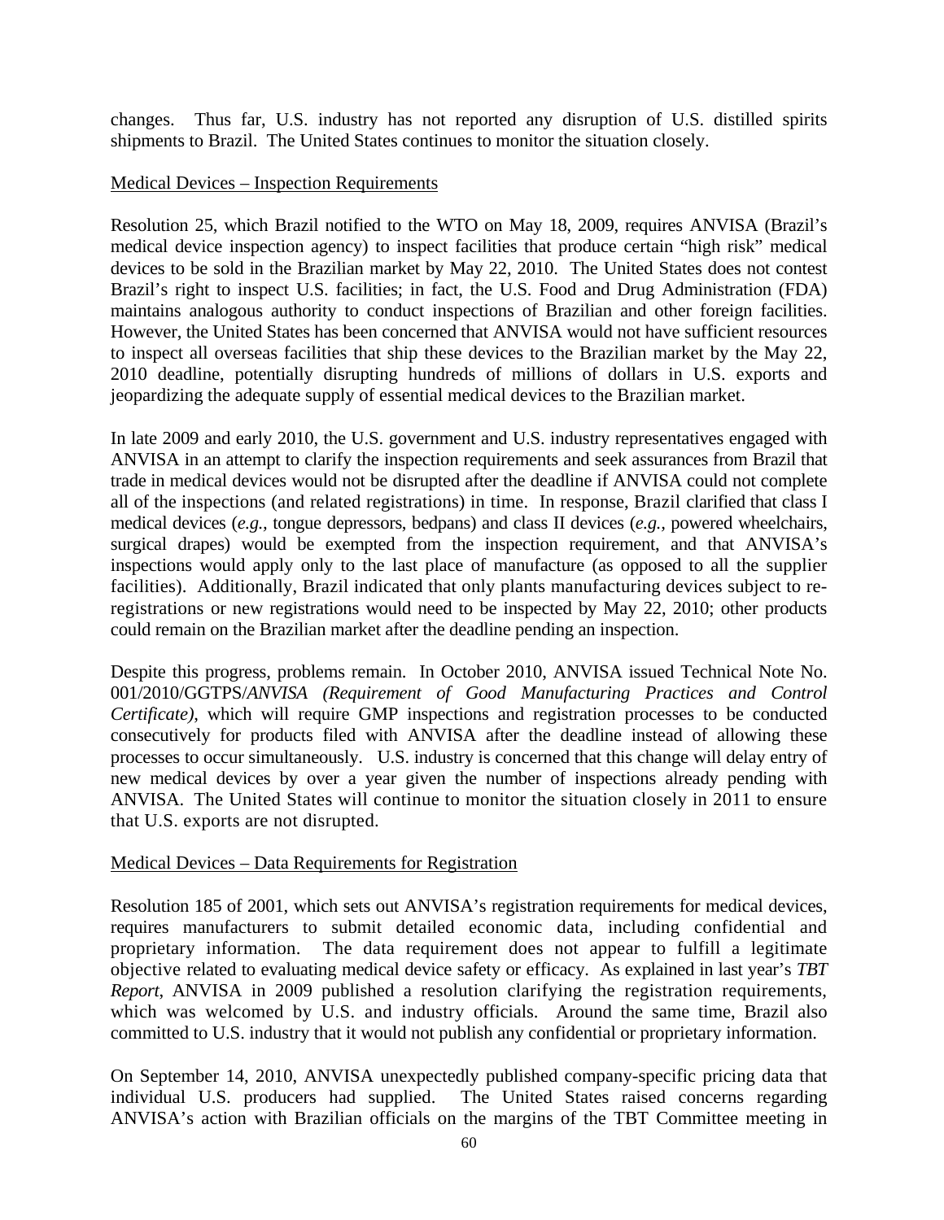changes. Thus far, U.S. industry has not reported any disruption of U.S. distilled spirits shipments to Brazil. The United States continues to monitor the situation closely.

Medical Devices – Inspection Requirements

Resolution 25, which Brazil notified to the WTO on May 18, 2009, requires ANVISA (Brazil's medical device inspection agency) to inspect facilities that produce certain "high risk" medical devices to be sold in the Brazilian market by May 22, 2010. The United States does not contest Brazil's right to inspect U.S. facilities; in fact, the U.S. Food and Drug Administration (FDA) maintains analogous authority to conduct inspections of Brazilian and other foreign facilities. However, the United States has been concerned that ANVISA would not have sufficient resources to inspect all overseas facilities that ship these devices to the Brazilian market by the May 22, 2010 deadline, potentially disrupting hundreds of millions of dollars in U.S. exports and jeopardizing the adequate supply of essential medical devices to the Brazilian market.

In late 2009 and early 2010, the U.S. government and U.S. industry representatives engaged with ANVISA in an attempt to clarify the inspection requirements and seek assurances from Brazil that trade in medical devices would not be disrupted after the deadline if ANVISA could not complete all of the inspections (and related registrations) in time. In response, Brazil clarified that class I medical devices (*e.g.,* tongue depressors, bedpans) and class II devices (*e.g.,* powered wheelchairs, surgical drapes) would be exempted from the inspection requirement, and that ANVISA's inspections would apply only to the last place of manufacture (as opposed to all the supplier facilities). Additionally, Brazil indicated that only plants manufacturing devices subject to re-registrations or new registrations would need to be inspected by May 22, 2010; other products could remain on the Brazilian market after the deadline pending an inspection.

Despite this progress, problems remain. In October 2010, ANVISA issued Technical Note No. 001/2010/GGTPS/*ANVISA (Requirement of Good Manufacturing Practices and Control Certificate)*, which will require GMP inspections and registration processes to be conducted consecutively for products filed with ANVISA after the deadline instead of allowing these processes to occur simultaneously. U.S. industry is concerned that this change will delay entry of new medical devices by over a year given the number of inspections already pending with ANVISA. The United States will continue to monitor the situation closely in 2011 to ensure that U.S. exports are not disrupted.

Medical Devices – Data Requirements for Registration

Resolution 185 of 2001, which sets out ANVISA's registration requirements for medical devices, requires manufacturers to submit detailed economic data, including confidential and proprietary information. The data requirement does not appear to fulfill a legitimate objective related to evaluating medical device safety or efficacy. As explained in last year's *TBT Report*, ANVISA in 2009 published a resolution clarifying the registration requirements, which was welcomed by U.S. and industry officials. Around the same time, Brazil also committed to U.S. industry that it would not publish any confidential or proprietary information.

On September 14, 2010, ANVISA unexpectedly published company-specific pricing data that individual U.S. producers had supplied. The United States raised concerns regarding ANVISA's action with Brazilian officials on the margins of the TBT Committee meeting in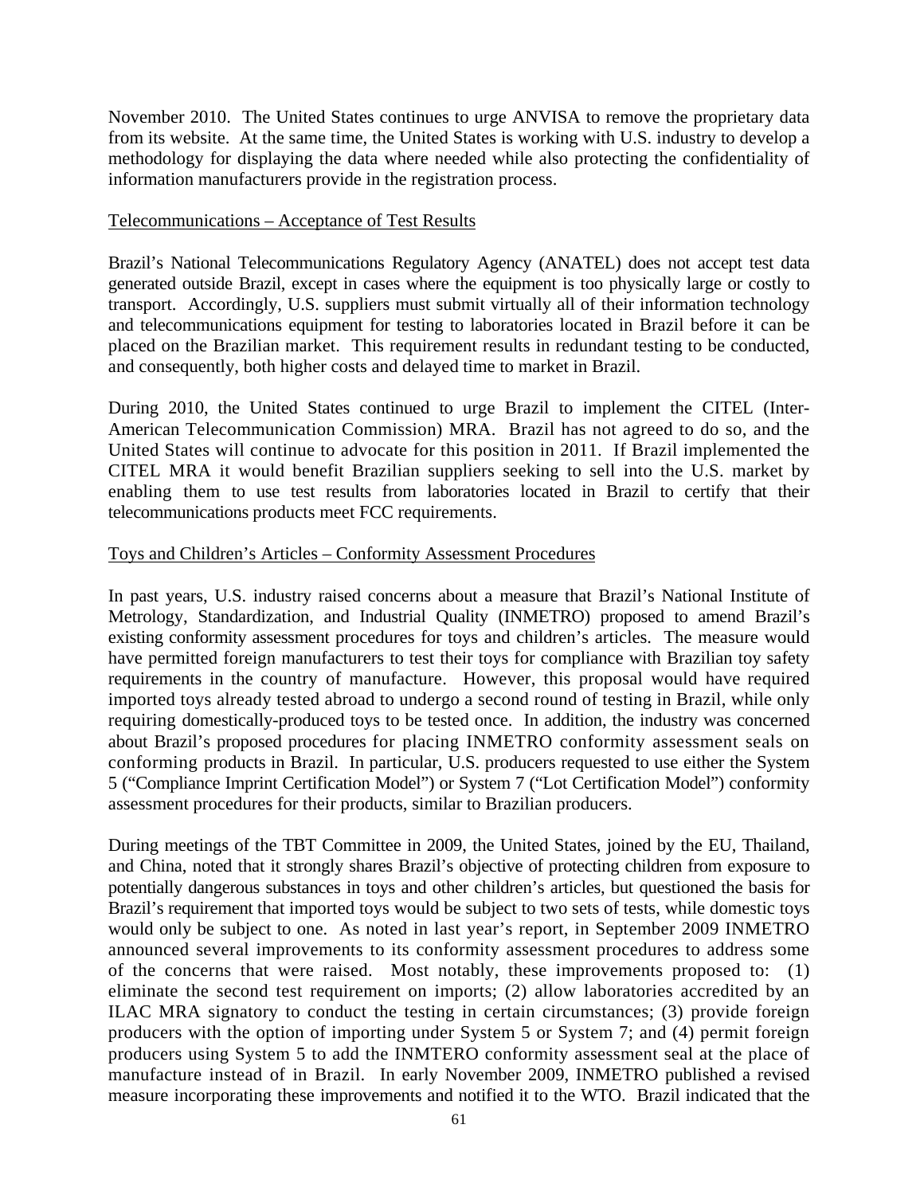November 2010. The United States continues to urge ANVISA to remove the proprietary data from its website. At the same time, the United States is working with U.S. industry to develop a methodology for displaying the data where needed while also protecting the confidentiality of information manufacturers provide in the registration process.

Telecommunications – Acceptance of Test Results

Brazil's National Telecommunications Regulatory Agency (ANATEL) does not accept test data generated outside Brazil, except in cases where the equipment is too physically large or costly to transport. Accordingly, U.S. suppliers must submit virtually all of their information technology and telecommunications equipment for testing to laboratories located in Brazil before it can be placed on the Brazilian market. This requirement results in redundant testing to be conducted, and consequently, both higher costs and delayed time to market in Brazil.

During 2010, the United States continued to urge Brazil to implement the CITEL (Inter-American Telecommunication Commission) MRA. Brazil has not agreed to do so, and the United States will continue to advocate for this position in 2011. If Brazil implemented the CITEL MRA it would benefit Brazilian suppliers seeking to sell into the U.S. market by enabling them to use test results from laboratories located in Brazil to certify that their telecommunications products meet FCC requirements.

Toys and Children's Articles – Conformity Assessment Procedures

In past years, U.S. industry raised concerns about a measure that Brazil's National Institute of Metrology, Standardization, and Industrial Quality (INMETRO) proposed to amend Brazil's existing conformity assessment procedures for toys and children's articles. The measure would have permitted foreign manufacturers to test their toys for compliance with Brazilian toy safety requirements in the country of manufacture. However, this proposal would have required imported toys already tested abroad to undergo a second round of testing in Brazil, while only requiring domestically-produced toys to be tested once. In addition, the industry was concerned about Brazil's proposed procedures for placing INMETRO conformity assessment seals on conforming products in Brazil. In particular, U.S. producers requested to use either the System 5 ("Compliance Imprint Certification Model") or System 7 ("Lot Certification Model") conformity assessment procedures for their products, similar to Brazilian producers.

During meetings of the TBT Committee in 2009, the United States, joined by the EU, Thailand, and China, noted that it strongly shares Brazil's objective of protecting children from exposure to potentially dangerous substances in toys and other children's articles, but questioned the basis for Brazil's requirement that imported toys would be subject to two sets of tests, while domestic toys would only be subject to one. As noted in last year's report, in September 2009 INMETRO announced several improvements to its conformity assessment procedures to address some of the concerns that were raised. Most notably, these improvements proposed to: (1) eliminate the second test requirement on imports; (2) allow laboratories accredited by an ILAC MRA signatory to conduct the testing in certain circumstances; (3) provide foreign producers with the option of importing under System 5 or System 7; and (4) permit foreign producers using System 5 to add the INMTERO conformity assessment seal at the place of manufacture instead of in Brazil. In early November 2009, INMETRO published a revised measure incorporating these improvements and notified it to the WTO. Brazil indicated that the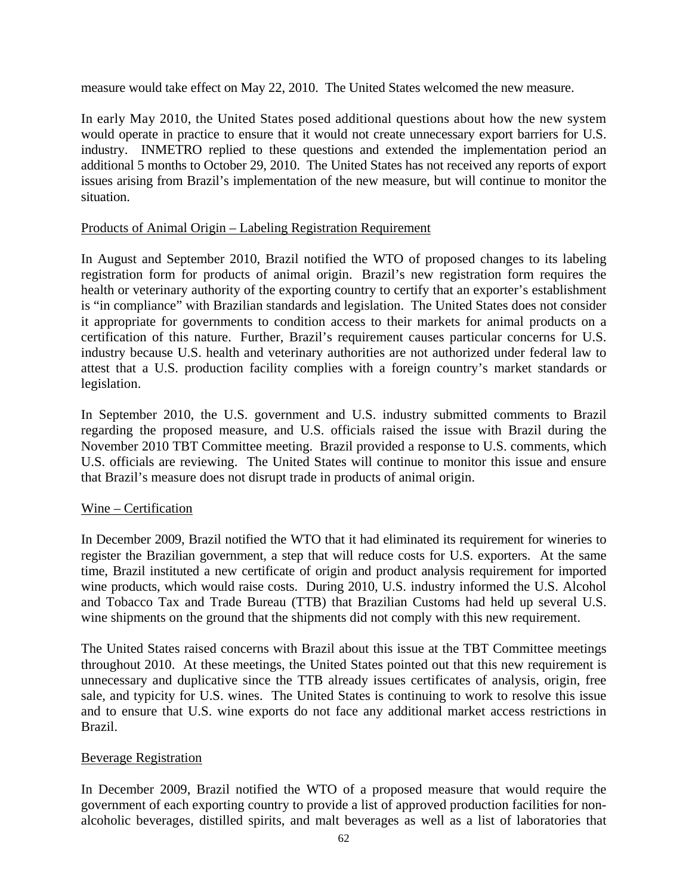measure would take effect on May 22, 2010. The United States welcomed the new measure.

In early May 2010, the United States posed additional questions about how the new system would operate in practice to ensure that it would not create unnecessary export barriers for U.S. industry. INMETRO replied to these questions and extended the implementation period an additional 5 months to October 29, 2010. The United States has not received any reports of export issues arising from Brazil's implementation of the new measure, but will continue to monitor the situation.

<u>Products of Animal Origin – Labeling Registration Requirement</u>

In August and September 2010, Brazil notified the WTO of proposed changes to its labeling registration form for products of animal origin. Brazil's new registration form requires the health or veterinary authority of the exporting country to certify that an exporter's establishment is "in compliance" with Brazilian standards and legislation. The United States does not consider it appropriate for governments to condition access to their markets for animal products on a certification of this nature. Further, Brazil's requirement causes particular concerns for U.S. industry because U.S. health and veterinary authorities are not authorized under federal law to attest that a U.S. production facility complies with a foreign country's market standards or legislation.

In September 2010, the U.S. government and U.S. industry submitted comments to Brazil regarding the proposed measure, and U.S. officials raised the issue with Brazil during the November 2010 TBT Committee meeting. Brazil provided a response to U.S. comments, which U.S. officials are reviewing. The United States will continue to monitor this issue and ensure that Brazil's measure does not disrupt trade in products of animal origin.

<u>Wine – Certification</u>

In December 2009, Brazil notified the WTO that it had eliminated its requirement for wineries to register the Brazilian government, a step that will reduce costs for U.S. exporters. At the same time, Brazil instituted a new certificate of origin and product analysis requirement for imported wine products, which would raise costs. During 2010, U.S. industry informed the U.S. Alcohol and Tobacco Tax and Trade Bureau (TTB) that Brazilian Customs had held up several U.S. wine shipments on the ground that the shipments did not comply with this new requirement.

The United States raised concerns with Brazil about this issue at the TBT Committee meetings throughout 2010. At these meetings, the United States pointed out that this new requirement is unnecessary and duplicative since the TTB already issues certificates of analysis, origin, free sale, and typicity for U.S. wines. The United States is continuing to work to resolve this issue and to ensure that U.S. wine exports do not face any additional market access restrictions in Brazil.

<u>Beverage Registration</u>

In December 2009, Brazil notified the WTO of a proposed measure that would require the government of each exporting country to provide a list of approved production facilities for non-alcoholic beverages, distilled spirits, and malt beverages as well as a list of laboratories that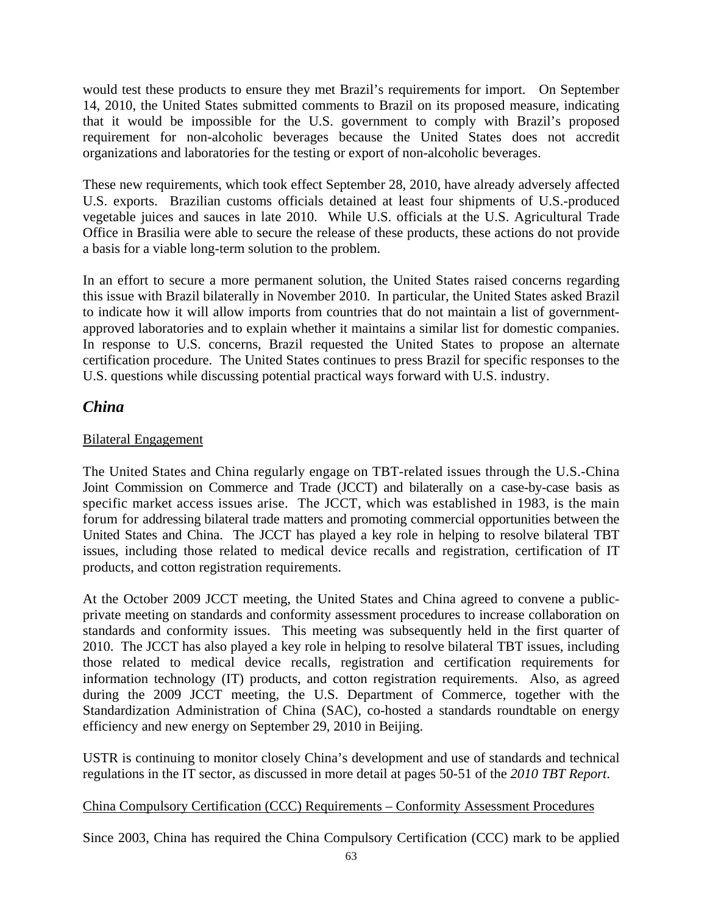would test these products to ensure they met Brazil's requirements for import. On September 14, 2010, the United States submitted comments to Brazil on its proposed measure, indicating that it would be impossible for the U.S. government to comply with Brazil's proposed requirement for non-alcoholic beverages because the United States does not accredit organizations and laboratories for the testing or export of non-alcoholic beverages.

These new requirements, which took effect September 28, 2010, have already adversely affected U.S. exports. Brazilian customs officials detained at least four shipments of U.S.-produced vegetable juices and sauces in late 2010. While U.S. officials at the U.S. Agricultural Trade Office in Brasilia were able to secure the release of these products, these actions do not provide a basis for a viable long-term solution to the problem.

In an effort to secure a more permanent solution, the United States raised concerns regarding this issue with Brazil bilaterally in November 2010. In particular, the United States asked Brazil to indicate how it will allow imports from countries that do not maintain a list of government-approved laboratories and to explain whether it maintains a similar list for domestic companies. In response to U.S. concerns, Brazil requested the United States to propose an alternate certification procedure. The United States continues to press Brazil for specific responses to the U.S. questions while discussing potential practical ways forward with U.S. industry.

## *China*

Bilateral Engagement

The United States and China regularly engage on TBT-related issues through the U.S.-China Joint Commission on Commerce and Trade (JCCT) and bilaterally on a case-by-case basis as specific market access issues arise. The JCCT, which was established in 1983, is the main forum for addressing bilateral trade matters and promoting commercial opportunities between the United States and China. The JCCT has played a key role in helping to resolve bilateral TBT issues, including those related to medical device recalls and registration, certification of IT products, and cotton registration requirements.

At the October 2009 JCCT meeting, the United States and China agreed to convene a public-private meeting on standards and conformity assessment procedures to increase collaboration on standards and conformity issues. This meeting was subsequently held in the first quarter of 2010. The JCCT has also played a key role in helping to resolve bilateral TBT issues, including those related to medical device recalls, registration and certification requirements for information technology (IT) products, and cotton registration requirements. Also, as agreed during the 2009 JCCT meeting, the U.S. Department of Commerce, together with the Standardization Administration of China (SAC), co-hosted a standards roundtable on energy efficiency and new energy on September 29, 2010 in Beijing.

USTR is continuing to monitor closely China's development and use of standards and technical regulations in the IT sector, as discussed in more detail at pages 50-51 of the *2010 TBT Report*.

China Compulsory Certification (CCC) Requirements – Conformity Assessment Procedures

Since 2003, China has required the China Compulsory Certification (CCC) mark to be applied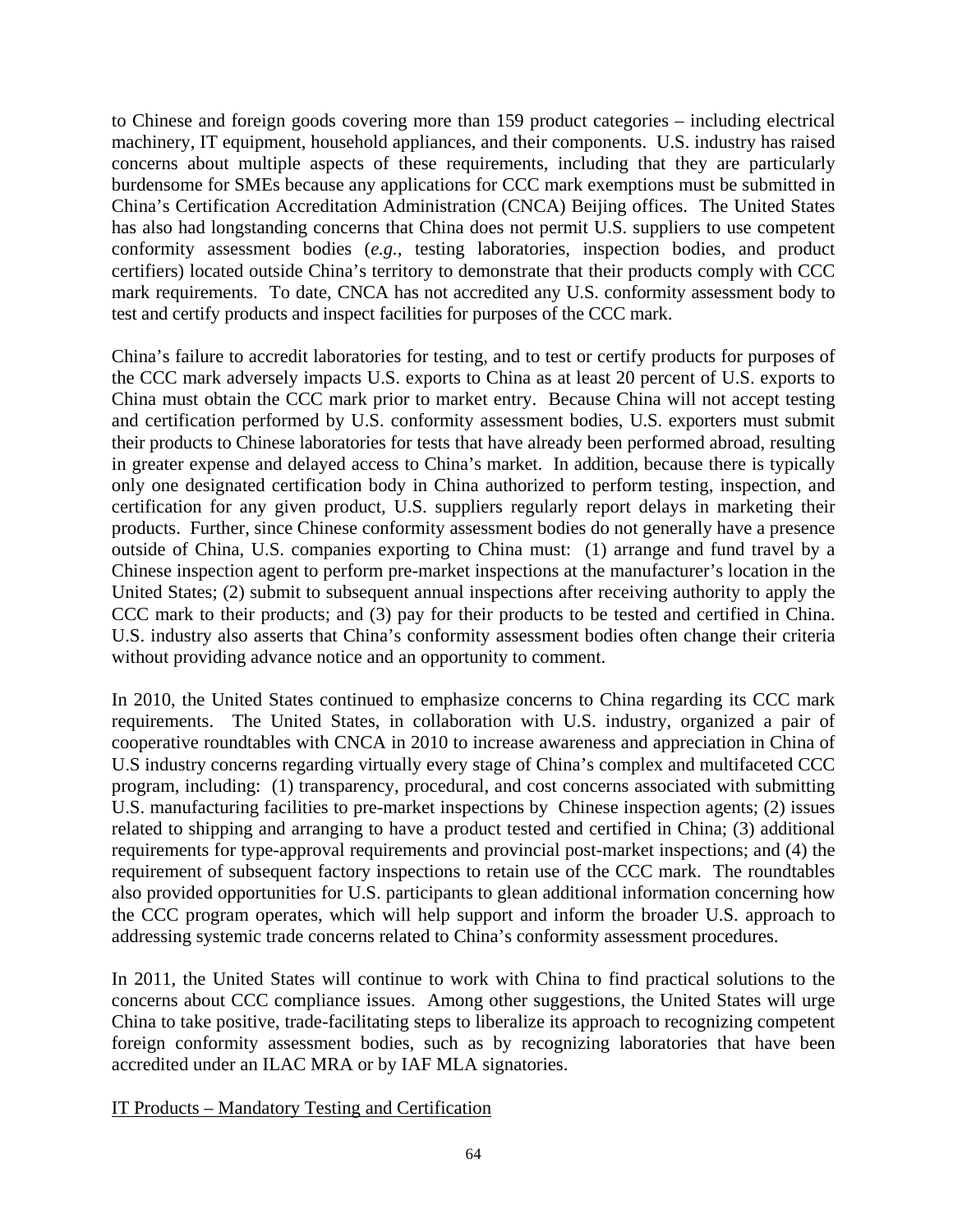to Chinese and foreign goods covering more than 159 product categories – including electrical machinery, IT equipment, household appliances, and their components. U.S. industry has raised concerns about multiple aspects of these requirements, including that they are particularly burdensome for SMEs because any applications for CCC mark exemptions must be submitted in China's Certification Accreditation Administration (CNCA) Beijing offices. The United States has also had longstanding concerns that China does not permit U.S. suppliers to use competent conformity assessment bodies (*e.g.*, testing laboratories, inspection bodies, and product certifiers) located outside China's territory to demonstrate that their products comply with CCC mark requirements. To date, CNCA has not accredited any U.S. conformity assessment body to test and certify products and inspect facilities for purposes of the CCC mark.

China's failure to accredit laboratories for testing, and to test or certify products for purposes of the CCC mark adversely impacts U.S. exports to China as at least 20 percent of U.S. exports to China must obtain the CCC mark prior to market entry. Because China will not accept testing and certification performed by U.S. conformity assessment bodies, U.S. exporters must submit their products to Chinese laboratories for tests that have already been performed abroad, resulting in greater expense and delayed access to China's market. In addition, because there is typically only one designated certification body in China authorized to perform testing, inspection, and certification for any given product, U.S. suppliers regularly report delays in marketing their products. Further, since Chinese conformity assessment bodies do not generally have a presence outside of China, U.S. companies exporting to China must: (1) arrange and fund travel by a Chinese inspection agent to perform pre-market inspections at the manufacturer's location in the United States; (2) submit to subsequent annual inspections after receiving authority to apply the CCC mark to their products; and (3) pay for their products to be tested and certified in China. U.S. industry also asserts that China's conformity assessment bodies often change their criteria without providing advance notice and an opportunity to comment.

In 2010, the United States continued to emphasize concerns to China regarding its CCC mark requirements. The United States, in collaboration with U.S. industry, organized a pair of cooperative roundtables with CNCA in 2010 to increase awareness and appreciation in China of U.S industry concerns regarding virtually every stage of China's complex and multifaceted CCC program, including: (1) transparency, procedural, and cost concerns associated with submitting U.S. manufacturing facilities to pre-market inspections by Chinese inspection agents; (2) issues related to shipping and arranging to have a product tested and certified in China; (3) additional requirements for type-approval requirements and provincial post-market inspections; and (4) the requirement of subsequent factory inspections to retain use of the CCC mark. The roundtables also provided opportunities for U.S. participants to glean additional information concerning how the CCC program operates, which will help support and inform the broader U.S. approach to addressing systemic trade concerns related to China's conformity assessment procedures.

In 2011, the United States will continue to work with China to find practical solutions to the concerns about CCC compliance issues. Among other suggestions, the United States will urge China to take positive, trade-facilitating steps to liberalize its approach to recognizing competent foreign conformity assessment bodies, such as by recognizing laboratories that have been accredited under an ILAC MRA or by IAF MLA signatories.

<u>IT Products – Mandatory Testing and Certification</u>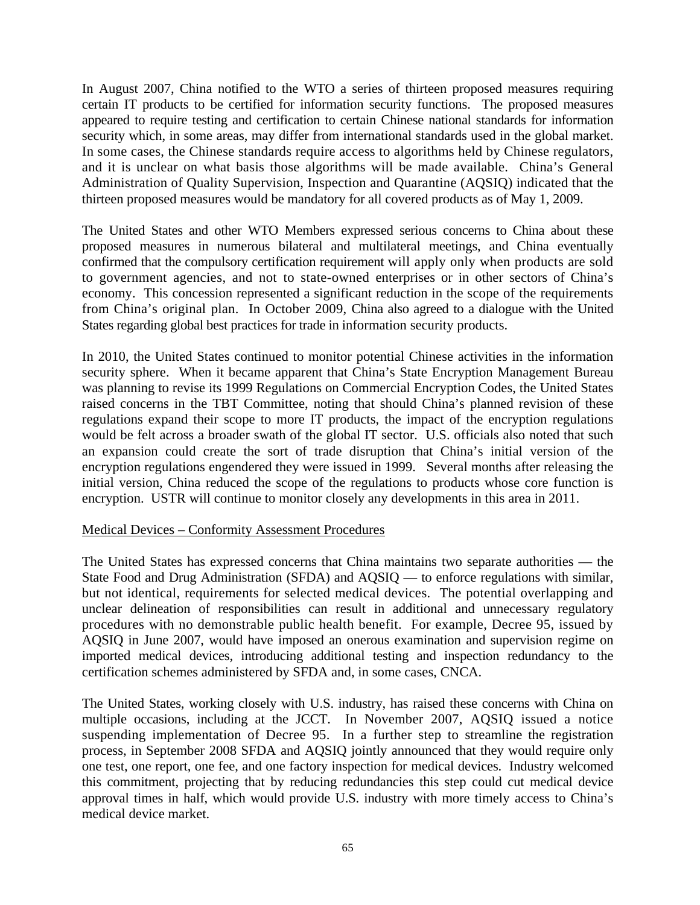In August 2007, China notified to the WTO a series of thirteen proposed measures requiring certain IT products to be certified for information security functions. The proposed measures appeared to require testing and certification to certain Chinese national standards for information security which, in some areas, may differ from international standards used in the global market. In some cases, the Chinese standards require access to algorithms held by Chinese regulators, and it is unclear on what basis those algorithms will be made available. China's General Administration of Quality Supervision, Inspection and Quarantine (AQSIQ) indicated that the thirteen proposed measures would be mandatory for all covered products as of May 1, 2009.

The United States and other WTO Members expressed serious concerns to China about these proposed measures in numerous bilateral and multilateral meetings, and China eventually confirmed that the compulsory certification requirement will apply only when products are sold to government agencies, and not to state-owned enterprises or in other sectors of China's economy. This concession represented a significant reduction in the scope of the requirements from China's original plan. In October 2009, China also agreed to a dialogue with the United States regarding global best practices for trade in information security products.

In 2010, the United States continued to monitor potential Chinese activities in the information security sphere. When it became apparent that China's State Encryption Management Bureau was planning to revise its 1999 Regulations on Commercial Encryption Codes, the United States raised concerns in the TBT Committee, noting that should China's planned revision of these regulations expand their scope to more IT products, the impact of the encryption regulations would be felt across a broader swath of the global IT sector. U.S. officials also noted that such an expansion could create the sort of trade disruption that China's initial version of the encryption regulations engendered they were issued in 1999. Several months after releasing the initial version, China reduced the scope of the regulations to products whose core function is encryption. USTR will continue to monitor closely any developments in this area in 2011.

<u>Medical Devices – Conformity Assessment Procedures</u>

The United States has expressed concerns that China maintains two separate authorities — the State Food and Drug Administration (SFDA) and AQSIQ — to enforce regulations with similar, but not identical, requirements for selected medical devices. The potential overlapping and unclear delineation of responsibilities can result in additional and unnecessary regulatory procedures with no demonstrable public health benefit. For example, Decree 95, issued by AQSIQ in June 2007, would have imposed an onerous examination and supervision regime on imported medical devices, introducing additional testing and inspection redundancy to the certification schemes administered by SFDA and, in some cases, CNCA.

The United States, working closely with U.S. industry, has raised these concerns with China on multiple occasions, including at the JCCT. In November 2007, AQSIQ issued a notice suspending implementation of Decree 95. In a further step to streamline the registration process, in September 2008 SFDA and AQSIQ jointly announced that they would require only one test, one report, one fee, and one factory inspection for medical devices. Industry welcomed this commitment, projecting that by reducing redundancies this step could cut medical device approval times in half, which would provide U.S. industry with more timely access to China's medical device market.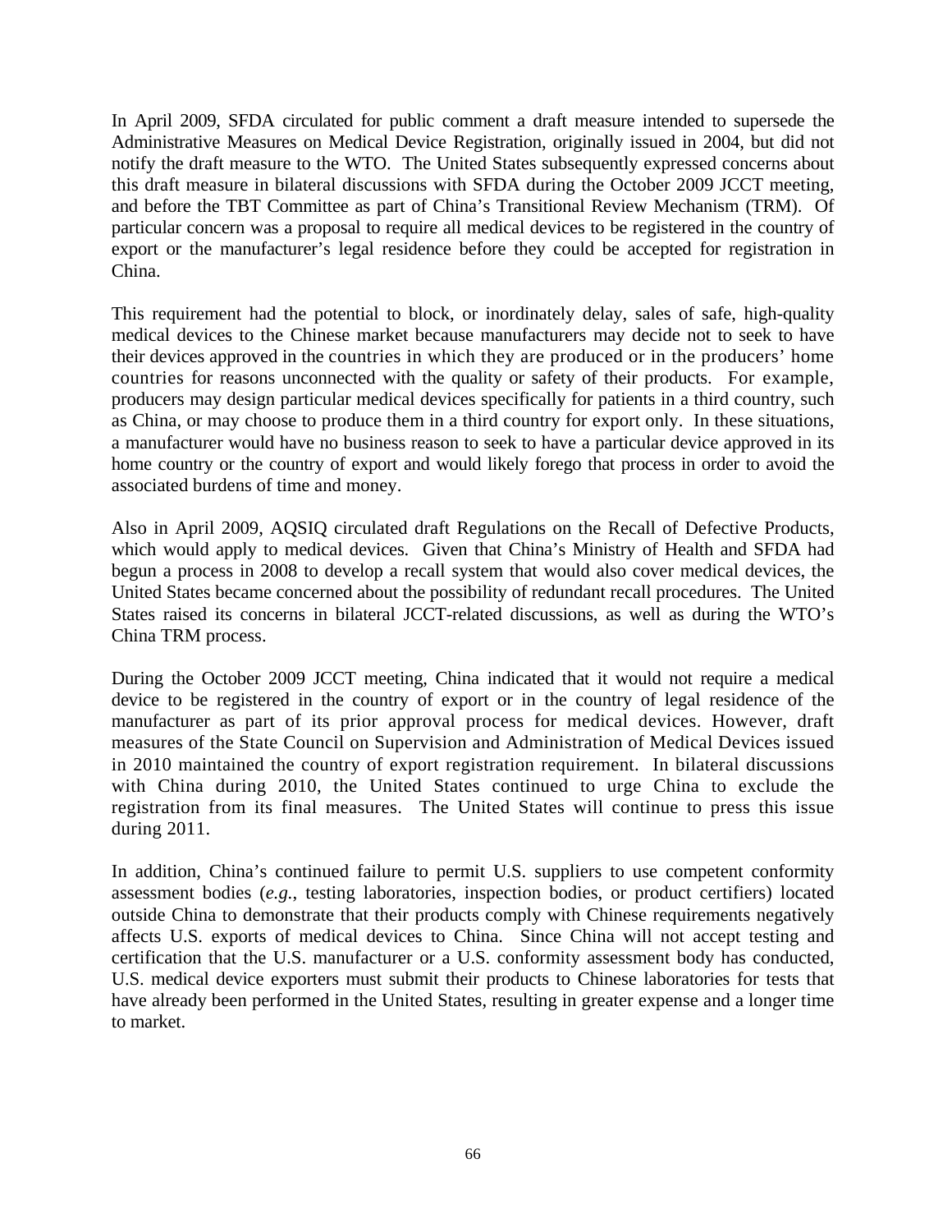In April 2009, SFDA circulated for public comment a draft measure intended to supersede the Administrative Measures on Medical Device Registration, originally issued in 2004, but did not notify the draft measure to the WTO. The United States subsequently expressed concerns about this draft measure in bilateral discussions with SFDA during the October 2009 JCCT meeting, and before the TBT Committee as part of China's Transitional Review Mechanism (TRM). Of particular concern was a proposal to require all medical devices to be registered in the country of export or the manufacturer's legal residence before they could be accepted for registration in China.

This requirement had the potential to block, or inordinately delay, sales of safe, high-quality medical devices to the Chinese market because manufacturers may decide not to seek to have their devices approved in the countries in which they are produced or in the producers' home countries for reasons unconnected with the quality or safety of their products. For example, producers may design particular medical devices specifically for patients in a third country, such as China, or may choose to produce them in a third country for export only. In these situations, a manufacturer would have no business reason to seek to have a particular device approved in its home country or the country of export and would likely forego that process in order to avoid the associated burdens of time and money.

Also in April 2009, AQSIQ circulated draft Regulations on the Recall of Defective Products, which would apply to medical devices. Given that China's Ministry of Health and SFDA had begun a process in 2008 to develop a recall system that would also cover medical devices, the United States became concerned about the possibility of redundant recall procedures. The United States raised its concerns in bilateral JCCT-related discussions, as well as during the WTO's China TRM process.

During the October 2009 JCCT meeting, China indicated that it would not require a medical device to be registered in the country of export or in the country of legal residence of the manufacturer as part of its prior approval process for medical devices. However, draft measures of the State Council on Supervision and Administration of Medical Devices issued in 2010 maintained the country of export registration requirement. In bilateral discussions with China during 2010, the United States continued to urge China to exclude the registration from its final measures. The United States will continue to press this issue during 2011.

In addition, China's continued failure to permit U.S. suppliers to use competent conformity assessment bodies (*e.g.*, testing laboratories, inspection bodies, or product certifiers) located outside China to demonstrate that their products comply with Chinese requirements negatively affects U.S. exports of medical devices to China. Since China will not accept testing and certification that the U.S. manufacturer or a U.S. conformity assessment body has conducted, U.S. medical device exporters must submit their products to Chinese laboratories for tests that have already been performed in the United States, resulting in greater expense and a longer time to market.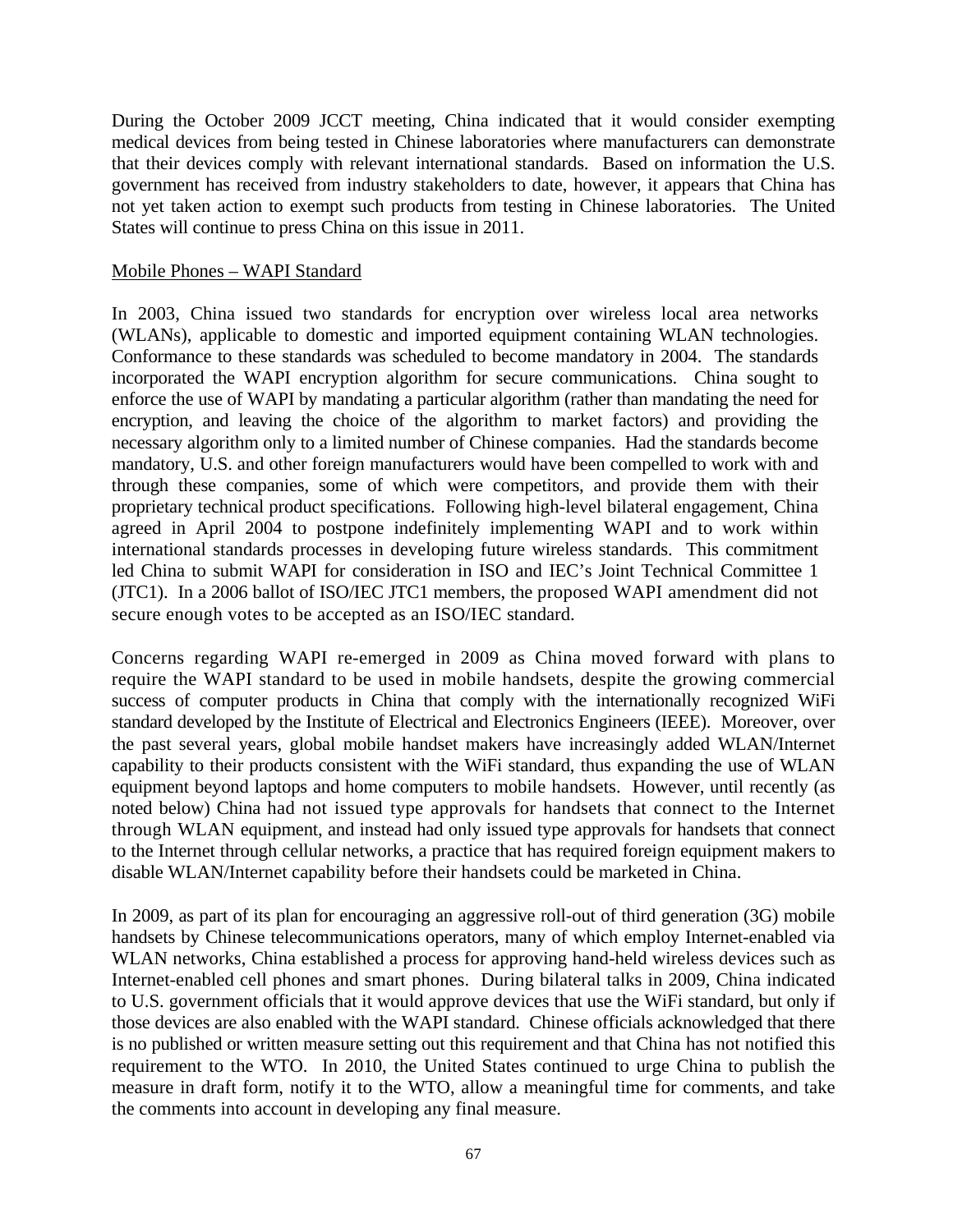During the October 2009 JCCT meeting, China indicated that it would consider exempting medical devices from being tested in Chinese laboratories where manufacturers can demonstrate that their devices comply with relevant international standards. Based on information the U.S. government has received from industry stakeholders to date, however, it appears that China has not yet taken action to exempt such products from testing in Chinese laboratories. The United States will continue to press China on this issue in 2011.

Mobile Phones – WAPI Standard

In 2003, China issued two standards for encryption over wireless local area networks (WLANs), applicable to domestic and imported equipment containing WLAN technologies. Conformance to these standards was scheduled to become mandatory in 2004. The standards incorporated the WAPI encryption algorithm for secure communications. China sought to enforce the use of WAPI by mandating a particular algorithm (rather than mandating the need for encryption, and leaving the choice of the algorithm to market factors) and providing the necessary algorithm only to a limited number of Chinese companies. Had the standards become mandatory, U.S. and other foreign manufacturers would have been compelled to work with and through these companies, some of which were competitors, and provide them with their proprietary technical product specifications. Following high-level bilateral engagement, China agreed in April 2004 to postpone indefinitely implementing WAPI and to work within international standards processes in developing future wireless standards. This commitment led China to submit WAPI for consideration in ISO and IEC's Joint Technical Committee 1 (JTC1). In a 2006 ballot of ISO/IEC JTC1 members, the proposed WAPI amendment did not secure enough votes to be accepted as an ISO/IEC standard.

Concerns regarding WAPI re-emerged in 2009 as China moved forward with plans to require the WAPI standard to be used in mobile handsets, despite the growing commercial success of computer products in China that comply with the internationally recognized WiFi standard developed by the Institute of Electrical and Electronics Engineers (IEEE). Moreover, over the past several years, global mobile handset makers have increasingly added WLAN/Internet capability to their products consistent with the WiFi standard, thus expanding the use of WLAN equipment beyond laptops and home computers to mobile handsets. However, until recently (as noted below) China had not issued type approvals for handsets that connect to the Internet through WLAN equipment, and instead had only issued type approvals for handsets that connect to the Internet through cellular networks, a practice that has required foreign equipment makers to disable WLAN/Internet capability before their handsets could be marketed in China.

In 2009, as part of its plan for encouraging an aggressive roll-out of third generation (3G) mobile handsets by Chinese telecommunications operators, many of which employ Internet-enabled via WLAN networks, China established a process for approving hand-held wireless devices such as Internet-enabled cell phones and smart phones. During bilateral talks in 2009, China indicated to U.S. government officials that it would approve devices that use the WiFi standard, but only if those devices are also enabled with the WAPI standard. Chinese officials acknowledged that there is no published or written measure setting out this requirement and that China has not notified this requirement to the WTO. In 2010, the United States continued to urge China to publish the measure in draft form, notify it to the WTO, allow a meaningful time for comments, and take the comments into account in developing any final measure.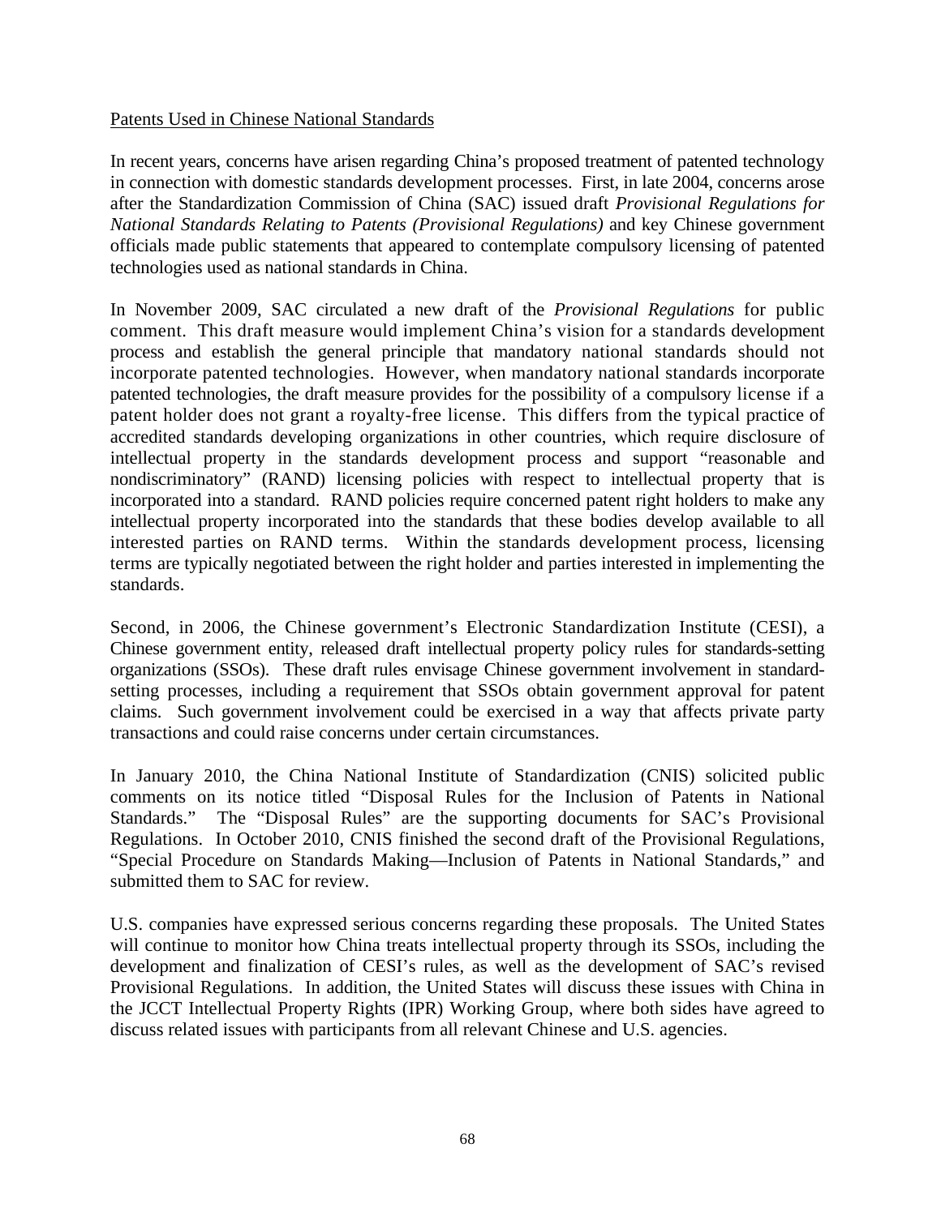Patents Used in Chinese National Standards

In recent years, concerns have arisen regarding China's proposed treatment of patented technology in connection with domestic standards development processes. First, in late 2004, concerns arose after the Standardization Commission of China (SAC) issued draft *Provisional Regulations for National Standards Relating to Patents (Provisional Regulations)* and key Chinese government officials made public statements that appeared to contemplate compulsory licensing of patented technologies used as national standards in China.

In November 2009, SAC circulated a new draft of the *Provisional Regulations* for public comment. This draft measure would implement China's vision for a standards development process and establish the general principle that mandatory national standards should not incorporate patented technologies. However, when mandatory national standards incorporate patented technologies, the draft measure provides for the possibility of a compulsory license if a patent holder does not grant a royalty-free license. This differs from the typical practice of accredited standards developing organizations in other countries, which require disclosure of intellectual property in the standards development process and support "reasonable and nondiscriminatory" (RAND) licensing policies with respect to intellectual property that is incorporated into a standard. RAND policies require concerned patent right holders to make any intellectual property incorporated into the standards that these bodies develop available to all interested parties on RAND terms. Within the standards development process, licensing terms are typically negotiated between the right holder and parties interested in implementing the standards.

Second, in 2006, the Chinese government's Electronic Standardization Institute (CESI), a Chinese government entity, released draft intellectual property policy rules for standards-setting organizations (SSOs). These draft rules envisage Chinese government involvement in standard-setting processes, including a requirement that SSOs obtain government approval for patent claims. Such government involvement could be exercised in a way that affects private party transactions and could raise concerns under certain circumstances.

In January 2010, the China National Institute of Standardization (CNIS) solicited public comments on its notice titled "Disposal Rules for the Inclusion of Patents in National Standards." The "Disposal Rules" are the supporting documents for SAC's Provisional Regulations. In October 2010, CNIS finished the second draft of the Provisional Regulations, "Special Procedure on Standards Making—Inclusion of Patents in National Standards," and submitted them to SAC for review.

U.S. companies have expressed serious concerns regarding these proposals. The United States will continue to monitor how China treats intellectual property through its SSOs, including the development and finalization of CESI's rules, as well as the development of SAC's revised Provisional Regulations. In addition, the United States will discuss these issues with China in the JCCT Intellectual Property Rights (IPR) Working Group, where both sides have agreed to discuss related issues with participants from all relevant Chinese and U.S. agencies.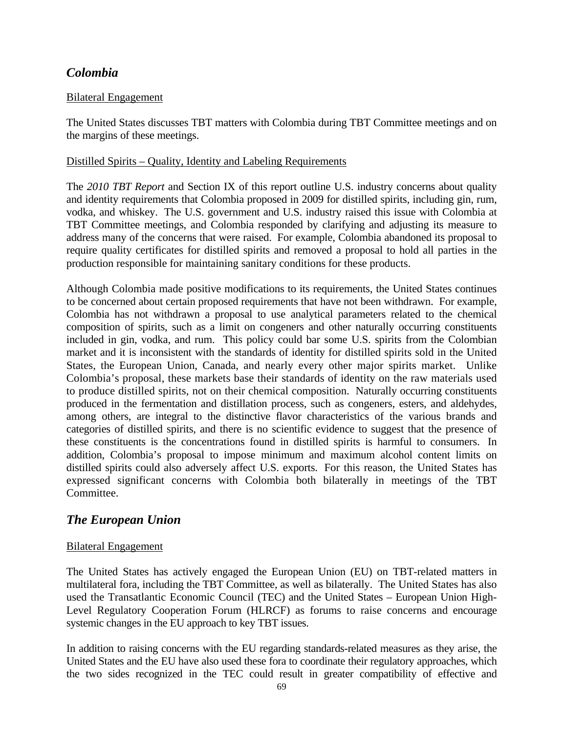## *Colombia*

Bilateral Engagement

The United States discusses TBT matters with Colombia during TBT Committee meetings and on the margins of these meetings.

Distilled Spirits – Quality, Identity and Labeling Requirements

The *2010 TBT Report* and Section IX of this report outline U.S. industry concerns about quality and identity requirements that Colombia proposed in 2009 for distilled spirits, including gin, rum, vodka, and whiskey. The U.S. government and U.S. industry raised this issue with Colombia at TBT Committee meetings, and Colombia responded by clarifying and adjusting its measure to address many of the concerns that were raised. For example, Colombia abandoned its proposal to require quality certificates for distilled spirits and removed a proposal to hold all parties in the production responsible for maintaining sanitary conditions for these products.

Although Colombia made positive modifications to its requirements, the United States continues to be concerned about certain proposed requirements that have not been withdrawn. For example, Colombia has not withdrawn a proposal to use analytical parameters related to the chemical composition of spirits, such as a limit on congeners and other naturally occurring constituents included in gin, vodka, and rum. This policy could bar some U.S. spirits from the Colombian market and it is inconsistent with the standards of identity for distilled spirits sold in the United States, the European Union, Canada, and nearly every other major spirits market. Unlike Colombia's proposal, these markets base their standards of identity on the raw materials used to produce distilled spirits, not on their chemical composition. Naturally occurring constituents produced in the fermentation and distillation process, such as congeners, esters, and aldehydes, among others, are integral to the distinctive flavor characteristics of the various brands and categories of distilled spirits, and there is no scientific evidence to suggest that the presence of these constituents is the concentrations found in distilled spirits is harmful to consumers. In addition, Colombia's proposal to impose minimum and maximum alcohol content limits on distilled spirits could also adversely affect U.S. exports. For this reason, the United States has expressed significant concerns with Colombia both bilaterally in meetings of the TBT Committee.

## *The European Union*

Bilateral Engagement

The United States has actively engaged the European Union (EU) on TBT-related matters in multilateral fora, including the TBT Committee, as well as bilaterally. The United States has also used the Transatlantic Economic Council (TEC) and the United States – European Union High-Level Regulatory Cooperation Forum (HLRCF) as forums to raise concerns and encourage systemic changes in the EU approach to key TBT issues.

In addition to raising concerns with the EU regarding standards-related measures as they arise, the United States and the EU have also used these fora to coordinate their regulatory approaches, which the two sides recognized in the TEC could result in greater compatibility of effective and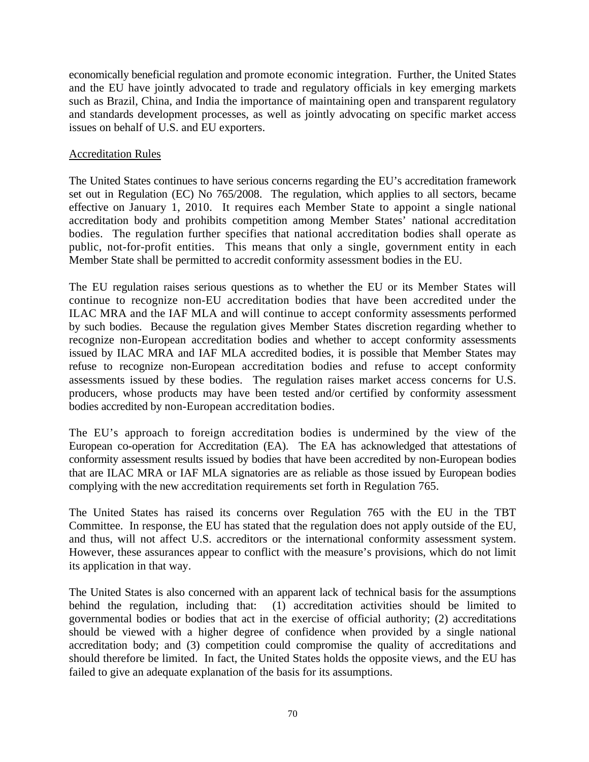economically beneficial regulation and promote economic integration. Further, the United States and the EU have jointly advocated to trade and regulatory officials in key emerging markets such as Brazil, China, and India the importance of maintaining open and transparent regulatory and standards development processes, as well as jointly advocating on specific market access issues on behalf of U.S. and EU exporters.

Accreditation Rules

The United States continues to have serious concerns regarding the EU's accreditation framework set out in Regulation (EC) No 765/2008. The regulation, which applies to all sectors, became effective on January 1, 2010. It requires each Member State to appoint a single national accreditation body and prohibits competition among Member States' national accreditation bodies. The regulation further specifies that national accreditation bodies shall operate as public, not-for-profit entities. This means that only a single, government entity in each Member State shall be permitted to accredit conformity assessment bodies in the EU.

The EU regulation raises serious questions as to whether the EU or its Member States will continue to recognize non-EU accreditation bodies that have been accredited under the ILAC MRA and the IAF MLA and will continue to accept conformity assessments performed by such bodies. Because the regulation gives Member States discretion regarding whether to recognize non-European accreditation bodies and whether to accept conformity assessments issued by ILAC MRA and IAF MLA accredited bodies, it is possible that Member States may refuse to recognize non-European accreditation bodies and refuse to accept conformity assessments issued by these bodies. The regulation raises market access concerns for U.S. producers, whose products may have been tested and/or certified by conformity assessment bodies accredited by non-European accreditation bodies.

The EU's approach to foreign accreditation bodies is undermined by the view of the European co-operation for Accreditation (EA). The EA has acknowledged that attestations of conformity assessment results issued by bodies that have been accredited by non-European bodies that are ILAC MRA or IAF MLA signatories are as reliable as those issued by European bodies complying with the new accreditation requirements set forth in Regulation 765.

The United States has raised its concerns over Regulation 765 with the EU in the TBT Committee. In response, the EU has stated that the regulation does not apply outside of the EU, and thus, will not affect U.S. accreditors or the international conformity assessment system. However, these assurances appear to conflict with the measure's provisions, which do not limit its application in that way.

The United States is also concerned with an apparent lack of technical basis for the assumptions behind the regulation, including that: (1) accreditation activities should be limited to governmental bodies or bodies that act in the exercise of official authority; (2) accreditations should be viewed with a higher degree of confidence when provided by a single national accreditation body; and (3) competition could compromise the quality of accreditations and should therefore be limited. In fact, the United States holds the opposite views, and the EU has failed to give an adequate explanation of the basis for its assumptions.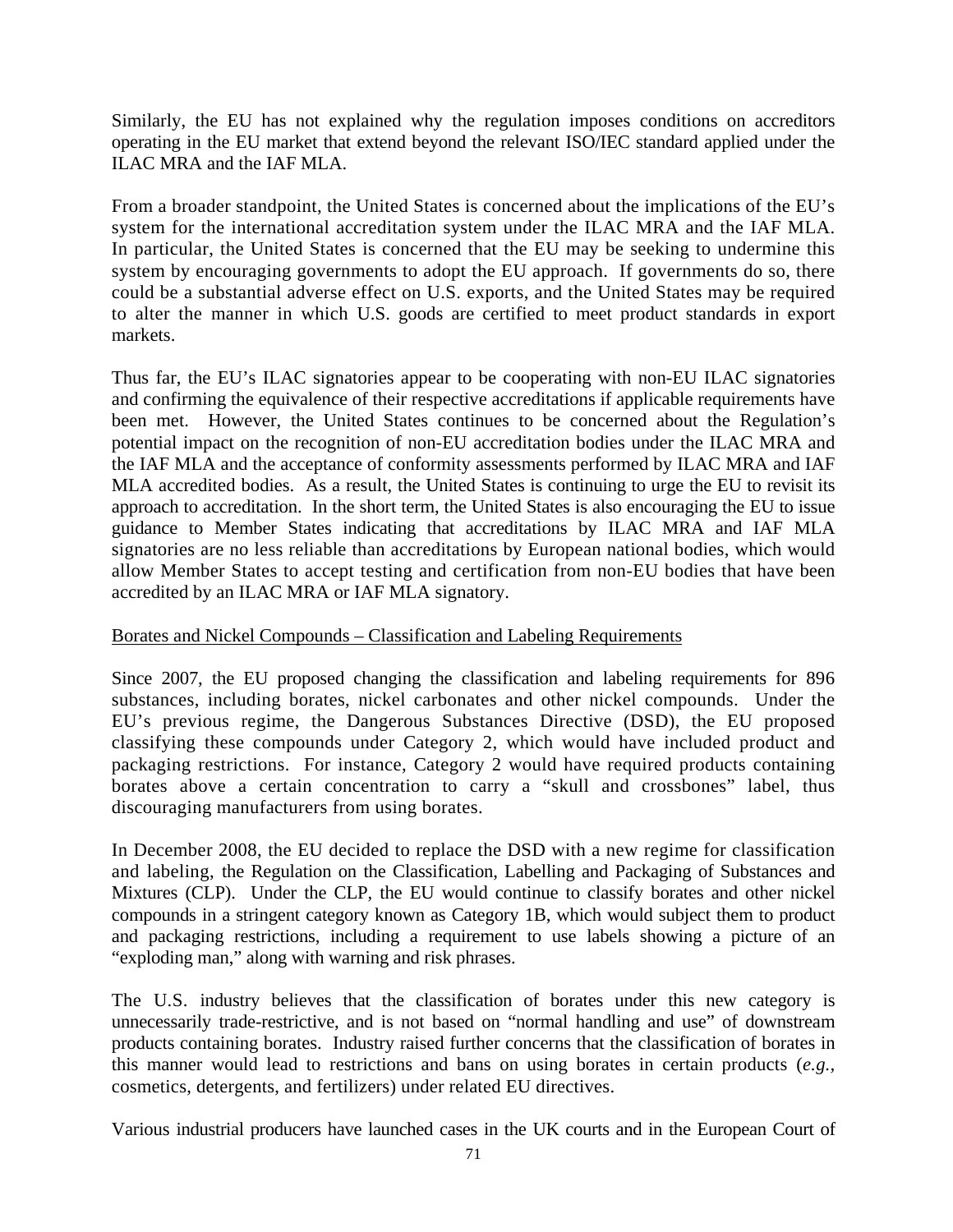Similarly, the EU has not explained why the regulation imposes conditions on accreditors operating in the EU market that extend beyond the relevant ISO/IEC standard applied under the ILAC MRA and the IAF MLA.

From a broader standpoint, the United States is concerned about the implications of the EU's system for the international accreditation system under the ILAC MRA and the IAF MLA. In particular, the United States is concerned that the EU may be seeking to undermine this system by encouraging governments to adopt the EU approach. If governments do so, there could be a substantial adverse effect on U.S. exports, and the United States may be required to alter the manner in which U.S. goods are certified to meet product standards in export markets.

Thus far, the EU's ILAC signatories appear to be cooperating with non-EU ILAC signatories and confirming the equivalence of their respective accreditations if applicable requirements have been met. However, the United States continues to be concerned about the Regulation's potential impact on the recognition of non-EU accreditation bodies under the ILAC MRA and the IAF MLA and the acceptance of conformity assessments performed by ILAC MRA and IAF MLA accredited bodies. As a result, the United States is continuing to urge the EU to revisit its approach to accreditation. In the short term, the United States is also encouraging the EU to issue guidance to Member States indicating that accreditations by ILAC MRA and IAF MLA signatories are no less reliable than accreditations by European national bodies, which would allow Member States to accept testing and certification from non-EU bodies that have been accredited by an ILAC MRA or IAF MLA signatory.

Borates and Nickel Compounds – Classification and Labeling Requirements

Since 2007, the EU proposed changing the classification and labeling requirements for 896 substances, including borates, nickel carbonates and other nickel compounds. Under the EU's previous regime, the Dangerous Substances Directive (DSD), the EU proposed classifying these compounds under Category 2, which would have included product and packaging restrictions. For instance, Category 2 would have required products containing borates above a certain concentration to carry a "skull and crossbones" label, thus discouraging manufacturers from using borates.

In December 2008, the EU decided to replace the DSD with a new regime for classification and labeling, the Regulation on the Classification, Labelling and Packaging of Substances and Mixtures (CLP). Under the CLP, the EU would continue to classify borates and other nickel compounds in a stringent category known as Category 1B, which would subject them to product and packaging restrictions, including a requirement to use labels showing a picture of an "exploding man," along with warning and risk phrases.

The U.S. industry believes that the classification of borates under this new category is unnecessarily trade-restrictive, and is not based on "normal handling and use" of downstream products containing borates. Industry raised further concerns that the classification of borates in this manner would lead to restrictions and bans on using borates in certain products (*e.g.*, cosmetics, detergents, and fertilizers) under related EU directives.

Various industrial producers have launched cases in the UK courts and in the European Court of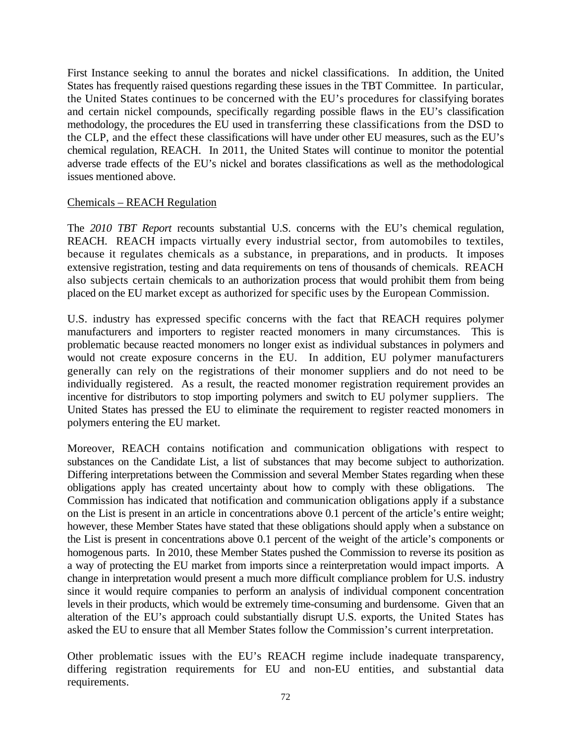First Instance seeking to annul the borates and nickel classifications. In addition, the United States has frequently raised questions regarding these issues in the TBT Committee. In particular, the United States continues to be concerned with the EU's procedures for classifying borates and certain nickel compounds, specifically regarding possible flaws in the EU's classification methodology, the procedures the EU used in transferring these classifications from the DSD to the CLP, and the effect these classifications will have under other EU measures, such as the EU's chemical regulation, REACH. In 2011, the United States will continue to monitor the potential adverse trade effects of the EU's nickel and borates classifications as well as the methodological issues mentioned above.

Chemicals – REACH Regulation

The *2010 TBT Report* recounts substantial U.S. concerns with the EU's chemical regulation, REACH. REACH impacts virtually every industrial sector, from automobiles to textiles, because it regulates chemicals as a substance, in preparations, and in products. It imposes extensive registration, testing and data requirements on tens of thousands of chemicals. REACH also subjects certain chemicals to an authorization process that would prohibit them from being placed on the EU market except as authorized for specific uses by the European Commission.

U.S. industry has expressed specific concerns with the fact that REACH requires polymer manufacturers and importers to register reacted monomers in many circumstances. This is problematic because reacted monomers no longer exist as individual substances in polymers and would not create exposure concerns in the EU. In addition, EU polymer manufacturers generally can rely on the registrations of their monomer suppliers and do not need to be individually registered. As a result, the reacted monomer registration requirement provides an incentive for distributors to stop importing polymers and switch to EU polymer suppliers. The United States has pressed the EU to eliminate the requirement to register reacted monomers in polymers entering the EU market.

Moreover, REACH contains notification and communication obligations with respect to substances on the Candidate List, a list of substances that may become subject to authorization. Differing interpretations between the Commission and several Member States regarding when these obligations apply has created uncertainty about how to comply with these obligations. The Commission has indicated that notification and communication obligations apply if a substance on the List is present in an article in concentrations above 0.1 percent of the article's entire weight; however, these Member States have stated that these obligations should apply when a substance on the List is present in concentrations above 0.1 percent of the weight of the article's components or homogenous parts. In 2010, these Member States pushed the Commission to reverse its position as a way of protecting the EU market from imports since a reinterpretation would impact imports. A change in interpretation would present a much more difficult compliance problem for U.S. industry since it would require companies to perform an analysis of individual component concentration levels in their products, which would be extremely time-consuming and burdensome. Given that an alteration of the EU's approach could substantially disrupt U.S. exports, the United States has asked the EU to ensure that all Member States follow the Commission's current interpretation.

Other problematic issues with the EU's REACH regime include inadequate transparency, differing registration requirements for EU and non-EU entities, and substantial data requirements.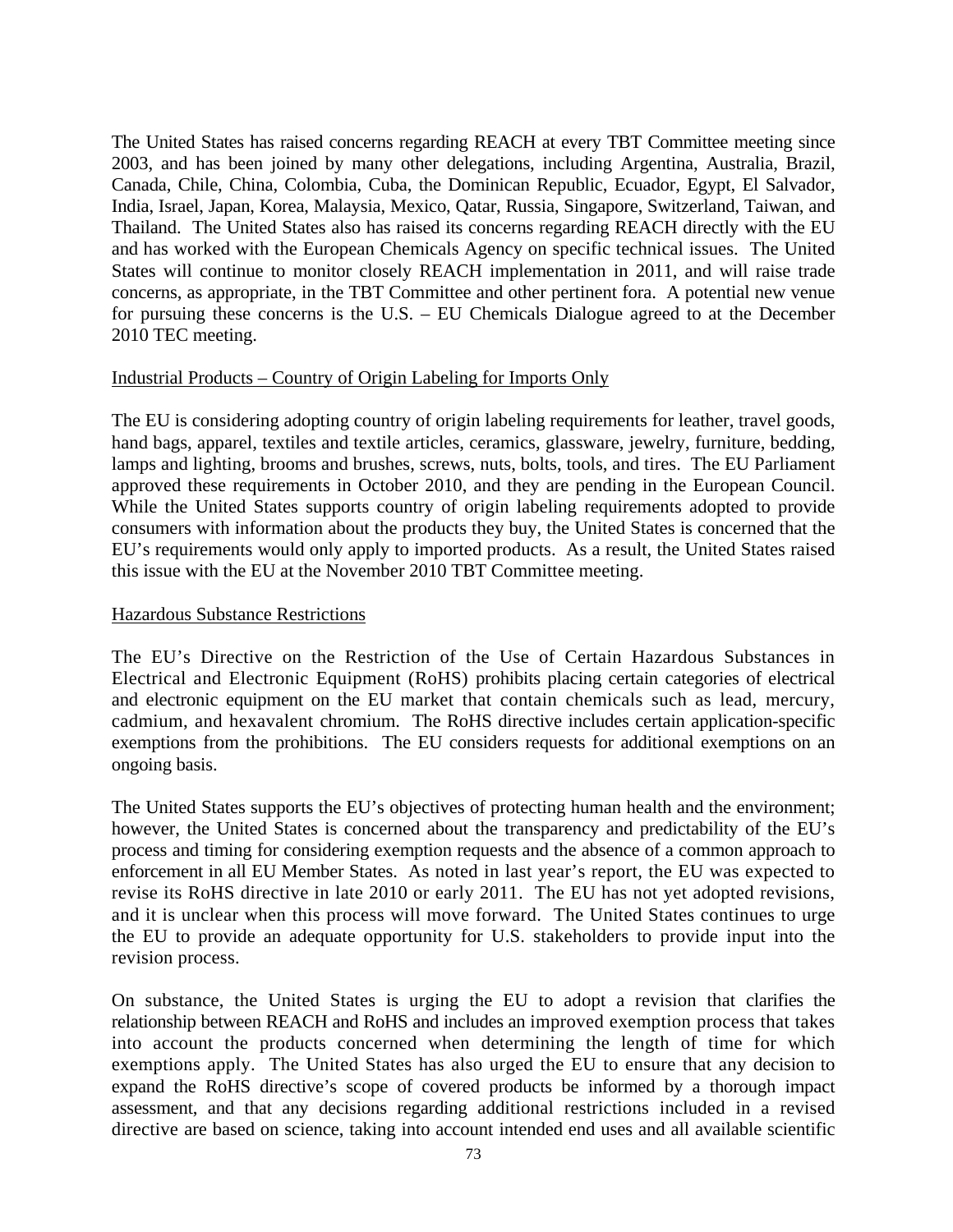The United States has raised concerns regarding REACH at every TBT Committee meeting since 2003, and has been joined by many other delegations, including Argentina, Australia, Brazil, Canada, Chile, China, Colombia, Cuba, the Dominican Republic, Ecuador, Egypt, El Salvador, India, Israel, Japan, Korea, Malaysia, Mexico, Qatar, Russia, Singapore, Switzerland, Taiwan, and Thailand. The United States also has raised its concerns regarding REACH directly with the EU and has worked with the European Chemicals Agency on specific technical issues. The United States will continue to monitor closely REACH implementation in 2011, and will raise trade concerns, as appropriate, in the TBT Committee and other pertinent fora. A potential new venue for pursuing these concerns is the U.S. – EU Chemicals Dialogue agreed to at the December 2010 TEC meeting.

<u>Industrial Products – Country of Origin Labeling for Imports Only</u>

The EU is considering adopting country of origin labeling requirements for leather, travel goods, hand bags, apparel, textiles and textile articles, ceramics, glassware, jewelry, furniture, bedding, lamps and lighting, brooms and brushes, screws, nuts, bolts, tools, and tires. The EU Parliament approved these requirements in October 2010, and they are pending in the European Council. While the United States supports country of origin labeling requirements adopted to provide consumers with information about the products they buy, the United States is concerned that the EU's requirements would only apply to imported products. As a result, the United States raised this issue with the EU at the November 2010 TBT Committee meeting.

<u>Hazardous Substance Restrictions</u>

The EU's Directive on the Restriction of the Use of Certain Hazardous Substances in Electrical and Electronic Equipment (RoHS) prohibits placing certain categories of electrical and electronic equipment on the EU market that contain chemicals such as lead, mercury, cadmium, and hexavalent chromium. The RoHS directive includes certain application-specific exemptions from the prohibitions. The EU considers requests for additional exemptions on an ongoing basis.

The United States supports the EU's objectives of protecting human health and the environment; however, the United States is concerned about the transparency and predictability of the EU's process and timing for considering exemption requests and the absence of a common approach to enforcement in all EU Member States. As noted in last year's report, the EU was expected to revise its RoHS directive in late 2010 or early 2011. The EU has not yet adopted revisions, and it is unclear when this process will move forward. The United States continues to urge the EU to provide an adequate opportunity for U.S. stakeholders to provide input into the revision process.

On substance, the United States is urging the EU to adopt a revision that clarifies the relationship between REACH and RoHS and includes an improved exemption process that takes into account the products concerned when determining the length of time for which exemptions apply. The United States has also urged the EU to ensure that any decision to expand the RoHS directive's scope of covered products be informed by a thorough impact assessment, and that any decisions regarding additional restrictions included in a revised directive are based on science, taking into account intended end uses and all available scientific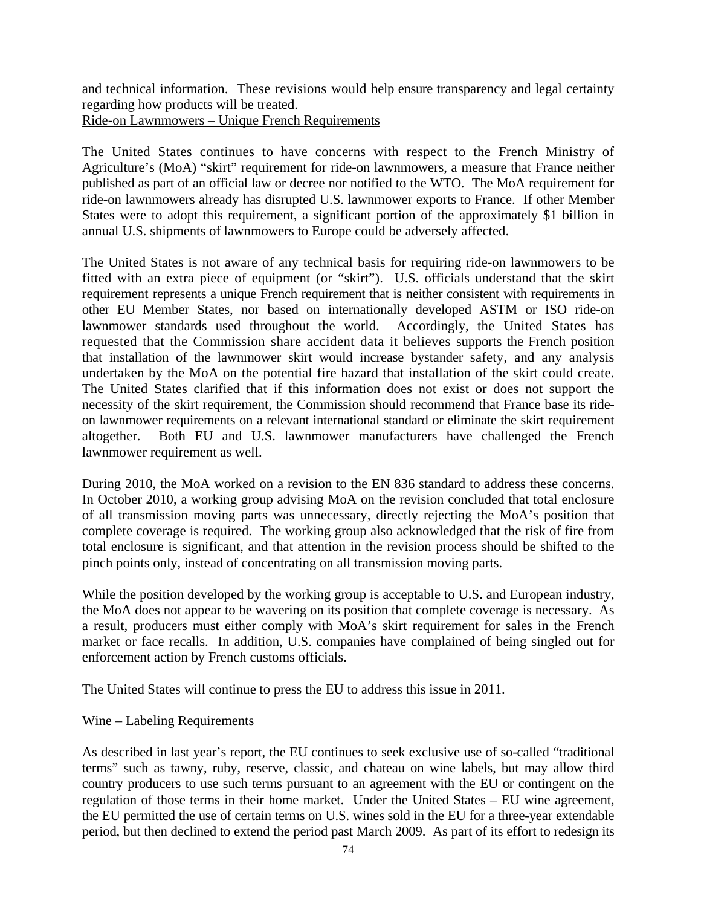and technical information. These revisions would help ensure transparency and legal certainty regarding how products will be treated.

Ride-on Lawnmowers – Unique French Requirements

The United States continues to have concerns with respect to the French Ministry of Agriculture's (MoA) "skirt" requirement for ride-on lawnmowers, a measure that France neither published as part of an official law or decree nor notified to the WTO. The MoA requirement for ride-on lawnmowers already has disrupted U.S. lawnmower exports to France. If other Member States were to adopt this requirement, a significant portion of the approximately $1 billion in annual U.S. shipments of lawnmowers to Europe could be adversely affected.

The United States is not aware of any technical basis for requiring ride-on lawnmowers to be fitted with an extra piece of equipment (or "skirt"). U.S. officials understand that the skirt requirement represents a unique French requirement that is neither consistent with requirements in other EU Member States, nor based on internationally developed ASTM or ISO ride-on lawnmower standards used throughout the world. Accordingly, the United States has requested that the Commission share accident data it believes supports the French position that installation of the lawnmower skirt would increase bystander safety, and any analysis undertaken by the MoA on the potential fire hazard that installation of the skirt could create. The United States clarified that if this information does not exist or does not support the necessity of the skirt requirement, the Commission should recommend that France base its ride-on lawnmower requirements on a relevant international standard or eliminate the skirt requirement altogether. Both EU and U.S. lawnmower manufacturers have challenged the French lawnmower requirement as well.

During 2010, the MoA worked on a revision to the EN 836 standard to address these concerns. In October 2010, a working group advising MoA on the revision concluded that total enclosure of all transmission moving parts was unnecessary, directly rejecting the MoA's position that complete coverage is required. The working group also acknowledged that the risk of fire from total enclosure is significant, and that attention in the revision process should be shifted to the pinch points only, instead of concentrating on all transmission moving parts.

While the position developed by the working group is acceptable to U.S. and European industry, the MoA does not appear to be wavering on its position that complete coverage is necessary. As a result, producers must either comply with MoA's skirt requirement for sales in the French market or face recalls. In addition, U.S. companies have complained of being singled out for enforcement action by French customs officials.

The United States will continue to press the EU to address this issue in 2011.

Wine – Labeling Requirements

As described in last year's report, the EU continues to seek exclusive use of so-called "traditional terms" such as tawny, ruby, reserve, classic, and chateau on wine labels, but may allow third country producers to use such terms pursuant to an agreement with the EU or contingent on the regulation of those terms in their home market. Under the United States – EU wine agreement, the EU permitted the use of certain terms on U.S. wines sold in the EU for a three-year extendable period, but then declined to extend the period past March 2009. As part of its effort to redesign its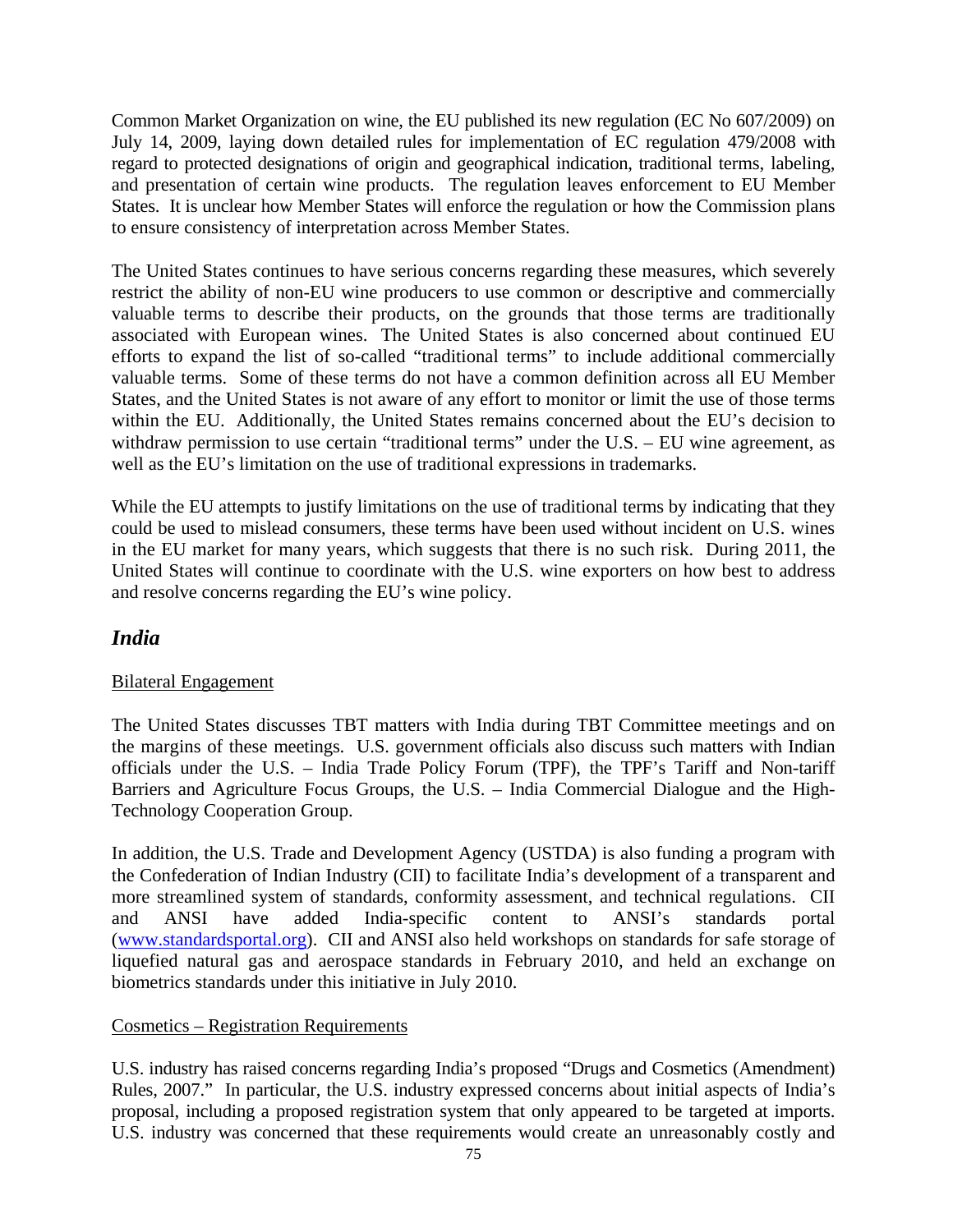Common Market Organization on wine, the EU published its new regulation (EC No 607/2009) on July 14, 2009, laying down detailed rules for implementation of EC regulation 479/2008 with regard to protected designations of origin and geographical indication, traditional terms, labeling, and presentation of certain wine products. The regulation leaves enforcement to EU Member States. It is unclear how Member States will enforce the regulation or how the Commission plans to ensure consistency of interpretation across Member States.

The United States continues to have serious concerns regarding these measures, which severely restrict the ability of non-EU wine producers to use common or descriptive and commercially valuable terms to describe their products, on the grounds that those terms are traditionally associated with European wines. The United States is also concerned about continued EU efforts to expand the list of so-called "traditional terms" to include additional commercially valuable terms. Some of these terms do not have a common definition across all EU Member States, and the United States is not aware of any effort to monitor or limit the use of those terms within the EU. Additionally, the United States remains concerned about the EU's decision to withdraw permission to use certain "traditional terms" under the U.S. – EU wine agreement, as well as the EU's limitation on the use of traditional expressions in trademarks.

While the EU attempts to justify limitations on the use of traditional terms by indicating that they could be used to mislead consumers, these terms have been used without incident on U.S. wines in the EU market for many years, which suggests that there is no such risk. During 2011, the United States will continue to coordinate with the U.S. wine exporters on how best to address and resolve concerns regarding the EU's wine policy.

## *India*

Bilateral Engagement

The United States discusses TBT matters with India during TBT Committee meetings and on the margins of these meetings. U.S. government officials also discuss such matters with Indian officials under the U.S. – India Trade Policy Forum (TPF), the TPF's Tariff and Non-tariff Barriers and Agriculture Focus Groups, the U.S. – India Commercial Dialogue and the High-Technology Cooperation Group.

In addition, the U.S. Trade and Development Agency (USTDA) is also funding a program with the Confederation of Indian Industry (CII) to facilitate India's development of a transparent and more streamlined system of standards, conformity assessment, and technical regulations. CII and ANSI have added India-specific content to ANSI's standards portal (www.standardsportal.org). CII and ANSI also held workshops on standards for safe storage of liquefied natural gas and aerospace standards in February 2010, and held an exchange on biometrics standards under this initiative in July 2010.

Cosmetics – Registration Requirements

U.S. industry has raised concerns regarding India's proposed "Drugs and Cosmetics (Amendment) Rules, 2007." In particular, the U.S. industry expressed concerns about initial aspects of India's proposal, including a proposed registration system that only appeared to be targeted at imports. U.S. industry was concerned that these requirements would create an unreasonably costly and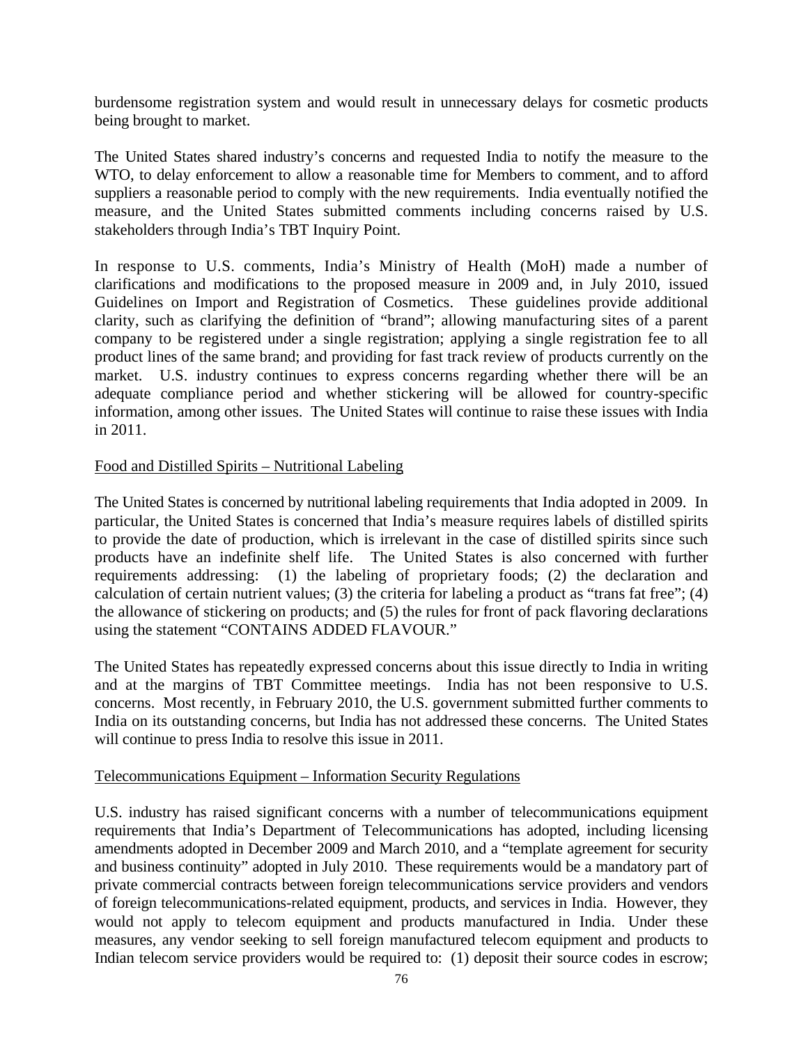burdensome registration system and would result in unnecessary delays for cosmetic products being brought to market.

The United States shared industry's concerns and requested India to notify the measure to the WTO, to delay enforcement to allow a reasonable time for Members to comment, and to afford suppliers a reasonable period to comply with the new requirements. India eventually notified the measure, and the United States submitted comments including concerns raised by U.S. stakeholders through India's TBT Inquiry Point.

In response to U.S. comments, India's Ministry of Health (MoH) made a number of clarifications and modifications to the proposed measure in 2009 and, in July 2010, issued Guidelines on Import and Registration of Cosmetics. These guidelines provide additional clarity, such as clarifying the definition of "brand"; allowing manufacturing sites of a parent company to be registered under a single registration; applying a single registration fee to all product lines of the same brand; and providing for fast track review of products currently on the market. U.S. industry continues to express concerns regarding whether there will be an adequate compliance period and whether stickering will be allowed for country-specific information, among other issues. The United States will continue to raise these issues with India in 2011.

Food and Distilled Spirits – Nutritional Labeling

The United States is concerned by nutritional labeling requirements that India adopted in 2009. In particular, the United States is concerned that India's measure requires labels of distilled spirits to provide the date of production, which is irrelevant in the case of distilled spirits since such products have an indefinite shelf life. The United States is also concerned with further requirements addressing: (1) the labeling of proprietary foods; (2) the declaration and calculation of certain nutrient values; (3) the criteria for labeling a product as "trans fat free"; (4) the allowance of stickering on products; and (5) the rules for front of pack flavoring declarations using the statement "CONTAINS ADDED FLAVOUR."

The United States has repeatedly expressed concerns about this issue directly to India in writing and at the margins of TBT Committee meetings. India has not been responsive to U.S. concerns. Most recently, in February 2010, the U.S. government submitted further comments to India on its outstanding concerns, but India has not addressed these concerns. The United States will continue to press India to resolve this issue in 2011.

Telecommunications Equipment – Information Security Regulations

U.S. industry has raised significant concerns with a number of telecommunications equipment requirements that India's Department of Telecommunications has adopted, including licensing amendments adopted in December 2009 and March 2010, and a "template agreement for security and business continuity" adopted in July 2010. These requirements would be a mandatory part of private commercial contracts between foreign telecommunications service providers and vendors of foreign telecommunications-related equipment, products, and services in India. However, they would not apply to telecom equipment and products manufactured in India. Under these measures, any vendor seeking to sell foreign manufactured telecom equipment and products to Indian telecom service providers would be required to: (1) deposit their source codes in escrow;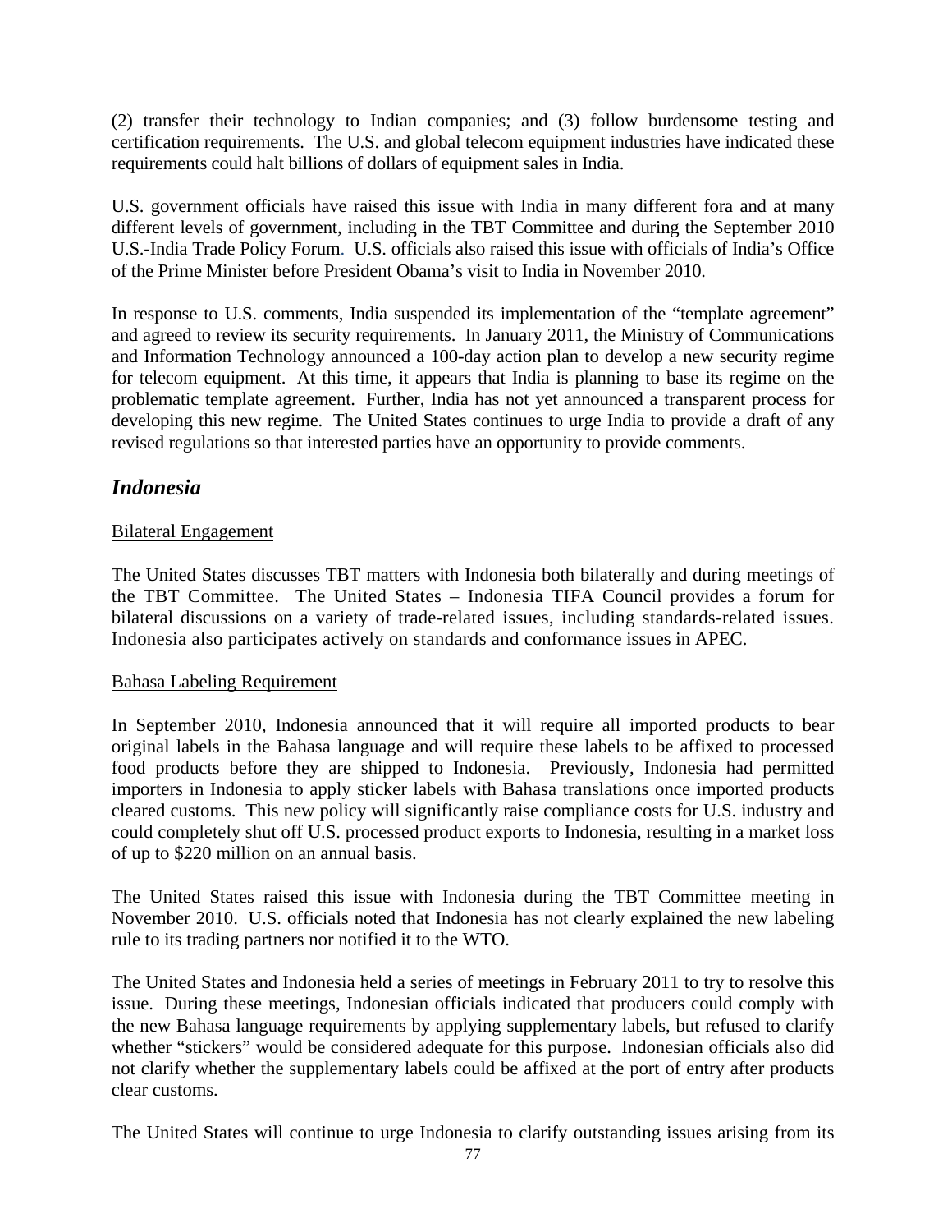(2) transfer their technology to Indian companies; and (3) follow burdensome testing and certification requirements. The U.S. and global telecom equipment industries have indicated these requirements could halt billions of dollars of equipment sales in India.

U.S. government officials have raised this issue with India in many different fora and at many different levels of government, including in the TBT Committee and during the September 2010 U.S.-India Trade Policy Forum. U.S. officials also raised this issue with officials of India's Office of the Prime Minister before President Obama's visit to India in November 2010.

In response to U.S. comments, India suspended its implementation of the "template agreement" and agreed to review its security requirements. In January 2011, the Ministry of Communications and Information Technology announced a 100-day action plan to develop a new security regime for telecom equipment. At this time, it appears that India is planning to base its regime on the problematic template agreement. Further, India has not yet announced a transparent process for developing this new regime. The United States continues to urge India to provide a draft of any revised regulations so that interested parties have an opportunity to provide comments.

## *Indonesia*

Bilateral Engagement

The United States discusses TBT matters with Indonesia both bilaterally and during meetings of the TBT Committee. The United States – Indonesia TIFA Council provides a forum for bilateral discussions on a variety of trade-related issues, including standards-related issues. Indonesia also participates actively on standards and conformance issues in APEC.

Bahasa Labeling Requirement

In September 2010, Indonesia announced that it will require all imported products to bear original labels in the Bahasa language and will require these labels to be affixed to processed food products before they are shipped to Indonesia. Previously, Indonesia had permitted importers in Indonesia to apply sticker labels with Bahasa translations once imported products cleared customs. This new policy will significantly raise compliance costs for U.S. industry and could completely shut off U.S. processed product exports to Indonesia, resulting in a market loss of up to $220 million on an annual basis.

The United States raised this issue with Indonesia during the TBT Committee meeting in November 2010. U.S. officials noted that Indonesia has not clearly explained the new labeling rule to its trading partners nor notified it to the WTO.

The United States and Indonesia held a series of meetings in February 2011 to try to resolve this issue. During these meetings, Indonesian officials indicated that producers could comply with the new Bahasa language requirements by applying supplementary labels, but refused to clarify whether "stickers" would be considered adequate for this purpose. Indonesian officials also did not clarify whether the supplementary labels could be affixed at the port of entry after products clear customs.

The United States will continue to urge Indonesia to clarify outstanding issues arising from its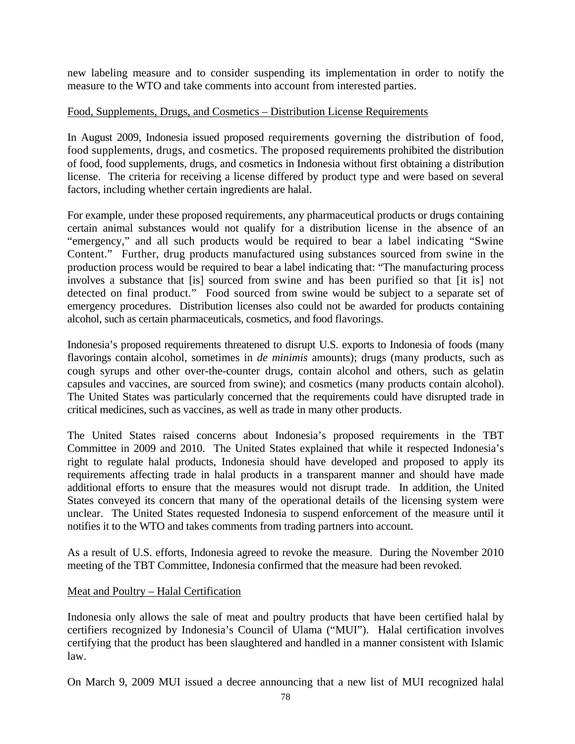new labeling measure and to consider suspending its implementation in order to notify the measure to the WTO and take comments into account from interested parties.

Food, Supplements, Drugs, and Cosmetics – Distribution License Requirements

In August 2009, Indonesia issued proposed requirements governing the distribution of food, food supplements, drugs, and cosmetics. The proposed requirements prohibited the distribution of food, food supplements, drugs, and cosmetics in Indonesia without first obtaining a distribution license. The criteria for receiving a license differed by product type and were based on several factors, including whether certain ingredients are halal.

For example, under these proposed requirements, any pharmaceutical products or drugs containing certain animal substances would not qualify for a distribution license in the absence of an "emergency," and all such products would be required to bear a label indicating "Swine Content." Further, drug products manufactured using substances sourced from swine in the production process would be required to bear a label indicating that: "The manufacturing process involves a substance that [is] sourced from swine and has been purified so that [it is] not detected on final product." Food sourced from swine would be subject to a separate set of emergency procedures. Distribution licenses also could not be awarded for products containing alcohol, such as certain pharmaceuticals, cosmetics, and food flavorings.

Indonesia's proposed requirements threatened to disrupt U.S. exports to Indonesia of foods (many flavorings contain alcohol, sometimes in *de minimis* amounts); drugs (many products, such as cough syrups and other over-the-counter drugs, contain alcohol and others, such as gelatin capsules and vaccines, are sourced from swine); and cosmetics (many products contain alcohol). The United States was particularly concerned that the requirements could have disrupted trade in critical medicines, such as vaccines, as well as trade in many other products.

The United States raised concerns about Indonesia's proposed requirements in the TBT Committee in 2009 and 2010. The United States explained that while it respected Indonesia's right to regulate halal products, Indonesia should have developed and proposed to apply its requirements affecting trade in halal products in a transparent manner and should have made additional efforts to ensure that the measures would not disrupt trade. In addition, the United States conveyed its concern that many of the operational details of the licensing system were unclear. The United States requested Indonesia to suspend enforcement of the measure until it notifies it to the WTO and takes comments from trading partners into account.

As a result of U.S. efforts, Indonesia agreed to revoke the measure. During the November 2010 meeting of the TBT Committee, Indonesia confirmed that the measure had been revoked.

Meat and Poultry – Halal Certification

Indonesia only allows the sale of meat and poultry products that have been certified halal by certifiers recognized by Indonesia's Council of Ulama ("MUI"). Halal certification involves certifying that the product has been slaughtered and handled in a manner consistent with Islamic law.

On March 9, 2009 MUI issued a decree announcing that a new list of MUI recognized halal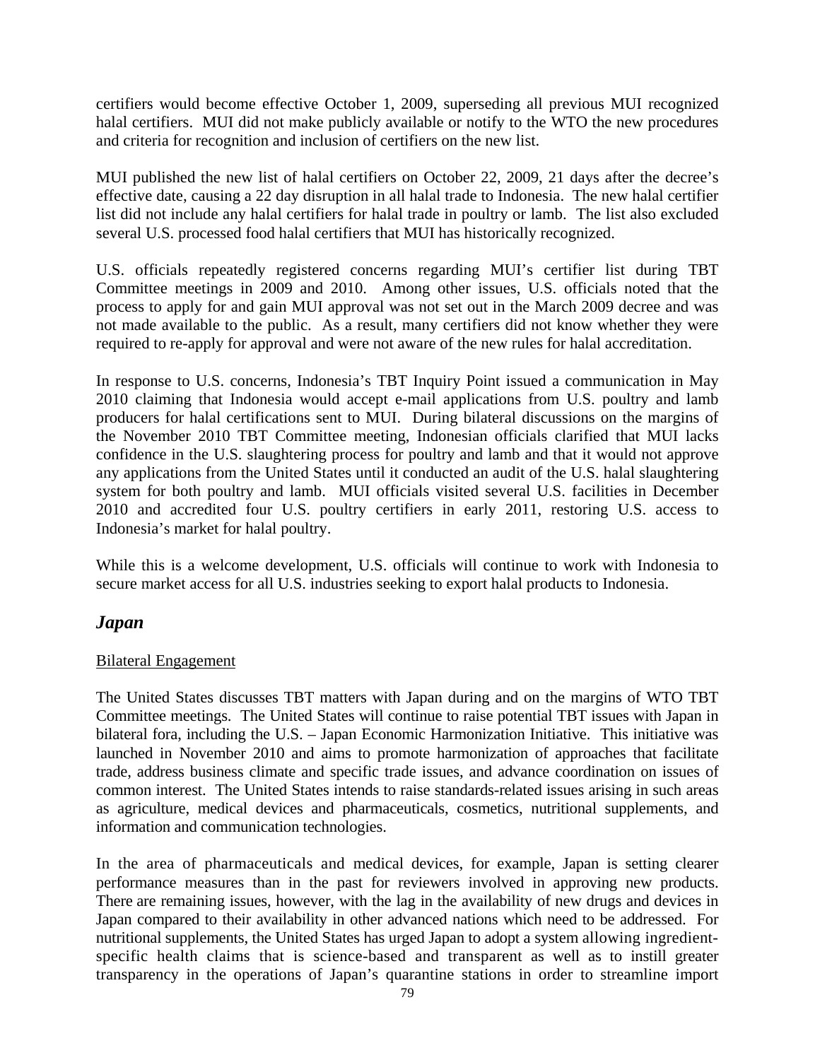certifiers would become effective October 1, 2009, superseding all previous MUI recognized halal certifiers. MUI did not make publicly available or notify to the WTO the new procedures and criteria for recognition and inclusion of certifiers on the new list.

MUI published the new list of halal certifiers on October 22, 2009, 21 days after the decree's effective date, causing a 22 day disruption in all halal trade to Indonesia. The new halal certifier list did not include any halal certifiers for halal trade in poultry or lamb. The list also excluded several U.S. processed food halal certifiers that MUI has historically recognized.

U.S. officials repeatedly registered concerns regarding MUI's certifier list during TBT Committee meetings in 2009 and 2010. Among other issues, U.S. officials noted that the process to apply for and gain MUI approval was not set out in the March 2009 decree and was not made available to the public. As a result, many certifiers did not know whether they were required to re-apply for approval and were not aware of the new rules for halal accreditation.

In response to U.S. concerns, Indonesia's TBT Inquiry Point issued a communication in May 2010 claiming that Indonesia would accept e-mail applications from U.S. poultry and lamb producers for halal certifications sent to MUI. During bilateral discussions on the margins of the November 2010 TBT Committee meeting, Indonesian officials clarified that MUI lacks confidence in the U.S. slaughtering process for poultry and lamb and that it would not approve any applications from the United States until it conducted an audit of the U.S. halal slaughtering system for both poultry and lamb. MUI officials visited several U.S. facilities in December 2010 and accredited four U.S. poultry certifiers in early 2011, restoring U.S. access to Indonesia's market for halal poultry.

While this is a welcome development, U.S. officials will continue to work with Indonesia to secure market access for all U.S. industries seeking to export halal products to Indonesia.

## *Japan*

Bilateral Engagement

The United States discusses TBT matters with Japan during and on the margins of WTO TBT Committee meetings. The United States will continue to raise potential TBT issues with Japan in bilateral fora, including the U.S. – Japan Economic Harmonization Initiative. This initiative was launched in November 2010 and aims to promote harmonization of approaches that facilitate trade, address business climate and specific trade issues, and advance coordination on issues of common interest. The United States intends to raise standards-related issues arising in such areas as agriculture, medical devices and pharmaceuticals, cosmetics, nutritional supplements, and information and communication technologies.

In the area of pharmaceuticals and medical devices, for example, Japan is setting clearer performance measures than in the past for reviewers involved in approving new products. There are remaining issues, however, with the lag in the availability of new drugs and devices in Japan compared to their availability in other advanced nations which need to be addressed. For nutritional supplements, the United States has urged Japan to adopt a system allowing ingredient-specific health claims that is science-based and transparent as well as to instill greater transparency in the operations of Japan's quarantine stations in order to streamline import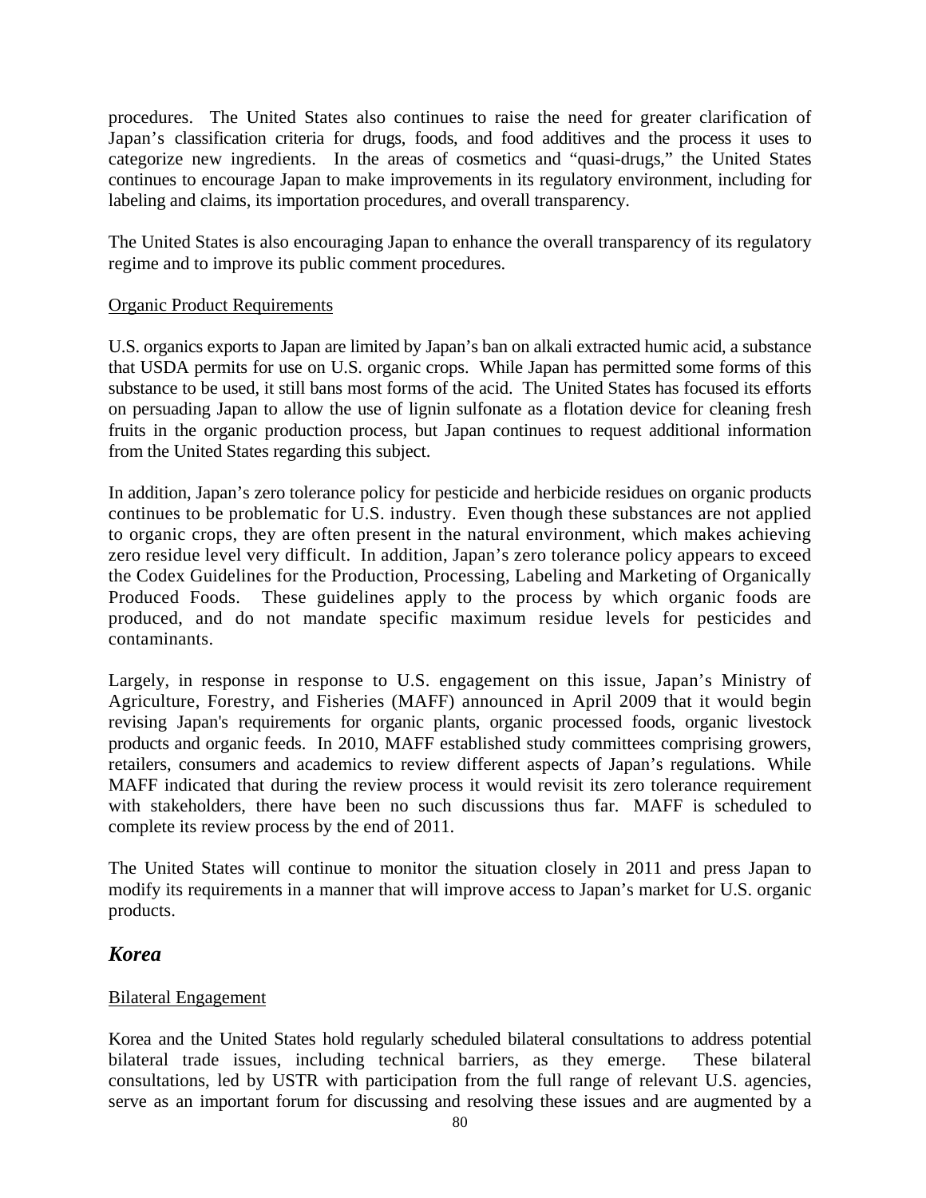procedures. The United States also continues to raise the need for greater clarification of Japan's classification criteria for drugs, foods, and food additives and the process it uses to categorize new ingredients. In the areas of cosmetics and "quasi-drugs," the United States continues to encourage Japan to make improvements in its regulatory environment, including for labeling and claims, its importation procedures, and overall transparency.

The United States is also encouraging Japan to enhance the overall transparency of its regulatory regime and to improve its public comment procedures.

Organic Product Requirements

U.S. organics exports to Japan are limited by Japan's ban on alkali extracted humic acid, a substance that USDA permits for use on U.S. organic crops. While Japan has permitted some forms of this substance to be used, it still bans most forms of the acid. The United States has focused its efforts on persuading Japan to allow the use of lignin sulfonate as a flotation device for cleaning fresh fruits in the organic production process, but Japan continues to request additional information from the United States regarding this subject.

In addition, Japan's zero tolerance policy for pesticide and herbicide residues on organic products continues to be problematic for U.S. industry. Even though these substances are not applied to organic crops, they are often present in the natural environment, which makes achieving zero residue level very difficult. In addition, Japan's zero tolerance policy appears to exceed the Codex Guidelines for the Production, Processing, Labeling and Marketing of Organically Produced Foods. These guidelines apply to the process by which organic foods are produced, and do not mandate specific maximum residue levels for pesticides and contaminants.

Largely, in response in response to U.S. engagement on this issue, Japan's Ministry of Agriculture, Forestry, and Fisheries (MAFF) announced in April 2009 that it would begin revising Japan's requirements for organic plants, organic processed foods, organic livestock products and organic feeds. In 2010, MAFF established study committees comprising growers, retailers, consumers and academics to review different aspects of Japan's regulations. While MAFF indicated that during the review process it would revisit its zero tolerance requirement with stakeholders, there have been no such discussions thus far. MAFF is scheduled to complete its review process by the end of 2011.

The United States will continue to monitor the situation closely in 2011 and press Japan to modify its requirements in a manner that will improve access to Japan's market for U.S. organic products.

## *Korea*

Bilateral Engagement

Korea and the United States hold regularly scheduled bilateral consultations to address potential bilateral trade issues, including technical barriers, as they emerge. These bilateral consultations, led by USTR with participation from the full range of relevant U.S. agencies, serve as an important forum for discussing and resolving these issues and are augmented by a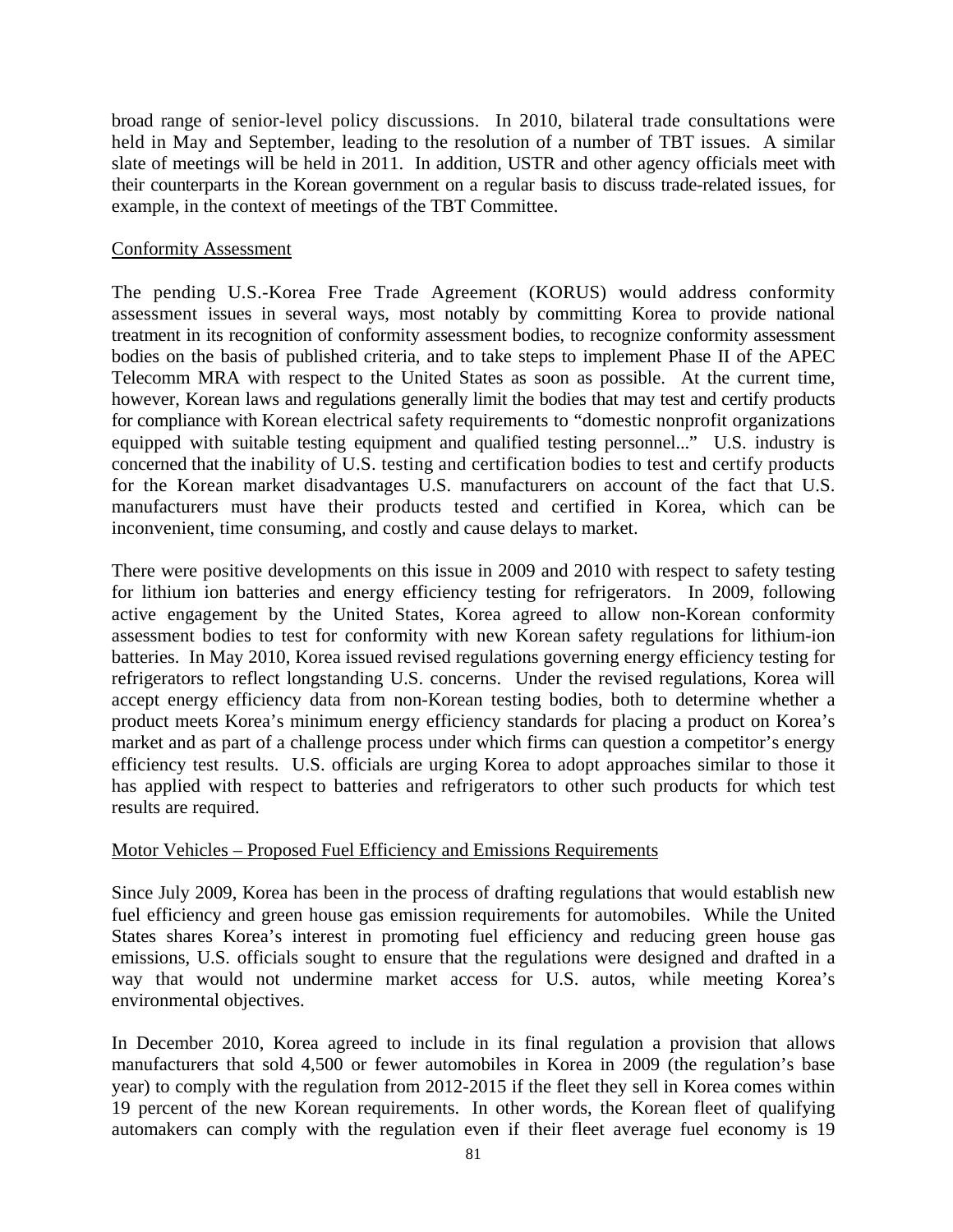broad range of senior-level policy discussions. In 2010, bilateral trade consultations were held in May and September, leading to the resolution of a number of TBT issues. A similar slate of meetings will be held in 2011. In addition, USTR and other agency officials meet with their counterparts in the Korean government on a regular basis to discuss trade-related issues, for example, in the context of meetings of the TBT Committee.

Conformity Assessment

The pending U.S.-Korea Free Trade Agreement (KORUS) would address conformity assessment issues in several ways, most notably by committing Korea to provide national treatment in its recognition of conformity assessment bodies, to recognize conformity assessment bodies on the basis of published criteria, and to take steps to implement Phase II of the APEC Telecomm MRA with respect to the United States as soon as possible. At the current time, however, Korean laws and regulations generally limit the bodies that may test and certify products for compliance with Korean electrical safety requirements to "domestic nonprofit organizations equipped with suitable testing equipment and qualified testing personnel..." U.S. industry is concerned that the inability of U.S. testing and certification bodies to test and certify products for the Korean market disadvantages U.S. manufacturers on account of the fact that U.S. manufacturers must have their products tested and certified in Korea, which can be inconvenient, time consuming, and costly and cause delays to market.

There were positive developments on this issue in 2009 and 2010 with respect to safety testing for lithium ion batteries and energy efficiency testing for refrigerators. In 2009, following active engagement by the United States, Korea agreed to allow non-Korean conformity assessment bodies to test for conformity with new Korean safety regulations for lithium-ion batteries. In May 2010, Korea issued revised regulations governing energy efficiency testing for refrigerators to reflect longstanding U.S. concerns. Under the revised regulations, Korea will accept energy efficiency data from non-Korean testing bodies, both to determine whether a product meets Korea's minimum energy efficiency standards for placing a product on Korea's market and as part of a challenge process under which firms can question a competitor's energy efficiency test results. U.S. officials are urging Korea to adopt approaches similar to those it has applied with respect to batteries and refrigerators to other such products for which test results are required.

Motor Vehicles – Proposed Fuel Efficiency and Emissions Requirements

Since July 2009, Korea has been in the process of drafting regulations that would establish new fuel efficiency and green house gas emission requirements for automobiles. While the United States shares Korea's interest in promoting fuel efficiency and reducing green house gas emissions, U.S. officials sought to ensure that the regulations were designed and drafted in a way that would not undermine market access for U.S. autos, while meeting Korea's environmental objectives.

In December 2010, Korea agreed to include in its final regulation a provision that allows manufacturers that sold 4,500 or fewer automobiles in Korea in 2009 (the regulation's base year) to comply with the regulation from 2012-2015 if the fleet they sell in Korea comes within 19 percent of the new Korean requirements. In other words, the Korean fleet of qualifying automakers can comply with the regulation even if their fleet average fuel economy is 19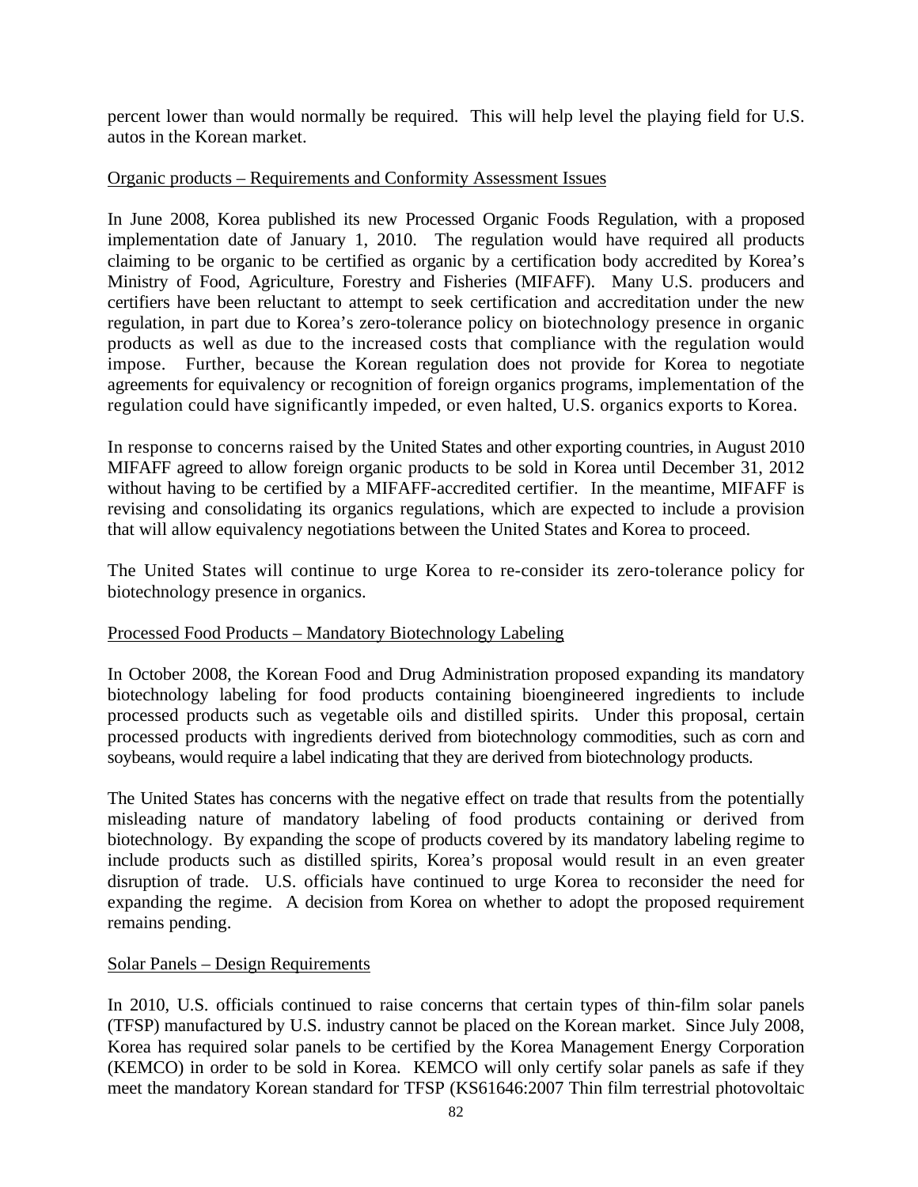percent lower than would normally be required. This will help level the playing field for U.S. autos in the Korean market.

Organic products – Requirements and Conformity Assessment Issues

In June 2008, Korea published its new Processed Organic Foods Regulation, with a proposed implementation date of January 1, 2010. The regulation would have required all products claiming to be organic to be certified as organic by a certification body accredited by Korea's Ministry of Food, Agriculture, Forestry and Fisheries (MIFAFF). Many U.S. producers and certifiers have been reluctant to attempt to seek certification and accreditation under the new regulation, in part due to Korea's zero-tolerance policy on biotechnology presence in organic products as well as due to the increased costs that compliance with the regulation would impose. Further, because the Korean regulation does not provide for Korea to negotiate agreements for equivalency or recognition of foreign organics programs, implementation of the regulation could have significantly impeded, or even halted, U.S. organics exports to Korea.

In response to concerns raised by the United States and other exporting countries, in August 2010 MIFAFF agreed to allow foreign organic products to be sold in Korea until December 31, 2012 without having to be certified by a MIFAFF-accredited certifier. In the meantime, MIFAFF is revising and consolidating its organics regulations, which are expected to include a provision that will allow equivalency negotiations between the United States and Korea to proceed.

The United States will continue to urge Korea to re-consider its zero-tolerance policy for biotechnology presence in organics.

Processed Food Products – Mandatory Biotechnology Labeling

In October 2008, the Korean Food and Drug Administration proposed expanding its mandatory biotechnology labeling for food products containing bioengineered ingredients to include processed products such as vegetable oils and distilled spirits. Under this proposal, certain processed products with ingredients derived from biotechnology commodities, such as corn and soybeans, would require a label indicating that they are derived from biotechnology products.

The United States has concerns with the negative effect on trade that results from the potentially misleading nature of mandatory labeling of food products containing or derived from biotechnology. By expanding the scope of products covered by its mandatory labeling regime to include products such as distilled spirits, Korea's proposal would result in an even greater disruption of trade. U.S. officials have continued to urge Korea to reconsider the need for expanding the regime. A decision from Korea on whether to adopt the proposed requirement remains pending.

Solar Panels – Design Requirements

In 2010, U.S. officials continued to raise concerns that certain types of thin-film solar panels (TFSP) manufactured by U.S. industry cannot be placed on the Korean market. Since July 2008, Korea has required solar panels to be certified by the Korea Management Energy Corporation (KEMCO) in order to be sold in Korea. KEMCO will only certify solar panels as safe if they meet the mandatory Korean standard for TFSP (KS61646:2007 Thin film terrestrial photovoltaic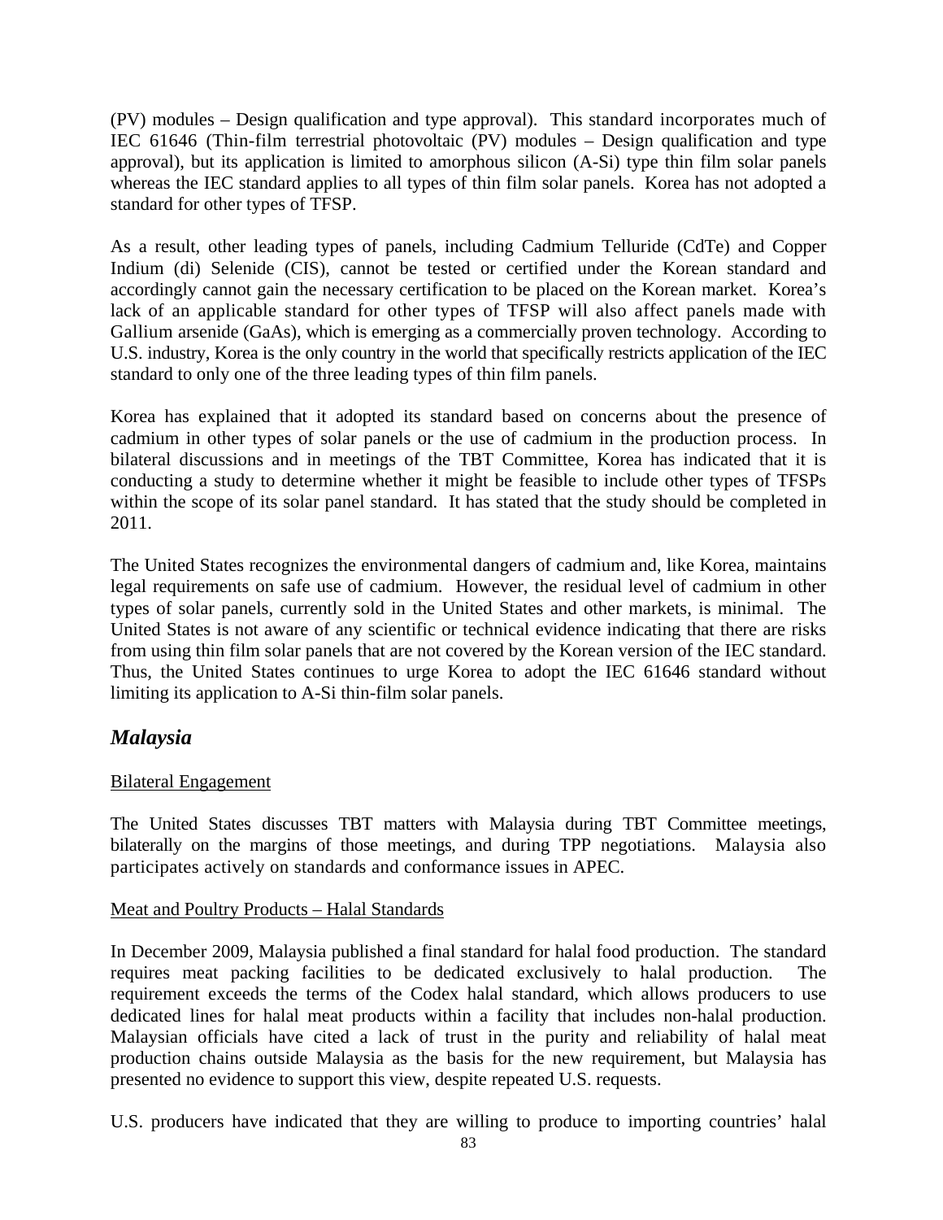(PV) modules – Design qualification and type approval). This standard incorporates much of IEC 61646 (Thin-film terrestrial photovoltaic (PV) modules – Design qualification and type approval), but its application is limited to amorphous silicon (A-Si) type thin film solar panels whereas the IEC standard applies to all types of thin film solar panels. Korea has not adopted a standard for other types of TFSP.

As a result, other leading types of panels, including Cadmium Telluride (CdTe) and Copper Indium (di) Selenide (CIS), cannot be tested or certified under the Korean standard and accordingly cannot gain the necessary certification to be placed on the Korean market. Korea's lack of an applicable standard for other types of TFSP will also affect panels made with Gallium arsenide (GaAs), which is emerging as a commercially proven technology. According to U.S. industry, Korea is the only country in the world that specifically restricts application of the IEC standard to only one of the three leading types of thin film panels.

Korea has explained that it adopted its standard based on concerns about the presence of cadmium in other types of solar panels or the use of cadmium in the production process. In bilateral discussions and in meetings of the TBT Committee, Korea has indicated that it is conducting a study to determine whether it might be feasible to include other types of TFSPs within the scope of its solar panel standard. It has stated that the study should be completed in 2011.

The United States recognizes the environmental dangers of cadmium and, like Korea, maintains legal requirements on safe use of cadmium. However, the residual level of cadmium in other types of solar panels, currently sold in the United States and other markets, is minimal. The United States is not aware of any scientific or technical evidence indicating that there are risks from using thin film solar panels that are not covered by the Korean version of the IEC standard. Thus, the United States continues to urge Korea to adopt the IEC 61646 standard without limiting its application to A-Si thin-film solar panels.

## *Malaysia*

Bilateral Engagement

The United States discusses TBT matters with Malaysia during TBT Committee meetings, bilaterally on the margins of those meetings, and during TPP negotiations. Malaysia also participates actively on standards and conformance issues in APEC.

Meat and Poultry Products – Halal Standards

In December 2009, Malaysia published a final standard for halal food production. The standard requires meat packing facilities to be dedicated exclusively to halal production. The requirement exceeds the terms of the Codex halal standard, which allows producers to use dedicated lines for halal meat products within a facility that includes non-halal production. Malaysian officials have cited a lack of trust in the purity and reliability of halal meat production chains outside Malaysia as the basis for the new requirement, but Malaysia has presented no evidence to support this view, despite repeated U.S. requests.

U.S. producers have indicated that they are willing to produce to importing countries' halal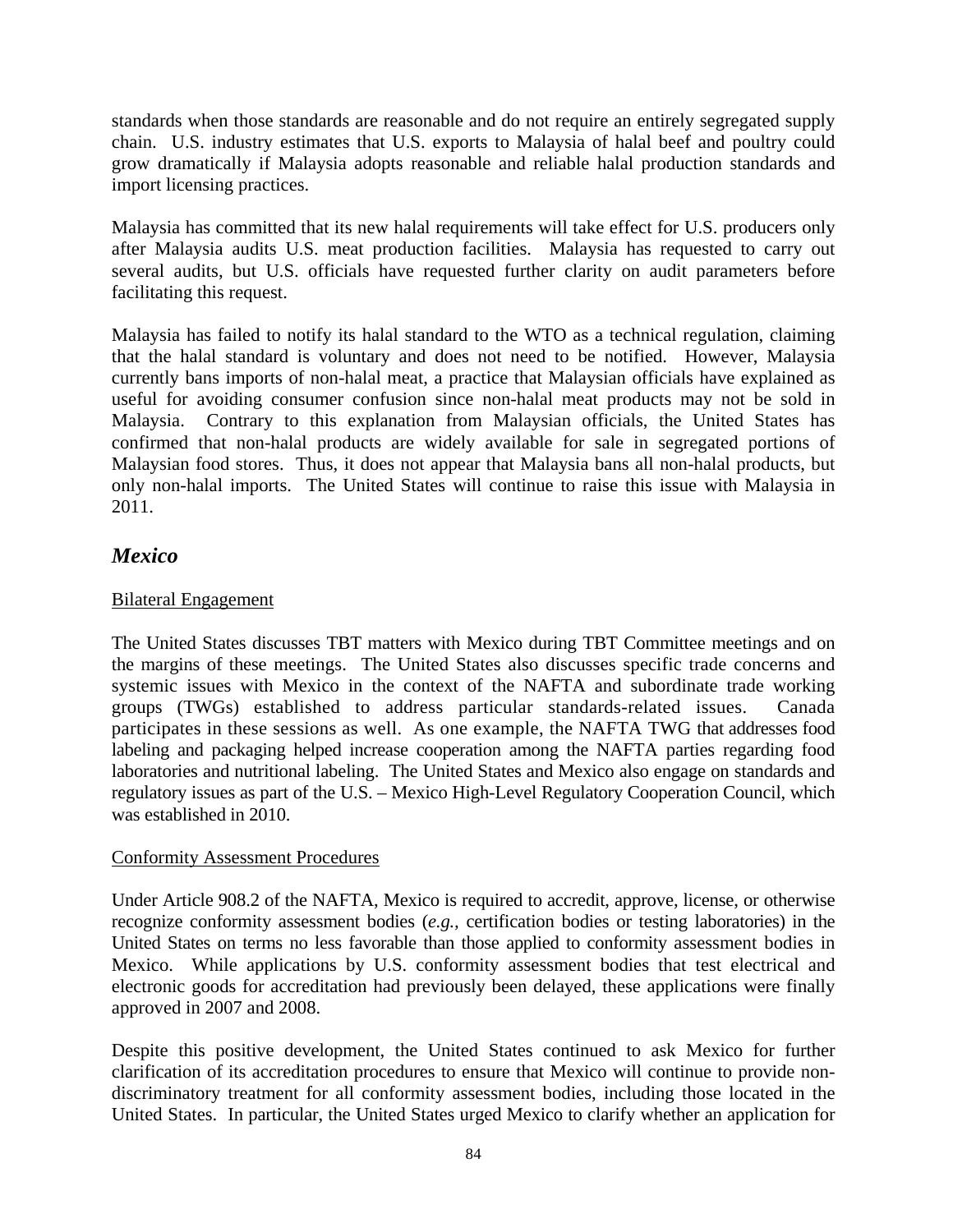standards when those standards are reasonable and do not require an entirely segregated supply chain. U.S. industry estimates that U.S. exports to Malaysia of halal beef and poultry could grow dramatically if Malaysia adopts reasonable and reliable halal production standards and import licensing practices.

Malaysia has committed that its new halal requirements will take effect for U.S. producers only after Malaysia audits U.S. meat production facilities. Malaysia has requested to carry out several audits, but U.S. officials have requested further clarity on audit parameters before facilitating this request.

Malaysia has failed to notify its halal standard to the WTO as a technical regulation, claiming that the halal standard is voluntary and does not need to be notified. However, Malaysia currently bans imports of non-halal meat, a practice that Malaysian officials have explained as useful for avoiding consumer confusion since non-halal meat products may not be sold in Malaysia. Contrary to this explanation from Malaysian officials, the United States has confirmed that non-halal products are widely available for sale in segregated portions of Malaysian food stores. Thus, it does not appear that Malaysia bans all non-halal products, but only non-halal imports. The United States will continue to raise this issue with Malaysia in 2011.

## *Mexico*

<u>Bilateral Engagement</u>

The United States discusses TBT matters with Mexico during TBT Committee meetings and on the margins of these meetings. The United States also discusses specific trade concerns and systemic issues with Mexico in the context of the NAFTA and subordinate trade working groups (TWGs) established to address particular standards-related issues. Canada participates in these sessions as well. As one example, the NAFTA TWG that addresses food labeling and packaging helped increase cooperation among the NAFTA parties regarding food laboratories and nutritional labeling. The United States and Mexico also engage on standards and regulatory issues as part of the U.S. – Mexico High-Level Regulatory Cooperation Council, which was established in 2010.

<u>Conformity Assessment Procedures</u>

Under Article 908.2 of the NAFTA, Mexico is required to accredit, approve, license, or otherwise recognize conformity assessment bodies (*e.g.*, certification bodies or testing laboratories) in the United States on terms no less favorable than those applied to conformity assessment bodies in Mexico. While applications by U.S. conformity assessment bodies that test electrical and electronic goods for accreditation had previously been delayed, these applications were finally approved in 2007 and 2008.

Despite this positive development, the United States continued to ask Mexico for further clarification of its accreditation procedures to ensure that Mexico will continue to provide non-discriminatory treatment for all conformity assessment bodies, including those located in the United States. In particular, the United States urged Mexico to clarify whether an application for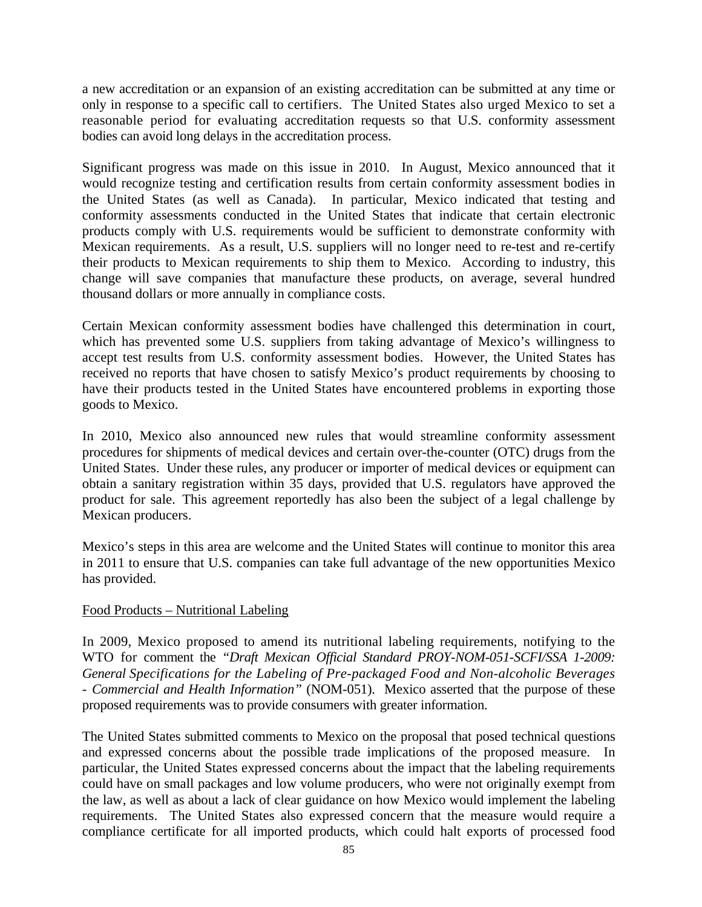a new accreditation or an expansion of an existing accreditation can be submitted at any time or only in response to a specific call to certifiers. The United States also urged Mexico to set a reasonable period for evaluating accreditation requests so that U.S. conformity assessment bodies can avoid long delays in the accreditation process.

Significant progress was made on this issue in 2010. In August, Mexico announced that it would recognize testing and certification results from certain conformity assessment bodies in the United States (as well as Canada). In particular, Mexico indicated that testing and conformity assessments conducted in the United States that indicate that certain electronic products comply with U.S. requirements would be sufficient to demonstrate conformity with Mexican requirements. As a result, U.S. suppliers will no longer need to re-test and re-certify their products to Mexican requirements to ship them to Mexico. According to industry, this change will save companies that manufacture these products, on average, several hundred thousand dollars or more annually in compliance costs.

Certain Mexican conformity assessment bodies have challenged this determination in court, which has prevented some U.S. suppliers from taking advantage of Mexico's willingness to accept test results from U.S. conformity assessment bodies. However, the United States has received no reports that have chosen to satisfy Mexico's product requirements by choosing to have their products tested in the United States have encountered problems in exporting those goods to Mexico.

In 2010, Mexico also announced new rules that would streamline conformity assessment procedures for shipments of medical devices and certain over-the-counter (OTC) drugs from the United States. Under these rules, any producer or importer of medical devices or equipment can obtain a sanitary registration within 35 days, provided that U.S. regulators have approved the product for sale. This agreement reportedly has also been the subject of a legal challenge by Mexican producers.

Mexico's steps in this area are welcome and the United States will continue to monitor this area in 2011 to ensure that U.S. companies can take full advantage of the new opportunities Mexico has provided.

Food Products – Nutritional Labeling

In 2009, Mexico proposed to amend its nutritional labeling requirements, notifying to the WTO for comment the *"Draft Mexican Official Standard PROY-NOM-051-SCFI/SSA 1-2009: General Specifications for the Labeling of Pre-packaged Food and Non-alcoholic Beverages - Commercial and Health Information"* (NOM-051). Mexico asserted that the purpose of these proposed requirements was to provide consumers with greater information.

The United States submitted comments to Mexico on the proposal that posed technical questions and expressed concerns about the possible trade implications of the proposed measure. In particular, the United States expressed concerns about the impact that the labeling requirements could have on small packages and low volume producers, who were not originally exempt from the law, as well as about a lack of clear guidance on how Mexico would implement the labeling requirements. The United States also expressed concern that the measure would require a compliance certificate for all imported products, which could halt exports of processed food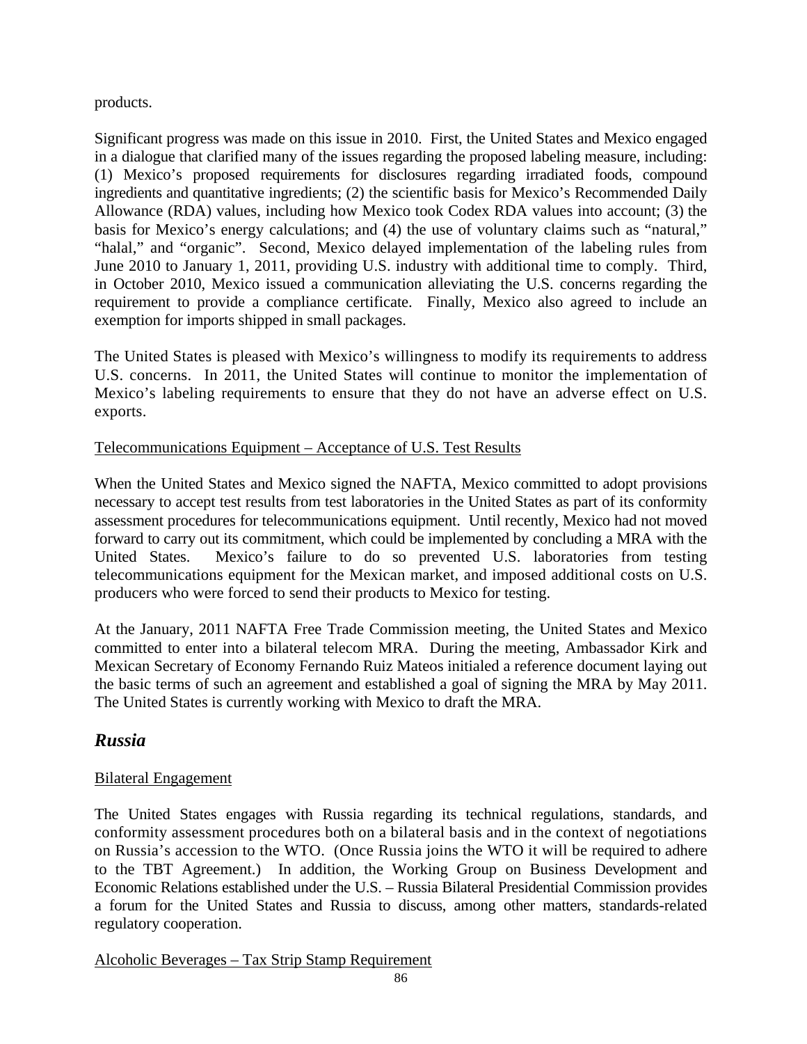products.

Significant progress was made on this issue in 2010. First, the United States and Mexico engaged in a dialogue that clarified many of the issues regarding the proposed labeling measure, including: (1) Mexico's proposed requirements for disclosures regarding irradiated foods, compound ingredients and quantitative ingredients; (2) the scientific basis for Mexico's Recommended Daily Allowance (RDA) values, including how Mexico took Codex RDA values into account; (3) the basis for Mexico's energy calculations; and (4) the use of voluntary claims such as "natural," "halal," and "organic". Second, Mexico delayed implementation of the labeling rules from June 2010 to January 1, 2011, providing U.S. industry with additional time to comply. Third, in October 2010, Mexico issued a communication alleviating the U.S. concerns regarding the requirement to provide a compliance certificate. Finally, Mexico also agreed to include an exemption for imports shipped in small packages.

The United States is pleased with Mexico's willingness to modify its requirements to address U.S. concerns. In 2011, the United States will continue to monitor the implementation of Mexico's labeling requirements to ensure that they do not have an adverse effect on U.S. exports.

Telecommunications Equipment – Acceptance of U.S. Test Results

When the United States and Mexico signed the NAFTA, Mexico committed to adopt provisions necessary to accept test results from test laboratories in the United States as part of its conformity assessment procedures for telecommunications equipment. Until recently, Mexico had not moved forward to carry out its commitment, which could be implemented by concluding a MRA with the United States. Mexico's failure to do so prevented U.S. laboratories from testing telecommunications equipment for the Mexican market, and imposed additional costs on U.S. producers who were forced to send their products to Mexico for testing.

At the January, 2011 NAFTA Free Trade Commission meeting, the United States and Mexico committed to enter into a bilateral telecom MRA. During the meeting, Ambassador Kirk and Mexican Secretary of Economy Fernando Ruiz Mateos initialed a reference document laying out the basic terms of such an agreement and established a goal of signing the MRA by May 2011. The United States is currently working with Mexico to draft the MRA.

## *Russia*

Bilateral Engagement

The United States engages with Russia regarding its technical regulations, standards, and conformity assessment procedures both on a bilateral basis and in the context of negotiations on Russia's accession to the WTO. (Once Russia joins the WTO it will be required to adhere to the TBT Agreement.) In addition, the Working Group on Business Development and Economic Relations established under the U.S. – Russia Bilateral Presidential Commission provides a forum for the United States and Russia to discuss, among other matters, standards-related regulatory cooperation.

Alcoholic Beverages – Tax Strip Stamp Requirement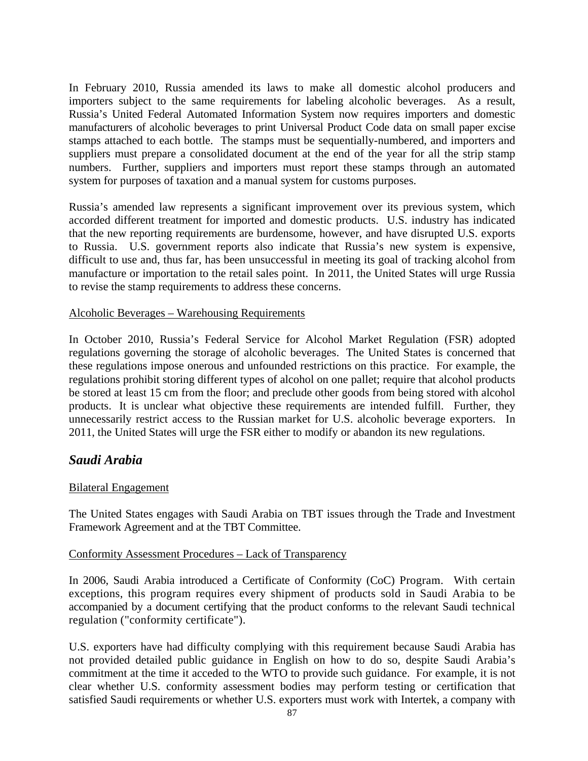In February 2010, Russia amended its laws to make all domestic alcohol producers and importers subject to the same requirements for labeling alcoholic beverages. As a result, Russia's United Federal Automated Information System now requires importers and domestic manufacturers of alcoholic beverages to print Universal Product Code data on small paper excise stamps attached to each bottle. The stamps must be sequentially-numbered, and importers and suppliers must prepare a consolidated document at the end of the year for all the strip stamp numbers. Further, suppliers and importers must report these stamps through an automated system for purposes of taxation and a manual system for customs purposes.

Russia's amended law represents a significant improvement over its previous system, which accorded different treatment for imported and domestic products. U.S. industry has indicated that the new reporting requirements are burdensome, however, and have disrupted U.S. exports to Russia. U.S. government reports also indicate that Russia's new system is expensive, difficult to use and, thus far, has been unsuccessful in meeting its goal of tracking alcohol from manufacture or importation to the retail sales point. In 2011, the United States will urge Russia to revise the stamp requirements to address these concerns.

Alcoholic Beverages – Warehousing Requirements

In October 2010, Russia's Federal Service for Alcohol Market Regulation (FSR) adopted regulations governing the storage of alcoholic beverages. The United States is concerned that these regulations impose onerous and unfounded restrictions on this practice. For example, the regulations prohibit storing different types of alcohol on one pallet; require that alcohol products be stored at least 15 cm from the floor; and preclude other goods from being stored with alcohol products. It is unclear what objective these requirements are intended fulfill. Further, they unnecessarily restrict access to the Russian market for U.S. alcoholic beverage exporters. In 2011, the United States will urge the FSR either to modify or abandon its new regulations.

## *Saudi Arabia*

Bilateral Engagement

The United States engages with Saudi Arabia on TBT issues through the Trade and Investment Framework Agreement and at the TBT Committee.

Conformity Assessment Procedures – Lack of Transparency

In 2006, Saudi Arabia introduced a Certificate of Conformity (CoC) Program. With certain exceptions, this program requires every shipment of products sold in Saudi Arabia to be accompanied by a document certifying that the product conforms to the relevant Saudi technical regulation ("conformity certificate").

U.S. exporters have had difficulty complying with this requirement because Saudi Arabia has not provided detailed public guidance in English on how to do so, despite Saudi Arabia's commitment at the time it acceded to the WTO to provide such guidance. For example, it is not clear whether U.S. conformity assessment bodies may perform testing or certification that satisfied Saudi requirements or whether U.S. exporters must work with Intertek, a company with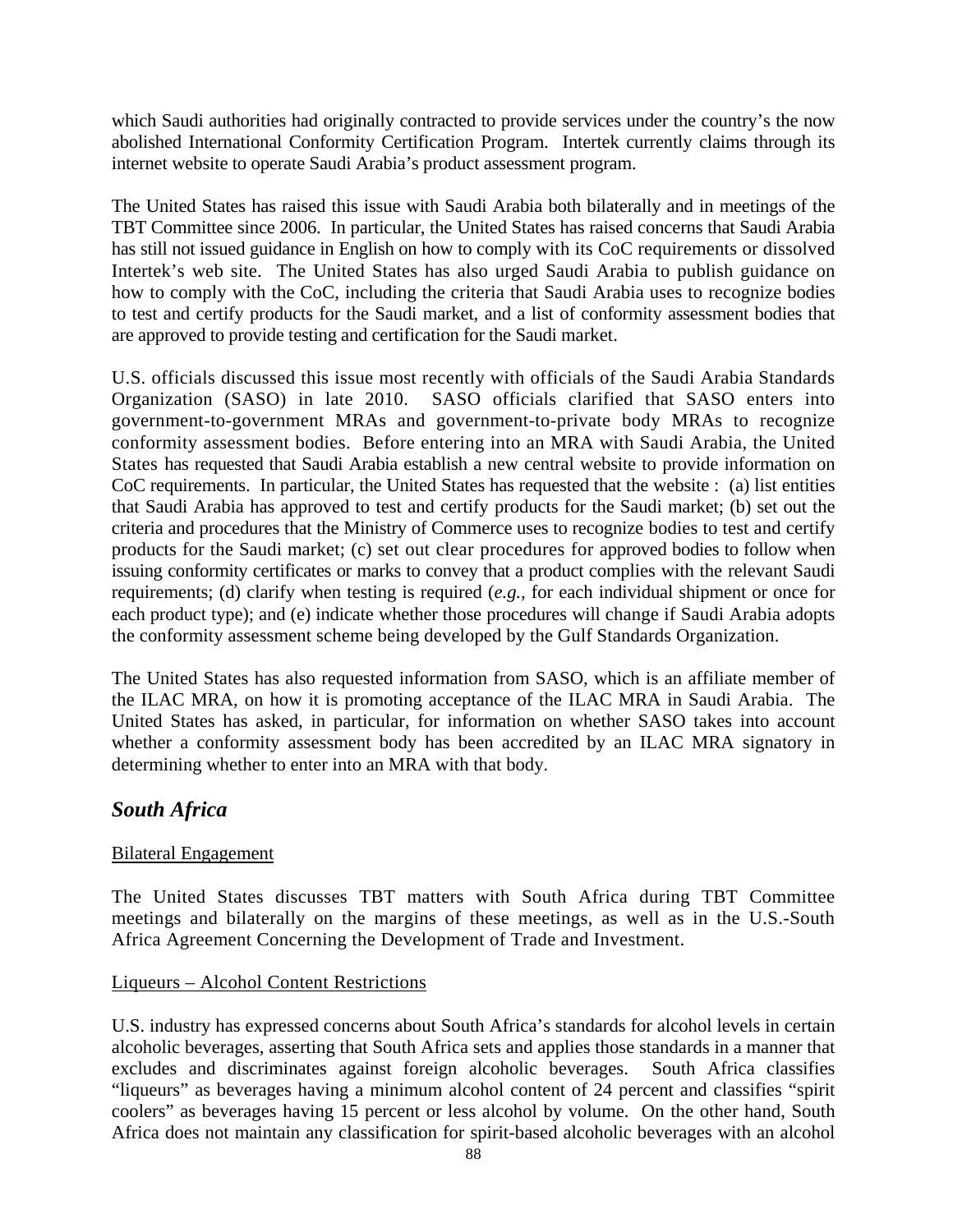which Saudi authorities had originally contracted to provide services under the country's the now abolished International Conformity Certification Program. Intertek currently claims through its internet website to operate Saudi Arabia's product assessment program.

The United States has raised this issue with Saudi Arabia both bilaterally and in meetings of the TBT Committee since 2006. In particular, the United States has raised concerns that Saudi Arabia has still not issued guidance in English on how to comply with its CoC requirements or dissolved Intertek's web site. The United States has also urged Saudi Arabia to publish guidance on how to comply with the CoC, including the criteria that Saudi Arabia uses to recognize bodies to test and certify products for the Saudi market, and a list of conformity assessment bodies that are approved to provide testing and certification for the Saudi market.

U.S. officials discussed this issue most recently with officials of the Saudi Arabia Standards Organization (SASO) in late 2010. SASO officials clarified that SASO enters into government-to-government MRAs and government-to-private body MRAs to recognize conformity assessment bodies. Before entering into an MRA with Saudi Arabia, the United States has requested that Saudi Arabia establish a new central website to provide information on CoC requirements. In particular, the United States has requested that the website : (a) list entities that Saudi Arabia has approved to test and certify products for the Saudi market; (b) set out the criteria and procedures that the Ministry of Commerce uses to recognize bodies to test and certify products for the Saudi market; (c) set out clear procedures for approved bodies to follow when issuing conformity certificates or marks to convey that a product complies with the relevant Saudi requirements; (d) clarify when testing is required (*e.g.,* for each individual shipment or once for each product type); and (e) indicate whether those procedures will change if Saudi Arabia adopts the conformity assessment scheme being developed by the Gulf Standards Organization.

The United States has also requested information from SASO, which is an affiliate member of the ILAC MRA, on how it is promoting acceptance of the ILAC MRA in Saudi Arabia. The United States has asked, in particular, for information on whether SASO takes into account whether a conformity assessment body has been accredited by an ILAC MRA signatory in determining whether to enter into an MRA with that body.

## *South Africa*

Bilateral Engagement

The United States discusses TBT matters with South Africa during TBT Committee meetings and bilaterally on the margins of these meetings, as well as in the U.S.-South Africa Agreement Concerning the Development of Trade and Investment.

Liqueurs – Alcohol Content Restrictions

U.S. industry has expressed concerns about South Africa's standards for alcohol levels in certain alcoholic beverages, asserting that South Africa sets and applies those standards in a manner that excludes and discriminates against foreign alcoholic beverages. South Africa classifies "liqueurs" as beverages having a minimum alcohol content of 24 percent and classifies "spirit coolers" as beverages having 15 percent or less alcohol by volume. On the other hand, South Africa does not maintain any classification for spirit-based alcoholic beverages with an alcohol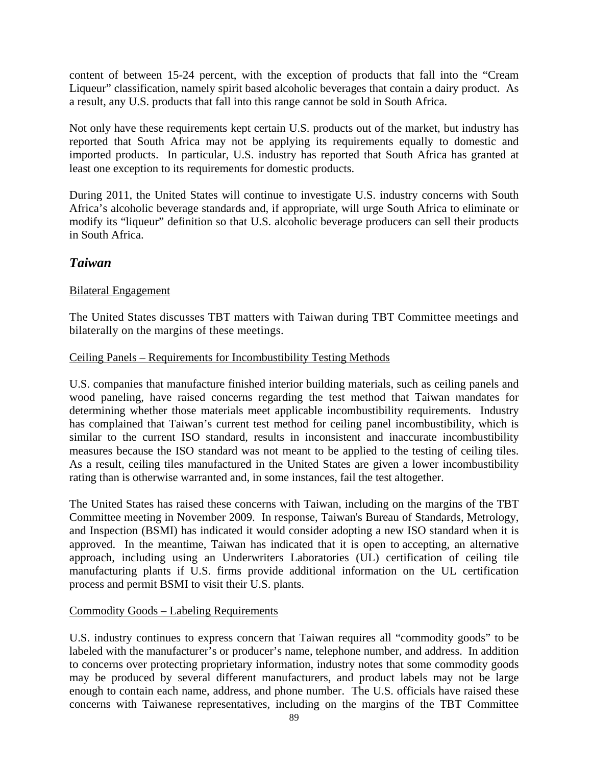content of between 15-24 percent, with the exception of products that fall into the "Cream Liqueur" classification, namely spirit based alcoholic beverages that contain a dairy product. As a result, any U.S. products that fall into this range cannot be sold in South Africa.

Not only have these requirements kept certain U.S. products out of the market, but industry has reported that South Africa may not be applying its requirements equally to domestic and imported products. In particular, U.S. industry has reported that South Africa has granted at least one exception to its requirements for domestic products.

During 2011, the United States will continue to investigate U.S. industry concerns with South Africa's alcoholic beverage standards and, if appropriate, will urge South Africa to eliminate or modify its "liqueur" definition so that U.S. alcoholic beverage producers can sell their products in South Africa.

## *Taiwan*

Bilateral Engagement

The United States discusses TBT matters with Taiwan during TBT Committee meetings and bilaterally on the margins of these meetings.

Ceiling Panels – Requirements for Incombustibility Testing Methods

U.S. companies that manufacture finished interior building materials, such as ceiling panels and wood paneling, have raised concerns regarding the test method that Taiwan mandates for determining whether those materials meet applicable incombustibility requirements. Industry has complained that Taiwan's current test method for ceiling panel incombustibility, which is similar to the current ISO standard, results in inconsistent and inaccurate incombustibility measures because the ISO standard was not meant to be applied to the testing of ceiling tiles. As a result, ceiling tiles manufactured in the United States are given a lower incombustibility rating than is otherwise warranted and, in some instances, fail the test altogether.

The United States has raised these concerns with Taiwan, including on the margins of the TBT Committee meeting in November 2009. In response, Taiwan's Bureau of Standards, Metrology, and Inspection (BSMI) has indicated it would consider adopting a new ISO standard when it is approved. In the meantime, Taiwan has indicated that it is open to accepting, an alternative approach, including using an Underwriters Laboratories (UL) certification of ceiling tile manufacturing plants if U.S. firms provide additional information on the UL certification process and permit BSMI to visit their U.S. plants.

Commodity Goods – Labeling Requirements

U.S. industry continues to express concern that Taiwan requires all "commodity goods" to be labeled with the manufacturer's or producer's name, telephone number, and address. In addition to concerns over protecting proprietary information, industry notes that some commodity goods may be produced by several different manufacturers, and product labels may not be large enough to contain each name, address, and phone number. The U.S. officials have raised these concerns with Taiwanese representatives, including on the margins of the TBT Committee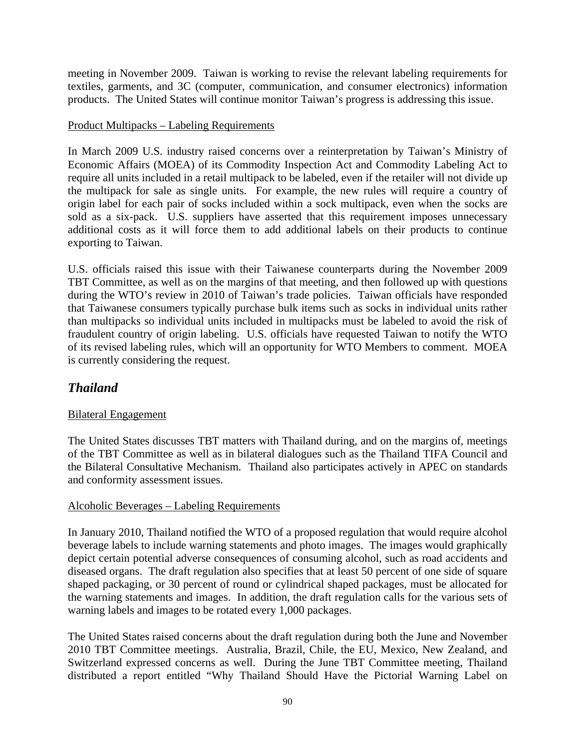meeting in November 2009. Taiwan is working to revise the relevant labeling requirements for textiles, garments, and 3C (computer, communication, and consumer electronics) information products. The United States will continue monitor Taiwan's progress is addressing this issue.

Product Multipacks – Labeling Requirements

In March 2009 U.S. industry raised concerns over a reinterpretation by Taiwan's Ministry of Economic Affairs (MOEA) of its Commodity Inspection Act and Commodity Labeling Act to require all units included in a retail multipack to be labeled, even if the retailer will not divide up the multipack for sale as single units. For example, the new rules will require a country of origin label for each pair of socks included within a sock multipack, even when the socks are sold as a six-pack. U.S. suppliers have asserted that this requirement imposes unnecessary additional costs as it will force them to add additional labels on their products to continue exporting to Taiwan.

U.S. officials raised this issue with their Taiwanese counterparts during the November 2009 TBT Committee, as well as on the margins of that meeting, and then followed up with questions during the WTO's review in 2010 of Taiwan's trade policies. Taiwan officials have responded that Taiwanese consumers typically purchase bulk items such as socks in individual units rather than multipacks so individual units included in multipacks must be labeled to avoid the risk of fraudulent country of origin labeling. U.S. officials have requested Taiwan to notify the WTO of its revised labeling rules, which will an opportunity for WTO Members to comment. MOEA is currently considering the request.

## *Thailand*

Bilateral Engagement

The United States discusses TBT matters with Thailand during, and on the margins of, meetings of the TBT Committee as well as in bilateral dialogues such as the Thailand TIFA Council and the Bilateral Consultative Mechanism. Thailand also participates actively in APEC on standards and conformity assessment issues.

Alcoholic Beverages – Labeling Requirements

In January 2010, Thailand notified the WTO of a proposed regulation that would require alcohol beverage labels to include warning statements and photo images. The images would graphically depict certain potential adverse consequences of consuming alcohol, such as road accidents and diseased organs. The draft regulation also specifies that at least 50 percent of one side of square shaped packaging, or 30 percent of round or cylindrical shaped packages, must be allocated for the warning statements and images. In addition, the draft regulation calls for the various sets of warning labels and images to be rotated every 1,000 packages.

The United States raised concerns about the draft regulation during both the June and November 2010 TBT Committee meetings. Australia, Brazil, Chile, the EU, Mexico, New Zealand, and Switzerland expressed concerns as well. During the June TBT Committee meeting, Thailand distributed a report entitled "Why Thailand Should Have the Pictorial Warning Label on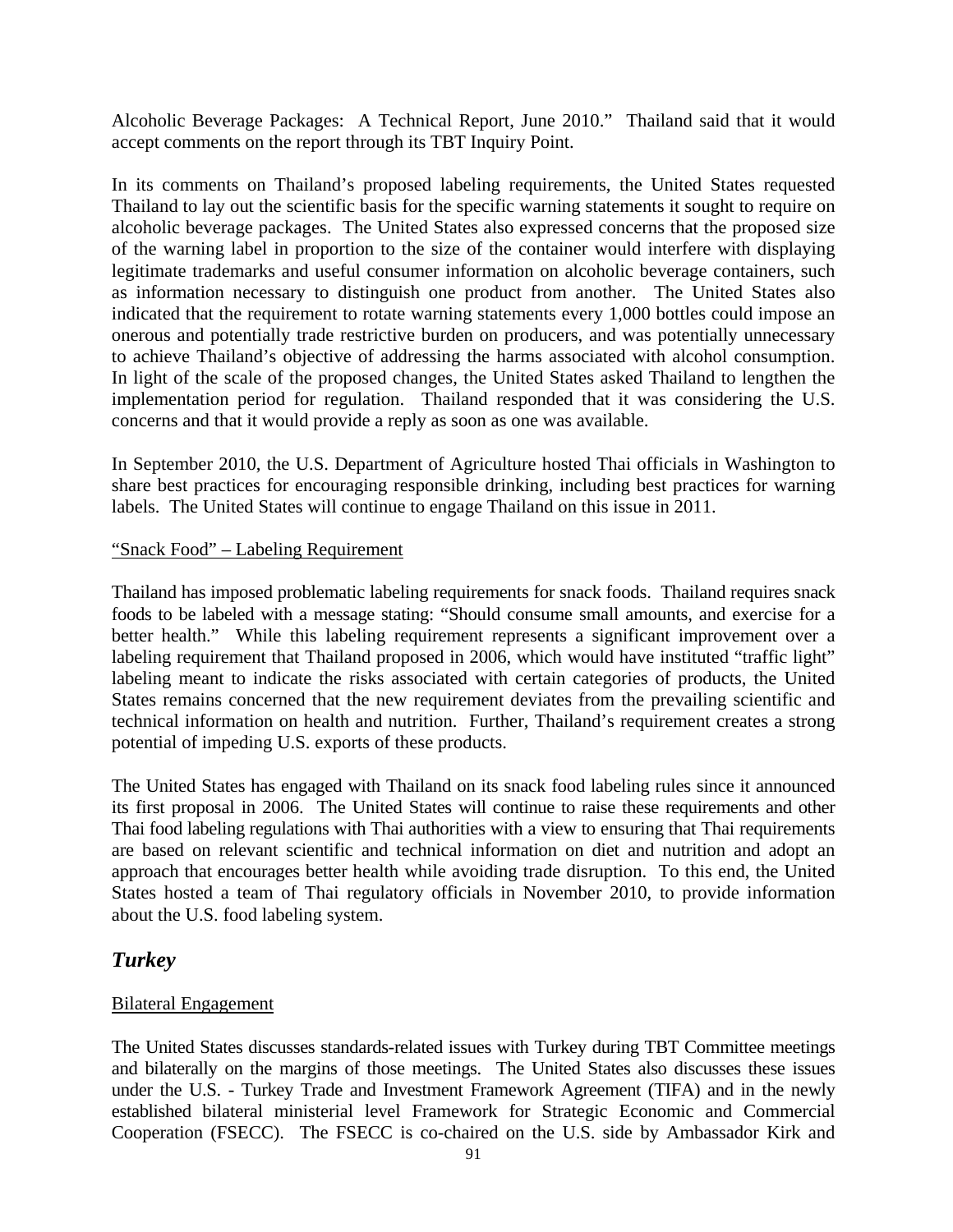Alcoholic Beverage Packages: A Technical Report, June 2010." Thailand said that it would accept comments on the report through its TBT Inquiry Point.

In its comments on Thailand's proposed labeling requirements, the United States requested Thailand to lay out the scientific basis for the specific warning statements it sought to require on alcoholic beverage packages. The United States also expressed concerns that the proposed size of the warning label in proportion to the size of the container would interfere with displaying legitimate trademarks and useful consumer information on alcoholic beverage containers, such as information necessary to distinguish one product from another. The United States also indicated that the requirement to rotate warning statements every 1,000 bottles could impose an onerous and potentially trade restrictive burden on producers, and was potentially unnecessary to achieve Thailand's objective of addressing the harms associated with alcohol consumption. In light of the scale of the proposed changes, the United States asked Thailand to lengthen the implementation period for regulation. Thailand responded that it was considering the U.S. concerns and that it would provide a reply as soon as one was available.

In September 2010, the U.S. Department of Agriculture hosted Thai officials in Washington to share best practices for encouraging responsible drinking, including best practices for warning labels. The United States will continue to engage Thailand on this issue in 2011.

"Snack Food" – Labeling Requirement

Thailand has imposed problematic labeling requirements for snack foods. Thailand requires snack foods to be labeled with a message stating: "Should consume small amounts, and exercise for a better health." While this labeling requirement represents a significant improvement over a labeling requirement that Thailand proposed in 2006, which would have instituted "traffic light" labeling meant to indicate the risks associated with certain categories of products, the United States remains concerned that the new requirement deviates from the prevailing scientific and technical information on health and nutrition. Further, Thailand's requirement creates a strong potential of impeding U.S. exports of these products.

The United States has engaged with Thailand on its snack food labeling rules since it announced its first proposal in 2006. The United States will continue to raise these requirements and other Thai food labeling regulations with Thai authorities with a view to ensuring that Thai requirements are based on relevant scientific and technical information on diet and nutrition and adopt an approach that encourages better health while avoiding trade disruption. To this end, the United States hosted a team of Thai regulatory officials in November 2010, to provide information about the U.S. food labeling system.

## *Turkey*

Bilateral Engagement

The United States discusses standards-related issues with Turkey during TBT Committee meetings and bilaterally on the margins of those meetings. The United States also discusses these issues under the U.S. - Turkey Trade and Investment Framework Agreement (TIFA) and in the newly established bilateral ministerial level Framework for Strategic Economic and Commercial Cooperation (FSECC). The FSECC is co-chaired on the U.S. side by Ambassador Kirk and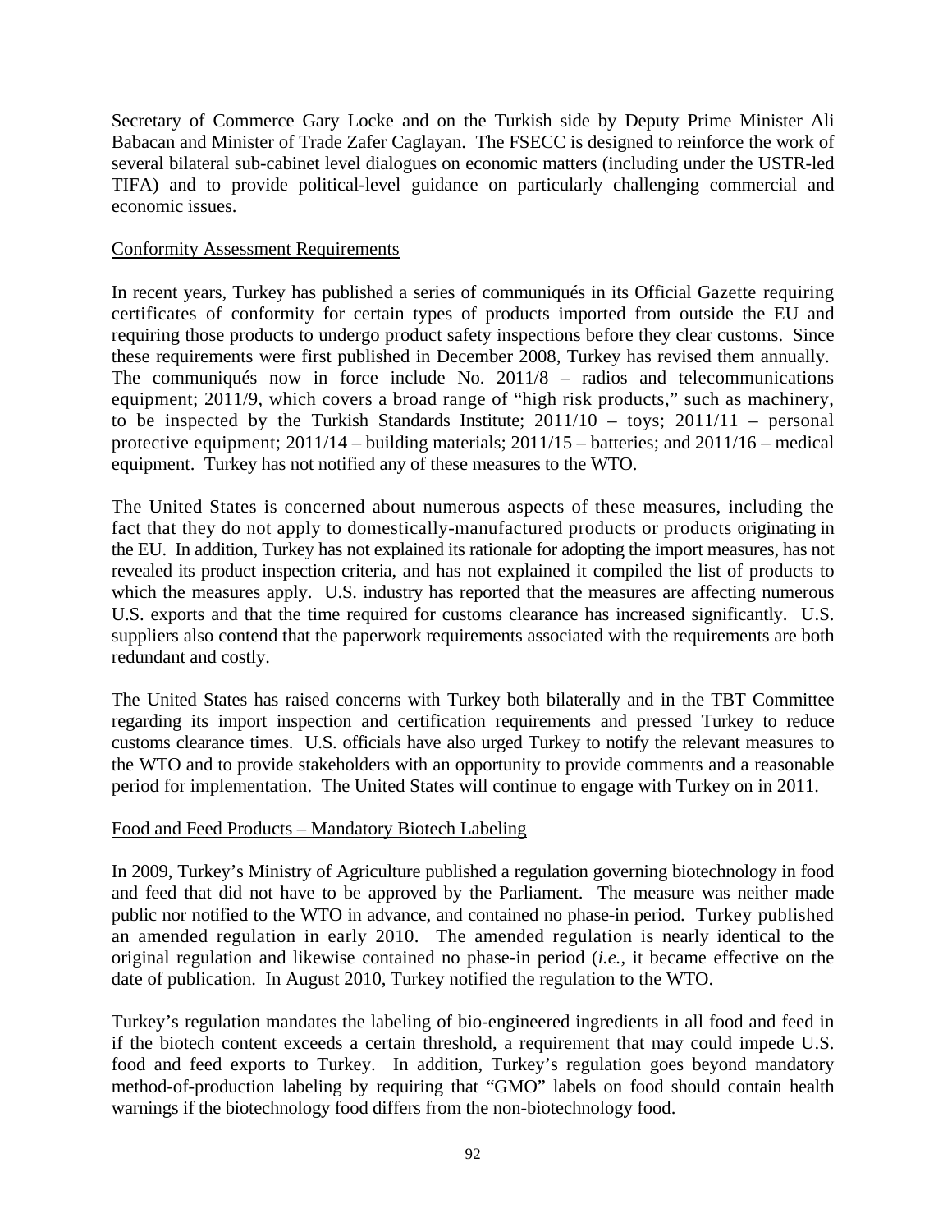Secretary of Commerce Gary Locke and on the Turkish side by Deputy Prime Minister Ali Babacan and Minister of Trade Zafer Caglayan. The FSECC is designed to reinforce the work of several bilateral sub-cabinet level dialogues on economic matters (including under the USTR-led TIFA) and to provide political-level guidance on particularly challenging commercial and economic issues.

Conformity Assessment Requirements

In recent years, Turkey has published a series of communiqués in its Official Gazette requiring certificates of conformity for certain types of products imported from outside the EU and requiring those products to undergo product safety inspections before they clear customs. Since these requirements were first published in December 2008, Turkey has revised them annually. The communiqués now in force include No. 2011/8 – radios and telecommunications equipment; 2011/9, which covers a broad range of "high risk products," such as machinery, to be inspected by the Turkish Standards Institute; 2011/10 – toys; 2011/11 – personal protective equipment; 2011/14 – building materials; 2011/15 – batteries; and 2011/16 – medical equipment. Turkey has not notified any of these measures to the WTO.

The United States is concerned about numerous aspects of these measures, including the fact that they do not apply to domestically-manufactured products or products originating in the EU. In addition, Turkey has not explained its rationale for adopting the import measures, has not revealed its product inspection criteria, and has not explained it compiled the list of products to which the measures apply. U.S. industry has reported that the measures are affecting numerous U.S. exports and that the time required for customs clearance has increased significantly. U.S. suppliers also contend that the paperwork requirements associated with the requirements are both redundant and costly.

The United States has raised concerns with Turkey both bilaterally and in the TBT Committee regarding its import inspection and certification requirements and pressed Turkey to reduce customs clearance times. U.S. officials have also urged Turkey to notify the relevant measures to the WTO and to provide stakeholders with an opportunity to provide comments and a reasonable period for implementation. The United States will continue to engage with Turkey on in 2011.

Food and Feed Products – Mandatory Biotech Labeling

In 2009, Turkey's Ministry of Agriculture published a regulation governing biotechnology in food and feed that did not have to be approved by the Parliament. The measure was neither made public nor notified to the WTO in advance, and contained no phase-in period. Turkey published an amended regulation in early 2010. The amended regulation is nearly identical to the original regulation and likewise contained no phase-in period (*i.e.*, it became effective on the date of publication. In August 2010, Turkey notified the regulation to the WTO.

Turkey's regulation mandates the labeling of bio-engineered ingredients in all food and feed in if the biotech content exceeds a certain threshold, a requirement that may could impede U.S. food and feed exports to Turkey. In addition, Turkey's regulation goes beyond mandatory method-of-production labeling by requiring that "GMO" labels on food should contain health warnings if the biotechnology food differs from the non-biotechnology food.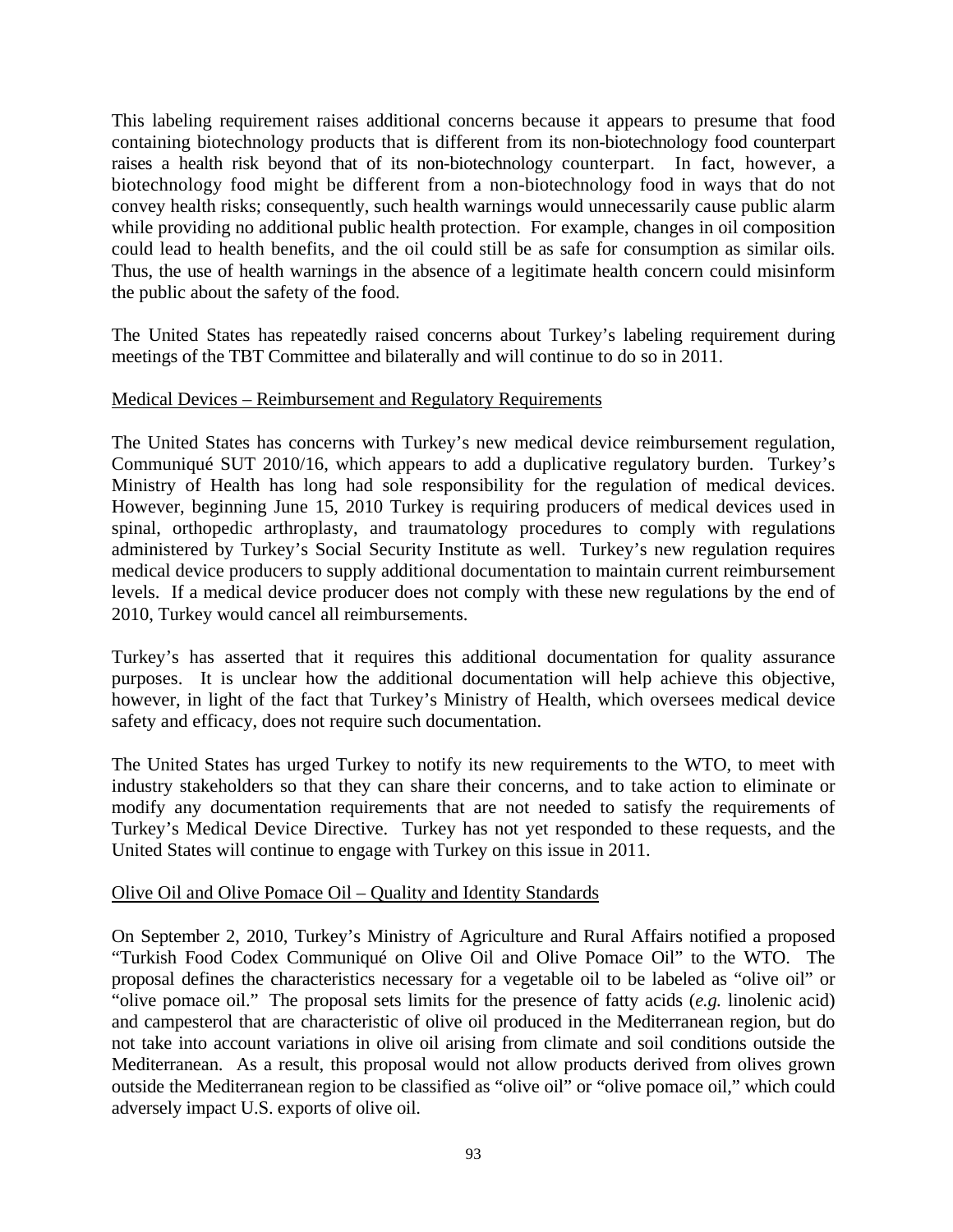This labeling requirement raises additional concerns because it appears to presume that food containing biotechnology products that is different from its non-biotechnology food counterpart raises a health risk beyond that of its non-biotechnology counterpart. In fact, however, a biotechnology food might be different from a non-biotechnology food in ways that do not convey health risks; consequently, such health warnings would unnecessarily cause public alarm while providing no additional public health protection. For example, changes in oil composition could lead to health benefits, and the oil could still be as safe for consumption as similar oils. Thus, the use of health warnings in the absence of a legitimate health concern could misinform the public about the safety of the food.

The United States has repeatedly raised concerns about Turkey's labeling requirement during meetings of the TBT Committee and bilaterally and will continue to do so in 2011.

<u>Medical Devices – Reimbursement and Regulatory Requirements</u>

The United States has concerns with Turkey's new medical device reimbursement regulation, Communiqué SUT 2010/16, which appears to add a duplicative regulatory burden. Turkey's Ministry of Health has long had sole responsibility for the regulation of medical devices. However, beginning June 15, 2010 Turkey is requiring producers of medical devices used in spinal, orthopedic arthroplasty, and traumatology procedures to comply with regulations administered by Turkey's Social Security Institute as well. Turkey's new regulation requires medical device producers to supply additional documentation to maintain current reimbursement levels. If a medical device producer does not comply with these new regulations by the end of 2010, Turkey would cancel all reimbursements.

Turkey's has asserted that it requires this additional documentation for quality assurance purposes. It is unclear how the additional documentation will help achieve this objective, however, in light of the fact that Turkey's Ministry of Health, which oversees medical device safety and efficacy, does not require such documentation.

The United States has urged Turkey to notify its new requirements to the WTO, to meet with industry stakeholders so that they can share their concerns, and to take action to eliminate or modify any documentation requirements that are not needed to satisfy the requirements of Turkey's Medical Device Directive. Turkey has not yet responded to these requests, and the United States will continue to engage with Turkey on this issue in 2011.

<u>Olive Oil and Olive Pomace Oil – Quality and Identity Standards</u>

On September 2, 2010, Turkey's Ministry of Agriculture and Rural Affairs notified a proposed "Turkish Food Codex Communiqué on Olive Oil and Olive Pomace Oil" to the WTO. The proposal defines the characteristics necessary for a vegetable oil to be labeled as "olive oil" or "olive pomace oil." The proposal sets limits for the presence of fatty acids (*e.g.* linolenic acid) and campesterol that are characteristic of olive oil produced in the Mediterranean region, but do not take into account variations in olive oil arising from climate and soil conditions outside the Mediterranean. As a result, this proposal would not allow products derived from olives grown outside the Mediterranean region to be classified as "olive oil" or "olive pomace oil," which could adversely impact U.S. exports of olive oil.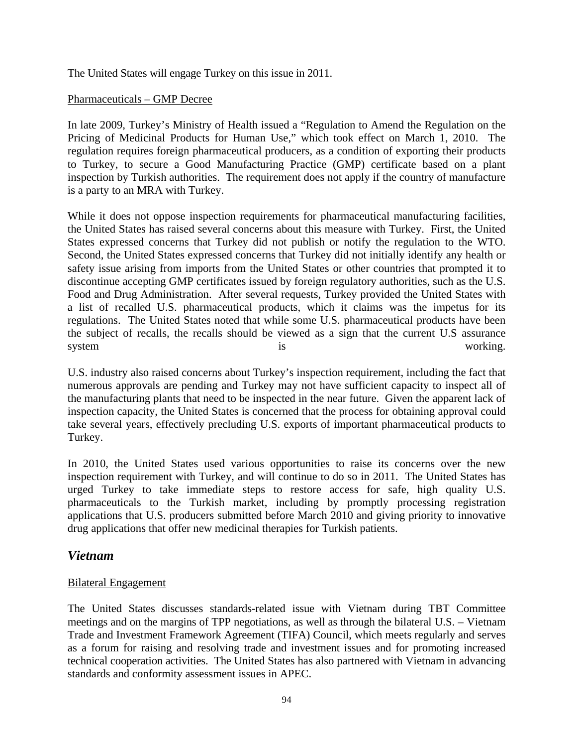The United States will engage Turkey on this issue in 2011.

Pharmaceuticals – GMP Decree

In late 2009, Turkey's Ministry of Health issued a "Regulation to Amend the Regulation on the Pricing of Medicinal Products for Human Use," which took effect on March 1, 2010. The regulation requires foreign pharmaceutical producers, as a condition of exporting their products to Turkey, to secure a Good Manufacturing Practice (GMP) certificate based on a plant inspection by Turkish authorities. The requirement does not apply if the country of manufacture is a party to an MRA with Turkey.

While it does not oppose inspection requirements for pharmaceutical manufacturing facilities, the United States has raised several concerns about this measure with Turkey. First, the United States expressed concerns that Turkey did not publish or notify the regulation to the WTO. Second, the United States expressed concerns that Turkey did not initially identify any health or safety issue arising from imports from the United States or other countries that prompted it to discontinue accepting GMP certificates issued by foreign regulatory authorities, such as the U.S. Food and Drug Administration. After several requests, Turkey provided the United States with a list of recalled U.S. pharmaceutical products, which it claims was the impetus for its regulations. The United States noted that while some U.S. pharmaceutical products have been the subject of recalls, the recalls should be viewed as a sign that the current U.S assurance system is working.

U.S. industry also raised concerns about Turkey's inspection requirement, including the fact that numerous approvals are pending and Turkey may not have sufficient capacity to inspect all of the manufacturing plants that need to be inspected in the near future. Given the apparent lack of inspection capacity, the United States is concerned that the process for obtaining approval could take several years, effectively precluding U.S. exports of important pharmaceutical products to Turkey.

In 2010, the United States used various opportunities to raise its concerns over the new inspection requirement with Turkey, and will continue to do so in 2011. The United States has urged Turkey to take immediate steps to restore access for safe, high quality U.S. pharmaceuticals to the Turkish market, including by promptly processing registration applications that U.S. producers submitted before March 2010 and giving priority to innovative drug applications that offer new medicinal therapies for Turkish patients.

## *Vietnam*

Bilateral Engagement

The United States discusses standards-related issue with Vietnam during TBT Committee meetings and on the margins of TPP negotiations, as well as through the bilateral U.S. – Vietnam Trade and Investment Framework Agreement (TIFA) Council, which meets regularly and serves as a forum for raising and resolving trade and investment issues and for promoting increased technical cooperation activities. The United States has also partnered with Vietnam in advancing standards and conformity assessment issues in APEC.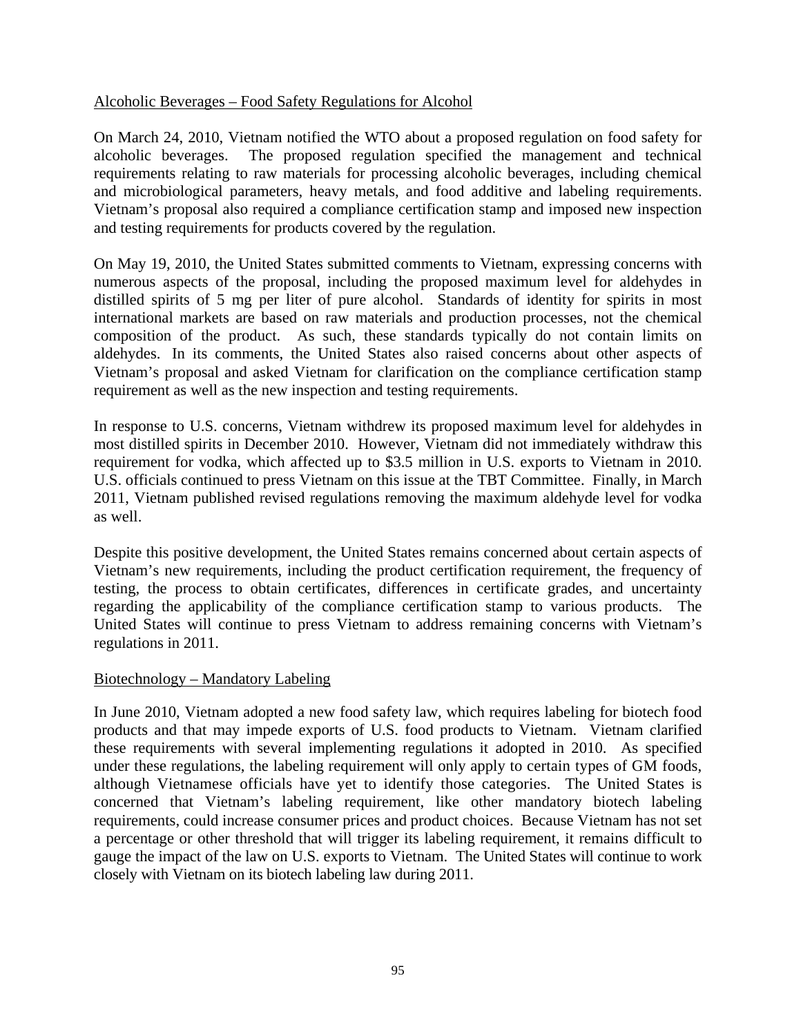Alcoholic Beverages – Food Safety Regulations for Alcohol

On March 24, 2010, Vietnam notified the WTO about a proposed regulation on food safety for alcoholic beverages. The proposed regulation specified the management and technical requirements relating to raw materials for processing alcoholic beverages, including chemical and microbiological parameters, heavy metals, and food additive and labeling requirements. Vietnam's proposal also required a compliance certification stamp and imposed new inspection and testing requirements for products covered by the regulation.

On May 19, 2010, the United States submitted comments to Vietnam, expressing concerns with numerous aspects of the proposal, including the proposed maximum level for aldehydes in distilled spirits of 5 mg per liter of pure alcohol. Standards of identity for spirits in most international markets are based on raw materials and production processes, not the chemical composition of the product. As such, these standards typically do not contain limits on aldehydes. In its comments, the United States also raised concerns about other aspects of Vietnam's proposal and asked Vietnam for clarification on the compliance certification stamp requirement as well as the new inspection and testing requirements.

In response to U.S. concerns, Vietnam withdrew its proposed maximum level for aldehydes in most distilled spirits in December 2010. However, Vietnam did not immediately withdraw this requirement for vodka, which affected up to $3.5 million in U.S. exports to Vietnam in 2010. U.S. officials continued to press Vietnam on this issue at the TBT Committee. Finally, in March 2011, Vietnam published revised regulations removing the maximum aldehyde level for vodka as well.

Despite this positive development, the United States remains concerned about certain aspects of Vietnam's new requirements, including the product certification requirement, the frequency of testing, the process to obtain certificates, differences in certificate grades, and uncertainty regarding the applicability of the compliance certification stamp to various products. The United States will continue to press Vietnam to address remaining concerns with Vietnam's regulations in 2011.

Biotechnology – Mandatory Labeling

In June 2010, Vietnam adopted a new food safety law, which requires labeling for biotech food products and that may impede exports of U.S. food products to Vietnam. Vietnam clarified these requirements with several implementing regulations it adopted in 2010. As specified under these regulations, the labeling requirement will only apply to certain types of GM foods, although Vietnamese officials have yet to identify those categories. The United States is concerned that Vietnam's labeling requirement, like other mandatory biotech labeling requirements, could increase consumer prices and product choices. Because Vietnam has not set a percentage or other threshold that will trigger its labeling requirement, it remains difficult to gauge the impact of the law on U.S. exports to Vietnam. The United States will continue to work closely with Vietnam on its biotech labeling law during 2011.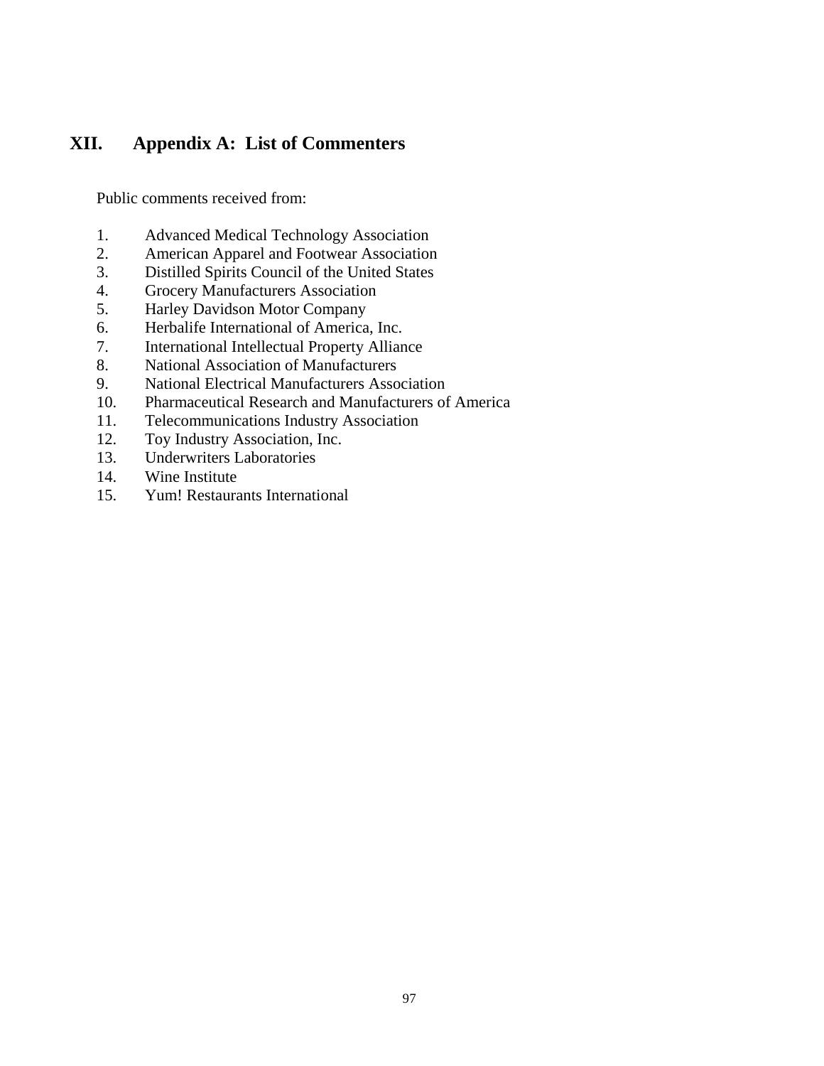# XII. Appendix A: List of Commenters

Public comments received from:

1. Advanced Medical Technology Association
2. American Apparel and Footwear Association
3. Distilled Spirits Council of the United States
4. Grocery Manufacturers Association
5. Harley Davidson Motor Company
6. Herbalife International of America, Inc.
7. International Intellectual Property Alliance
8. National Association of Manufacturers
9. National Electrical Manufacturers Association
10. Pharmaceutical Research and Manufacturers of America
11. Telecommunications Industry Association
12. Toy Industry Association, Inc.
13. Underwriters Laboratories
14. Wine Institute
15. Yum! Restaurants International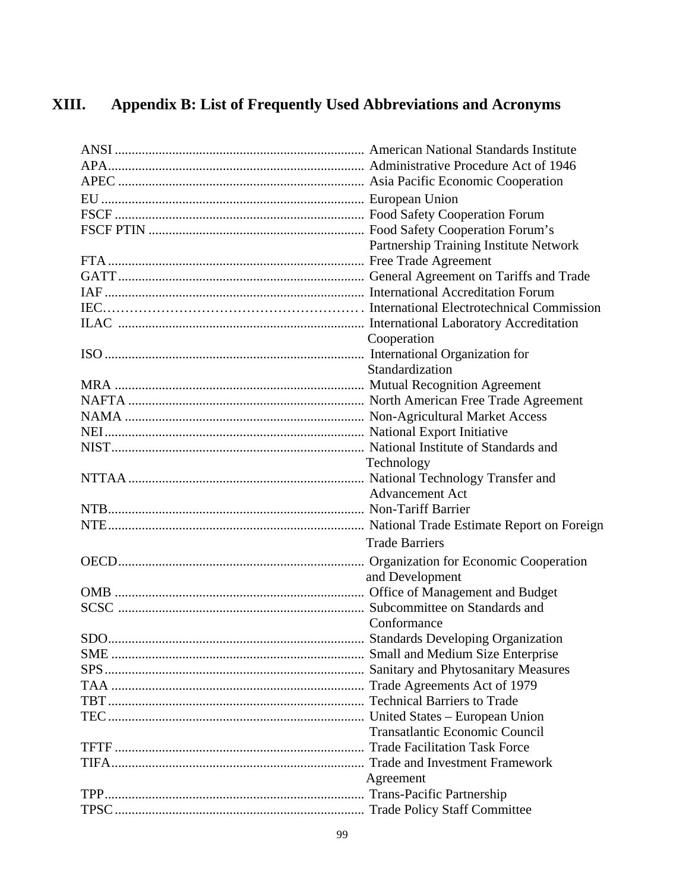# XIII. Appendix B: List of Frequently Used Abbreviations and Acronyms

| Abbreviation | Meaning |
| --- | --- |
| ANSI | American National Standards Institute |
| APA | Administrative Procedure Act of 1946 |
| APEC | Asia Pacific Economic Cooperation |
| EU | European Union |
| FSCF | Food Safety Cooperation Forum |
| FSCF PTIN | Food Safety Cooperation Forum's Partnership Training Institute Network |
| FTA | Free Trade Agreement |
| GATT | General Agreement on Tariffs and Trade |
| IAF | International Accreditation Forum |
| IEC | International Electrotechnical Commission |
| ILAC | International Laboratory Accreditation Cooperation |
| ISO | International Organization for Standardization |
| MRA | Mutual Recognition Agreement |
| NAFTA | North American Free Trade Agreement |
| NAMA | Non-Agricultural Market Access |
| NEI | National Export Initiative |
| NIST | National Institute of Standards and Technology |
| NTTAA | National Technology Transfer and Advancement Act |
| NTB | Non-Tariff Barrier |
| NTE | National Trade Estimate Report on Foreign Trade Barriers |
| OECD | Organization for Economic Cooperation and Development |
| OMB | Office of Management and Budget |
| SCSC | Subcommittee on Standards and Conformance |
| SDO | Standards Developing Organization |
| SME | Small and Medium Size Enterprise |
| SPS | Sanitary and Phytosanitary Measures |
| TAA | Trade Agreements Act of 1979 |
| TBT | Technical Barriers to Trade |
| TEC | United States – European Union Transatlantic Economic Council |
| TFTF | Trade Facilitation Task Force |
| TIFA | Trade and Investment Framework Agreement |
| TPP | Trans-Pacific Partnership |
| TPSC | Trade Policy Staff Committee |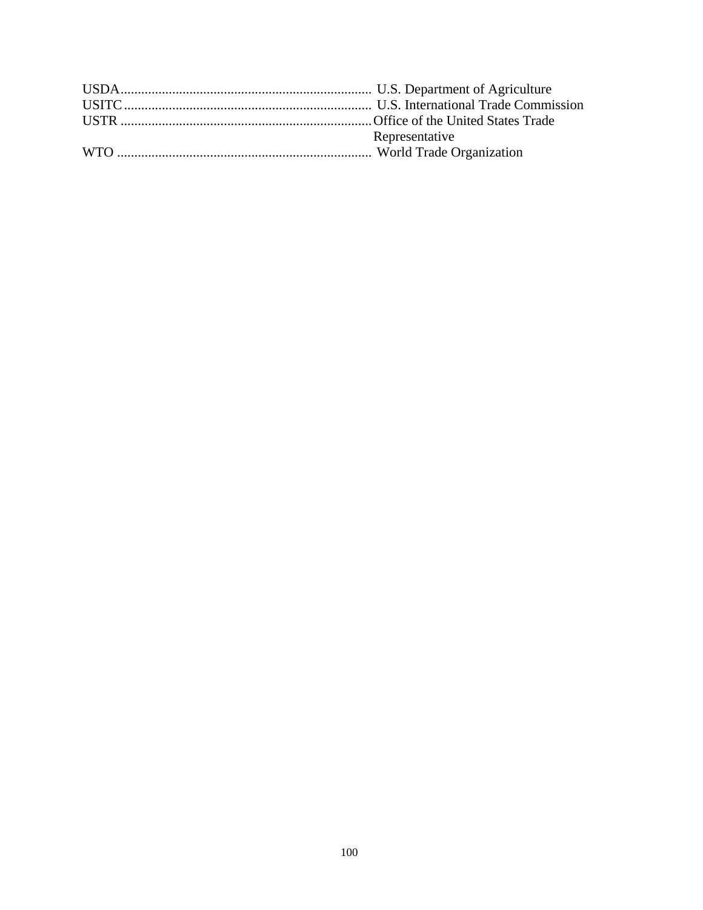USDA........................................................................ U.S. Department of Agriculture
USITC....................................................................... U.S. International Trade Commission
USTR ........................................................................Office of the United States Trade Representative
WTO ......................................................................... World Trade Organization